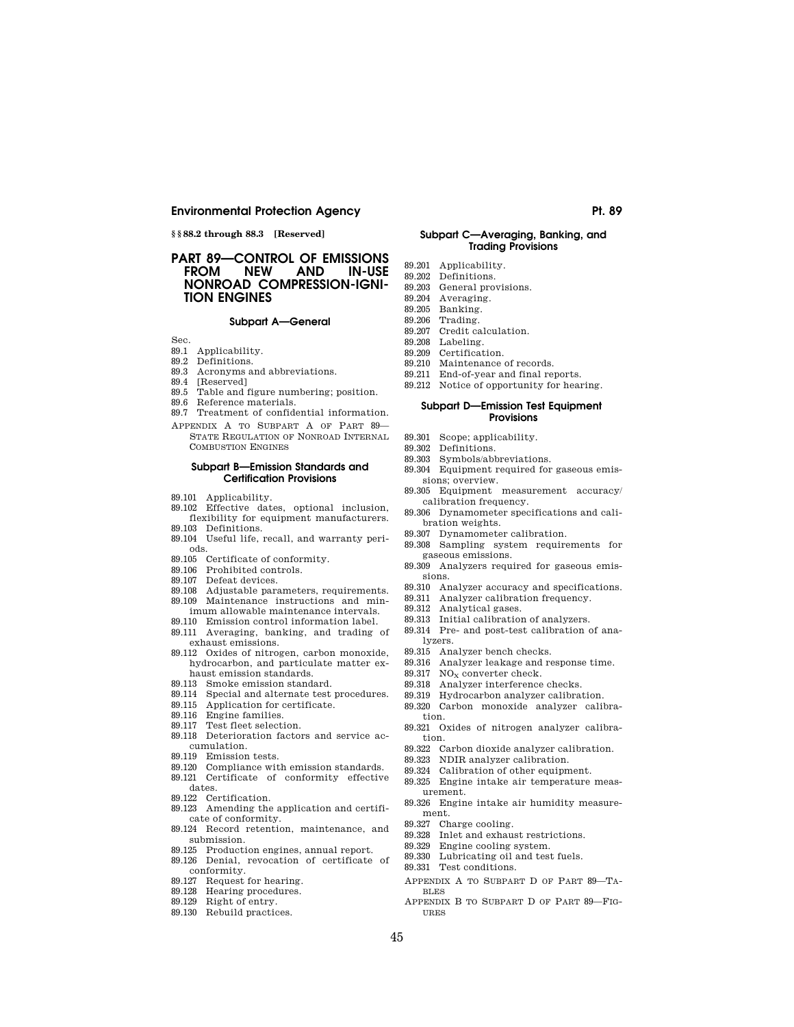**§§ 88.2 through 88.3 [Reserved]**

# PART 89—CONTROL OF EMISSIONS FROM NEW AND IN-USE NONROAD COMPRESSION-IGNITION ENGINES

## Subpart A—General

Sec.

89.1 Applicability.
89.2 Definitions.
89.3 Acronyms and abbreviations.
89.4 [Reserved]
89.5 Table and figure numbering; position.
89.6 Reference materials.
89.7 Treatment of confidential information.

APPENDIX A TO SUBPART A OF PART 89—STATE REGULATION OF NONROAD INTERNAL COMBUSTION ENGINES

## Subpart B—Emission Standards and Certification Provisions

89.101 Applicability.
89.102 Effective dates, optional inclusion, flexibility for equipment manufacturers.
89.103 Definitions.
89.104 Useful life, recall, and warranty periods.
89.105 Certificate of conformity.
89.106 Prohibited controls.
89.107 Defeat devices.
89.108 Adjustable parameters, requirements.
89.109 Maintenance instructions and minimum allowable maintenance intervals.
89.110 Emission control information label.
89.111 Averaging, banking, and trading of exhaust emissions.
89.112 Oxides of nitrogen, carbon monoxide, hydrocarbon, and particulate matter exhaust emission standards.
89.113 Smoke emission standard.
89.114 Special and alternate test procedures.
89.115 Application for certificate.
89.116 Engine families.
89.117 Test fleet selection.
89.118 Deterioration factors and service accumulation.
89.119 Emission tests.
89.120 Compliance with emission standards.
89.121 Certificate of conformity effective dates.
89.122 Certification.
89.123 Amending the application and certificate of conformity.
89.124 Record retention, maintenance, and submission.
89.125 Production engines, annual report.
89.126 Denial, revocation of certificate of conformity.
89.127 Request for hearing.
89.128 Hearing procedures.
89.129 Right of entry.
89.130 Rebuild practices.

## Subpart C—Averaging, Banking, and Trading Provisions

89.201 Applicability.
89.202 Definitions.
89.203 General provisions.
89.204 Averaging.
89.205 Banking.
89.206 Trading.
89.207 Credit calculation.
89.208 Labeling.
89.209 Certification.
89.210 Maintenance of records.
89.211 End-of-year and final reports.
89.212 Notice of opportunity for hearing.

## Subpart D—Emission Test Equipment Provisions

89.301 Scope; applicability.
89.302 Definitions.
89.303 Symbols/abbreviations.
89.304 Equipment required for gaseous emissions; overview.
89.305 Equipment measurement accuracy/calibration frequency.
89.306 Dynamometer specifications and calibration weights.
89.307 Dynamometer calibration.
89.308 Sampling system requirements for gaseous emissions.
89.309 Analyzers required for gaseous emissions.
89.310 Analyzer accuracy and specifications.
89.311 Analyzer calibration frequency.
89.312 Analytical gases.
89.313 Initial calibration of analyzers.
89.314 Pre- and post-test calibration of analyzers.
89.315 Analyzer bench checks.
89.316 Analyzer leakage and response time.
89.317 $NO_X$ converter check.
89.318 Analyzer interference checks.
89.319 Hydrocarbon analyzer calibration.
89.320 Carbon monoxide analyzer calibration.
89.321 Oxides of nitrogen analyzer calibration.
89.322 Carbon dioxide analyzer calibration.
89.323 NDIR analyzer calibration.
89.324 Calibration of other equipment.
89.325 Engine intake air temperature measurement.
89.326 Engine intake air humidity measurement.
89.327 Charge cooling.
89.328 Inlet and exhaust restrictions.
89.329 Engine cooling system.
89.330 Lubricating oil and test fuels.
89.331 Test conditions.

APPENDIX A TO SUBPART D OF PART 89—TABLES

APPENDIX B TO SUBPART D OF PART 89—FIGURES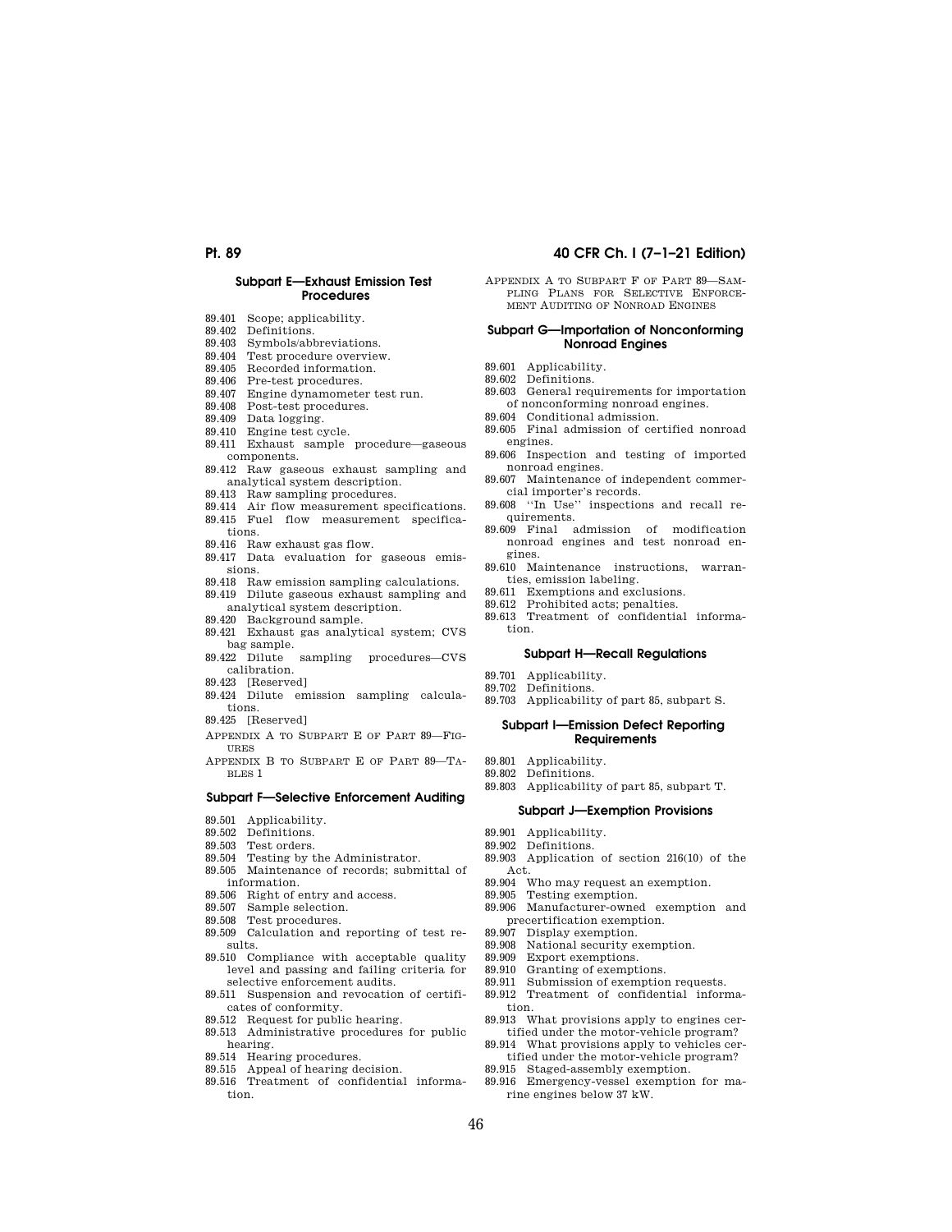## Subpart E—Exhaust Emission Test Procedures

89.401 Scope; applicability.
89.402 Definitions.
89.403 Symbols/abbreviations.
89.404 Test procedure overview.
89.405 Recorded information.
89.406 Pre-test procedures.
89.407 Engine dynamometer test run.
89.408 Post-test procedures.
89.409 Data logging.
89.410 Engine test cycle.
89.411 Exhaust sample procedure—gaseous components.
89.412 Raw gaseous exhaust sampling and analytical system description.
89.413 Raw sampling procedures.
89.414 Air flow measurement specifications.
89.415 Fuel flow measurement specifications.
89.416 Raw exhaust gas flow.
89.417 Data evaluation for gaseous emissions.
89.418 Raw emission sampling calculations.
89.419 Dilute gaseous exhaust sampling and analytical system description.
89.420 Background sample.
89.421 Exhaust gas analytical system; CVS bag sample.
89.422 Dilute sampling procedures—CVS calibration.
89.423 [Reserved]
89.424 Dilute emission sampling calculations.
89.425 [Reserved]

APPENDIX A TO SUBPART E OF PART 89—FIGURES

APPENDIX B TO SUBPART E OF PART 89—TABLES 1

## Subpart F—Selective Enforcement Auditing

89.501 Applicability.
89.502 Definitions.
89.503 Test orders.
89.504 Testing by the Administrator.
89.505 Maintenance of records; submittal of information.
89.506 Right of entry and access.
89.507 Sample selection.
89.508 Test procedures.
89.509 Calculation and reporting of test results.
89.510 Compliance with acceptable quality level and passing and failing criteria for selective enforcement audits.
89.511 Suspension and revocation of certificates of conformity.
89.512 Request for public hearing.
89.513 Administrative procedures for public hearing.
89.514 Hearing procedures.
89.515 Appeal of hearing decision.
89.516 Treatment of confidential information.

APPENDIX A TO SUBPART F OF PART 89—SAMPLING PLANS FOR SELECTIVE ENFORCEMENT AUDITING OF NONROAD ENGINES

## Subpart G—Importation of Nonconforming Nonroad Engines

89.601 Applicability.
89.602 Definitions.
89.603 General requirements for importation of nonconforming nonroad engines.
89.604 Conditional admission.
89.605 Final admission of certified nonroad engines.
89.606 Inspection and testing of imported nonroad engines.
89.607 Maintenance of independent commercial importer's records.
89.608 ''In Use'' inspections and recall requirements.
89.609 Final admission of modification nonroad engines and test nonroad engines.
89.610 Maintenance instructions, warranties, emission labeling.
89.611 Exemptions and exclusions.
89.612 Prohibited acts; penalties.
89.613 Treatment of confidential information.

## Subpart H—Recall Regulations

89.701 Applicability.
89.702 Definitions.
89.703 Applicability of part 85, subpart S.

## Subpart I—Emission Defect Reporting Requirements

89.801 Applicability.
89.802 Definitions.
89.803 Applicability of part 85, subpart T.

## Subpart J—Exemption Provisions

89.901 Applicability.
89.902 Definitions.
89.903 Application of section 216(10) of the Act.
89.904 Who may request an exemption.
89.905 Testing exemption.
89.906 Manufacturer-owned exemption and precertification exemption.
89.907 Display exemption.
89.908 National security exemption.
89.909 Export exemptions.
89.910 Granting of exemptions.
89.911 Submission of exemption requests.
89.912 Treatment of confidential information.
89.913 What provisions apply to engines certified under the motor-vehicle program?
89.914 What provisions apply to vehicles certified under the motor-vehicle program?
89.915 Staged-assembly exemption.
89.916 Emergency-vessel exemption for marine engines below 37 kW.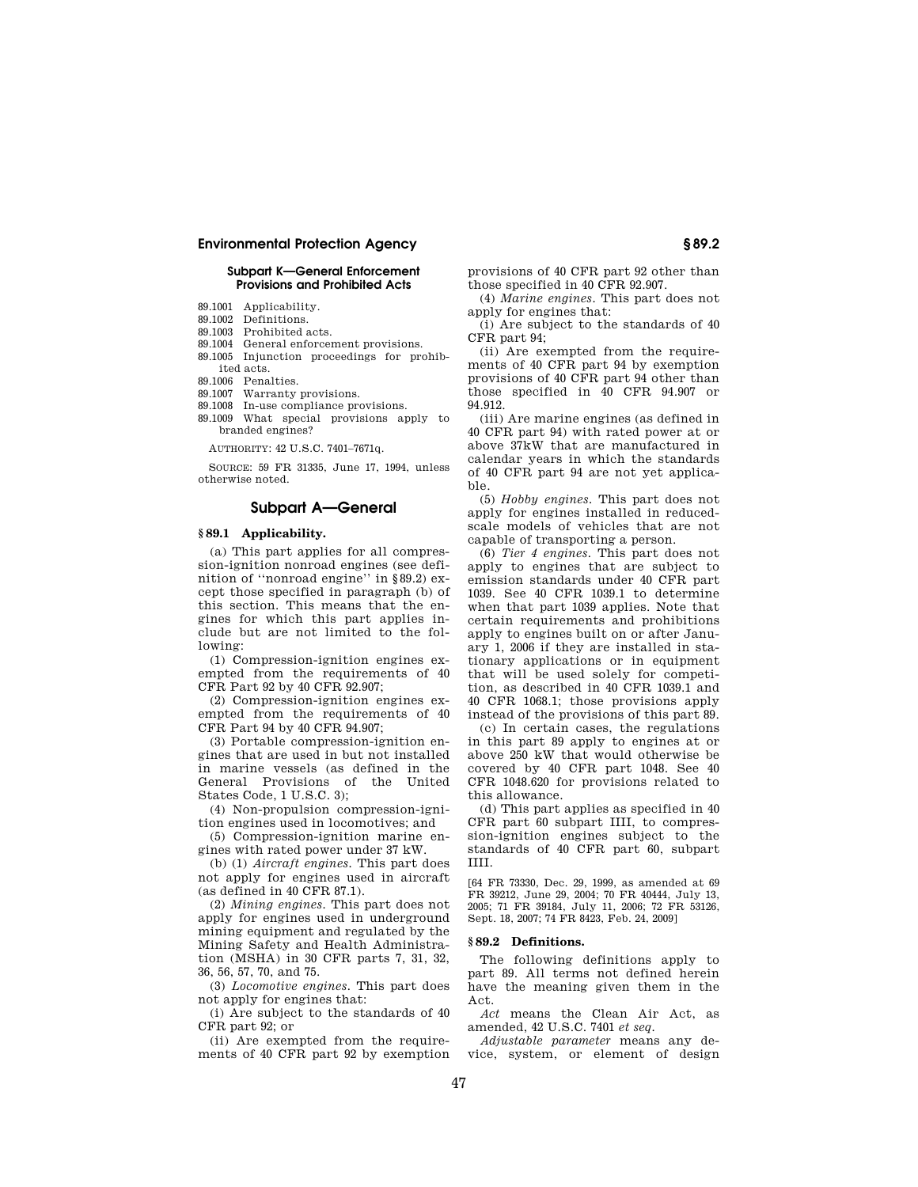#### Subpart K—General Enforcement Provisions and Prohibited Acts

89.1001 Applicability.
89.1002 Definitions.
89.1003 Prohibited acts.
89.1004 General enforcement provisions.
89.1005 Injunction proceedings for prohibited acts.
89.1006 Penalties.
89.1007 Warranty provisions.
89.1008 In-use compliance provisions.
89.1009 What special provisions apply to branded engines?

AUTHORITY: 42 U.S.C. 7401–7671q.

SOURCE: 59 FR 31335, June 17, 1994, unless otherwise noted.

## Subpart A—General

### § 89.1 Applicability.

(a) This part applies for all compression-ignition nonroad engines (see definition of ''nonroad engine'' in § 89.2) except those specified in paragraph (b) of this section. This means that the engines for which this part applies include but are not limited to the following:

(1) Compression-ignition engines exempted from the requirements of 40 CFR Part 92 by 40 CFR 92.907;

(2) Compression-ignition engines exempted from the requirements of 40 CFR Part 94 by 40 CFR 94.907;

(3) Portable compression-ignition engines that are used in but not installed in marine vessels (as defined in the General Provisions of the United States Code, 1 U.S.C. 3);

(4) Non-propulsion compression-ignition engines used in locomotives; and

(5) Compression-ignition marine engines with rated power under 37 kW.

(b) (1) *Aircraft engines.* This part does not apply for engines used in aircraft (as defined in 40 CFR 87.1).

(2) *Mining engines.* This part does not apply for engines used in underground mining equipment and regulated by the Mining Safety and Health Administration (MSHA) in 30 CFR parts 7, 31, 32, 36, 56, 57, 70, and 75.

(3) *Locomotive engines.* This part does not apply for engines that:

(i) Are subject to the standards of 40 CFR part 92; or

(ii) Are exempted from the requirements of 40 CFR part 92 by exemption provisions of 40 CFR part 92 other than those specified in 40 CFR 92.907.

(4) *Marine engines.* This part does not apply for engines that:

(i) Are subject to the standards of 40 CFR part 94;

(ii) Are exempted from the requirements of 40 CFR part 94 by exemption provisions of 40 CFR part 94 other than those specified in 40 CFR 94.907 or 94.912.

(iii) Are marine engines (as defined in 40 CFR part 94) with rated power at or above 37kW that are manufactured in calendar years in which the standards of 40 CFR part 94 are not yet applicable.

(5) *Hobby engines.* This part does not apply for engines installed in reduced-scale models of vehicles that are not capable of transporting a person.

(6) *Tier 4 engines.* This part does not apply to engines that are subject to emission standards under 40 CFR part 1039. See 40 CFR 1039.1 to determine when that part 1039 applies. Note that certain requirements and prohibitions apply to engines built on or after January 1, 2006 if they are installed in stationary applications or in equipment that will be used solely for competition, as described in 40 CFR 1039.1 and 40 CFR 1068.1; those provisions apply instead of the provisions of this part 89.

(c) In certain cases, the regulations in this part 89 apply to engines at or above 250 kW that would otherwise be covered by 40 CFR part 1048. See 40 CFR 1048.620 for provisions related to this allowance.

(d) This part applies as specified in 40 CFR part 60 subpart IIII, to compression-ignition engines subject to the standards of 40 CFR part 60, subpart IIII.

[64 FR 73330, Dec. 29, 1999, as amended at 69 FR 39212, June 29, 2004; 70 FR 40444, July 13, 2005; 71 FR 39184, July 11, 2006; 72 FR 53126, Sept. 18, 2007; 74 FR 8423, Feb. 24, 2009]

### § 89.2 Definitions.

The following definitions apply to part 89. All terms not defined herein have the meaning given them in the Act.

*Act* means the Clean Air Act, as amended, 42 U.S.C. 7401 *et seq.*

*Adjustable parameter* means any device, system, or element of design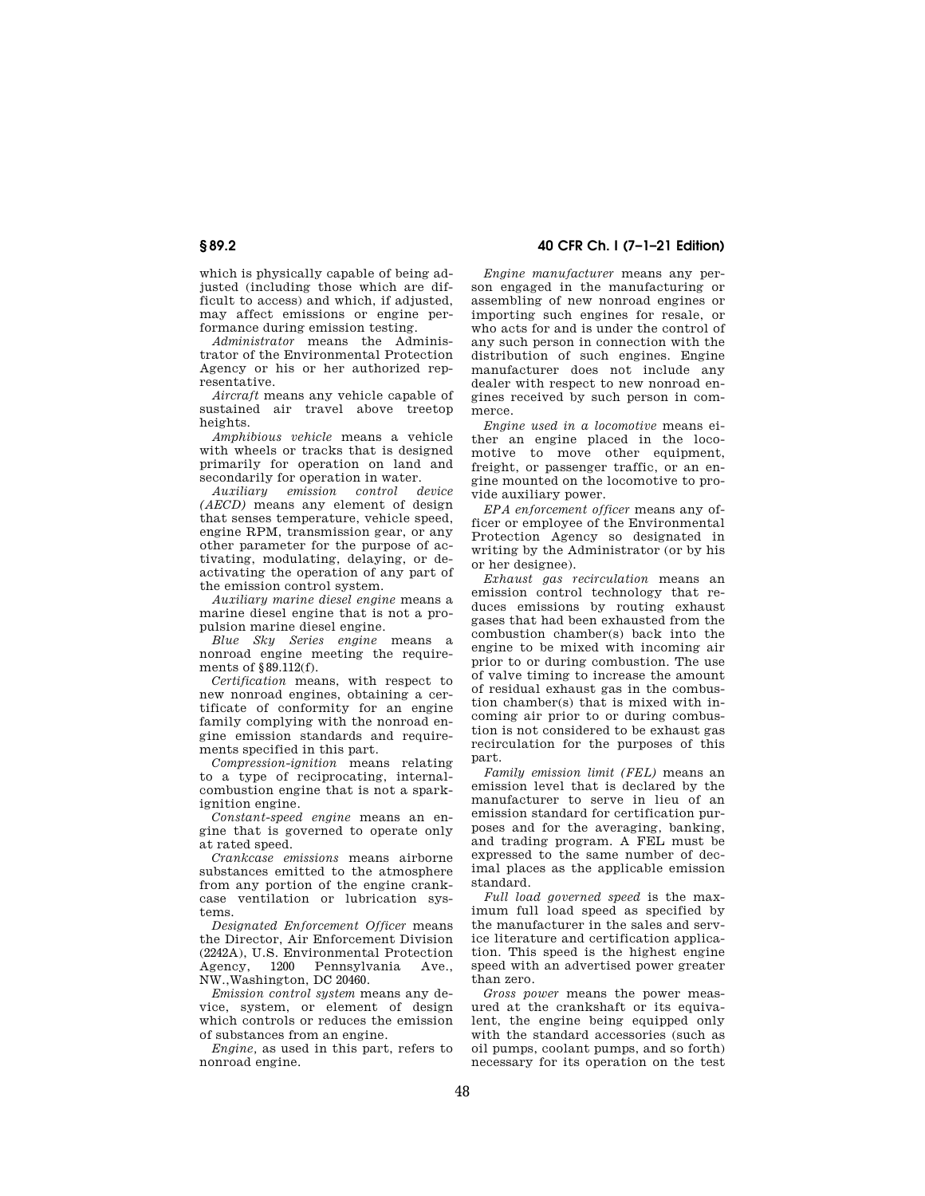which is physically capable of being adjusted (including those which are difficult to access) and which, if adjusted, may affect emissions or engine performance during emission testing.

*Administrator* means the Administrator of the Environmental Protection Agency or his or her authorized representative.

*Aircraft* means any vehicle capable of sustained air travel above treetop heights.

*Amphibious vehicle* means a vehicle with wheels or tracks that is designed primarily for operation on land and secondarily for operation in water.

*Auxiliary emission control device (AECD)* means any element of design that senses temperature, vehicle speed, engine RPM, transmission gear, or any other parameter for the purpose of activating, modulating, delaying, or deactivating the operation of any part of the emission control system.

*Auxiliary marine diesel engine* means a marine diesel engine that is not a propulsion marine diesel engine.

*Blue Sky Series engine* means a nonroad engine meeting the requirements of §89.112(f).

*Certification* means, with respect to new nonroad engines, obtaining a certificate of conformity for an engine family complying with the nonroad engine emission standards and requirements specified in this part.

*Compression-ignition* means relating to a type of reciprocating, internal-combustion engine that is not a spark-ignition engine.

*Constant-speed engine* means an engine that is governed to operate only at rated speed.

*Crankcase emissions* means airborne substances emitted to the atmosphere from any portion of the engine crankcase ventilation or lubrication systems.

*Designated Enforcement Officer* means the Director, Air Enforcement Division (2242A), U.S. Environmental Protection Agency, 1200 Pennsylvania Ave., NW.,Washington, DC 20460.

*Emission control system* means any device, system, or element of design which controls or reduces the emission of substances from an engine.

*Engine*, as used in this part, refers to nonroad engine.

*Engine manufacturer* means any person engaged in the manufacturing or assembling of new nonroad engines or importing such engines for resale, or who acts for and is under the control of any such person in connection with the distribution of such engines. Engine manufacturer does not include any dealer with respect to new nonroad engines received by such person in commerce.

*Engine used in a locomotive* means either an engine placed in the locomotive to move other equipment, freight, or passenger traffic, or an engine mounted on the locomotive to provide auxiliary power.

*EPA enforcement officer* means any officer or employee of the Environmental Protection Agency so designated in writing by the Administrator (or by his or her designee).

*Exhaust gas recirculation* means an emission control technology that reduces emissions by routing exhaust gases that had been exhausted from the combustion chamber(s) back into the engine to be mixed with incoming air prior to or during combustion. The use of valve timing to increase the amount of residual exhaust gas in the combustion chamber(s) that is mixed with incoming air prior to or during combustion is not considered to be exhaust gas recirculation for the purposes of this part.

*Family emission limit (FEL)* means an emission level that is declared by the manufacturer to serve in lieu of an emission standard for certification purposes and for the averaging, banking, and trading program. A FEL must be expressed to the same number of decimal places as the applicable emission standard.

*Full load governed speed* is the maximum full load speed as specified by the manufacturer in the sales and service literature and certification application. This speed is the highest engine speed with an advertised power greater than zero.

*Gross power* means the power measured at the crankshaft or its equivalent, the engine being equipped only with the standard accessories (such as oil pumps, coolant pumps, and so forth) necessary for its operation on the test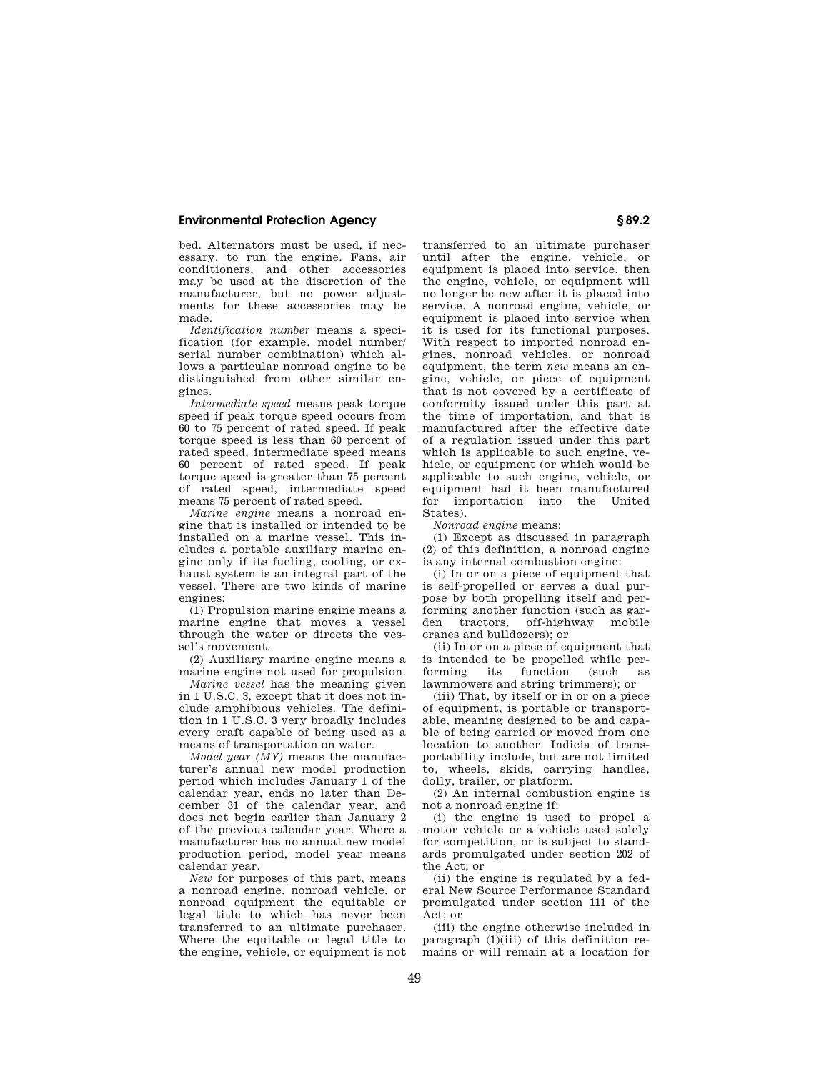bed. Alternators must be used, if necessary, to run the engine. Fans, air conditioners, and other accessories may be used at the discretion of the manufacturer, but no power adjustments for these accessories may be made.

*Identification number* means a specification (for example, model number/serial number combination) which allows a particular nonroad engine to be distinguished from other similar engines.

*Intermediate speed* means peak torque speed if peak torque speed occurs from 60 to 75 percent of rated speed. If peak torque speed is less than 60 percent of rated speed, intermediate speed means 60 percent of rated speed. If peak torque speed is greater than 75 percent of rated speed, intermediate speed means 75 percent of rated speed.

*Marine engine* means a nonroad engine that is installed or intended to be installed on a marine vessel. This includes a portable auxiliary marine engine only if its fueling, cooling, or exhaust system is an integral part of the vessel. There are two kinds of marine engines:

(1) Propulsion marine engine means a marine engine that moves a vessel through the water or directs the vessel's movement.

(2) Auxiliary marine engine means a marine engine not used for propulsion.

*Marine vessel* has the meaning given in 1 U.S.C. 3, except that it does not include amphibious vehicles. The definition in 1 U.S.C. 3 very broadly includes every craft capable of being used as a means of transportation on water.

*Model year (MY)* means the manufacturer's annual new model production period which includes January 1 of the calendar year, ends no later than December 31 of the calendar year, and does not begin earlier than January 2 of the previous calendar year. Where a manufacturer has no annual new model production period, model year means calendar year.

*New* for purposes of this part, means a nonroad engine, nonroad vehicle, or nonroad equipment the equitable or legal title to which has never been transferred to an ultimate purchaser. Where the equitable or legal title to the engine, vehicle, or equipment is not transferred to an ultimate purchaser until after the engine, vehicle, or equipment is placed into service, then the engine, vehicle, or equipment will no longer be new after it is placed into service. A nonroad engine, vehicle, or equipment is placed into service when it is used for its functional purposes. With respect to imported nonroad engines, nonroad vehicles, or nonroad equipment, the term *new* means an engine, vehicle, or piece of equipment that is not covered by a certificate of conformity issued under this part at the time of importation, and that is manufactured after the effective date of a regulation issued under this part which is applicable to such engine, vehicle, or equipment (or which would be applicable to such engine, vehicle, or equipment had it been manufactured for importation into the United States).

*Nonroad engine* means:

(1) Except as discussed in paragraph (2) of this definition, a nonroad engine is any internal combustion engine:

(i) In or on a piece of equipment that is self-propelled or serves a dual purpose by both propelling itself and performing another function (such as garden tractors, off-highway mobile cranes and bulldozers); or

(ii) In or on a piece of equipment that is intended to be propelled while performing its function (such as lawnmowers and string trimmers); or

(iii) That, by itself or in or on a piece of equipment, is portable or transportable, meaning designed to be and capable of being carried or moved from one location to another. Indicia of transportability include, but are not limited to, wheels, skids, carrying handles, dolly, trailer, or platform.

(2) An internal combustion engine is not a nonroad engine if:

(i) the engine is used to propel a motor vehicle or a vehicle used solely for competition, or is subject to standards promulgated under section 202 of the Act; or

(ii) the engine is regulated by a federal New Source Performance Standard promulgated under section 111 of the Act; or

(iii) the engine otherwise included in paragraph (1)(iii) of this definition remains or will remain at a location for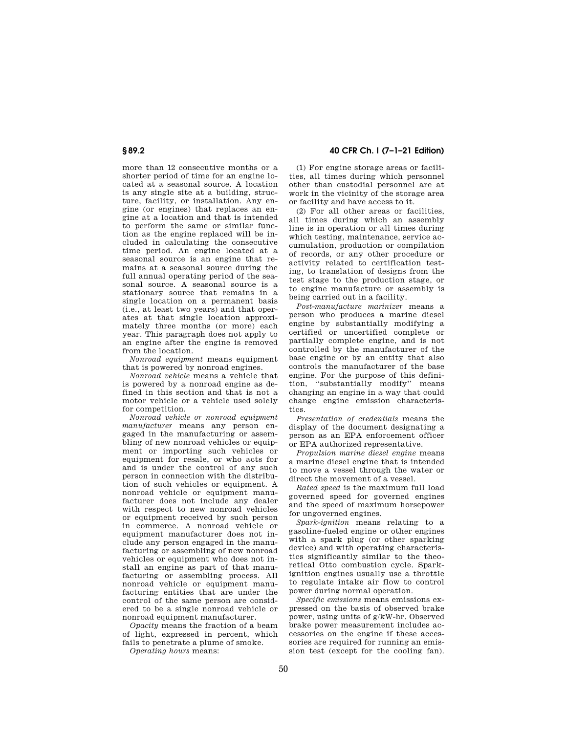more than 12 consecutive months or a shorter period of time for an engine located at a seasonal source. A location is any single site at a building, structure, facility, or installation. Any engine (or engines) that replaces an engine at a location and that is intended to perform the same or similar function as the engine replaced will be included in calculating the consecutive time period. An engine located at a seasonal source is an engine that remains at a seasonal source during the full annual operating period of the seasonal source. A seasonal source is a stationary source that remains in a single location on a permanent basis (i.e., at least two years) and that operates at that single location approximately three months (or more) each year. This paragraph does not apply to an engine after the engine is removed from the location.

*Nonroad equipment* means equipment that is powered by nonroad engines.

*Nonroad vehicle* means a vehicle that is powered by a nonroad engine as defined in this section and that is not a motor vehicle or a vehicle used solely for competition.

*Nonroad vehicle or nonroad equipment manufacturer* means any person engaged in the manufacturing or assembling of new nonroad vehicles or equipment or importing such vehicles or equipment for resale, or who acts for and is under the control of any such person in connection with the distribution of such vehicles or equipment. A nonroad vehicle or equipment manufacturer does not include any dealer with respect to new nonroad vehicles or equipment received by such person in commerce. A nonroad vehicle or equipment manufacturer does not include any person engaged in the manufacturing or assembling of new nonroad vehicles or equipment who does not install an engine as part of that manufacturing or assembling process. All nonroad vehicle or equipment manufacturing entities that are under the control of the same person are considered to be a single nonroad vehicle or nonroad equipment manufacturer.

*Opacity* means the fraction of a beam of light, expressed in percent, which fails to penetrate a plume of smoke.

*Operating hours* means:

(1) For engine storage areas or facilities, all times during which personnel other than custodial personnel are at work in the vicinity of the storage area or facility and have access to it.

(2) For all other areas or facilities, all times during which an assembly line is in operation or all times during which testing, maintenance, service accumulation, production or compilation of records, or any other procedure or activity related to certification testing, to translation of designs from the test stage to the production stage, or to engine manufacture or assembly is being carried out in a facility.

*Post-manufacture marinizer* means a person who produces a marine diesel engine by substantially modifying a certified or uncertified complete or partially complete engine, and is not controlled by the manufacturer of the base engine or by an entity that also controls the manufacturer of the base engine. For the purpose of this definition, "substantially modify" means changing an engine in a way that could change engine emission characteristics.

*Presentation of credentials* means the display of the document designating a person as an EPA enforcement officer or EPA authorized representative.

*Propulsion marine diesel engine* means a marine diesel engine that is intended to move a vessel through the water or direct the movement of a vessel.

*Rated speed* is the maximum full load governed speed for governed engines and the speed of maximum horsepower for ungoverned engines.

*Spark-ignition* means relating to a gasoline-fueled engine or other engines with a spark plug (or other sparking device) and with operating characteristics significantly similar to the theoretical Otto combustion cycle. Spark-ignition engines usually use a throttle to regulate intake air flow to control power during normal operation.

*Specific emissions* means emissions expressed on the basis of observed brake power, using units of g/kW-hr. Observed brake power measurement includes accessories on the engine if these accessories are required for running an emission test (except for the cooling fan).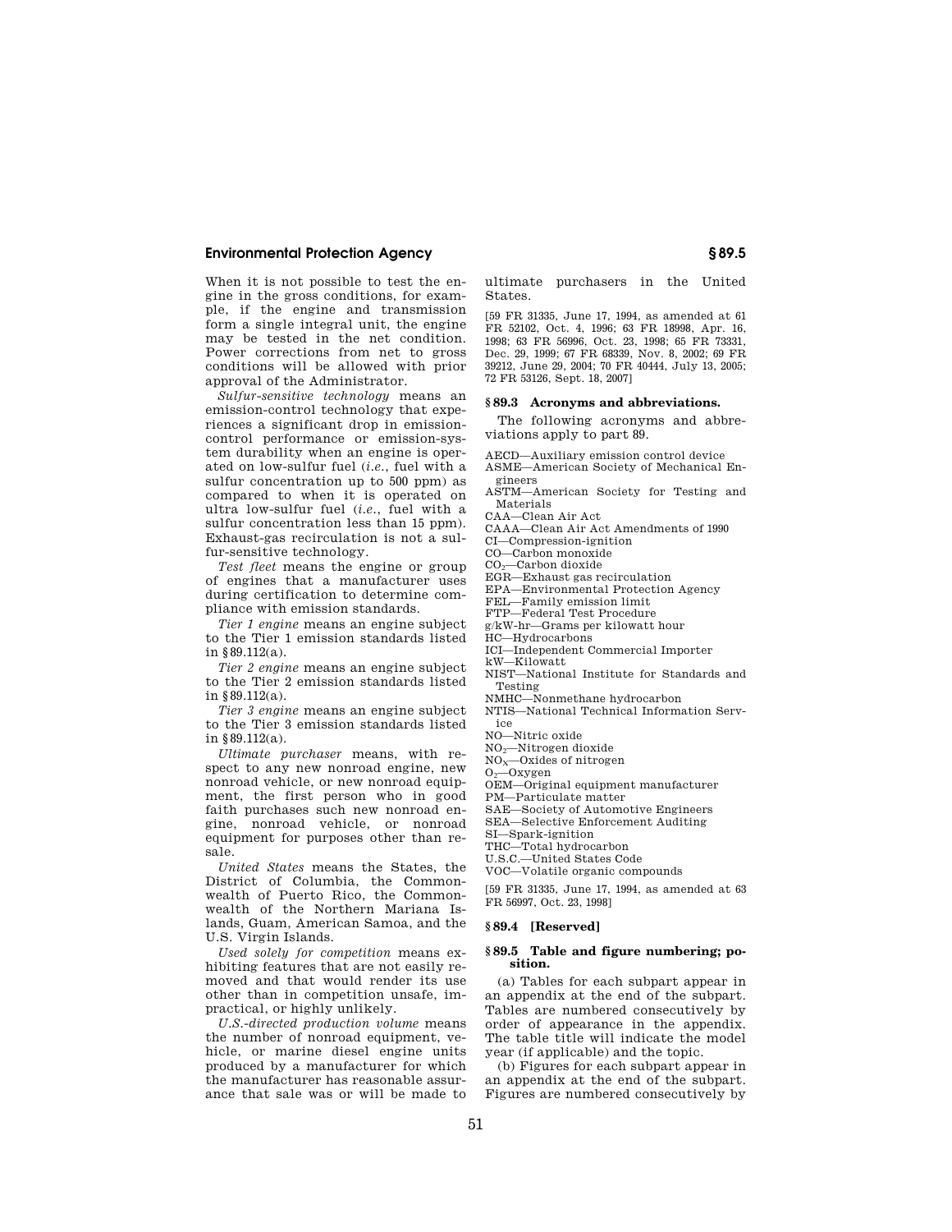When it is not possible to test the engine in the gross conditions, for example, if the engine and transmission form a single integral unit, the engine may be tested in the net condition. Power corrections from net to gross conditions will be allowed with prior approval of the Administrator.

*Sulfur-sensitive technology* means an emission-control technology that experiences a significant drop in emission-control performance or emission-system durability when an engine is operated on low-sulfur fuel (*i.e.*, fuel with a sulfur concentration up to 500 ppm) as compared to when it is operated on ultra low-sulfur fuel (*i.e.*, fuel with a sulfur concentration less than 15 ppm). Exhaust-gas recirculation is not a sulfur-sensitive technology.

*Test fleet* means the engine or group of engines that a manufacturer uses during certification to determine compliance with emission standards.

*Tier 1 engine* means an engine subject to the Tier 1 emission standards listed in §89.112(a).

*Tier 2 engine* means an engine subject to the Tier 2 emission standards listed in §89.112(a).

*Tier 3 engine* means an engine subject to the Tier 3 emission standards listed in §89.112(a).

*Ultimate purchaser* means, with respect to any new nonroad engine, new nonroad vehicle, or new nonroad equipment, the first person who in good faith purchases such new nonroad engine, nonroad vehicle, or nonroad equipment for purposes other than resale.

*United States* means the States, the District of Columbia, the Commonwealth of Puerto Rico, the Commonwealth of the Northern Mariana Islands, Guam, American Samoa, and the U.S. Virgin Islands.

*Used solely for competition* means exhibiting features that are not easily removed and that would render its use other than in competition unsafe, impractical, or highly unlikely.

*U.S.-directed production volume* means the number of nonroad equipment, vehicle, or marine diesel engine units produced by a manufacturer for which the manufacturer has reasonable assurance that sale was or will be made to ultimate purchasers in the United States.

[59 FR 31335, June 17, 1994, as amended at 61 FR 52102, Oct. 4, 1996; 63 FR 18998, Apr. 16, 1998; 63 FR 56996, Oct. 23, 1998; 65 FR 73331, Dec. 29, 1999; 67 FR 68339, Nov. 8, 2002; 69 FR 39212, June 29, 2004; 70 FR 40444, July 13, 2005; 72 FR 53126, Sept. 18, 2007]

## §89.3 Acronyms and abbreviations.

The following acronyms and abbreviations apply to part 89.

AECD—Auxiliary emission control device
ASME—American Society of Mechanical Engineers
ASTM—American Society for Testing and Materials
CAA—Clean Air Act
CAAA—Clean Air Act Amendments of 1990
CI—Compression-ignition
CO—Carbon monoxide
$CO_2$—Carbon dioxide
EGR—Exhaust gas recirculation
EPA—Environmental Protection Agency
FEL—Family emission limit
FTP—Federal Test Procedure
g/kW-hr—Grams per kilowatt hour
HC—Hydrocarbons
ICI—Independent Commercial Importer
kW—Kilowatt
NIST—National Institute for Standards and Testing
NMHC—Nonmethane hydrocarbon
NTIS—National Technical Information Service
NO—Nitric oxide
$NO_2$—Nitrogen dioxide
$NO_X$—Oxides of nitrogen
$O_2$—Oxygen
OEM—Original equipment manufacturer
PM—Particulate matter
SAE—Society of Automotive Engineers
SEA—Selective Enforcement Auditing
SI—Spark-ignition
THC—Total hydrocarbon
U.S.C.—United States Code
VOC—Volatile organic compounds

[59 FR 31335, June 17, 1994, as amended at 63 FR 56997, Oct. 23, 1998]

## §89.4 [Reserved]

## §89.5 Table and figure numbering; position.

(a) Tables for each subpart appear in an appendix at the end of the subpart. Tables are numbered consecutively by order of appearance in the appendix. The table title will indicate the model year (if applicable) and the topic.

(b) Figures for each subpart appear in an appendix at the end of the subpart. Figures are numbered consecutively by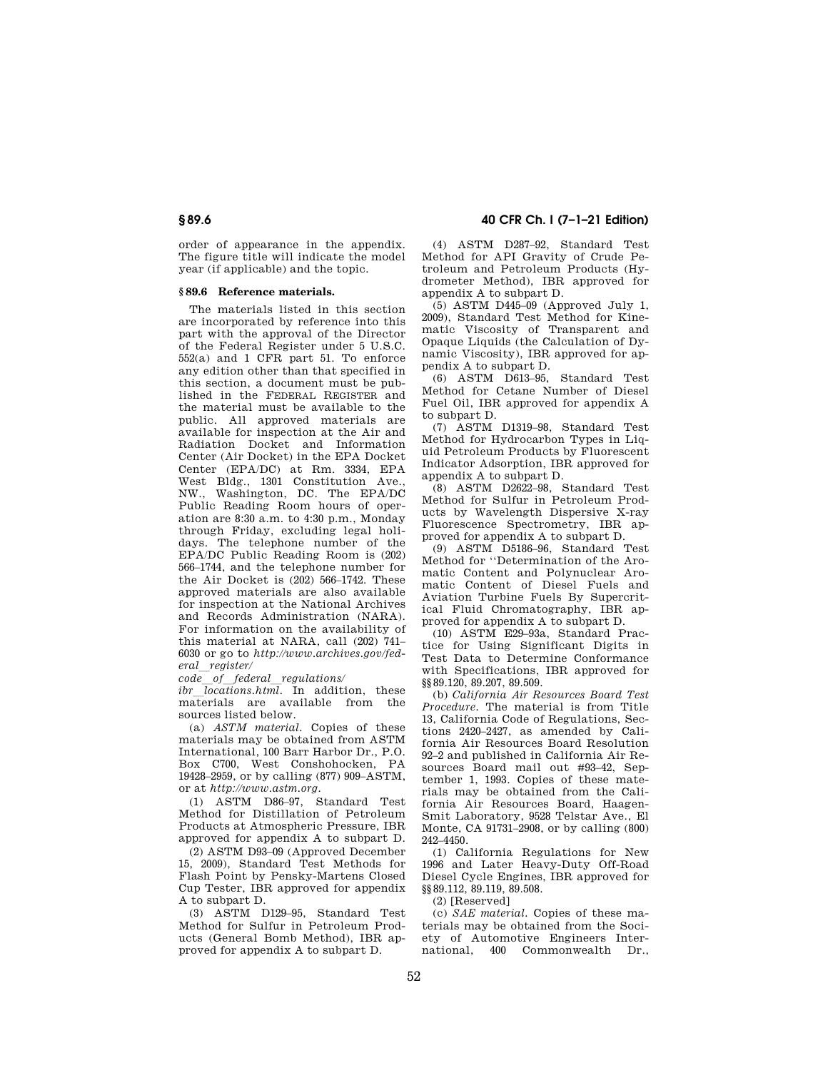order of appearance in the appendix. The figure title will indicate the model year (if applicable) and the topic.

### § 89.6 Reference materials.

The materials listed in this section are incorporated by reference into this part with the approval of the Director of the Federal Register under 5 U.S.C. 552(a) and 1 CFR part 51. To enforce any edition other than that specified in this section, a document must be published in the FEDERAL REGISTER and the material must be available to the public. All approved materials are available for inspection at the Air and Radiation Docket and Information Center (Air Docket) in the EPA Docket Center (EPA/DC) at Rm. 3334, EPA West Bldg., 1301 Constitution Ave., NW., Washington, DC. The EPA/DC Public Reading Room hours of operation are 8:30 a.m. to 4:30 p.m., Monday through Friday, excluding legal holidays. The telephone number of the EPA/DC Public Reading Room is (202) 566–1744, and the telephone number for the Air Docket is (202) 566–1742. These approved materials are also available for inspection at the National Archives and Records Administration (NARA). For information on the availability of this material at NARA, call (202) 741–6030 or go to *http://www.archives.gov/federal_register/code_of_federal_regulations/ibr_locations.html*. In addition, these materials are available from the sources listed below.

(a) *ASTM material*. Copies of these materials may be obtained from ASTM International, 100 Barr Harbor Dr., P.O. Box C700, West Conshohocken, PA 19428–2959, or by calling (877) 909–ASTM, or at *http://www.astm.org*.

(1) ASTM D86–97, Standard Test Method for Distillation of Petroleum Products at Atmospheric Pressure, IBR approved for appendix A to subpart D.

(2) ASTM D93–09 (Approved December 15, 2009), Standard Test Methods for Flash Point by Pensky-Martens Closed Cup Tester, IBR approved for appendix A to subpart D.

(3) ASTM D129–95, Standard Test Method for Sulfur in Petroleum Products (General Bomb Method), IBR approved for appendix A to subpart D.

(4) ASTM D287–92, Standard Test Method for API Gravity of Crude Petroleum and Petroleum Products (Hydrometer Method), IBR approved for appendix A to subpart D.

(5) ASTM D445–09 (Approved July 1, 2009), Standard Test Method for Kinematic Viscosity of Transparent and Opaque Liquids (the Calculation of Dynamic Viscosity), IBR approved for appendix A to subpart D.

(6) ASTM D613–95, Standard Test Method for Cetane Number of Diesel Fuel Oil, IBR approved for appendix A to subpart D.

(7) ASTM D1319–98, Standard Test Method for Hydrocarbon Types in Liquid Petroleum Products by Fluorescent Indicator Adsorption, IBR approved for appendix A to subpart D.

(8) ASTM D2622–98, Standard Test Method for Sulfur in Petroleum Products by Wavelength Dispersive X-ray Fluorescence Spectrometry, IBR approved for appendix A to subpart D.

(9) ASTM D5186–96, Standard Test Method for ''Determination of the Aromatic Content and Polynuclear Aromatic Content of Diesel Fuels and Aviation Turbine Fuels By Supercritical Fluid Chromatography, IBR approved for appendix A to subpart D.

(10) ASTM E29–93a, Standard Practice for Using Significant Digits in Test Data to Determine Conformance with Specifications, IBR approved for §§ 89.120, 89.207, 89.509.

(b) *California Air Resources Board Test Procedure*. The material is from Title 13, California Code of Regulations, Sections 2420–2427, as amended by California Air Resources Board Resolution 92–2 and published in California Air Resources Board mail out #93–42, September 1, 1993. Copies of these materials may be obtained from the California Air Resources Board, Haagen-Smit Laboratory, 9528 Telstar Ave., El Monte, CA 91731–2908, or by calling (800) 242–4450.

(1) California Regulations for New 1996 and Later Heavy-Duty Off-Road Diesel Cycle Engines, IBR approved for §§ 89.112, 89.119, 89.508.

(2) [Reserved]

(c) *SAE material*. Copies of these materials may be obtained from the Society of Automotive Engineers International, 400 Commonwealth Dr.,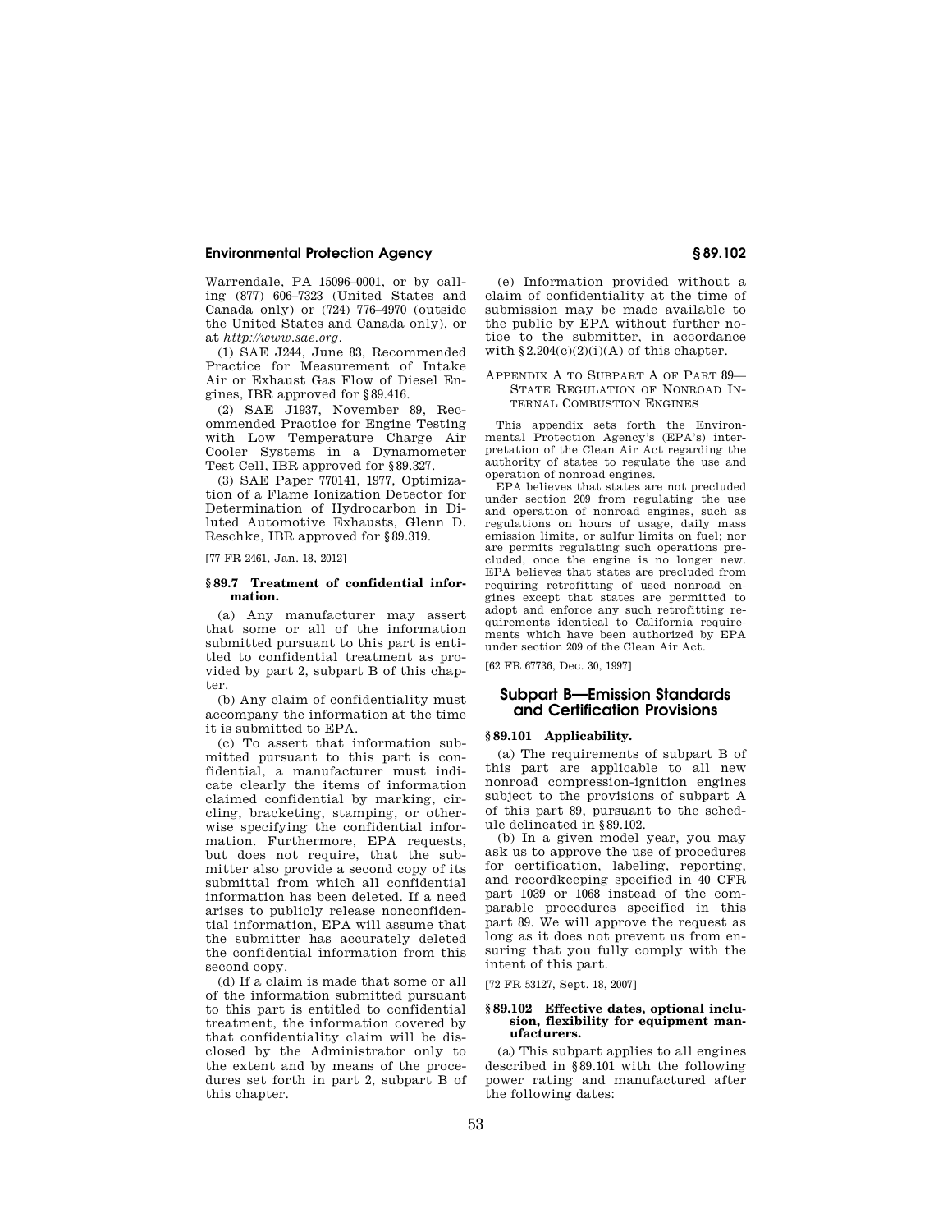Warrendale, PA 15096–0001, or by calling (877) 606–7323 (United States and Canada only) or (724) 776–4970 (outside the United States and Canada only), or at *http://www.sae.org*.

(1) SAE J244, June 83, Recommended Practice for Measurement of Intake Air or Exhaust Gas Flow of Diesel Engines, IBR approved for §89.416.

(2) SAE J1937, November 89, Recommended Practice for Engine Testing with Low Temperature Charge Air Cooler Systems in a Dynamometer Test Cell, IBR approved for §89.327.

(3) SAE Paper 770141, 1977, Optimization of a Flame Ionization Detector for Determination of Hydrocarbon in Diluted Automotive Exhausts, Glenn D. Reschke, IBR approved for §89.319.

[77 FR 2461, Jan. 18, 2012]

### §89.7 Treatment of confidential information.

(a) Any manufacturer may assert that some or all of the information submitted pursuant to this part is entitled to confidential treatment as provided by part 2, subpart B of this chapter.

(b) Any claim of confidentiality must accompany the information at the time it is submitted to EPA.

(c) To assert that information submitted pursuant to this part is confidential, a manufacturer must indicate clearly the items of information claimed confidential by marking, circling, bracketing, stamping, or otherwise specifying the confidential information. Furthermore, EPA requests, but does not require, that the submitter also provide a second copy of its submittal from which all confidential information has been deleted. If a need arises to publicly release nonconfidential information, EPA will assume that the submitter has accurately deleted the confidential information from this second copy.

(d) If a claim is made that some or all of the information submitted pursuant to this part is entitled to confidential treatment, the information covered by that confidentiality claim will be disclosed by the Administrator only to the extent and by means of the procedures set forth in part 2, subpart B of this chapter.

(e) Information provided without a claim of confidentiality at the time of submission may be made available to the public by EPA without further notice to the submitter, in accordance with §2.204(c)(2)(i)(A) of this chapter.

### Appendix A to Subpart A of Part 89—State Regulation of Nonroad Internal Combustion Engines

This appendix sets forth the Environmental Protection Agency's (EPA's) interpretation of the Clean Air Act regarding the authority of states to regulate the use and operation of nonroad engines.

EPA believes that states are not precluded under section 209 from regulating the use and operation of nonroad engines, such as regulations on hours of usage, daily mass emission limits, or sulfur limits on fuel; nor are permits regulating such operations precluded, once the engine is no longer new. EPA believes that states are precluded from requiring retrofitting of used nonroad engines except that states are permitted to adopt and enforce any such retrofitting requirements identical to California requirements which have been authorized by EPA under section 209 of the Clean Air Act.

[62 FR 67736, Dec. 30, 1997]

## Subpart B—Emission Standards and Certification Provisions

### §89.101 Applicability.

(a) The requirements of subpart B of this part are applicable to all new nonroad compression-ignition engines subject to the provisions of subpart A of this part 89, pursuant to the schedule delineated in §89.102.

(b) In a given model year, you may ask us to approve the use of procedures for certification, labeling, reporting, and recordkeeping specified in 40 CFR part 1039 or 1068 instead of the comparable procedures specified in this part 89. We will approve the request as long as it does not prevent us from ensuring that you fully comply with the intent of this part.

[72 FR 53127, Sept. 18, 2007]

### §89.102 Effective dates, optional inclusion, flexibility for equipment manufacturers.

(a) This subpart applies to all engines described in §89.101 with the following power rating and manufactured after the following dates: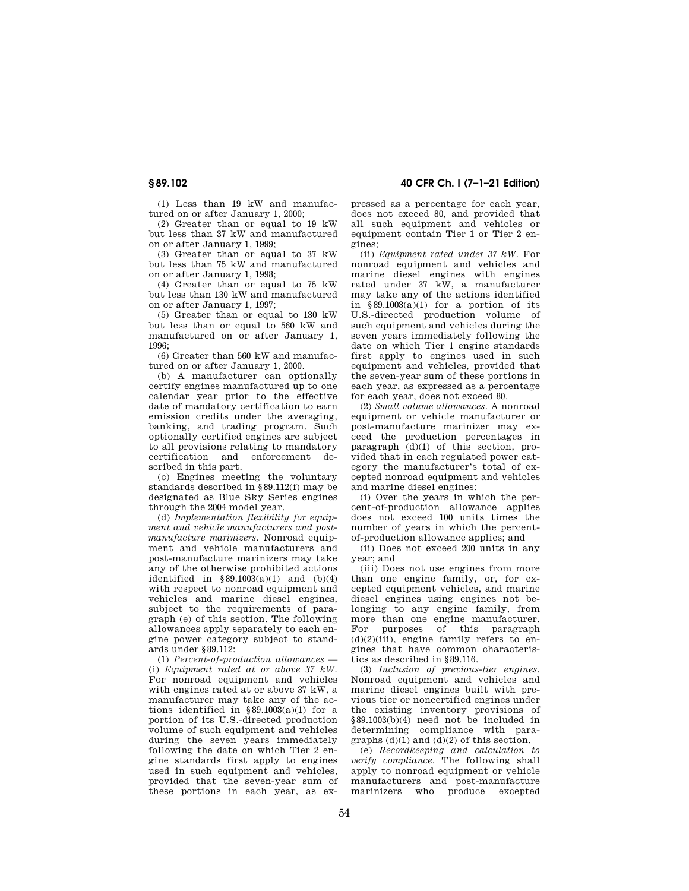(1) Less than 19 kW and manufactured on or after January 1, 2000;

(2) Greater than or equal to 19 kW but less than 37 kW and manufactured on or after January 1, 1999;

(3) Greater than or equal to 37 kW but less than 75 kW and manufactured on or after January 1, 1998;

(4) Greater than or equal to 75 kW but less than 130 kW and manufactured on or after January 1, 1997;

(5) Greater than or equal to 130 kW but less than or equal to 560 kW and manufactured on or after January 1, 1996;

(6) Greater than 560 kW and manufactured on or after January 1, 2000.

(b) A manufacturer can optionally certify engines manufactured up to one calendar year prior to the effective date of mandatory certification to earn emission credits under the averaging, banking, and trading program. Such optionally certified engines are subject to all provisions relating to mandatory certification and enforcement described in this part.

(c) Engines meeting the voluntary standards described in §89.112(f) may be designated as Blue Sky Series engines through the 2004 model year.

(d) *Implementation flexibility for equipment and vehicle manufacturers and post-manufacture marinizers.* Nonroad equipment and vehicle manufacturers and post-manufacture marinizers may take any of the otherwise prohibited actions identified in §89.1003(a)(1) and (b)(4) with respect to nonroad equipment and vehicles and marine diesel engines, subject to the requirements of paragraph (e) of this section. The following allowances apply separately to each engine power category subject to standards under §89.112:

(1) *Percent-of-production allowances* —(i) *Equipment rated at or above 37 kW.* For nonroad equipment and vehicles with engines rated at or above 37 kW, a manufacturer may take any of the actions identified in §89.1003(a)(1) for a portion of its U.S.-directed production volume of such equipment and vehicles during the seven years immediately following the date on which Tier 2 engine standards first apply to engines used in such equipment and vehicles, provided that the seven-year sum of these portions in each year, as expressed as a percentage for each year, does not exceed 80, and provided that all such equipment and vehicles or equipment contain Tier 1 or Tier 2 engines;

(ii) *Equipment rated under 37 kW.* For nonroad equipment and vehicles and marine diesel engines with engines rated under 37 kW, a manufacturer may take any of the actions identified in §89.1003(a)(1) for a portion of its U.S.-directed production volume of such equipment and vehicles during the seven years immediately following the date on which Tier 1 engine standards first apply to engines used in such equipment and vehicles, provided that the seven-year sum of these portions in each year, as expressed as a percentage for each year, does not exceed 80.

(2) *Small volume allowances.* A nonroad equipment or vehicle manufacturer or post-manufacture marinizer may exceed the production percentages in paragraph (d)(1) of this section, provided that in each regulated power category the manufacturer's total of excepted nonroad equipment and vehicles and marine diesel engines:

(i) Over the years in which the percent-of-production allowance applies does not exceed 100 units times the number of years in which the percent-of-production allowance applies; and

(ii) Does not exceed 200 units in any year; and

(iii) Does not use engines from more than one engine family, or, for excepted equipment vehicles, and marine diesel engines using engines not belonging to any engine family, from more than one engine manufacturer. For purposes of this paragraph (d)(2)(iii), engine family refers to engines that have common characteristics as described in §89.116.

(3) *Inclusion of previous-tier engines.* Nonroad equipment and vehicles and marine diesel engines built with previous tier or noncertified engines under the existing inventory provisions of §89.1003(b)(4) need not be included in determining compliance with paragraphs (d)(1) and (d)(2) of this section.

(e) *Recordkeeping and calculation to verify compliance.* The following shall apply to nonroad equipment or vehicle manufacturers and post-manufacture marinizers who produce excepted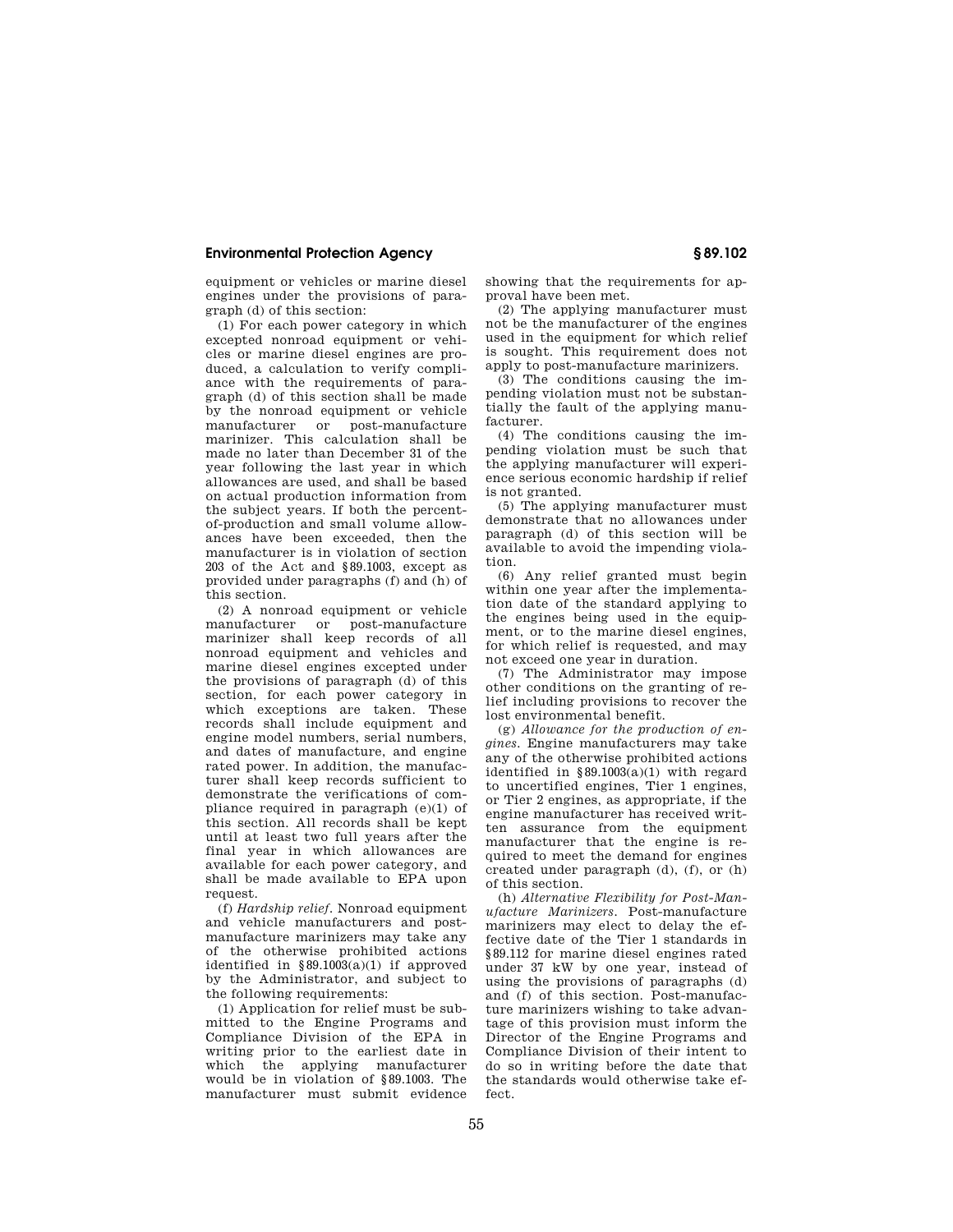equipment or vehicles or marine diesel engines under the provisions of paragraph (d) of this section:

(1) For each power category in which excepted nonroad equipment or vehicles or marine diesel engines are produced, a calculation to verify compliance with the requirements of paragraph (d) of this section shall be made by the nonroad equipment or vehicle manufacturer or post-manufacture marinizer. This calculation shall be made no later than December 31 of the year following the last year in which allowances are used, and shall be based on actual production information from the subject years. If both the percent-of-production and small volume allowances have been exceeded, then the manufacturer is in violation of section 203 of the Act and §89.1003, except as provided under paragraphs (f) and (h) of this section.

(2) A nonroad equipment or vehicle manufacturer or post-manufacture marinizer shall keep records of all nonroad equipment and vehicles and marine diesel engines excepted under the provisions of paragraph (d) of this section, for each power category in which exceptions are taken. These records shall include equipment and engine model numbers, serial numbers, and dates of manufacture, and engine rated power. In addition, the manufacturer shall keep records sufficient to demonstrate the verifications of compliance required in paragraph (e)(1) of this section. All records shall be kept until at least two full years after the final year in which allowances are available for each power category, and shall be made available to EPA upon request.

(f) *Hardship relief.* Nonroad equipment and vehicle manufacturers and post-manufacture marinizers may take any of the otherwise prohibited actions identified in §89.1003(a)(1) if approved by the Administrator, and subject to the following requirements:

(1) Application for relief must be submitted to the Engine Programs and Compliance Division of the EPA in writing prior to the earliest date in which the applying manufacturer would be in violation of §89.1003. The manufacturer must submit evidence showing that the requirements for approval have been met.

(2) The applying manufacturer must not be the manufacturer of the engines used in the equipment for which relief is sought. This requirement does not apply to post-manufacture marinizers.

(3) The conditions causing the impending violation must not be substantially the fault of the applying manufacturer.

(4) The conditions causing the impending violation must be such that the applying manufacturer will experience serious economic hardship if relief is not granted.

(5) The applying manufacturer must demonstrate that no allowances under paragraph (d) of this section will be available to avoid the impending violation.

(6) Any relief granted must begin within one year after the implementation date of the standard applying to the engines being used in the equipment, or to the marine diesel engines, for which relief is requested, and may not exceed one year in duration.

(7) The Administrator may impose other conditions on the granting of relief including provisions to recover the lost environmental benefit.

(g) *Allowance for the production of engines.* Engine manufacturers may take any of the otherwise prohibited actions identified in §89.1003(a)(1) with regard to uncertified engines, Tier 1 engines, or Tier 2 engines, as appropriate, if the engine manufacturer has received written assurance from the equipment manufacturer that the engine is required to meet the demand for engines created under paragraph (d), (f), or (h) of this section.

(h) *Alternative Flexibility for Post-Manufacture Marinizers.* Post-manufacture marinizers may elect to delay the effective date of the Tier 1 standards in §89.112 for marine diesel engines rated under 37 kW by one year, instead of using the provisions of paragraphs (d) and (f) of this section. Post-manufacture marinizers wishing to take advantage of this provision must inform the Director of the Engine Programs and Compliance Division of their intent to do so in writing before the date that the standards would otherwise take effect.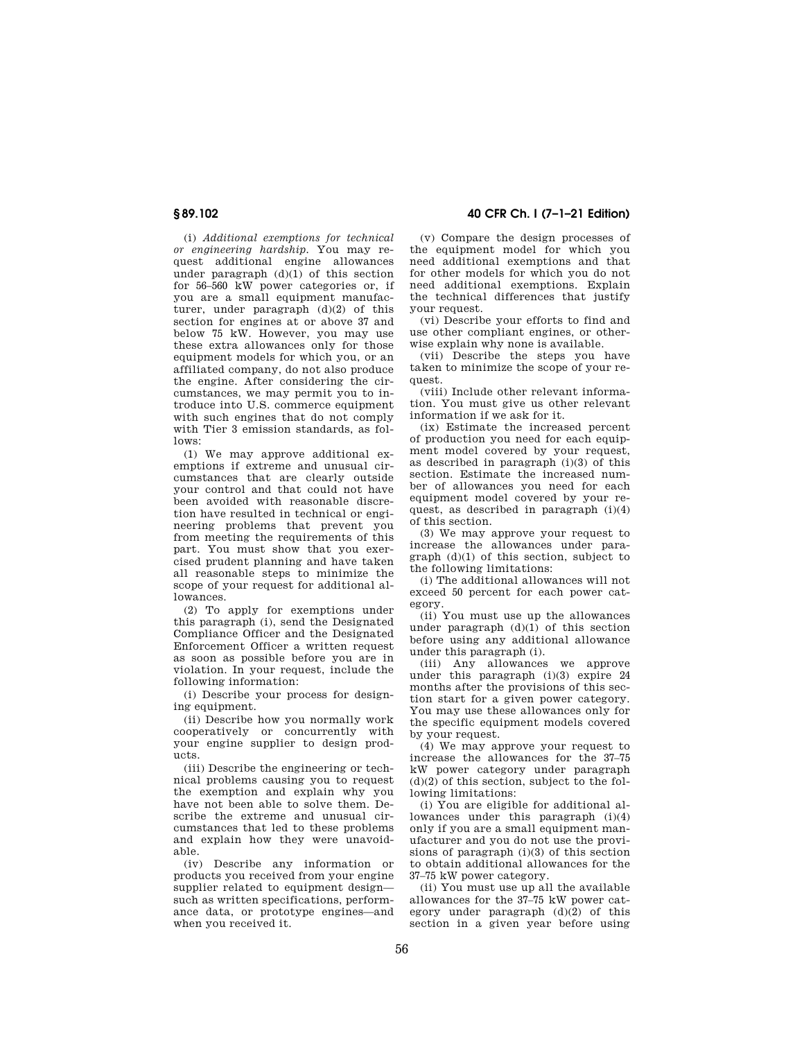(i) *Additional exemptions for technical or engineering hardship.* You may request additional engine allowances under paragraph (d)(1) of this section for 56–560 kW power categories or, if you are a small equipment manufacturer, under paragraph (d)(2) of this section for engines at or above 37 and below 75 kW. However, you may use these extra allowances only for those equipment models for which you, or an affiliated company, do not also produce the engine. After considering the circumstances, we may permit you to introduce into U.S. commerce equipment with such engines that do not comply with Tier 3 emission standards, as follows:

(1) We may approve additional exemptions if extreme and unusual circumstances that are clearly outside your control and that could not have been avoided with reasonable discretion have resulted in technical or engineering problems that prevent you from meeting the requirements of this part. You must show that you exercised prudent planning and have taken all reasonable steps to minimize the scope of your request for additional allowances.

(2) To apply for exemptions under this paragraph (i), send the Designated Compliance Officer and the Designated Enforcement Officer a written request as soon as possible before you are in violation. In your request, include the following information:

(i) Describe your process for designing equipment.

(ii) Describe how you normally work cooperatively or concurrently with your engine supplier to design products.

(iii) Describe the engineering or technical problems causing you to request the exemption and explain why you have not been able to solve them. Describe the extreme and unusual circumstances that led to these problems and explain how they were unavoidable.

(iv) Describe any information or products you received from your engine supplier related to equipment design—such as written specifications, performance data, or prototype engines—and when you received it.

(v) Compare the design processes of the equipment model for which you need additional exemptions and that for other models for which you do not need additional exemptions. Explain the technical differences that justify your request.

(vi) Describe your efforts to find and use other compliant engines, or otherwise explain why none is available.

(vii) Describe the steps you have taken to minimize the scope of your request.

(viii) Include other relevant information. You must give us other relevant information if we ask for it.

(ix) Estimate the increased percent of production you need for each equipment model covered by your request, as described in paragraph (i)(3) of this section. Estimate the increased number of allowances you need for each equipment model covered by your request, as described in paragraph (i)(4) of this section.

(3) We may approve your request to increase the allowances under paragraph (d)(1) of this section, subject to the following limitations:

(i) The additional allowances will not exceed 50 percent for each power category.

(ii) You must use up the allowances under paragraph (d)(1) of this section before using any additional allowance under this paragraph (i).

(iii) Any allowances we approve under this paragraph (i)(3) expire 24 months after the provisions of this section start for a given power category. You may use these allowances only for the specific equipment models covered by your request.

(4) We may approve your request to increase the allowances for the 37–75 kW power category under paragraph (d)(2) of this section, subject to the following limitations:

(i) You are eligible for additional allowances under this paragraph (i)(4) only if you are a small equipment manufacturer and you do not use the provisions of paragraph (i)(3) of this section to obtain additional allowances for the 37–75 kW power category.

(ii) You must use up all the available allowances for the 37–75 kW power category under paragraph (d)(2) of this section in a given year before using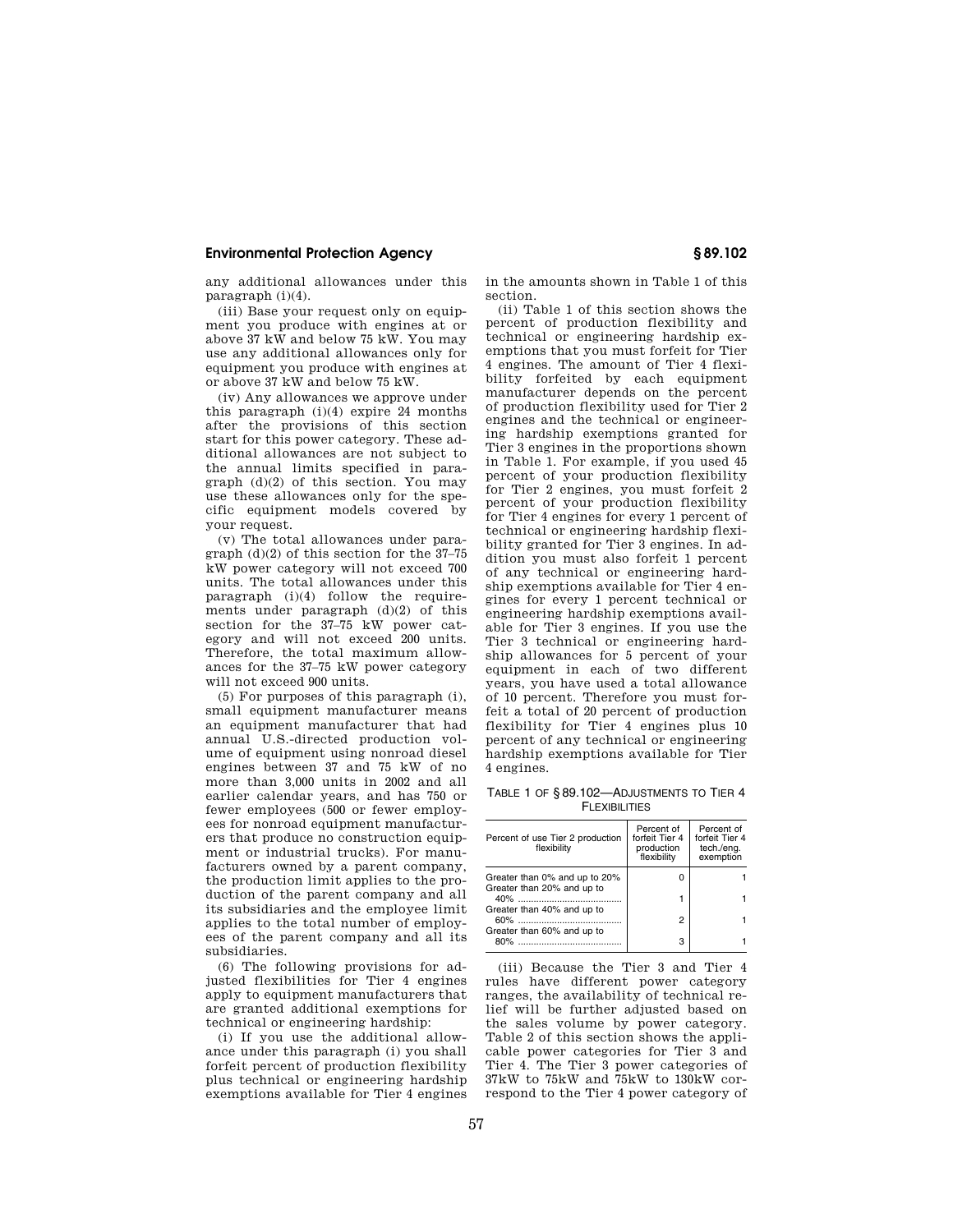any additional allowances under this paragraph (i)(4).

(iii) Base your request only on equipment you produce with engines at or above 37 kW and below 75 kW. You may use any additional allowances only for equipment you produce with engines at or above 37 kW and below 75 kW.

(iv) Any allowances we approve under this paragraph (i)(4) expire 24 months after the provisions of this section start for this power category. These additional allowances are not subject to the annual limits specified in paragraph (d)(2) of this section. You may use these allowances only for the specific equipment models covered by your request.

(v) The total allowances under paragraph (d)(2) of this section for the 37–75 kW power category will not exceed 700 units. The total allowances under this paragraph (i)(4) follow the requirements under paragraph (d)(2) of this section for the 37–75 kW power category and will not exceed 200 units. Therefore, the total maximum allowances for the 37–75 kW power category will not exceed 900 units.

(5) For purposes of this paragraph (i), small equipment manufacturer means an equipment manufacturer that had annual U.S.-directed production volume of equipment using nonroad diesel engines between 37 and 75 kW of no more than 3,000 units in 2002 and all earlier calendar years, and has 750 or fewer employees (500 or fewer employees for nonroad equipment manufacturers that produce no construction equipment or industrial trucks). For manufacturers owned by a parent company, the production limit applies to the production of the parent company and all its subsidiaries and the employee limit applies to the total number of employees of the parent company and all its subsidiaries.

(6) The following provisions for adjusted flexibilities for Tier 4 engines apply to equipment manufacturers that are granted additional exemptions for technical or engineering hardship:

(i) If you use the additional allowance under this paragraph (i) you shall forfeit percent of production flexibility plus technical or engineering hardship exemptions available for Tier 4 engines in the amounts shown in Table 1 of this section.

(ii) Table 1 of this section shows the percent of production flexibility and technical or engineering hardship exemptions that you must forfeit for Tier 4 engines. The amount of Tier 4 flexibility forfeited by each equipment manufacturer depends on the percent of production flexibility used for Tier 2 engines and the technical or engineering hardship exemptions granted for Tier 3 engines in the proportions shown in Table 1. For example, if you used 45 percent of your production flexibility for Tier 2 engines, you must forfeit 2 percent of your production flexibility for Tier 4 engines for every 1 percent of technical or engineering hardship flexibility granted for Tier 3 engines. In addition you must also forfeit 1 percent of any technical or engineering hardship exemptions available for Tier 4 engines for every 1 percent technical or engineering hardship exemptions available for Tier 3 engines. If you use the Tier 3 technical or engineering hardship allowances for 5 percent of your equipment in each of two different years, you have used a total allowance of 10 percent. Therefore you must forfeit a total of 20 percent of production flexibility for Tier 4 engines plus 10 percent of any technical or engineering hardship exemptions available for Tier 4 engines.

TABLE 1 OF § 89.102—ADJUSTMENTS TO TIER 4 FLEXIBILITIES

| Percent of use Tier 2 production flexibility | Percent of forfeit Tier 4 production flexibility | Percent of forfeit Tier 4 tech./eng. exemption |
|---|---|---|
| Greater than 0% and up to 20% | 0 | 1 |
| Greater than 20% and up to 40% | 1 | 1 |
| Greater than 40% and up to 60% | 2 | 1 |
| Greater than 60% and up to 80% | 3 | 1 |

(iii) Because the Tier 3 and Tier 4 rules have different power category ranges, the availability of technical relief will be further adjusted based on the sales volume by power category. Table 2 of this section shows the applicable power categories for Tier 3 and Tier 4. The Tier 3 power categories of 37kW to 75kW and 75kW to 130kW correspond to the Tier 4 power category of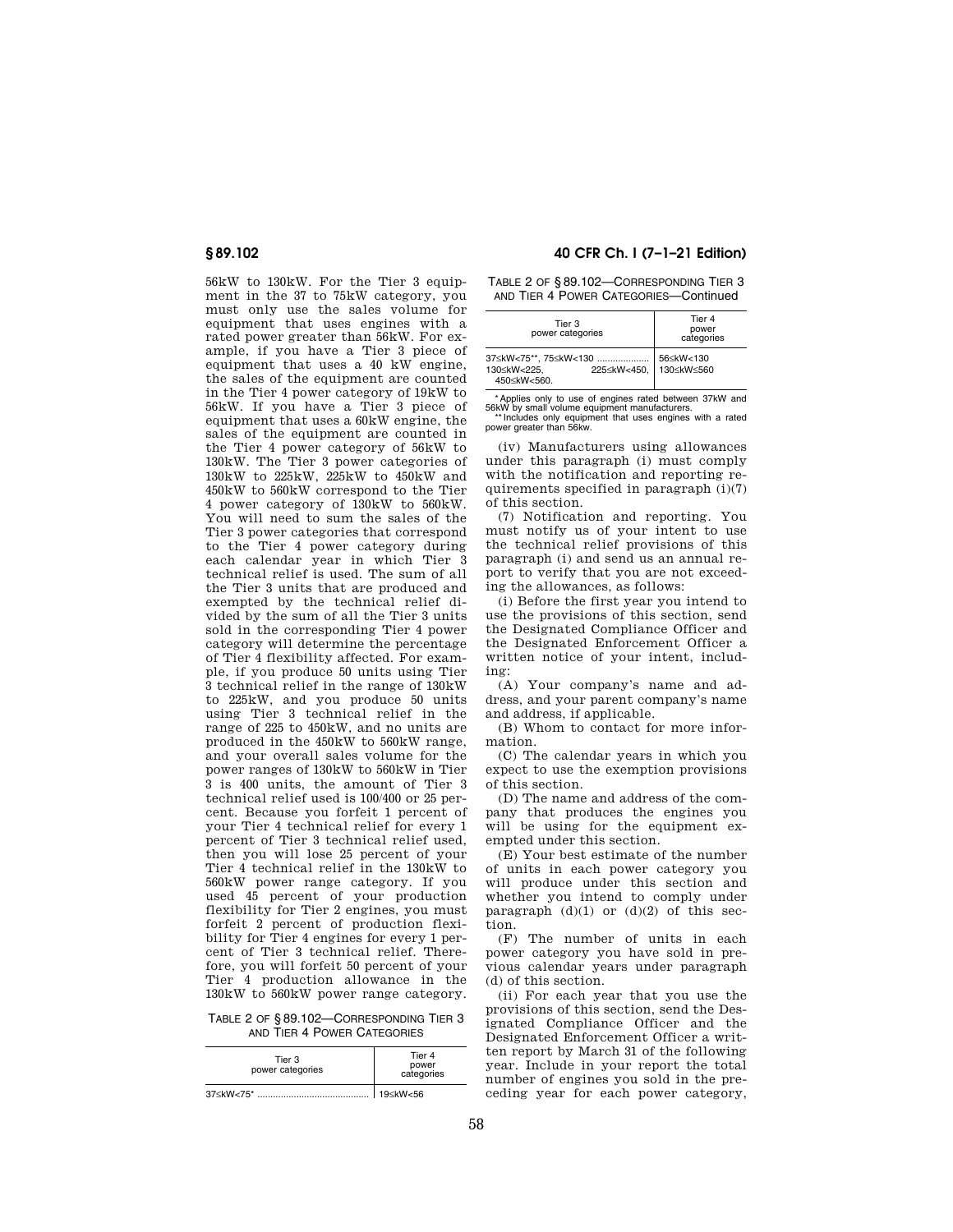56kW to 130kW. For the Tier 3 equipment in the 37 to 75kW category, you must only use the sales volume for equipment that uses engines with a rated power greater than 56kW. For example, if you have a Tier 3 piece of equipment that uses a 40 kW engine, the sales of the equipment are counted in the Tier 4 power category of 19kW to 56kW. If you have a Tier 3 piece of equipment that uses a 60kW engine, the sales of the equipment are counted in the Tier 4 power category of 56kW to 130kW. The Tier 3 power categories of 130kW to 225kW, 225kW to 450kW and 450kW to 560kW correspond to the Tier 4 power category of 130kW to 560kW. You will need to sum the sales of the Tier 3 power categories that correspond to the Tier 4 power category during each calendar year in which Tier 3 technical relief is used. The sum of all the Tier 3 units that are produced and exempted by the technical relief divided by the sum of all the Tier 3 units sold in the corresponding Tier 4 power category will determine the percentage of Tier 4 flexibility affected. For example, if you produce 50 units using Tier 3 technical relief in the range of 130kW to 225kW, and you produce 50 units using Tier 3 technical relief in the range of 225 to 450kW, and no units are produced in the 450kW to 560kW range, and your overall sales volume for the power ranges of 130kW to 560kW in Tier 3 is 400 units, the amount of Tier 3 technical relief used is 100/400 or 25 percent. Because you forfeit 1 percent of your Tier 4 technical relief for every 1 percent of Tier 3 technical relief used, then you will lose 25 percent of your Tier 4 technical relief in the 130kW to 560kW power range category. If you used 45 percent of your production flexibility for Tier 2 engines, you must forfeit 2 percent of production flexibility for Tier 4 engines for every 1 percent of Tier 3 technical relief. Therefore, you will forfeit 50 percent of your Tier 4 production allowance in the 130kW to 560kW power range category.

TABLE 2 OF § 89.102—CORRESPONDING TIER 3 AND TIER 4 POWER CATEGORIES

| Tier 3 power categories | Tier 4 power categories |
|---|---|
| 37≤kW<75* | 19≤kW<56 |
| 37≤kW<75**, 75≤kW<130 | 56≤kW<130 |
| 130≤kW<225, 225≤kW<450, 450≤kW<560. | 130≤kW≤560 |

\* Applies only to use of engines rated between 37kW and 56kW by small volume equipment manufacturers.

\*\* Includes only equipment that uses engines with a rated power greater than 56kw.

(iv) Manufacturers using allowances under this paragraph (i) must comply with the notification and reporting requirements specified in paragraph (i)(7) of this section.

(7) *Notification and reporting.* You must notify us of your intent to use the technical relief provisions of this paragraph (i) and send us an annual report to verify that you are not exceeding the allowances, as follows:

(i) Before the first year you intend to use the provisions of this section, send the Designated Compliance Officer and the Designated Enforcement Officer a written notice of your intent, including:

(A) Your company's name and address, and your parent company's name and address, if applicable.

(B) Whom to contact for more information.

(C) The calendar years in which you expect to use the exemption provisions of this section.

(D) The name and address of the company that produces the engines you will be using for the equipment exempted under this section.

(E) Your best estimate of the number of units in each power category you will produce under this section and whether you intend to comply under paragraph (d)(1) or (d)(2) of this section.

(F) The number of units in each power category you have sold in previous calendar years under paragraph (d) of this section.

(ii) For each year that you use the provisions of this section, send the Designated Compliance Officer and the Designated Enforcement Officer a written report by March 31 of the following year. Include in your report the total number of engines you sold in the preceding year for each power category,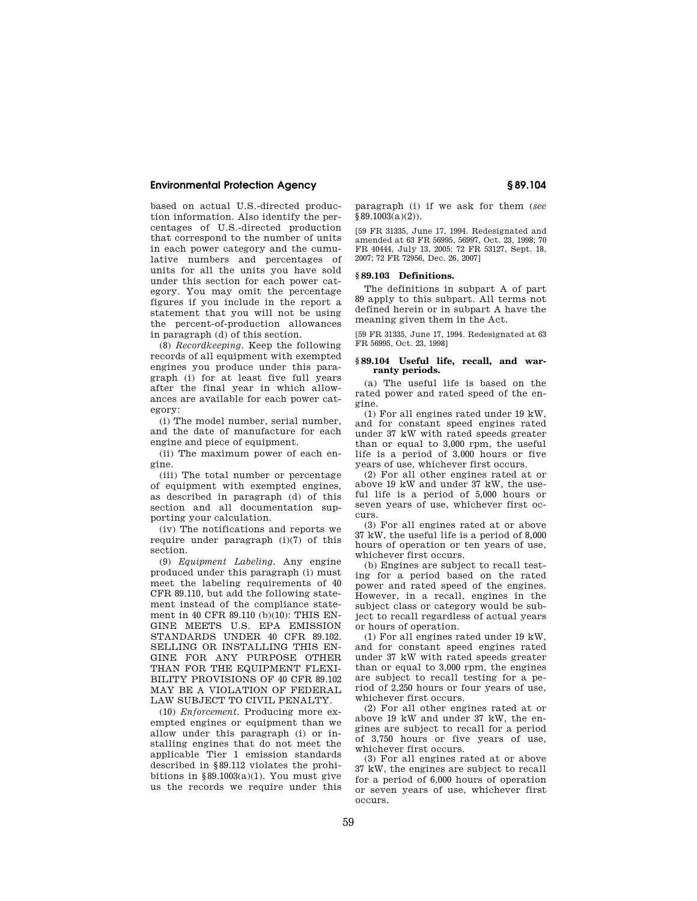based on actual U.S.-directed production information. Also identify the percentages of U.S.-directed production that correspond to the number of units in each power category and the cumulative numbers and percentages of units for all the units you have sold under this section for each power category. You may omit the percentage figures if you include in the report a statement that you will not be using the percent-of-production allowances in paragraph (d) of this section.

(8) *Recordkeeping.* Keep the following records of all equipment with exempted engines you produce under this paragraph (i) for at least five full years after the final year in which allowances are available for each power category:

(i) The model number, serial number, and the date of manufacture for each engine and piece of equipment.

(ii) The maximum power of each engine.

(iii) The total number or percentage of equipment with exempted engines, as described in paragraph (d) of this section and all documentation supporting your calculation.

(iv) The notifications and reports we require under paragraph (i)(7) of this section.

(9) *Equipment Labeling.* Any engine produced under this paragraph (i) must meet the labeling requirements of 40 CFR 89.110, but add the following statement instead of the compliance statement in 40 CFR 89.110 (b)(10): THIS ENGINE MEETS U.S. EPA EMISSION STANDARDS UNDER 40 CFR 89.102. SELLING OR INSTALLING THIS ENGINE FOR ANY PURPOSE OTHER THAN FOR THE EQUIPMENT FLEXIBILITY PROVISIONS OF 40 CFR 89.102 MAY BE A VIOLATION OF FEDERAL LAW SUBJECT TO CIVIL PENALTY.

(10) *Enforcement.* Producing more exempted engines or equipment than we allow under this paragraph (i) or installing engines that do not meet the applicable Tier 1 emission standards described in §89.112 violates the prohibitions in §89.1003(a)(1). You must give us the records we require under this paragraph (i) if we ask for them (*see* §89.1003(a)(2)).

[59 FR 31335, June 17, 1994. Redesignated and amended at 63 FR 56995, 56997, Oct. 23, 1998; 70 FR 40444, July 13, 2005; 72 FR 53127, Sept. 18, 2007; 72 FR 72956, Dec. 26, 2007]

### § 89.103 Definitions.

The definitions in subpart A of part 89 apply to this subpart. All terms not defined herein or in subpart A have the meaning given them in the Act.

[59 FR 31335, June 17, 1994. Redesignated at 63 FR 56995, Oct. 23, 1998]

### § 89.104 Useful life, recall, and warranty periods.

(a) The useful life is based on the rated power and rated speed of the engine.

(1) For all engines rated under 19 kW, and for constant speed engines rated under 37 kW with rated speeds greater than or equal to 3,000 rpm, the useful life is a period of 3,000 hours or five years of use, whichever first occurs.

(2) For all other engines rated at or above 19 kW and under 37 kW, the useful life is a period of 5,000 hours or seven years of use, whichever first occurs.

(3) For all engines rated at or above 37 kW, the useful life is a period of 8,000 hours of operation or ten years of use, whichever first occurs.

(b) Engines are subject to recall testing for a period based on the rated power and rated speed of the engines. However, in a recall, engines in the subject class or category would be subject to recall regardless of actual years or hours of operation.

(1) For all engines rated under 19 kW, and for constant speed engines rated under 37 kW with rated speeds greater than or equal to 3,000 rpm, the engines are subject to recall testing for a period of 2,250 hours or four years of use, whichever first occurs.

(2) For all other engines rated at or above 19 kW and under 37 kW, the engines are subject to recall for a period of 3,750 hours or five years of use, whichever first occurs.

(3) For all engines rated at or above 37 kW, the engines are subject to recall for a period of 6,000 hours of operation or seven years of use, whichever first occurs.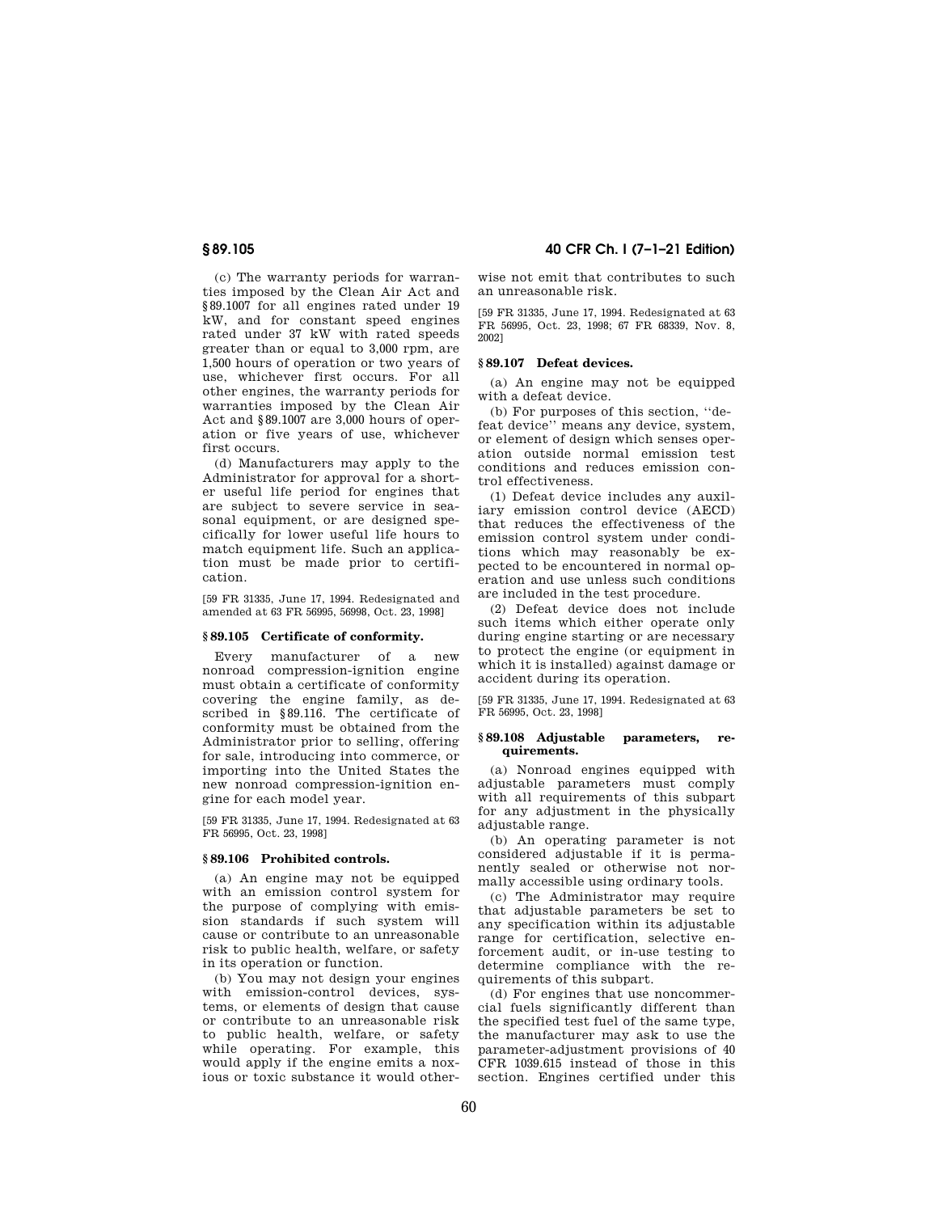(c) The warranty periods for warranties imposed by the Clean Air Act and §89.1007 for all engines rated under 19 kW, and for constant speed engines rated under 37 kW with rated speeds greater than or equal to 3,000 rpm, are 1,500 hours of operation or two years of use, whichever first occurs. For all other engines, the warranty periods for warranties imposed by the Clean Air Act and §89.1007 are 3,000 hours of operation or five years of use, whichever first occurs.

(d) Manufacturers may apply to the Administrator for approval for a shorter useful life period for engines that are subject to severe service in seasonal equipment, or are designed specifically for lower useful life hours to match equipment life. Such an application must be made prior to certification.

[59 FR 31335, June 17, 1994. Redesignated and amended at 63 FR 56995, 56998, Oct. 23, 1998]

### § 89.105 Certificate of conformity.

Every manufacturer of a new nonroad compression-ignition engine must obtain a certificate of conformity covering the engine family, as described in §89.116. The certificate of conformity must be obtained from the Administrator prior to selling, offering for sale, introducing into commerce, or importing into the United States the new nonroad compression-ignition engine for each model year.

[59 FR 31335, June 17, 1994. Redesignated at 63 FR 56995, Oct. 23, 1998]

### § 89.106 Prohibited controls.

(a) An engine may not be equipped with an emission control system for the purpose of complying with emission standards if such system will cause or contribute to an unreasonable risk to public health, welfare, or safety in its operation or function.

(b) You may not design your engines with emission-control devices, systems, or elements of design that cause or contribute to an unreasonable risk to public health, welfare, or safety while operating. For example, this would apply if the engine emits a noxious or toxic substance it would otherwise not emit that contributes to such an unreasonable risk.

[59 FR 31335, June 17, 1994. Redesignated at 63 FR 56995, Oct. 23, 1998; 67 FR 68339, Nov. 8, 2002]

### § 89.107 Defeat devices.

(a) An engine may not be equipped with a defeat device.

(b) For purposes of this section, ''defeat device'' means any device, system, or element of design which senses operation outside normal emission test conditions and reduces emission control effectiveness.

(1) Defeat device includes any auxiliary emission control device (AECD) that reduces the effectiveness of the emission control system under conditions which may reasonably be expected to be encountered in normal operation and use unless such conditions are included in the test procedure.

(2) Defeat device does not include such items which either operate only during engine starting or are necessary to protect the engine (or equipment in which it is installed) against damage or accident during its operation.

[59 FR 31335, June 17, 1994. Redesignated at 63 FR 56995, Oct. 23, 1998]

### § 89.108 Adjustable parameters, requirements.

(a) Nonroad engines equipped with adjustable parameters must comply with all requirements of this subpart for any adjustment in the physically adjustable range.

(b) An operating parameter is not considered adjustable if it is permanently sealed or otherwise not normally accessible using ordinary tools.

(c) The Administrator may require that adjustable parameters be set to any specification within its adjustable range for certification, selective enforcement audit, or in-use testing to determine compliance with the requirements of this subpart.

(d) For engines that use noncommercial fuels significantly different than the specified test fuel of the same type, the manufacturer may ask to use the parameter-adjustment provisions of 40 CFR 1039.615 instead of those in this section. Engines certified under this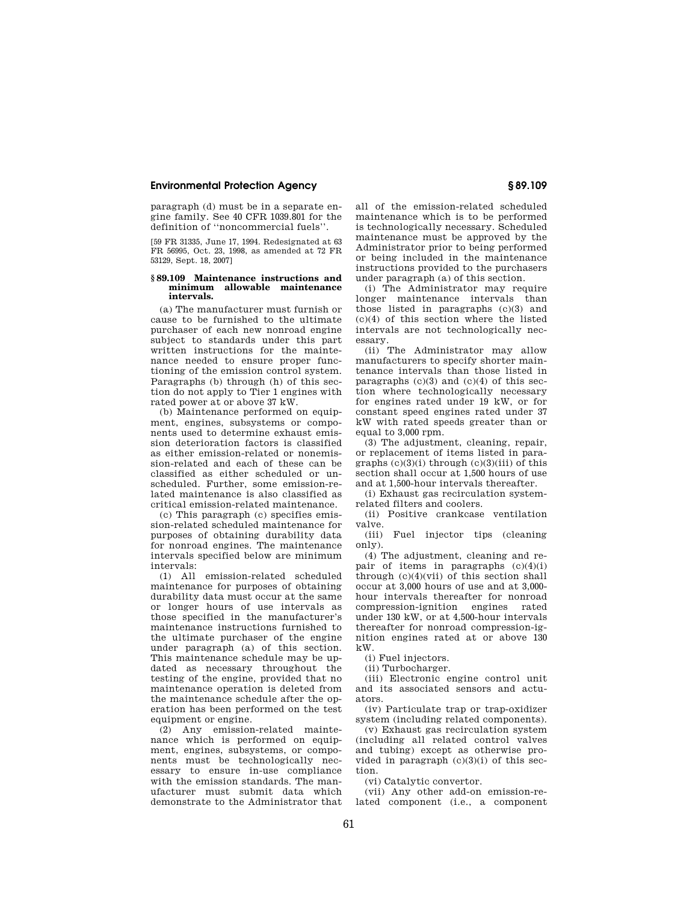paragraph (d) must be in a separate engine family. See 40 CFR 1039.801 for the definition of ''noncommercial fuels''.

[59 FR 31335, June 17, 1994. Redesignated at 63 FR 56995, Oct. 23, 1998, as amended at 72 FR 53129, Sept. 18, 2007]

## § 89.109 Maintenance instructions and minimum allowable maintenance intervals.

(a) The manufacturer must furnish or cause to be furnished to the ultimate purchaser of each new nonroad engine subject to standards under this part written instructions for the maintenance needed to ensure proper functioning of the emission control system. Paragraphs (b) through (h) of this section do not apply to Tier 1 engines with rated power at or above 37 kW.

(b) Maintenance performed on equipment, engines, subsystems or components used to determine exhaust emission deterioration factors is classified as either emission-related or nonemission-related and each of these can be classified as either scheduled or unscheduled. Further, some emission-related maintenance is also classified as critical emission-related maintenance.

(c) This paragraph (c) specifies emission-related scheduled maintenance for purposes of obtaining durability data for nonroad engines. The maintenance intervals specified below are minimum intervals:

(1) All emission-related scheduled maintenance for purposes of obtaining durability data must occur at the same or longer hours of use intervals as those specified in the manufacturer's maintenance instructions furnished to the ultimate purchaser of the engine under paragraph (a) of this section. This maintenance schedule may be updated as necessary throughout the testing of the engine, provided that no maintenance operation is deleted from the maintenance schedule after the operation has been performed on the test equipment or engine.

(2) Any emission-related maintenance which is performed on equipment, engines, subsystems, or components must be technologically necessary to ensure in-use compliance with the emission standards. The manufacturer must submit data which demonstrate to the Administrator that all of the emission-related scheduled maintenance which is to be performed is technologically necessary. Scheduled maintenance must be approved by the Administrator prior to being performed or being included in the maintenance instructions provided to the purchasers under paragraph (a) of this section.

(i) The Administrator may require longer maintenance intervals than those listed in paragraphs (c)(3) and (c)(4) of this section where the listed intervals are not technologically necessary.

(ii) The Administrator may allow manufacturers to specify shorter maintenance intervals than those listed in paragraphs (c)(3) and (c)(4) of this section where technologically necessary for engines rated under 19 kW, or for constant speed engines rated under 37 kW with rated speeds greater than or equal to 3,000 rpm.

(3) The adjustment, cleaning, repair, or replacement of items listed in paragraphs (c)(3)(i) through (c)(3)(iii) of this section shall occur at 1,500 hours of use and at 1,500-hour intervals thereafter.

(i) Exhaust gas recirculation system-related filters and coolers.

(ii) Positive crankcase ventilation valve.

(iii) Fuel injector tips (cleaning only).

(4) The adjustment, cleaning and repair of items in paragraphs (c)(4)(i) through (c)(4)(vii) of this section shall occur at 3,000 hours of use and at 3,000-hour intervals thereafter for nonroad compression-ignition engines rated under 130 kW, or at 4,500-hour intervals thereafter for nonroad compression-ignition engines rated at or above 130 kW.

(i) Fuel injectors.

(ii) Turbocharger.

(iii) Electronic engine control unit and its associated sensors and actuators.

(iv) Particulate trap or trap-oxidizer system (including related components).

(v) Exhaust gas recirculation system (including all related control valves and tubing) except as otherwise provided in paragraph (c)(3)(i) of this section.

(vi) Catalytic convertor.

(vii) Any other add-on emission-related component (i.e., a component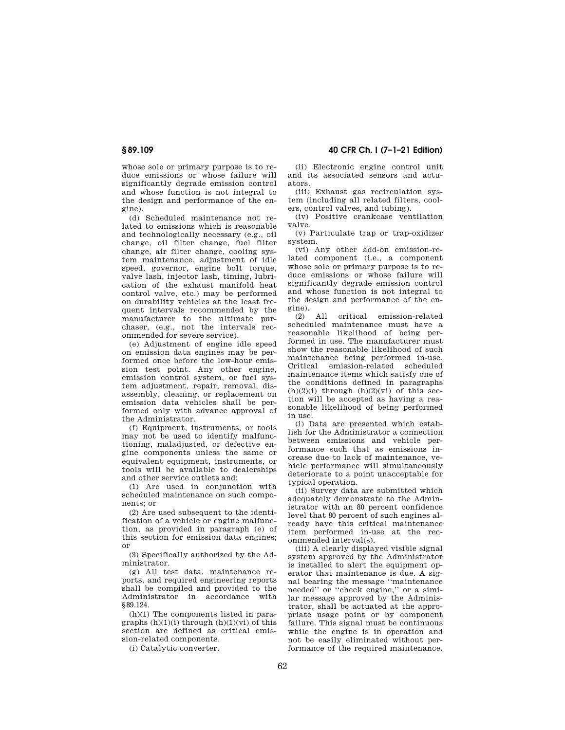whose sole or primary purpose is to reduce emissions or whose failure will significantly degrade emission control and whose function is not integral to the design and performance of the engine).

(d) Scheduled maintenance not related to emissions which is reasonable and technologically necessary (e.g., oil change, oil filter change, fuel filter change, air filter change, cooling system maintenance, adjustment of idle speed, governor, engine bolt torque, valve lash, injector lash, timing, lubrication of the exhaust manifold heat control valve, etc.) may be performed on durability vehicles at the least frequent intervals recommended by the manufacturer to the ultimate purchaser, (e.g., not the intervals recommended for severe service).

(e) Adjustment of engine idle speed on emission data engines may be performed once before the low-hour emission test point. Any other engine, emission control system, or fuel system adjustment, repair, removal, disassembly, cleaning, or replacement on emission data vehicles shall be performed only with advance approval of the Administrator.

(f) Equipment, instruments, or tools may not be used to identify malfunctioning, maladjusted, or defective engine components unless the same or equivalent equipment, instruments, or tools will be available to dealerships and other service outlets and:

(1) Are used in conjunction with scheduled maintenance on such components; or

(2) Are used subsequent to the identification of a vehicle or engine malfunction, as provided in paragraph (e) of this section for emission data engines; or

(3) Specifically authorized by the Administrator.

(g) All test data, maintenance reports, and required engineering reports shall be compiled and provided to the Administrator in accordance with §89.124.

(h)(1) The components listed in paragraphs (h)(1)(i) through (h)(1)(vi) of this section are defined as critical emission-related components.

(i) Catalytic converter.

(ii) Electronic engine control unit and its associated sensors and actuators.

(iii) Exhaust gas recirculation system (including all related filters, coolers, control valves, and tubing).

(iv) Positive crankcase ventilation valve.

(v) Particulate trap or trap-oxidizer system.

(vi) Any other add-on emission-related component (i.e., a component whose sole or primary purpose is to reduce emissions or whose failure will significantly degrade emission control and whose function is not integral to the design and performance of the engine).

(2) All critical emission-related scheduled maintenance must have a reasonable likelihood of being performed in use. The manufacturer must show the reasonable likelihood of such maintenance being performed in-use. Critical emission-related scheduled maintenance items which satisfy one of the conditions defined in paragraphs (h)(2)(i) through (h)(2)(vi) of this section will be accepted as having a reasonable likelihood of being performed in use.

(i) Data are presented which establish for the Administrator a connection between emissions and vehicle performance such that as emissions increase due to lack of maintenance, vehicle performance will simultaneously deteriorate to a point unacceptable for typical operation.

(ii) Survey data are submitted which adequately demonstrate to the Administrator with an 80 percent confidence level that 80 percent of such engines already have this critical maintenance item performed in-use at the recommended interval(s).

(iii) A clearly displayed visible signal system approved by the Administrator is installed to alert the equipment operator that maintenance is due. A signal bearing the message "maintenance needed" or "check engine," or a similar message approved by the Administrator, shall be actuated at the appropriate usage point or by component failure. This signal must be continuous while the engine is in operation and not be easily eliminated without performance of the required maintenance.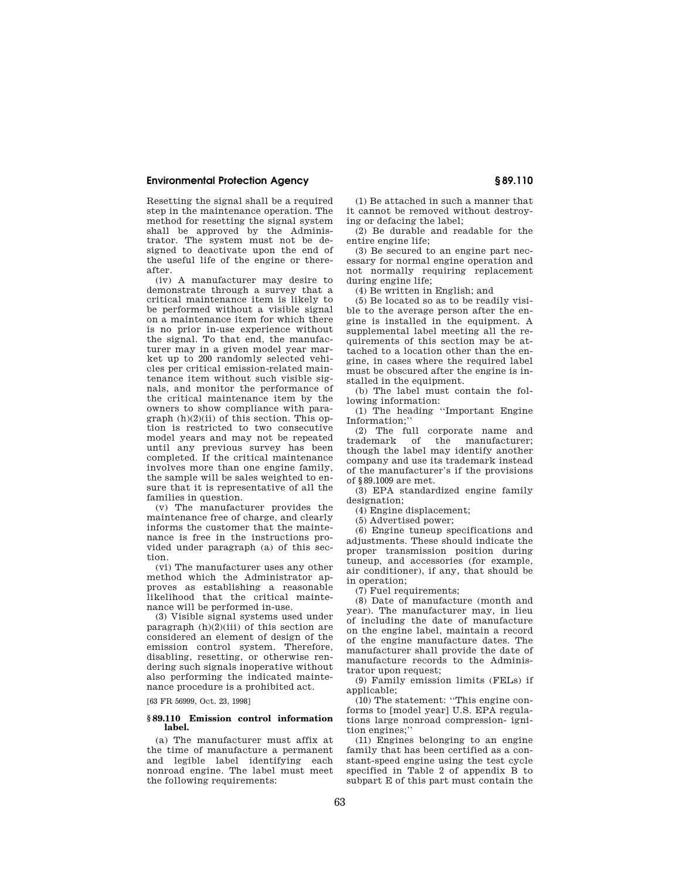Resetting the signal shall be a required step in the maintenance operation. The method for resetting the signal system shall be approved by the Administrator. The system must not be designed to deactivate upon the end of the useful life of the engine or thereafter.

(iv) A manufacturer may desire to demonstrate through a survey that a critical maintenance item is likely to be performed without a visible signal on a maintenance item for which there is no prior in-use experience without the signal. To that end, the manufacturer may in a given model year market up to 200 randomly selected vehicles per critical emission-related maintenance item without such visible signals, and monitor the performance of the critical maintenance item by the owners to show compliance with paragraph (h)(2)(ii) of this section. This option is restricted to two consecutive model years and may not be repeated until any previous survey has been completed. If the critical maintenance involves more than one engine family, the sample will be sales weighted to ensure that it is representative of all the families in question.

(v) The manufacturer provides the maintenance free of charge, and clearly informs the customer that the maintenance is free in the instructions provided under paragraph (a) of this section.

(vi) The manufacturer uses any other method which the Administrator approves as establishing a reasonable likelihood that the critical maintenance will be performed in-use.

(3) Visible signal systems used under paragraph (h)(2)(iii) of this section are considered an element of design of the emission control system. Therefore, disabling, resetting, or otherwise rendering such signals inoperative without also performing the indicated maintenance procedure is a prohibited act.

[63 FR 56999, Oct. 23, 1998]

### § 89.110 Emission control information label.

(a) The manufacturer must affix at the time of manufacture a permanent and legible label identifying each nonroad engine. The label must meet the following requirements:

(1) Be attached in such a manner that it cannot be removed without destroying or defacing the label;

(2) Be durable and readable for the entire engine life;

(3) Be secured to an engine part necessary for normal engine operation and not normally requiring replacement during engine life;

(4) Be written in English; and

(5) Be located so as to be readily visible to the average person after the engine is installed in the equipment. A supplemental label meeting all the requirements of this section may be attached to a location other than the engine, in cases where the required label must be obscured after the engine is installed in the equipment.

(b) The label must contain the following information:

(1) The heading ''Important Engine Information;''

(2) The full corporate name and trademark of the manufacturer; though the label may identify another company and use its trademark instead of the manufacturer's if the provisions of § 89.1009 are met.

(3) EPA standardized engine family designation;

(4) Engine displacement;

(5) Advertised power;

(6) Engine tuneup specifications and adjustments. These should indicate the proper transmission position during tuneup, and accessories (for example, air conditioner), if any, that should be in operation;

(7) Fuel requirements;

(8) Date of manufacture (month and year). The manufacturer may, in lieu of including the date of manufacture on the engine label, maintain a record of the engine manufacture dates. The manufacturer shall provide the date of manufacture records to the Administrator upon request;

(9) Family emission limits (FELs) if applicable;

(10) The statement: ''This engine conforms to [model year] U.S. EPA regulations large nonroad compression- ignition engines;''

(11) Engines belonging to an engine family that has been certified as a constant-speed engine using the test cycle specified in Table 2 of appendix B to subpart E of this part must contain the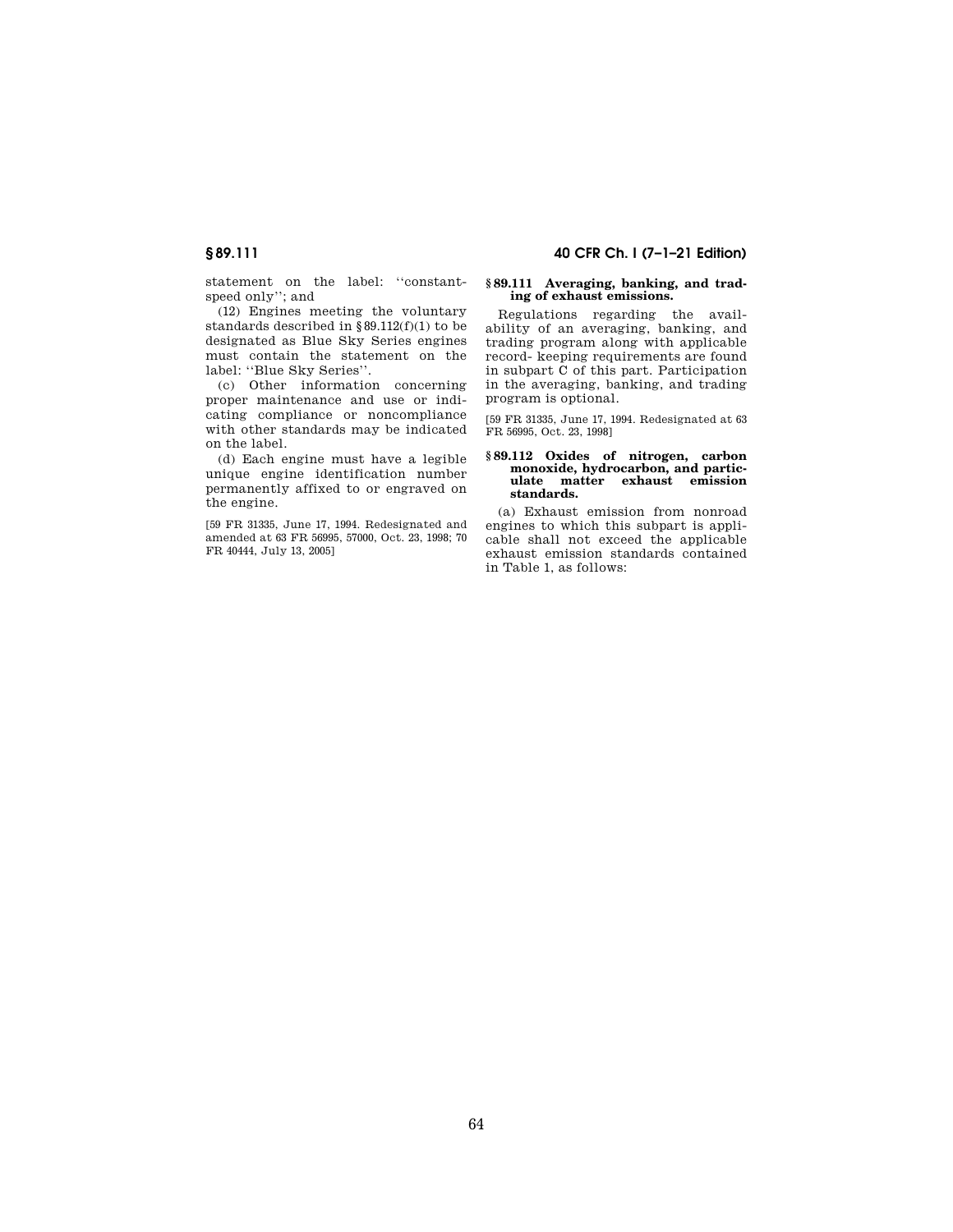statement on the label: ''constant-speed only''; and

(12) Engines meeting the voluntary standards described in §89.112(f)(1) to be designated as Blue Sky Series engines must contain the statement on the label: ''Blue Sky Series''.

(c) Other information concerning proper maintenance and use or indicating compliance or noncompliance with other standards may be indicated on the label.

(d) Each engine must have a legible unique engine identification number permanently affixed to or engraved on the engine.

[59 FR 31335, June 17, 1994. Redesignated and amended at 63 FR 56995, 57000, Oct. 23, 1998; 70 FR 40444, July 13, 2005]

## §89.111 Averaging, banking, and trading of exhaust emissions.

Regulations regarding the availability of an averaging, banking, and trading program along with applicable record- keeping requirements are found in subpart C of this part. Participation in the averaging, banking, and trading program is optional.

[59 FR 31335, June 17, 1994. Redesignated at 63 FR 56995, Oct. 23, 1998]

## §89.112 Oxides of nitrogen, carbon monoxide, hydrocarbon, and particulate matter exhaust emission standards.

(a) Exhaust emission from nonroad engines to which this subpart is applicable shall not exceed the applicable exhaust emission standards contained in Table 1, as follows: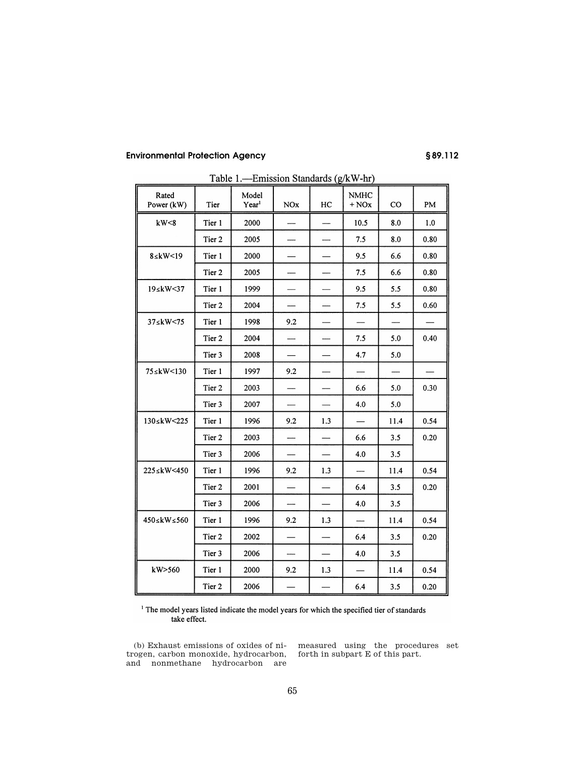Table 1.—Emission Standards (g/kW-hr)

| Rated Power (kW) | Tier | Model Year[1] | NOx | HC | NMHC + NOx | CO | PM |
|---|---|---|---|---|---|---|---|
| kW<8 | Tier 1 | 2000 | — | — | 10.5 | 8.0 | 1.0 |
| | Tier 2 | 2005 | — | — | 7.5 | 8.0 | 0.80 |
| 8≤kW<19 | Tier 1 | 2000 | — | — | 9.5 | 6.6 | 0.80 |
| | Tier 2 | 2005 | — | — | 7.5 | 6.6 | 0.80 |
| 19≤kW<37 | Tier 1 | 1999 | — | — | 9.5 | 5.5 | 0.80 |
| | Tier 2 | 2004 | — | — | 7.5 | 5.5 | 0.60 |
| 37≤kW<75 | Tier 1 | 1998 | 9.2 | — | — | — | — |
| | Tier 2 | 2004 | — | — | 7.5 | 5.0 | 0.40 |
| | Tier 3 | 2008 | — | — | 4.7 | 5.0 | |
| 75≤kW<130 | Tier 1 | 1997 | 9.2 | — | — | — | — |
| | Tier 2 | 2003 | — | — | 6.6 | 5.0 | 0.30 |
| | Tier 3 | 2007 | — | — | 4.0 | 5.0 | |
| 130≤kW<225 | Tier 1 | 1996 | 9.2 | 1.3 | — | 11.4 | 0.54 |
| | Tier 2 | 2003 | — | — | 6.6 | 3.5 | 0.20 |
| | Tier 3 | 2006 | — | — | 4.0 | 3.5 | |
| 225≤kW<450 | Tier 1 | 1996 | 9.2 | 1.3 | — | 11.4 | 0.54 |
| | Tier 2 | 2001 | — | — | 6.4 | 3.5 | 0.20 |
| | Tier 3 | 2006 | — | — | 4.0 | 3.5 | |
| 450≤kW≤560 | Tier 1 | 1996 | 9.2 | 1.3 | — | 11.4 | 0.54 |
| | Tier 2 | 2002 | — | — | 6.4 | 3.5 | 0.20 |
| | Tier 3 | 2006 | — | — | 4.0 | 3.5 | |
| kW>560 | Tier 1 | 2000 | 9.2 | 1.3 | — | 11.4 | 0.54 |
| | Tier 2 | 2006 | — | — | 6.4 | 3.5 | 0.20 |

[1] The model years listed indicate the model years for which the specified tier of standards take effect.

(b) Exhaust emissions of oxides of nitrogen, carbon monoxide, hydrocarbon, and nonmethane hydrocarbon are measured using the procedures set forth in subpart E of this part.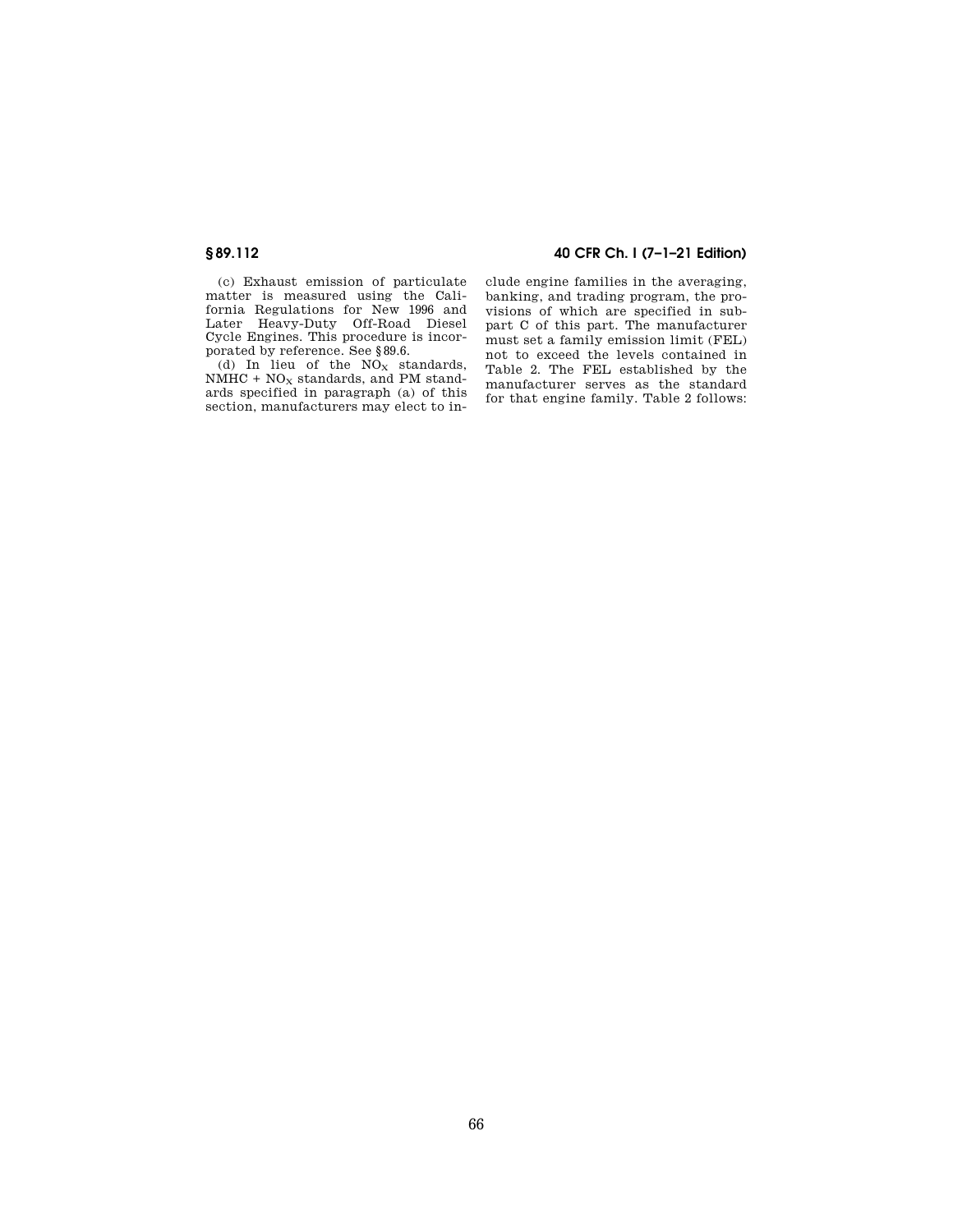(c) Exhaust emission of particulate matter is measured using the California Regulations for New 1996 and Later Heavy-Duty Off-Road Diesel Cycle Engines. This procedure is incorporated by reference. See §89.6.

(d) In lieu of the $NO_X$ standards, NMHC + $NO_X$ standards, and PM standards specified in paragraph (a) of this section, manufacturers may elect to include engine families in the averaging, banking, and trading program, the provisions of which are specified in subpart C of this part. The manufacturer must set a family emission limit (FEL) not to exceed the levels contained in Table 2. The FEL established by the manufacturer serves as the standard for that engine family. Table 2 follows: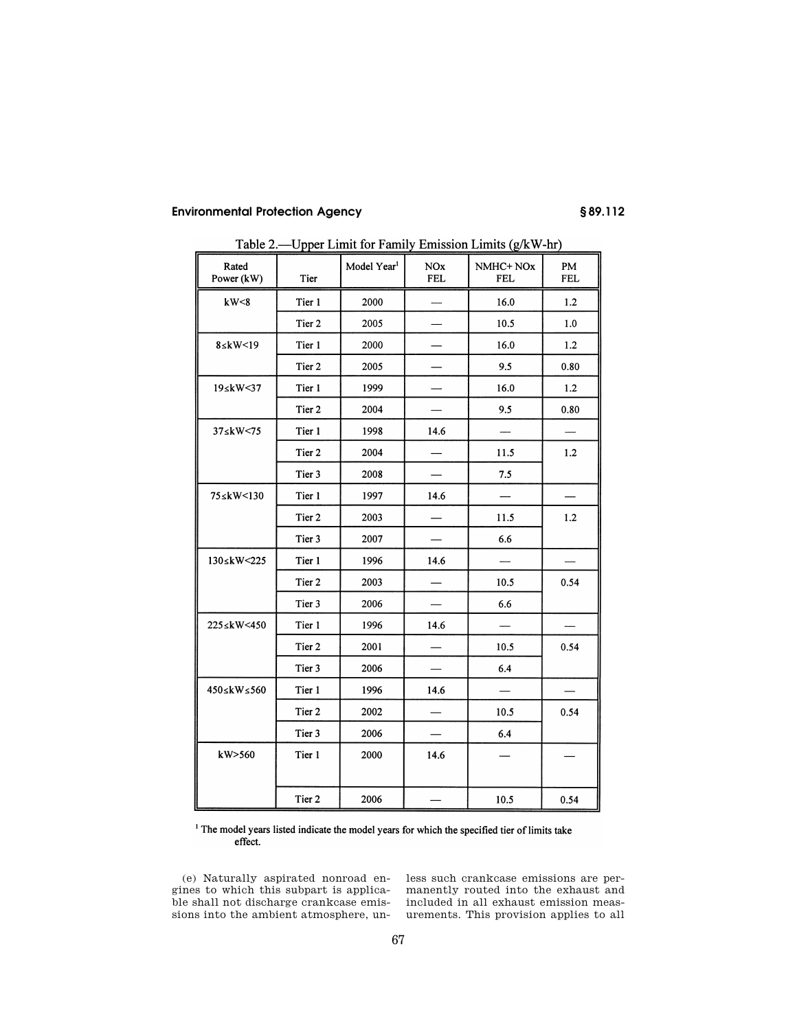Table 2.—Upper Limit for Family Emission Limits (g/kW-hr)

| Rated Power (kW) | Tier | Model Year[1] | NOx FEL | NMHC+ NOx FEL | PM FEL |
|---|---|---|---|---|---|
| kW<8 | Tier 1 | 2000 | — | 16.0 | 1.2 |
| | Tier 2 | 2005 | — | 10.5 | 1.0 |
| 8≤kW<19 | Tier 1 | 2000 | — | 16.0 | 1.2 |
| | Tier 2 | 2005 | — | 9.5 | 0.80 |
| 19≤kW<37 | Tier 1 | 1999 | — | 16.0 | 1.2 |
| | Tier 2 | 2004 | — | 9.5 | 0.80 |
| 37≤kW<75 | Tier 1 | 1998 | 14.6 | — | — |
| | Tier 2 | 2004 | — | 11.5 | 1.2 |
| | Tier 3 | 2008 | — | 7.5 | |
| 75≤kW<130 | Tier 1 | 1997 | 14.6 | — | — |
| | Tier 2 | 2003 | — | 11.5 | 1.2 |
| | Tier 3 | 2007 | — | 6.6 | |
| 130≤kW<225 | Tier 1 | 1996 | 14.6 | — | — |
| | Tier 2 | 2003 | — | 10.5 | 0.54 |
| | Tier 3 | 2006 | — | 6.6 | |
| 225≤kW<450 | Tier 1 | 1996 | 14.6 | — | — |
| | Tier 2 | 2001 | — | 10.5 | 0.54 |
| | Tier 3 | 2006 | — | 6.4 | |
| 450≤kW≤560 | Tier 1 | 1996 | 14.6 | — | — |
| | Tier 2 | 2002 | — | 10.5 | 0.54 |
| | Tier 3 | 2006 | — | 6.4 | |
| kW>560 | Tier 1 | 2000 | 14.6 | — | — |
| | Tier 2 | 2006 | — | 10.5 | 0.54 |

[1] The model years listed indicate the model years for which the specified tier of limits take effect.

(e) Naturally aspirated nonroad engines to which this subpart is applicable shall not discharge crankcase emissions into the ambient atmosphere, unless such crankcase emissions are permanently routed into the exhaust and included in all exhaust emission measurements. This provision applies to all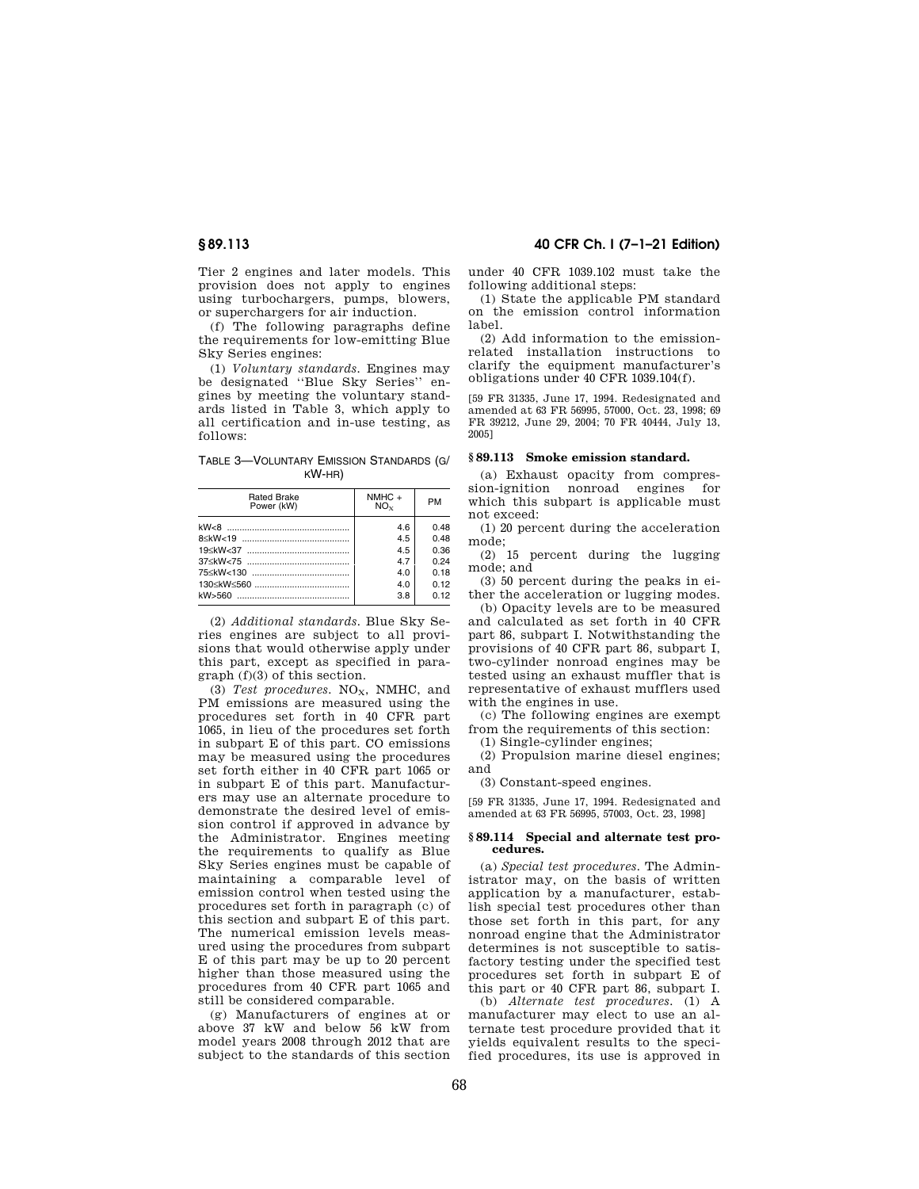Tier 2 engines and later models. This provision does not apply to engines using turbochargers, pumps, blowers, or superchargers for air induction.

(f) The following paragraphs define the requirements for low-emitting Blue Sky Series engines:

(1) *Voluntary standards.* Engines may be designated ''Blue Sky Series'' engines by meeting the voluntary standards listed in Table 3, which apply to all certification and in-use testing, as follows:

TABLE 3—VOLUNTARY EMISSION STANDARDS (G/KW-HR)

| Rated Brake Power (kW) | NMHC + $NO_X$ | PM |
|---|---|---|
| kW<8 | 4.6 | 0.48 |
| 8≤kW<19 | 4.5 | 0.48 |
| 19≤kW<37 | 4.5 | 0.36 |
| 37≤kW<75 | 4.7 | 0.24 |
| 75≤kW<130 | 4.0 | 0.18 |
| 130≤kW≤560 | 4.0 | 0.12 |
| kW>560 | 3.8 | 0.12 |

(2) *Additional standards.* Blue Sky Series engines are subject to all provisions that would otherwise apply under this part, except as specified in paragraph (f)(3) of this section.

(3) *Test procedures.* $NO_X$, NMHC, and PM emissions are measured using the procedures set forth in 40 CFR part 1065, in lieu of the procedures set forth in subpart E of this part. CO emissions may be measured using the procedures set forth either in 40 CFR part 1065 or in subpart E of this part. Manufacturers may use an alternate procedure to demonstrate the desired level of emission control if approved in advance by the Administrator. Engines meeting the requirements to qualify as Blue Sky Series engines must be capable of maintaining a comparable level of emission control when tested using the procedures set forth in paragraph (c) of this section and subpart E of this part. The numerical emission levels measured using the procedures from subpart E of this part may be up to 20 percent higher than those measured using the procedures from 40 CFR part 1065 and still be considered comparable.

(g) Manufacturers of engines at or above 37 kW and below 56 kW from model years 2008 through 2012 that are subject to the standards of this section under 40 CFR 1039.102 must take the following additional steps:

(1) State the applicable PM standard on the emission control information label.

(2) Add information to the emission-related installation instructions to clarify the equipment manufacturer's obligations under 40 CFR 1039.104(f).

[59 FR 31335, June 17, 1994. Redesignated and amended at 63 FR 56995, 57000, Oct. 23, 1998; 69 FR 39212, June 29, 2004; 70 FR 40444, July 13, 2005]

## § 89.113 Smoke emission standard.

(a) Exhaust opacity from compression-ignition nonroad engines for which this subpart is applicable must not exceed:

(1) 20 percent during the acceleration mode;

(2) 15 percent during the lugging mode; and

(3) 50 percent during the peaks in either the acceleration or lugging modes.

(b) Opacity levels are to be measured and calculated as set forth in 40 CFR part 86, subpart I. Notwithstanding the provisions of 40 CFR part 86, subpart I, two-cylinder nonroad engines may be tested using an exhaust muffler that is representative of exhaust mufflers used with the engines in use.

(c) The following engines are exempt from the requirements of this section:

(1) Single-cylinder engines;

(2) Propulsion marine diesel engines; and

(3) Constant-speed engines.

[59 FR 31335, June 17, 1994. Redesignated and amended at 63 FR 56995, 57003, Oct. 23, 1998]

## § 89.114 Special and alternate test procedures.

(a) *Special test procedures.* The Administrator may, on the basis of written application by a manufacturer, establish special test procedures other than those set forth in this part, for any nonroad engine that the Administrator determines is not susceptible to satisfactory testing under the specified test procedures set forth in subpart E of this part or 40 CFR part 86, subpart I.

(b) *Alternate test procedures.* (1) A manufacturer may elect to use an alternate test procedure provided that it yields equivalent results to the specified procedures, its use is approved in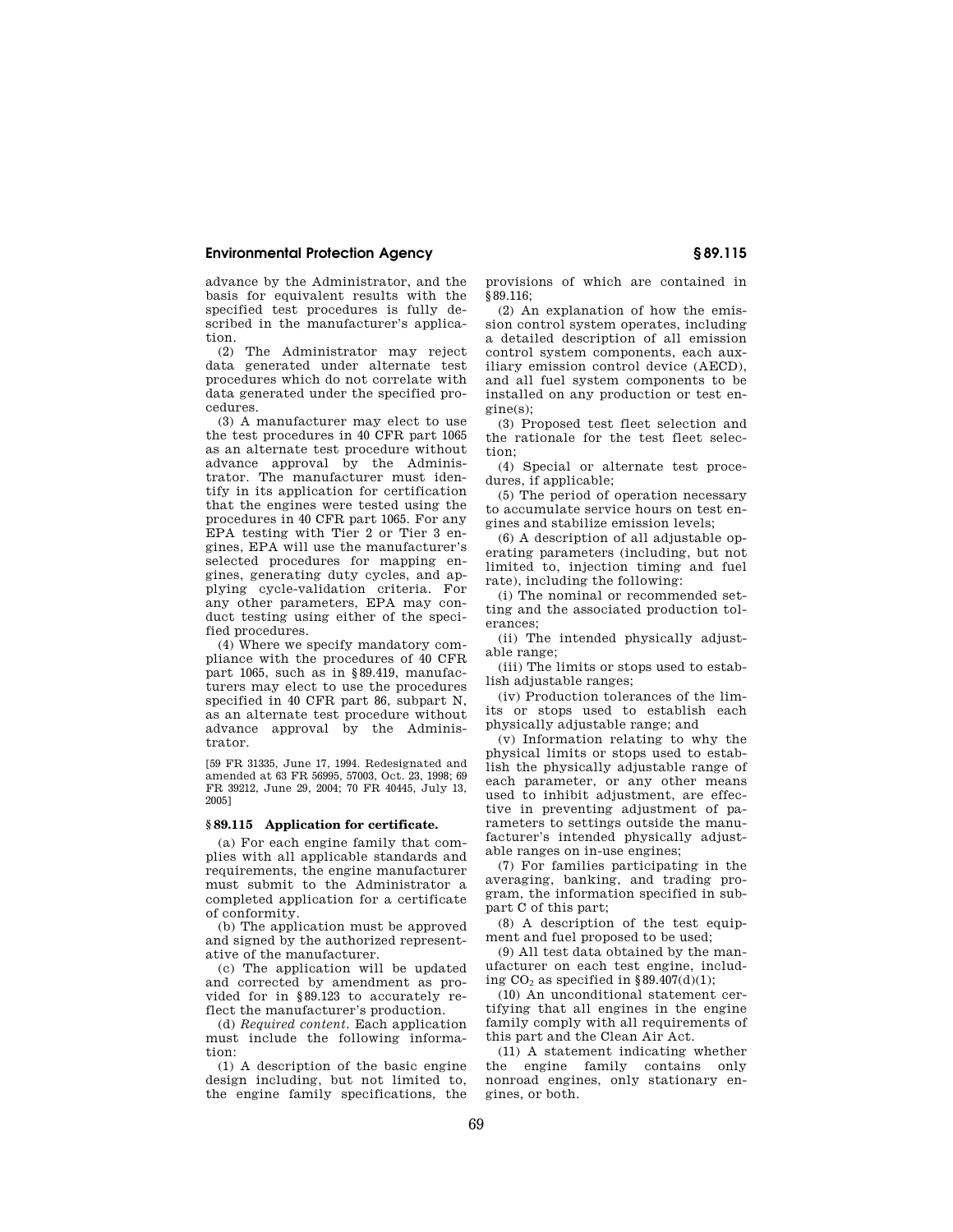advance by the Administrator, and the basis for equivalent results with the specified test procedures is fully described in the manufacturer's application.

(2) The Administrator may reject data generated under alternate test procedures which do not correlate with data generated under the specified procedures.

(3) A manufacturer may elect to use the test procedures in 40 CFR part 1065 as an alternate test procedure without advance approval by the Administrator. The manufacturer must identify in its application for certification that the engines were tested using the procedures in 40 CFR part 1065. For any EPA testing with Tier 2 or Tier 3 engines, EPA will use the manufacturer's selected procedures for mapping engines, generating duty cycles, and applying cycle-validation criteria. For any other parameters, EPA may conduct testing using either of the specified procedures.

(4) Where we specify mandatory compliance with the procedures of 40 CFR part 1065, such as in §89.419, manufacturers may elect to use the procedures specified in 40 CFR part 86, subpart N, as an alternate test procedure without advance approval by the Administrator.

[59 FR 31335, June 17, 1994. Redesignated and amended at 63 FR 56995, 57003, Oct. 23, 1998; 69 FR 39212, June 29, 2004; 70 FR 40445, July 13, 2005]

### §89.115 Application for certificate.

(a) For each engine family that complies with all applicable standards and requirements, the engine manufacturer must submit to the Administrator a completed application for a certificate of conformity.

(b) The application must be approved and signed by the authorized representative of the manufacturer.

(c) The application will be updated and corrected by amendment as provided for in §89.123 to accurately reflect the manufacturer's production.

(d) *Required content.* Each application must include the following information:

(1) A description of the basic engine design including, but not limited to, the engine family specifications, the provisions of which are contained in §89.116;

(2) An explanation of how the emission control system operates, including a detailed description of all emission control system components, each auxiliary emission control device (AECD), and all fuel system components to be installed on any production or test engine(s);

(3) Proposed test fleet selection and the rationale for the test fleet selection;

(4) Special or alternate test procedures, if applicable;

(5) The period of operation necessary to accumulate service hours on test engines and stabilize emission levels;

(6) A description of all adjustable operating parameters (including, but not limited to, injection timing and fuel rate), including the following:

(i) The nominal or recommended setting and the associated production tolerances;

(ii) The intended physically adjustable range;

(iii) The limits or stops used to establish adjustable ranges;

(iv) Production tolerances of the limits or stops used to establish each physically adjustable range; and

(v) Information relating to why the physical limits or stops used to establish the physically adjustable range of each parameter, or any other means used to inhibit adjustment, are effective in preventing adjustment of parameters to settings outside the manufacturer's intended physically adjustable ranges on in-use engines;

(7) For families participating in the averaging, banking, and trading program, the information specified in subpart C of this part;

(8) A description of the test equipment and fuel proposed to be used;

(9) All test data obtained by the manufacturer on each test engine, including $CO_2$ as specified in §89.407(d)(1);

(10) An unconditional statement certifying that all engines in the engine family comply with all requirements of this part and the Clean Air Act.

(11) A statement indicating whether the engine family contains only nonroad engines, only stationary engines, or both.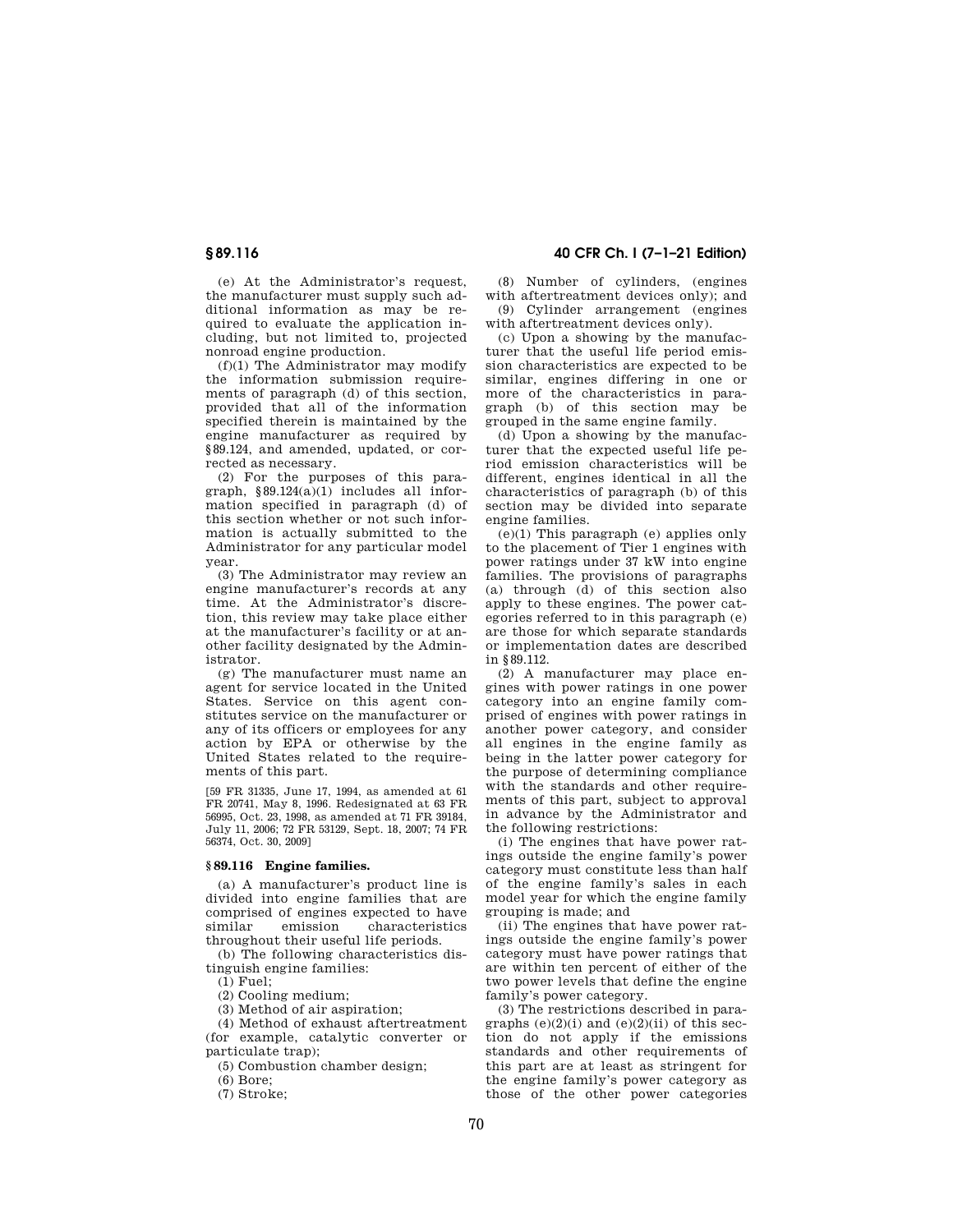(e) At the Administrator's request, the manufacturer must supply such additional information as may be required to evaluate the application including, but not limited to, projected nonroad engine production.

(f)(1) The Administrator may modify the information submission requirements of paragraph (d) of this section, provided that all of the information specified therein is maintained by the engine manufacturer as required by §89.124, and amended, updated, or corrected as necessary.

(2) For the purposes of this paragraph, §89.124(a)(1) includes all information specified in paragraph (d) of this section whether or not such information is actually submitted to the Administrator for any particular model year.

(3) The Administrator may review an engine manufacturer's records at any time. At the Administrator's discretion, this review may take place either at the manufacturer's facility or at another facility designated by the Administrator.

(g) The manufacturer must name an agent for service located in the United States. Service on this agent constitutes service on the manufacturer or any of its officers or employees for any action by EPA or otherwise by the United States related to the requirements of this part.

[59 FR 31335, June 17, 1994, as amended at 61 FR 20741, May 8, 1996. Redesignated at 63 FR 56995, Oct. 23, 1998, as amended at 71 FR 39184, July 11, 2006; 72 FR 53129, Sept. 18, 2007; 74 FR 56374, Oct. 30, 2009]

## §89.116 Engine families.

(a) A manufacturer's product line is divided into engine families that are comprised of engines expected to have similar emission characteristics throughout their useful life periods.

(b) The following characteristics distinguish engine families:

(1) Fuel;

(2) Cooling medium;

(3) Method of air aspiration;

(4) Method of exhaust aftertreatment (for example, catalytic converter or particulate trap);

(5) Combustion chamber design;

(6) Bore;

(7) Stroke;

(8) Number of cylinders, (engines with aftertreatment devices only); and

(9) Cylinder arrangement (engines with aftertreatment devices only).

(c) Upon a showing by the manufacturer that the useful life period emission characteristics are expected to be similar, engines differing in one or more of the characteristics in paragraph (b) of this section may be grouped in the same engine family.

(d) Upon a showing by the manufacturer that the expected useful life period emission characteristics will be different, engines identical in all the characteristics of paragraph (b) of this section may be divided into separate engine families.

(e)(1) This paragraph (e) applies only to the placement of Tier 1 engines with power ratings under 37 kW into engine families. The provisions of paragraphs (a) through (d) of this section also apply to these engines. The power categories referred to in this paragraph (e) are those for which separate standards or implementation dates are described in §89.112.

(2) A manufacturer may place engines with power ratings in one power category into an engine family comprised of engines with power ratings in another power category, and consider all engines in the engine family as being in the latter power category for the purpose of determining compliance with the standards and other requirements of this part, subject to approval in advance by the Administrator and the following restrictions:

(i) The engines that have power ratings outside the engine family's power category must constitute less than half of the engine family's sales in each model year for which the engine family grouping is made; and

(ii) The engines that have power ratings outside the engine family's power category must have power ratings that are within ten percent of either of the two power levels that define the engine family's power category.

(3) The restrictions described in paragraphs (e)(2)(i) and (e)(2)(ii) of this section do not apply if the emissions standards and other requirements of this part are at least as stringent for the engine family's power category as those of the other power categories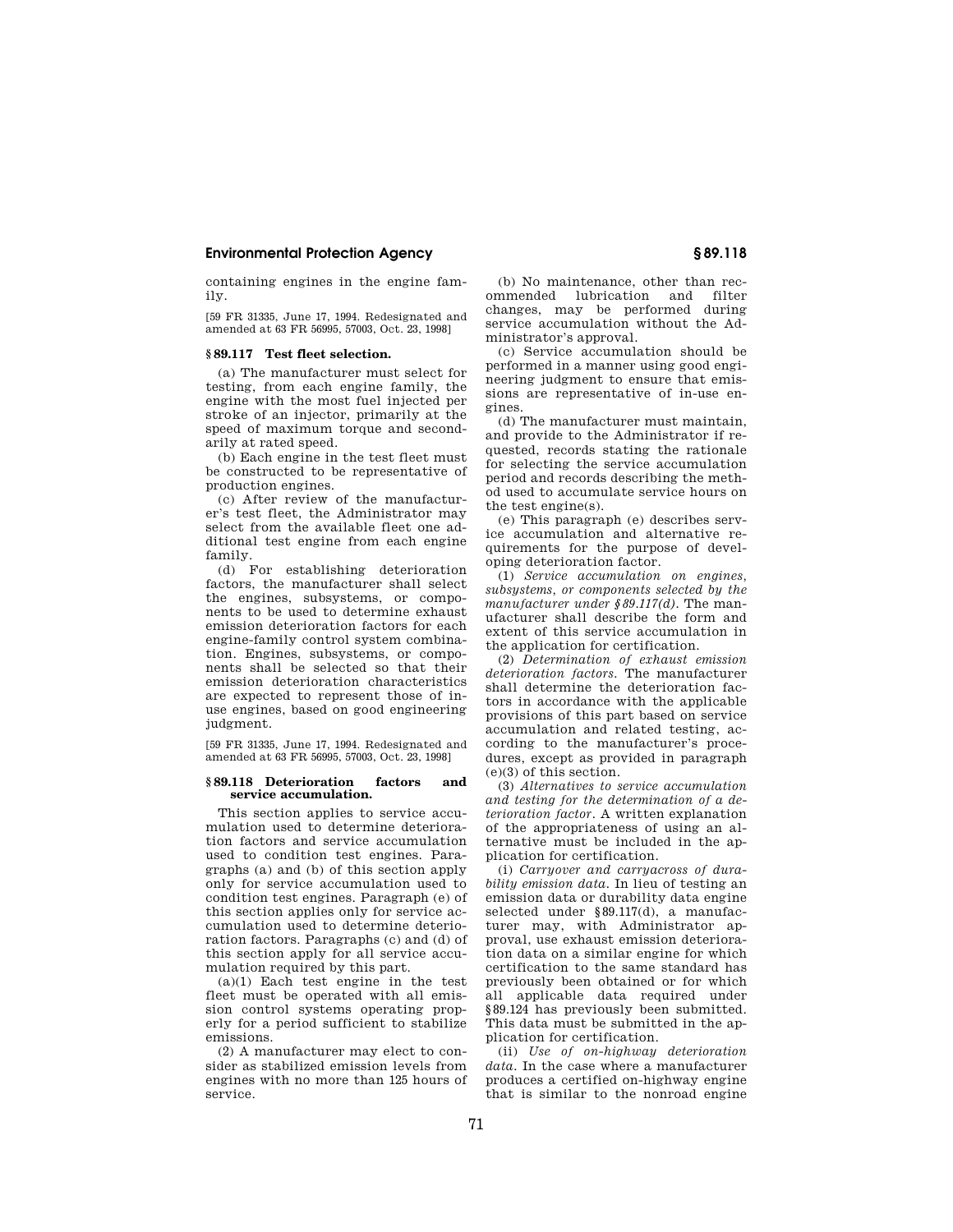containing engines in the engine family.

[59 FR 31335, June 17, 1994. Redesignated and amended at 63 FR 56995, 57003, Oct. 23, 1998]

### § 89.117 Test fleet selection.

(a) The manufacturer must select for testing, from each engine family, the engine with the most fuel injected per stroke of an injector, primarily at the speed of maximum torque and secondarily at rated speed.

(b) Each engine in the test fleet must be constructed to be representative of production engines.

(c) After review of the manufacturer's test fleet, the Administrator may select from the available fleet one additional test engine from each engine family.

(d) For establishing deterioration factors, the manufacturer shall select the engines, subsystems, or components to be used to determine exhaust emission deterioration factors for each engine-family control system combination. Engines, subsystems, or components shall be selected so that their emission deterioration characteristics are expected to represent those of in-use engines, based on good engineering judgment.

[59 FR 31335, June 17, 1994. Redesignated and amended at 63 FR 56995, 57003, Oct. 23, 1998]

### § 89.118 Deterioration factors and service accumulation.

This section applies to service accumulation used to determine deterioration factors and service accumulation used to condition test engines. Paragraphs (a) and (b) of this section apply only for service accumulation used to condition test engines. Paragraph (e) of this section applies only for service accumulation used to determine deterioration factors. Paragraphs (c) and (d) of this section apply for all service accumulation required by this part.

(a)(1) Each test engine in the test fleet must be operated with all emission control systems operating properly for a period sufficient to stabilize emissions.

(2) A manufacturer may elect to consider as stabilized emission levels from engines with no more than 125 hours of service.

(b) No maintenance, other than recommended lubrication and filter changes, may be performed during service accumulation without the Administrator's approval.

(c) Service accumulation should be performed in a manner using good engineering judgment to ensure that emissions are representative of in-use engines.

(d) The manufacturer must maintain, and provide to the Administrator if requested, records stating the rationale for selecting the service accumulation period and records describing the method used to accumulate service hours on the test engine(s).

(e) This paragraph (e) describes service accumulation and alternative requirements for the purpose of developing deterioration factor.

(1) *Service accumulation on engines, subsystems, or components selected by the manufacturer under §89.117(d).* The manufacturer shall describe the form and extent of this service accumulation in the application for certification.

(2) *Determination of exhaust emission deterioration factors.* The manufacturer shall determine the deterioration factors in accordance with the applicable provisions of this part based on service accumulation and related testing, according to the manufacturer's procedures, except as provided in paragraph (e)(3) of this section.

(3) *Alternatives to service accumulation and testing for the determination of a deterioration factor.* A written explanation of the appropriateness of using an alternative must be included in the application for certification.

(i) *Carryover and carryacross of durability emission data.* In lieu of testing an emission data or durability data engine selected under §89.117(d), a manufacturer may, with Administrator approval, use exhaust emission deterioration data on a similar engine for which certification to the same standard has previously been obtained or for which all applicable data required under §89.124 has previously been submitted. This data must be submitted in the application for certification.

(ii) *Use of on-highway deterioration data.* In the case where a manufacturer produces a certified on-highway engine that is similar to the nonroad engine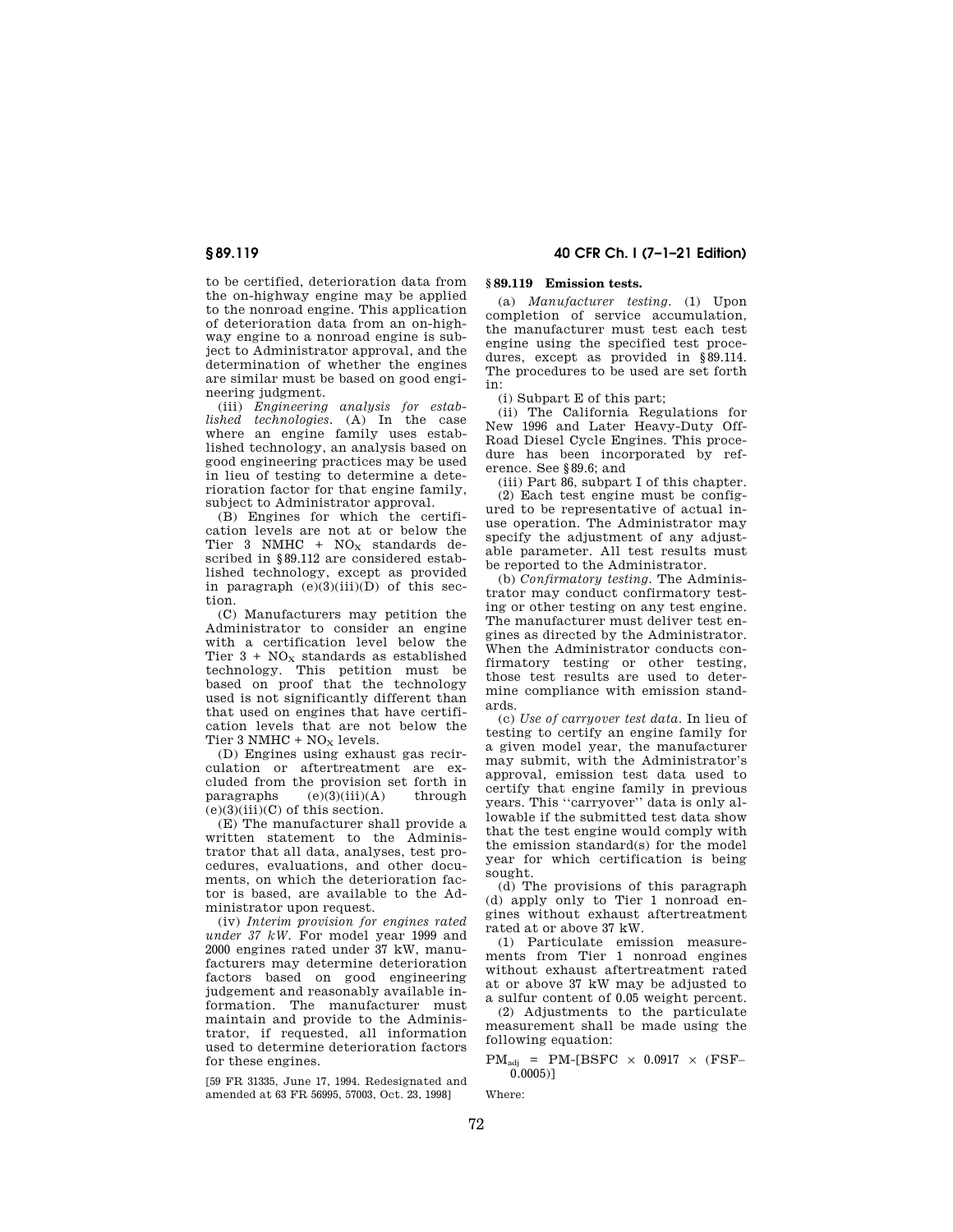to be certified, deterioration data from the on-highway engine may be applied to the nonroad engine. This application of deterioration data from an on-highway engine to a nonroad engine is subject to Administrator approval, and the determination of whether the engines are similar must be based on good engineering judgment.

(iii) *Engineering analysis for established technologies.* (A) In the case where an engine family uses established technology, an analysis based on good engineering practices may be used in lieu of testing to determine a deterioration factor for that engine family, subject to Administrator approval.

(B) Engines for which the certification levels are not at or below the Tier 3 NMHC + $NO_X$ standards described in §89.112 are considered established technology, except as provided in paragraph (e)(3)(iii)(D) of this section.

(C) Manufacturers may petition the Administrator to consider an engine with a certification level below the Tier 3 + $NO_X$ standards as established technology. This petition must be based on proof that the technology used is not significantly different than that used on engines that have certification levels that are not below the Tier 3 NMHC + $NO_X$ levels.

(D) Engines using exhaust gas recirculation or aftertreatment are excluded from the provision set forth in paragraphs (e)(3)(iii)(A) through (e)(3)(iii)(C) of this section.

(E) The manufacturer shall provide a written statement to the Administrator that all data, analyses, test procedures, evaluations, and other documents, on which the deterioration factor is based, are available to the Administrator upon request.

(iv) *Interim provision for engines rated under 37 kW.* For model year 1999 and 2000 engines rated under 37 kW, manufacturers may determine deterioration factors based on good engineering judgement and reasonably available information. The manufacturer must maintain and provide to the Administrator, if requested, all information used to determine deterioration factors for these engines.

[59 FR 31335, June 17, 1994. Redesignated and amended at 63 FR 56995, 57003, Oct. 23, 1998]

## § 89.119 Emission tests.

(a) *Manufacturer testing.* (1) Upon completion of service accumulation, the manufacturer must test each test engine using the specified test procedures, except as provided in §89.114. The procedures to be used are set forth in:

(i) Subpart E of this part;

(ii) The California Regulations for New 1996 and Later Heavy-Duty Off-Road Diesel Cycle Engines. This procedure has been incorporated by reference. See §89.6; and

(iii) Part 86, subpart I of this chapter.

(2) Each test engine must be configured to be representative of actual in-use operation. The Administrator may specify the adjustment of any adjustable parameter. All test results must be reported to the Administrator.

(b) *Confirmatory testing.* The Administrator may conduct confirmatory testing or other testing on any test engine. The manufacturer must deliver test engines as directed by the Administrator. When the Administrator conducts confirmatory testing or other testing, those test results are used to determine compliance with emission standards.

(c) *Use of carryover test data.* In lieu of testing to certify an engine family for a given model year, the manufacturer may submit, with the Administrator's approval, emission test data used to certify that engine family in previous years. This ''carryover'' data is only allowable if the submitted test data show that the test engine would comply with the emission standard(s) for the model year for which certification is being sought.

(d) The provisions of this paragraph (d) apply only to Tier 1 nonroad engines without exhaust aftertreatment rated at or above 37 kW.

(1) Particulate emission measurements from Tier 1 nonroad engines without exhaust aftertreatment rated at or above 37 kW may be adjusted to a sulfur content of 0.05 weight percent.

(2) Adjustments to the particulate measurement shall be made using the following equation:

$$PM_{adj} = PM\text{-}[BSFC \times 0.0917 \times (FSF - 0.0005)]$$

Where: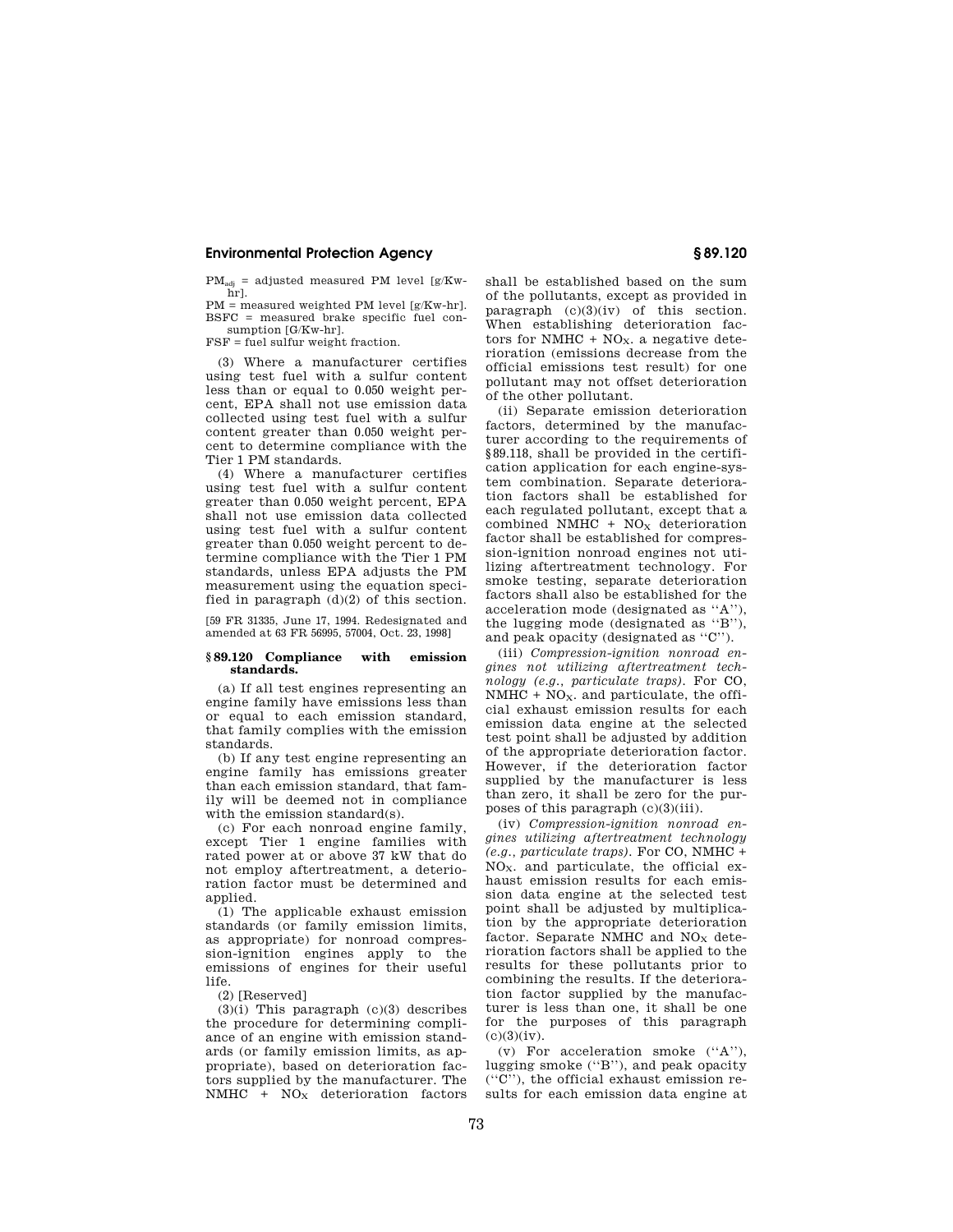$PM_{adj}$ = adjusted measured PM level [g/Kw-hr].

PM = measured weighted PM level [g/Kw-hr].

BSFC = measured brake specific fuel consumption [G/Kw-hr].

FSF = fuel sulfur weight fraction.

(3) Where a manufacturer certifies using test fuel with a sulfur content less than or equal to 0.050 weight percent, EPA shall not use emission data collected using test fuel with a sulfur content greater than 0.050 weight percent to determine compliance with the Tier 1 PM standards.

(4) Where a manufacturer certifies using test fuel with a sulfur content greater than 0.050 weight percent, EPA shall not use emission data collected using test fuel with a sulfur content greater than 0.050 weight percent to determine compliance with the Tier 1 PM standards, unless EPA adjusts the PM measurement using the equation specified in paragraph (d)(2) of this section.

[59 FR 31335, June 17, 1994. Redesignated and amended at 63 FR 56995, 57004, Oct. 23, 1998]

## § 89.120 Compliance with emission standards.

(a) If all test engines representing an engine family have emissions less than or equal to each emission standard, that family complies with the emission standards.

(b) If any test engine representing an engine family has emissions greater than each emission standard, that family will be deemed not in compliance with the emission standard(s).

(c) For each nonroad engine family, except Tier 1 engine families with rated power at or above 37 kW that do not employ aftertreatment, a deterioration factor must be determined and applied.

(1) The applicable exhaust emission standards (or family emission limits, as appropriate) for nonroad compression-ignition engines apply to the emissions of engines for their useful life.

(2) [Reserved]

(3)(i) This paragraph (c)(3) describes the procedure for determining compliance of an engine with emission standards (or family emission limits, as appropriate), based on deterioration factors supplied by the manufacturer. The NMHC + $NO_X$ deterioration factors shall be established based on the sum of the pollutants, except as provided in paragraph (c)(3)(iv) of this section. When establishing deterioration factors for NMHC + $NO_X$. a negative deterioration (emissions decrease from the official emissions test result) for one pollutant may not offset deterioration of the other pollutant.

(ii) Separate emission deterioration factors, determined by the manufacturer according to the requirements of §89.118, shall be provided in the certification application for each engine-system combination. Separate deterioration factors shall be established for each regulated pollutant, except that a combined NMHC + $NO_X$ deterioration factor shall be established for compression-ignition nonroad engines not utilizing aftertreatment technology. For smoke testing, separate deterioration factors shall also be established for the acceleration mode (designated as ''A''), the lugging mode (designated as ''B''), and peak opacity (designated as ''C'').

(iii) *Compression-ignition nonroad engines not utilizing aftertreatment technology (e.g., particulate traps).* For CO, NMHC + $NO_X$. and particulate, the official exhaust emission results for each emission data engine at the selected test point shall be adjusted by addition of the appropriate deterioration factor. However, if the deterioration factor supplied by the manufacturer is less than zero, it shall be zero for the purposes of this paragraph (c)(3)(iii).

(iv) *Compression-ignition nonroad engines utilizing aftertreatment technology (e.g., particulate traps).* For CO, NMHC + $NO_X$. and particulate, the official exhaust emission results for each emission data engine at the selected test point shall be adjusted by multiplication by the appropriate deterioration factor. Separate NMHC and $NO_X$ deterioration factors shall be applied to the results for these pollutants prior to combining the results. If the deterioration factor supplied by the manufacturer is less than one, it shall be one for the purposes of this paragraph (c)(3)(iv).

(v) For acceleration smoke (''A''), lugging smoke (''B''), and peak opacity (''C''), the official exhaust emission results for each emission data engine at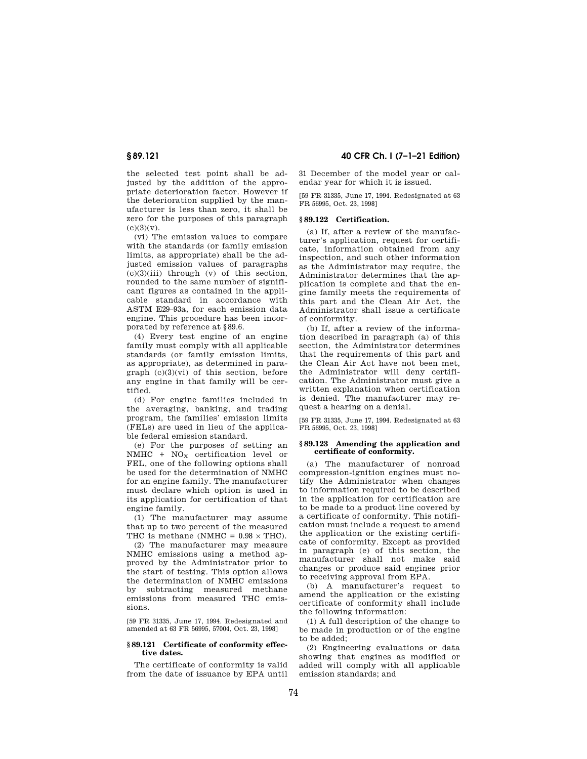the selected test point shall be adjusted by the addition of the appropriate deterioration factor. However if the deterioration supplied by the manufacturer is less than zero, it shall be zero for the purposes of this paragraph (c)(3)(v).

(vi) The emission values to compare with the standards (or family emission limits, as appropriate) shall be the adjusted emission values of paragraphs (c)(3)(iii) through (v) of this section, rounded to the same number of significant figures as contained in the applicable standard in accordance with ASTM E29–93a, for each emission data engine. This procedure has been incorporated by reference at §89.6.

(4) Every test engine of an engine family must comply with all applicable standards (or family emission limits, as appropriate), as determined in paragraph (c)(3)(vi) of this section, before any engine in that family will be certified.

(d) For engine families included in the averaging, banking, and trading program, the families' emission limits (FELs) are used in lieu of the applicable federal emission standard.

(e) For the purposes of setting an NMHC + $NO_X$ certification level or FEL, one of the following options shall be used for the determination of NMHC for an engine family. The manufacturer must declare which option is used in its application for certification of that engine family.

(1) The manufacturer may assume that up to two percent of the measured THC is methane (NMHC = $0.98 \times$ THC).

(2) The manufacturer may measure NMHC emissions using a method approved by the Administrator prior to the start of testing. This option allows the determination of NMHC emissions by subtracting measured methane emissions from measured THC emissions.

[59 FR 31335, June 17, 1994. Redesignated and amended at 63 FR 56995, 57004, Oct. 23, 1998]

### §89.121 Certificate of conformity effective dates.

The certificate of conformity is valid from the date of issuance by EPA until 31 December of the model year or calendar year for which it is issued.

[59 FR 31335, June 17, 1994. Redesignated at 63 FR 56995, Oct. 23, 1998]

### §89.122 Certification.

(a) If, after a review of the manufacturer's application, request for certificate, information obtained from any inspection, and such other information as the Administrator may require, the Administrator determines that the application is complete and that the engine family meets the requirements of this part and the Clean Air Act, the Administrator shall issue a certificate of conformity.

(b) If, after a review of the information described in paragraph (a) of this section, the Administrator determines that the requirements of this part and the Clean Air Act have not been met, the Administrator will deny certification. The Administrator must give a written explanation when certification is denied. The manufacturer may request a hearing on a denial.

[59 FR 31335, June 17, 1994. Redesignated at 63 FR 56995, Oct. 23, 1998]

### §89.123 Amending the application and certificate of conformity.

(a) The manufacturer of nonroad compression-ignition engines must notify the Administrator when changes to information required to be described in the application for certification are to be made to a product line covered by a certificate of conformity. This notification must include a request to amend the application or the existing certificate of conformity. Except as provided in paragraph (e) of this section, the manufacturer shall not make said changes or produce said engines prior to receiving approval from EPA.

(b) A manufacturer's request to amend the application or the existing certificate of conformity shall include the following information:

(1) A full description of the change to be made in production or of the engine to be added;

(2) Engineering evaluations or data showing that engines as modified or added will comply with all applicable emission standards; and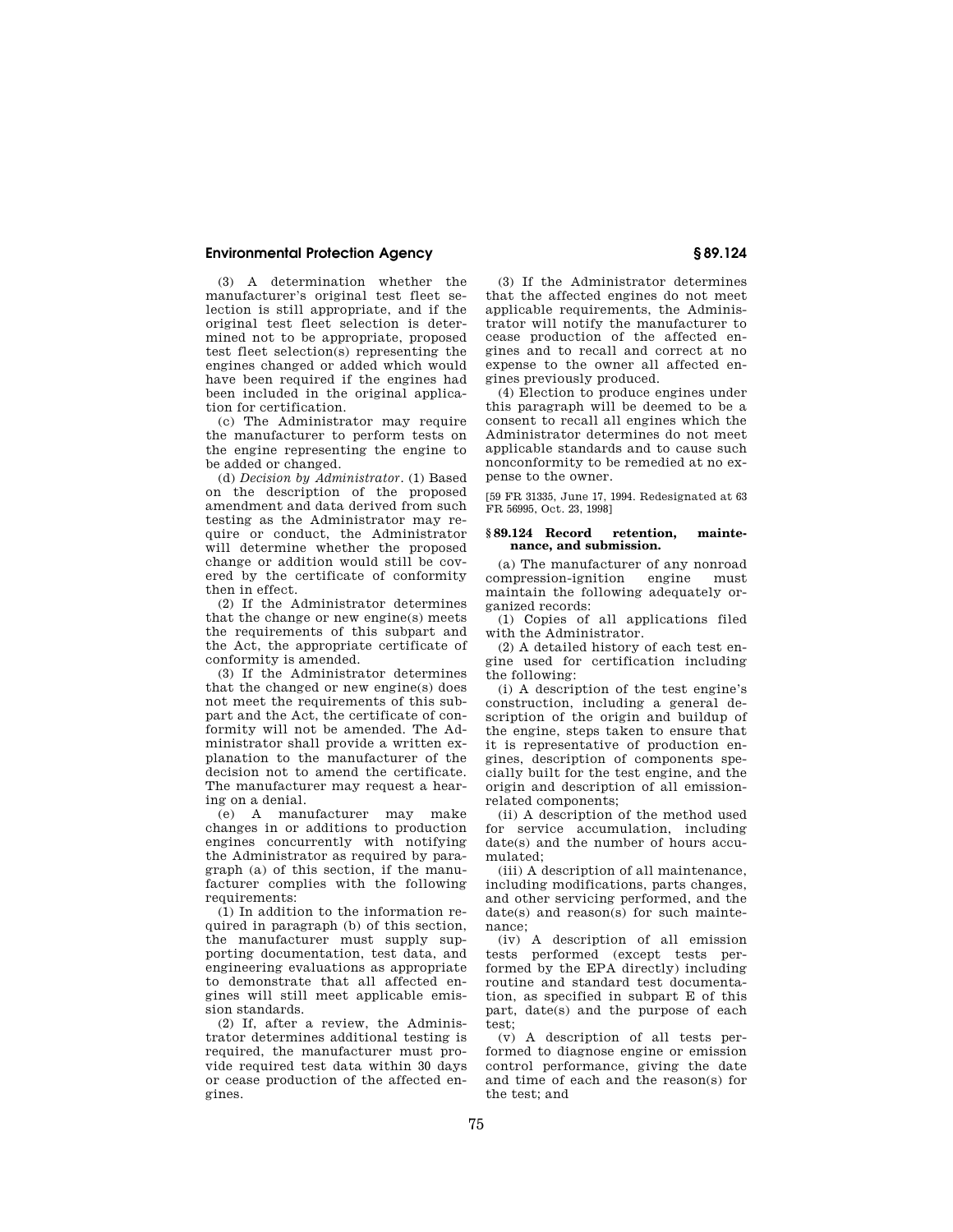(3) A determination whether the manufacturer's original test fleet selection is still appropriate, and if the original test fleet selection is determined not to be appropriate, proposed test fleet selection(s) representing the engines changed or added which would have been required if the engines had been included in the original application for certification.

(c) The Administrator may require the manufacturer to perform tests on the engine representing the engine to be added or changed.

(d) *Decision by Administrator.* (1) Based on the description of the proposed amendment and data derived from such testing as the Administrator may require or conduct, the Administrator will determine whether the proposed change or addition would still be covered by the certificate of conformity then in effect.

(2) If the Administrator determines that the change or new engine(s) meets the requirements of this subpart and the Act, the appropriate certificate of conformity is amended.

(3) If the Administrator determines that the changed or new engine(s) does not meet the requirements of this subpart and the Act, the certificate of conformity will not be amended. The Administrator shall provide a written explanation to the manufacturer of the decision not to amend the certificate. The manufacturer may request a hearing on a denial.

(e) A manufacturer may make changes in or additions to production engines concurrently with notifying the Administrator as required by paragraph (a) of this section, if the manufacturer complies with the following requirements:

(1) In addition to the information required in paragraph (b) of this section, the manufacturer must supply supporting documentation, test data, and engineering evaluations as appropriate to demonstrate that all affected engines will still meet applicable emission standards.

(2) If, after a review, the Administrator determines additional testing is required, the manufacturer must provide required test data within 30 days or cease production of the affected engines.

(3) If the Administrator determines that the affected engines do not meet applicable requirements, the Administrator will notify the manufacturer to cease production of the affected engines and to recall and correct at no expense to the owner all affected engines previously produced.

(4) Election to produce engines under this paragraph will be deemed to be a consent to recall all engines which the Administrator determines do not meet applicable standards and to cause such nonconformity to be remedied at no expense to the owner.

[59 FR 31335, June 17, 1994. Redesignated at 63 FR 56995, Oct. 23, 1998]

### § 89.124 Record retention, maintenance, and submission.

(a) The manufacturer of any nonroad compression-ignition engine must maintain the following adequately organized records:

(1) Copies of all applications filed with the Administrator.

(2) A detailed history of each test engine used for certification including the following:

(i) A description of the test engine's construction, including a general description of the origin and buildup of the engine, steps taken to ensure that it is representative of production engines, description of components specially built for the test engine, and the origin and description of all emission-related components;

(ii) A description of the method used for service accumulation, including date(s) and the number of hours accumulated;

(iii) A description of all maintenance, including modifications, parts changes, and other servicing performed, and the date(s) and reason(s) for such maintenance;

(iv) A description of all emission tests performed (except tests performed by the EPA directly) including routine and standard test documentation, as specified in subpart E of this part, date(s) and the purpose of each test;

(v) A description of all tests performed to diagnose engine or emission control performance, giving the date and time of each and the reason(s) for the test; and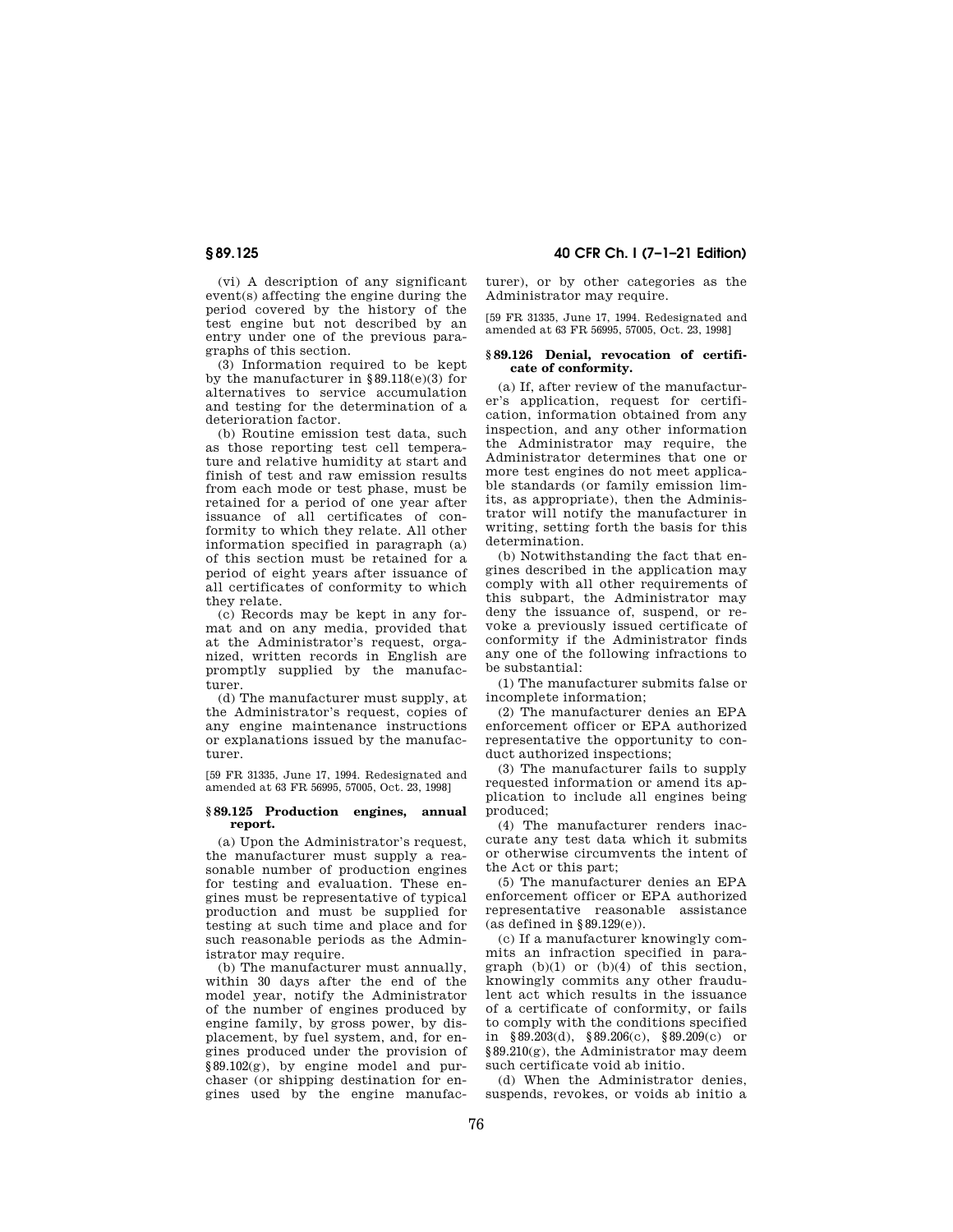(vi) A description of any significant event(s) affecting the engine during the period covered by the history of the test engine but not described by an entry under one of the previous paragraphs of this section.

(3) Information required to be kept by the manufacturer in §89.118(e)(3) for alternatives to service accumulation and testing for the determination of a deterioration factor.

(b) Routine emission test data, such as those reporting test cell temperature and relative humidity at start and finish of test and raw emission results from each mode or test phase, must be retained for a period of one year after issuance of all certificates of conformity to which they relate. All other information specified in paragraph (a) of this section must be retained for a period of eight years after issuance of all certificates of conformity to which they relate.

(c) Records may be kept in any format and on any media, provided that at the Administrator's request, organized, written records in English are promptly supplied by the manufacturer.

(d) The manufacturer must supply, at the Administrator's request, copies of any engine maintenance instructions or explanations issued by the manufacturer.

[59 FR 31335, June 17, 1994. Redesignated and amended at 63 FR 56995, 57005, Oct. 23, 1998]

## § 89.125 Production engines, annual report.

(a) Upon the Administrator's request, the manufacturer must supply a reasonable number of production engines for testing and evaluation. These engines must be representative of typical production and must be supplied for testing at such time and place and for such reasonable periods as the Administrator may require.

(b) The manufacturer must annually, within 30 days after the end of the model year, notify the Administrator of the number of engines produced by engine family, by gross power, by displacement, by fuel system, and, for engines produced under the provision of §89.102(g), by engine model and purchaser (or shipping destination for engines used by the engine manufacturer), or by other categories as the Administrator may require.

[59 FR 31335, June 17, 1994. Redesignated and amended at 63 FR 56995, 57005, Oct. 23, 1998]

## § 89.126 Denial, revocation of certificate of conformity.

(a) If, after review of the manufacturer's application, request for certification, information obtained from any inspection, and any other information the Administrator may require, the Administrator determines that one or more test engines do not meet applicable standards (or family emission limits, as appropriate), then the Administrator will notify the manufacturer in writing, setting forth the basis for this determination.

(b) Notwithstanding the fact that engines described in the application may comply with all other requirements of this subpart, the Administrator may deny the issuance of, suspend, or revoke a previously issued certificate of conformity if the Administrator finds any one of the following infractions to be substantial:

(1) The manufacturer submits false or incomplete information;

(2) The manufacturer denies an EPA enforcement officer or EPA authorized representative the opportunity to conduct authorized inspections;

(3) The manufacturer fails to supply requested information or amend its application to include all engines being produced;

(4) The manufacturer renders inaccurate any test data which it submits or otherwise circumvents the intent of the Act or this part;

(5) The manufacturer denies an EPA enforcement officer or EPA authorized representative reasonable assistance (as defined in §89.129(e)).

(c) If a manufacturer knowingly commits an infraction specified in paragraph (b)(1) or (b)(4) of this section, knowingly commits any other fraudulent act which results in the issuance of a certificate of conformity, or fails to comply with the conditions specified in §89.203(d), §89.206(c), §89.209(c) or §89.210(g), the Administrator may deem such certificate void ab initio.

(d) When the Administrator denies, suspends, revokes, or voids ab initio a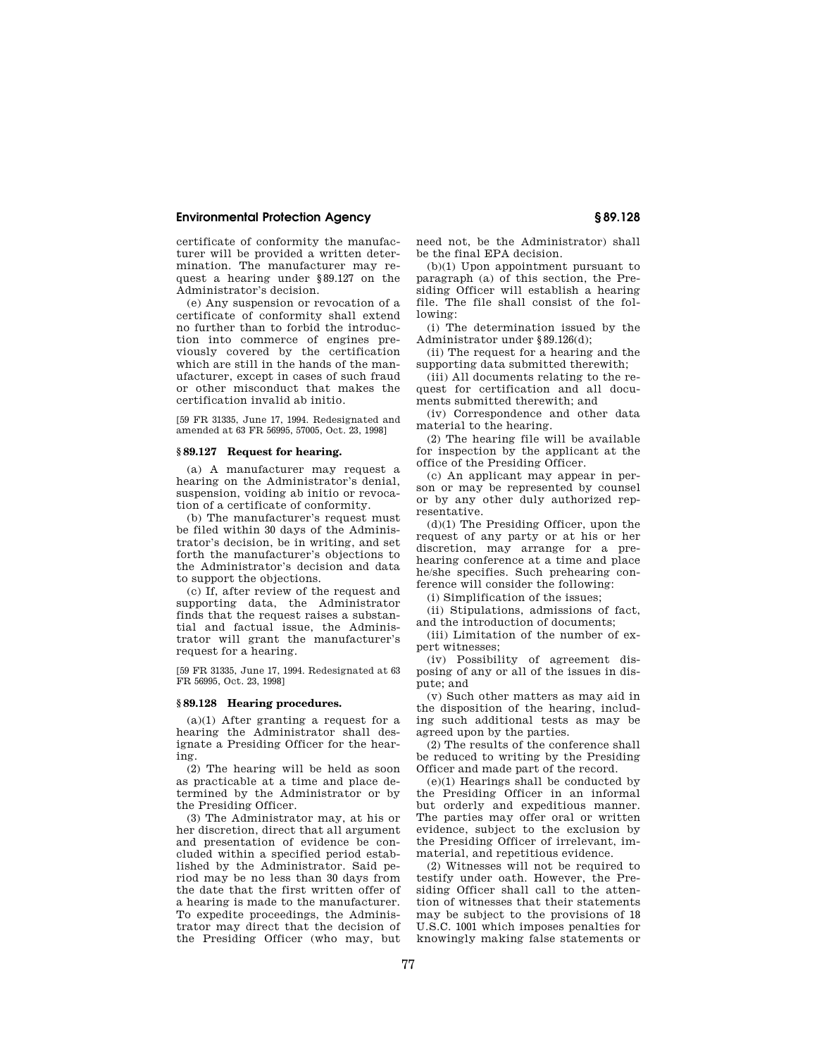certificate of conformity the manufacturer will be provided a written determination. The manufacturer may request a hearing under §89.127 on the Administrator's decision.

(e) Any suspension or revocation of a certificate of conformity shall extend no further than to forbid the introduction into commerce of engines previously covered by the certification which are still in the hands of the manufacturer, except in cases of such fraud or other misconduct that makes the certification invalid ab initio.

[59 FR 31335, June 17, 1994. Redesignated and amended at 63 FR 56995, 57005, Oct. 23, 1998]

### § 89.127 Request for hearing.

(a) A manufacturer may request a hearing on the Administrator's denial, suspension, voiding ab initio or revocation of a certificate of conformity.

(b) The manufacturer's request must be filed within 30 days of the Administrator's decision, be in writing, and set forth the manufacturer's objections to the Administrator's decision and data to support the objections.

(c) If, after review of the request and supporting data, the Administrator finds that the request raises a substantial and factual issue, the Administrator will grant the manufacturer's request for a hearing.

[59 FR 31335, June 17, 1994. Redesignated at 63 FR 56995, Oct. 23, 1998]

### § 89.128 Hearing procedures.

(a)(1) After granting a request for a hearing the Administrator shall designate a Presiding Officer for the hearing.

(2) The hearing will be held as soon as practicable at a time and place determined by the Administrator or by the Presiding Officer.

(3) The Administrator may, at his or her discretion, direct that all argument and presentation of evidence be concluded within a specified period established by the Administrator. Said period may be no less than 30 days from the date that the first written offer of a hearing is made to the manufacturer. To expedite proceedings, the Administrator may direct that the decision of the Presiding Officer (who may, but need not, be the Administrator) shall be the final EPA decision.

(b)(1) Upon appointment pursuant to paragraph (a) of this section, the Presiding Officer will establish a hearing file. The file shall consist of the following:

(i) The determination issued by the Administrator under §89.126(d);

(ii) The request for a hearing and the supporting data submitted therewith;

(iii) All documents relating to the request for certification and all documents submitted therewith; and

(iv) Correspondence and other data material to the hearing.

(2) The hearing file will be available for inspection by the applicant at the office of the Presiding Officer.

(c) An applicant may appear in person or may be represented by counsel or by any other duly authorized representative.

(d)(1) The Presiding Officer, upon the request of any party or at his or her discretion, may arrange for a prehearing conference at a time and place he/she specifies. Such prehearing conference will consider the following:

(i) Simplification of the issues;

(ii) Stipulations, admissions of fact, and the introduction of documents;

(iii) Limitation of the number of expert witnesses;

(iv) Possibility of agreement disposing of any or all of the issues in dispute; and

(v) Such other matters as may aid in the disposition of the hearing, including such additional tests as may be agreed upon by the parties.

(2) The results of the conference shall be reduced to writing by the Presiding Officer and made part of the record.

(e)(1) Hearings shall be conducted by the Presiding Officer in an informal but orderly and expeditious manner. The parties may offer oral or written evidence, subject to the exclusion by the Presiding Officer of irrelevant, immaterial, and repetitious evidence.

(2) Witnesses will not be required to testify under oath. However, the Presiding Officer shall call to the attention of witnesses that their statements may be subject to the provisions of 18 U.S.C. 1001 which imposes penalties for knowingly making false statements or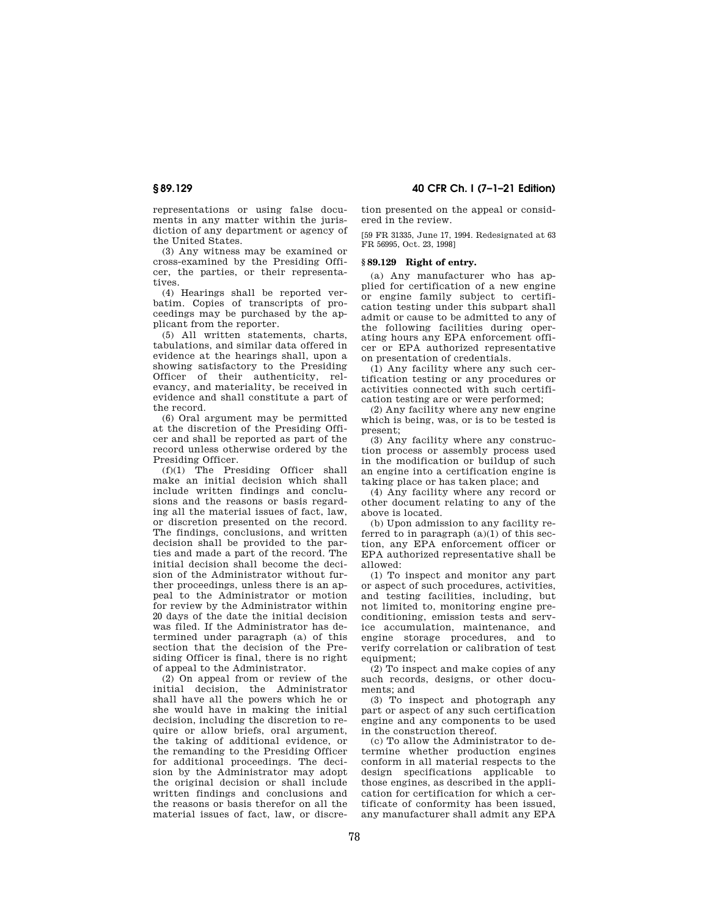representations or using false documents in any matter within the jurisdiction of any department or agency of the United States.

(3) Any witness may be examined or cross-examined by the Presiding Officer, the parties, or their representatives.

(4) Hearings shall be reported verbatim. Copies of transcripts of proceedings may be purchased by the applicant from the reporter.

(5) All written statements, charts, tabulations, and similar data offered in evidence at the hearings shall, upon a showing satisfactory to the Presiding Officer of their authenticity, relevancy, and materiality, be received in evidence and shall constitute a part of the record.

(6) Oral argument may be permitted at the discretion of the Presiding Officer and shall be reported as part of the record unless otherwise ordered by the Presiding Officer.

(f)(1) The Presiding Officer shall make an initial decision which shall include written findings and conclusions and the reasons or basis regarding all the material issues of fact, law, or discretion presented on the record. The findings, conclusions, and written decision shall be provided to the parties and made a part of the record. The initial decision shall become the decision of the Administrator without further proceedings, unless there is an appeal to the Administrator or motion for review by the Administrator within 20 days of the date the initial decision was filed. If the Administrator has determined under paragraph (a) of this section that the decision of the Presiding Officer is final, there is no right of appeal to the Administrator.

(2) On appeal from or review of the initial decision, the Administrator shall have all the powers which he or she would have in making the initial decision, including the discretion to require or allow briefs, oral argument, the taking of additional evidence, or the remanding to the Presiding Officer for additional proceedings. The decision by the Administrator may adopt the original decision or shall include written findings and conclusions and the reasons or basis therefor on all the material issues of fact, law, or discretion presented on the appeal or considered in the review.

[59 FR 31335, June 17, 1994. Redesignated at 63 FR 56995, Oct. 23, 1998]

## § 89.129 Right of entry.

(a) Any manufacturer who has applied for certification of a new engine or engine family subject to certification testing under this subpart shall admit or cause to be admitted to any of the following facilities during operating hours any EPA enforcement officer or EPA authorized representative on presentation of credentials.

(1) Any facility where any such certification testing or any procedures or activities connected with such certification testing are or were performed;

(2) Any facility where any new engine which is being, was, or is to be tested is present;

(3) Any facility where any construction process or assembly process used in the modification or buildup of such an engine into a certification engine is taking place or has taken place; and

(4) Any facility where any record or other document relating to any of the above is located.

(b) Upon admission to any facility referred to in paragraph (a)(1) of this section, any EPA enforcement officer or EPA authorized representative shall be allowed:

(1) To inspect and monitor any part or aspect of such procedures, activities, and testing facilities, including, but not limited to, monitoring engine preconditioning, emission tests and service accumulation, maintenance, and engine storage procedures, and to verify correlation or calibration of test equipment;

(2) To inspect and make copies of any such records, designs, or other documents; and

(3) To inspect and photograph any part or aspect of any such certification engine and any components to be used in the construction thereof.

(c) To allow the Administrator to determine whether production engines conform in all material respects to the design specifications applicable to those engines, as described in the application for certification for which a certificate of conformity has been issued, any manufacturer shall admit any EPA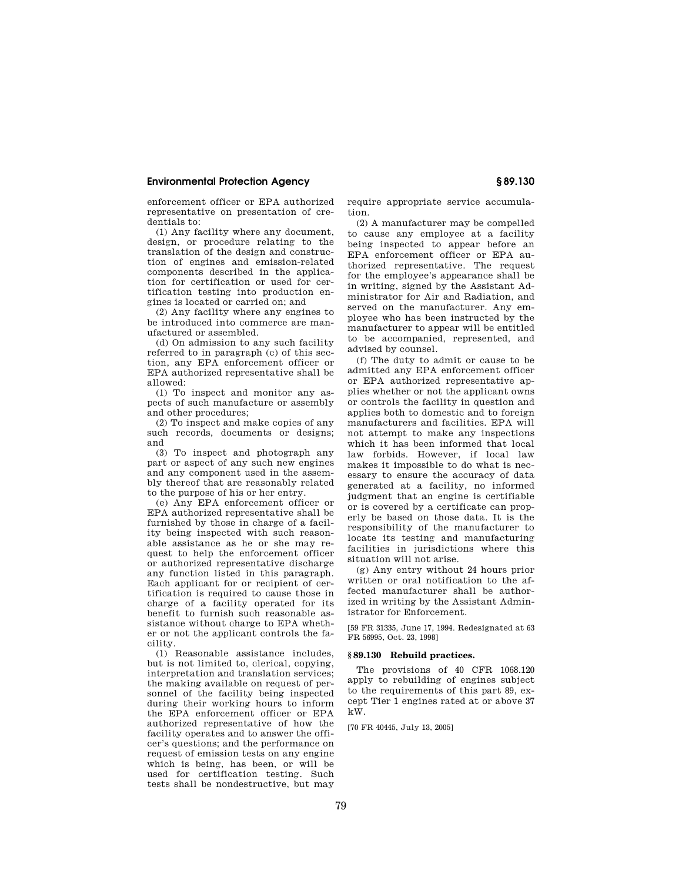enforcement officer or EPA authorized representative on presentation of credentials to:

(1) Any facility where any document, design, or procedure relating to the translation of the design and construction of engines and emission-related components described in the application for certification or used for certification testing into production engines is located or carried on; and

(2) Any facility where any engines to be introduced into commerce are manufactured or assembled.

(d) On admission to any such facility referred to in paragraph (c) of this section, any EPA enforcement officer or EPA authorized representative shall be allowed:

(1) To inspect and monitor any aspects of such manufacture or assembly and other procedures;

(2) To inspect and make copies of any such records, documents or designs; and

(3) To inspect and photograph any part or aspect of any such new engines and any component used in the assembly thereof that are reasonably related to the purpose of his or her entry.

(e) Any EPA enforcement officer or EPA authorized representative shall be furnished by those in charge of a facility being inspected with such reasonable assistance as he or she may request to help the enforcement officer or authorized representative discharge any function listed in this paragraph. Each applicant for or recipient of certification is required to cause those in charge of a facility operated for its benefit to furnish such reasonable assistance without charge to EPA whether or not the applicant controls the facility.

(1) Reasonable assistance includes, but is not limited to, clerical, copying, interpretation and translation services; the making available on request of personnel of the facility being inspected during their working hours to inform the EPA enforcement officer or EPA authorized representative of how the facility operates and to answer the officer's questions; and the performance on request of emission tests on any engine which is being, has been, or will be used for certification testing. Such tests shall be nondestructive, but may require appropriate service accumulation.

(2) A manufacturer may be compelled to cause any employee at a facility being inspected to appear before an EPA enforcement officer or EPA authorized representative. The request for the employee's appearance shall be in writing, signed by the Assistant Administrator for Air and Radiation, and served on the manufacturer. Any employee who has been instructed by the manufacturer to appear will be entitled to be accompanied, represented, and advised by counsel.

(f) The duty to admit or cause to be admitted any EPA enforcement officer or EPA authorized representative applies whether or not the applicant owns or controls the facility in question and applies both to domestic and to foreign manufacturers and facilities. EPA will not attempt to make any inspections which it has been informed that local law forbids. However, if local law makes it impossible to do what is necessary to ensure the accuracy of data generated at a facility, no informed judgment that an engine is certifiable or is covered by a certificate can properly be based on those data. It is the responsibility of the manufacturer to locate its testing and manufacturing facilities in jurisdictions where this situation will not arise.

(g) Any entry without 24 hours prior written or oral notification to the affected manufacturer shall be authorized in writing by the Assistant Administrator for Enforcement.

[59 FR 31335, June 17, 1994. Redesignated at 63 FR 56995, Oct. 23, 1998]

### § 89.130 Rebuild practices.

The provisions of 40 CFR 1068.120 apply to rebuilding of engines subject to the requirements of this part 89, except Tier 1 engines rated at or above 37 kW.

[70 FR 40445, July 13, 2005]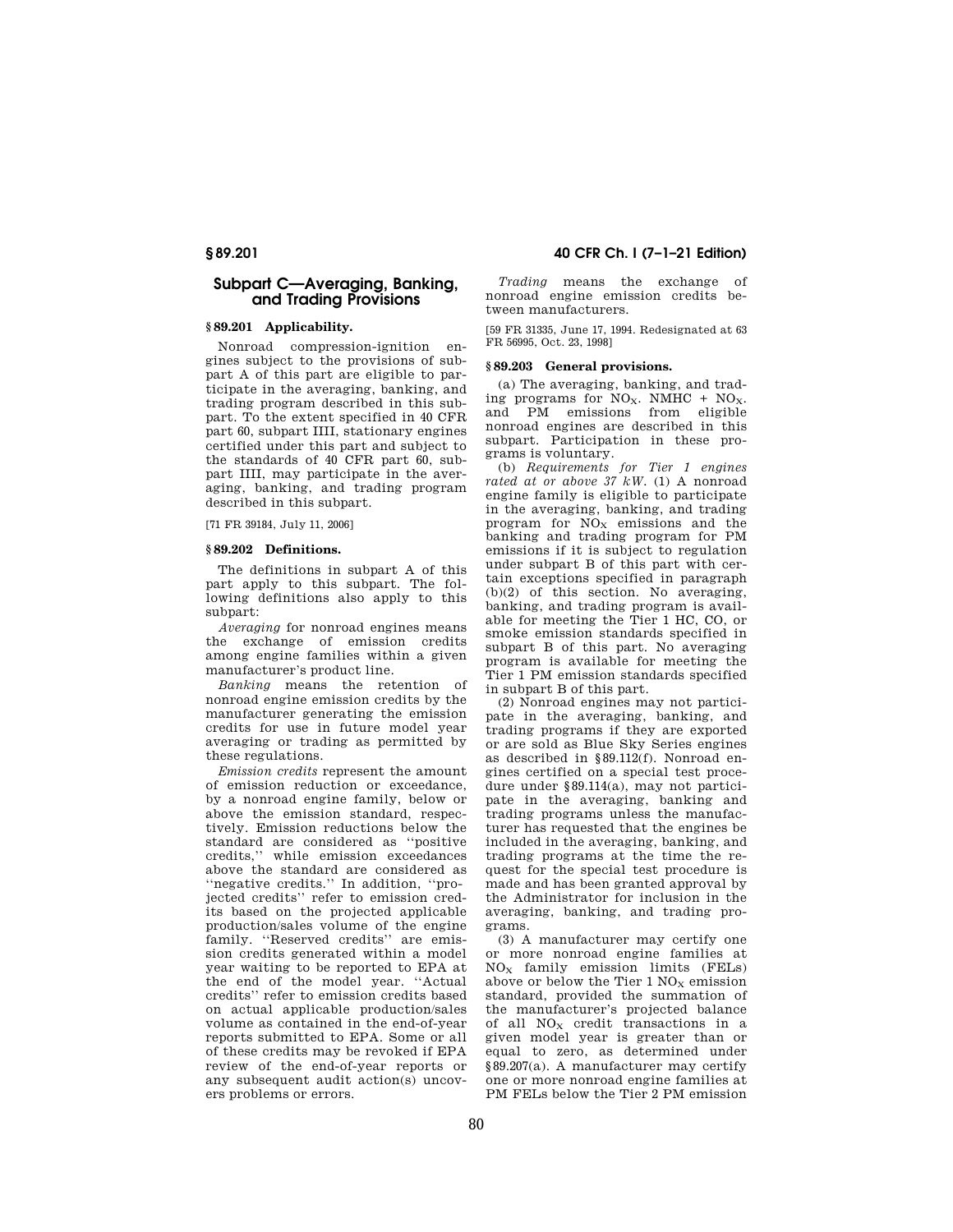## Subpart C—Averaging, Banking, and Trading Provisions

### § 89.201 Applicability.

Nonroad compression-ignition engines subject to the provisions of subpart A of this part are eligible to participate in the averaging, banking, and trading program described in this subpart. To the extent specified in 40 CFR part 60, subpart IIII, stationary engines certified under this part and subject to the standards of 40 CFR part 60, subpart IIII, may participate in the averaging, banking, and trading program described in this subpart.

[71 FR 39184, July 11, 2006]

### § 89.202 Definitions.

The definitions in subpart A of this part apply to this subpart. The following definitions also apply to this subpart:

*Averaging* for nonroad engines means the exchange of emission credits among engine families within a given manufacturer's product line.

*Banking* means the retention of nonroad engine emission credits by the manufacturer generating the emission credits for use in future model year averaging or trading as permitted by these regulations.

*Emission credits* represent the amount of emission reduction or exceedance, by a nonroad engine family, below or above the emission standard, respectively. Emission reductions below the standard are considered as "positive credits," while emission exceedances above the standard are considered as "negative credits." In addition, "projected credits" refer to emission credits based on the projected applicable production/sales volume of the engine family. "Reserved credits" are emission credits generated within a model year waiting to be reported to EPA at the end of the model year. "Actual credits" refer to emission credits based on actual applicable production/sales volume as contained in the end-of-year reports submitted to EPA. Some or all of these credits may be revoked if EPA review of the end-of-year reports or any subsequent audit action(s) uncovers problems or errors.

*Trading* means the exchange of nonroad engine emission credits between manufacturers.

[59 FR 31335, June 17, 1994. Redesignated at 63 FR 56995, Oct. 23, 1998]

### § 89.203 General provisions.

(a) The averaging, banking, and trading programs for $NO_X$. NMHC + $NO_X$. and PM emissions from eligible nonroad engines are described in this subpart. Participation in these programs is voluntary.

(b) *Requirements for Tier 1 engines rated at or above 37 kW.* (1) A nonroad engine family is eligible to participate in the averaging, banking, and trading program for $NO_X$ emissions and the banking and trading program for PM emissions if it is subject to regulation under subpart B of this part with certain exceptions specified in paragraph (b)(2) of this section. No averaging, banking, and trading program is available for meeting the Tier 1 HC, CO, or smoke emission standards specified in subpart B of this part. No averaging program is available for meeting the Tier 1 PM emission standards specified in subpart B of this part.

(2) Nonroad engines may not participate in the averaging, banking, and trading programs if they are exported or are sold as Blue Sky Series engines as described in §89.112(f). Nonroad engines certified on a special test procedure under §89.114(a), may not participate in the averaging, banking and trading programs unless the manufacturer has requested that the engines be included in the averaging, banking, and trading programs at the time the request for the special test procedure is made and has been granted approval by the Administrator for inclusion in the averaging, banking, and trading programs.

(3) A manufacturer may certify one or more nonroad engine families at $NO_X$ family emission limits (FELs) above or below the Tier 1 $NO_X$ emission standard, provided the summation of the manufacturer's projected balance of all $NO_X$ credit transactions in a given model year is greater than or equal to zero, as determined under §89.207(a). A manufacturer may certify one or more nonroad engine families at PM FELs below the Tier 2 PM emission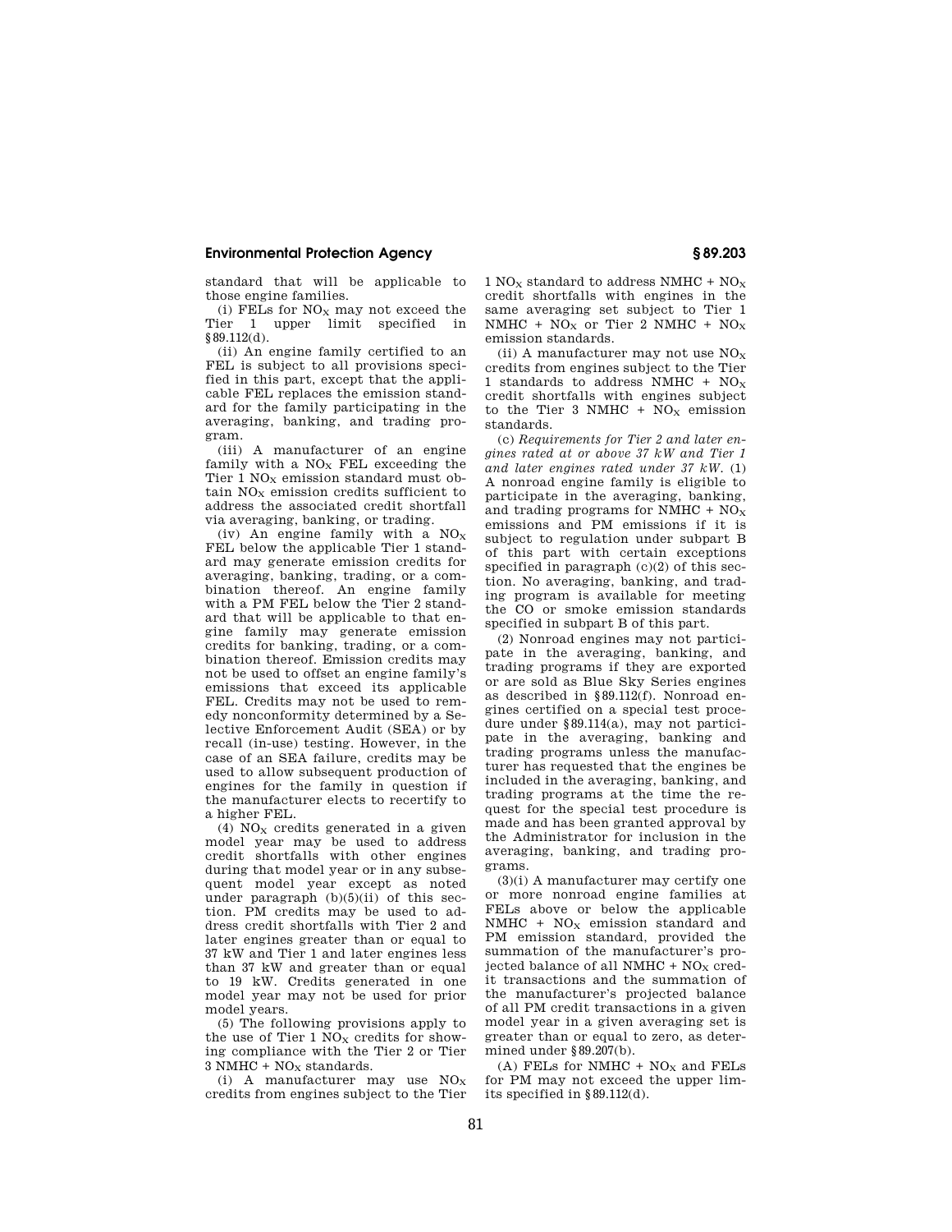standard that will be applicable to those engine families.

(i) FELs for $NO_X$ may not exceed the Tier 1 upper limit specified in §89.112(d).

(ii) An engine family certified to an FEL is subject to all provisions specified in this part, except that the applicable FEL replaces the emission standard for the family participating in the averaging, banking, and trading program.

(iii) A manufacturer of an engine family with a $NO_X$ FEL exceeding the Tier 1 $NO_X$ emission standard must obtain $NO_X$ emission credits sufficient to address the associated credit shortfall via averaging, banking, or trading.

(iv) An engine family with a $NO_X$ FEL below the applicable Tier 1 standard may generate emission credits for averaging, banking, trading, or a combination thereof. An engine family with a PM FEL below the Tier 2 standard that will be applicable to that engine family may generate emission credits for banking, trading, or a combination thereof. Emission credits may not be used to offset an engine family's emissions that exceed its applicable FEL. Credits may not be used to remedy nonconformity determined by a Selective Enforcement Audit (SEA) or by recall (in-use) testing. However, in the case of an SEA failure, credits may be used to allow subsequent production of engines for the family in question if the manufacturer elects to recertify to a higher FEL.

(4) $NO_X$ credits generated in a given model year may be used to address credit shortfalls with other engines during that model year or in any subsequent model year except as noted under paragraph (b)(5)(ii) of this section. PM credits may be used to address credit shortfalls with Tier 2 and later engines greater than or equal to 37 kW and Tier 1 and later engines less than 37 kW and greater than or equal to 19 kW. Credits generated in one model year may not be used for prior model years.

(5) The following provisions apply to the use of Tier 1 $NO_X$ credits for showing compliance with the Tier 2 or Tier 3 NMHC + $NO_X$ standards.

(i) A manufacturer may use $NO_X$ credits from engines subject to the Tier 1 $NO_X$ standard to address NMHC + $NO_X$ credit shortfalls with engines in the same averaging set subject to Tier 1 NMHC + $NO_X$ or Tier 2 NMHC + $NO_X$ emission standards.

(ii) A manufacturer may not use $NO_X$ credits from engines subject to the Tier 1 standards to address NMHC + $NO_X$ credit shortfalls with engines subject to the Tier 3 NMHC + $NO_X$ emission standards.

(c) *Requirements for Tier 2 and later engines rated at or above 37 kW and Tier 1 and later engines rated under 37 kW.* (1) A nonroad engine family is eligible to participate in the averaging, banking, and trading programs for NMHC + $NO_X$ emissions and PM emissions if it is subject to regulation under subpart B of this part with certain exceptions specified in paragraph (c)(2) of this section. No averaging, banking, and trading program is available for meeting the CO or smoke emission standards specified in subpart B of this part.

(2) Nonroad engines may not participate in the averaging, banking, and trading programs if they are exported or are sold as Blue Sky Series engines as described in §89.112(f). Nonroad engines certified on a special test procedure under §89.114(a), may not participate in the averaging, banking and trading programs unless the manufacturer has requested that the engines be included in the averaging, banking, and trading programs at the time the request for the special test procedure is made and has been granted approval by the Administrator for inclusion in the averaging, banking, and trading programs.

(3)(i) A manufacturer may certify one or more nonroad engine families at FELs above or below the applicable NMHC + $NO_X$ emission standard and PM emission standard, provided the summation of the manufacturer's projected balance of all NMHC + $NO_X$ credit transactions and the summation of the manufacturer's projected balance of all PM credit transactions in a given model year in a given averaging set is greater than or equal to zero, as determined under §89.207(b).

(A) FELs for NMHC + $NO_X$ and FELs for PM may not exceed the upper limits specified in §89.112(d).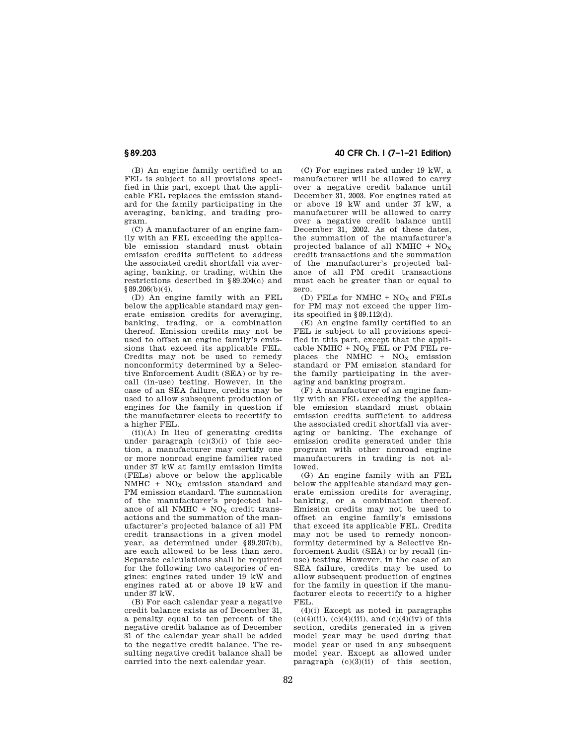(B) An engine family certified to an FEL is subject to all provisions specified in this part, except that the applicable FEL replaces the emission standard for the family participating in the averaging, banking, and trading program.

(C) A manufacturer of an engine family with an FEL exceeding the applicable emission standard must obtain emission credits sufficient to address the associated credit shortfall via averaging, banking, or trading, within the restrictions described in §89.204(c) and §89.206(b)(4).

(D) An engine family with an FEL below the applicable standard may generate emission credits for averaging, banking, trading, or a combination thereof. Emission credits may not be used to offset an engine family's emissions that exceed its applicable FEL. Credits may not be used to remedy nonconformity determined by a Selective Enforcement Audit (SEA) or by recall (in-use) testing. However, in the case of an SEA failure, credits may be used to allow subsequent production of engines for the family in question if the manufacturer elects to recertify to a higher FEL.

(ii)(A) In lieu of generating credits under paragraph (c)(3)(i) of this section, a manufacturer may certify one or more nonroad engine families rated under 37 kW at family emission limits (FELs) above or below the applicable NMHC + $NO_X$ emission standard and PM emission standard. The summation of the manufacturer's projected balance of all NMHC + $NO_X$ credit transactions and the summation of the manufacturer's projected balance of all PM credit transactions in a given model year, as determined under §89.207(b), are each allowed to be less than zero. Separate calculations shall be required for the following two categories of engines: engines rated under 19 kW and engines rated at or above 19 kW and under 37 kW.

(B) For each calendar year a negative credit balance exists as of December 31, a penalty equal to ten percent of the negative credit balance as of December 31 of the calendar year shall be added to the negative credit balance. The resulting negative credit balance shall be carried into the next calendar year.

(C) For engines rated under 19 kW, a manufacturer will be allowed to carry over a negative credit balance until December 31, 2003. For engines rated at or above 19 kW and under 37 kW, a manufacturer will be allowed to carry over a negative credit balance until December 31, 2002. As of these dates, the summation of the manufacturer's projected balance of all NMHC + $NO_X$ credit transactions and the summation of the manufacturer's projected balance of all PM credit transactions must each be greater than or equal to zero.

(D) FELs for NMHC + $NO_X$ and FELs for PM may not exceed the upper limits specified in §89.112(d).

(E) An engine family certified to an FEL is subject to all provisions specified in this part, except that the applicable NMHC + $NO_X$ FEL or PM FEL replaces the NMHC + $NO_X$ emission standard or PM emission standard for the family participating in the averaging and banking program.

(F) A manufacturer of an engine family with an FEL exceeding the applicable emission standard must obtain emission credits sufficient to address the associated credit shortfall via averaging or banking. The exchange of emission credits generated under this program with other nonroad engine manufacturers in trading is not allowed.

(G) An engine family with an FEL below the applicable standard may generate emission credits for averaging, banking, or a combination thereof. Emission credits may not be used to offset an engine family's emissions that exceed its applicable FEL. Credits may not be used to remedy nonconformity determined by a Selective Enforcement Audit (SEA) or by recall (in-use) testing. However, in the case of an SEA failure, credits may be used to allow subsequent production of engines for the family in question if the manufacturer elects to recertify to a higher FEL.

(4)(i) Except as noted in paragraphs (c)(4)(ii), (c)(4)(iii), and (c)(4)(iv) of this section, credits generated in a given model year may be used during that model year or used in any subsequent model year. Except as allowed under paragraph (c)(3)(ii) of this section,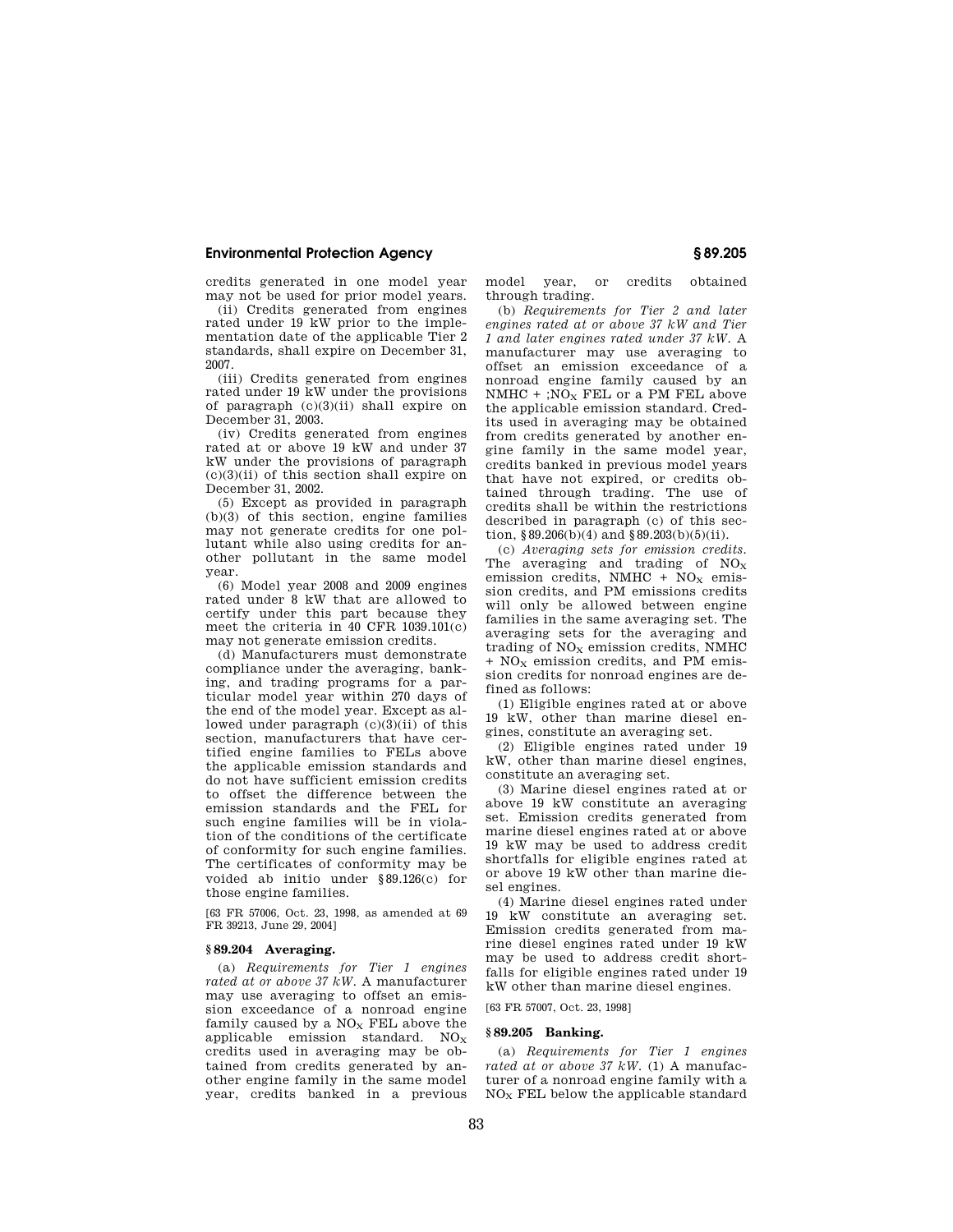credits generated in one model year may not be used for prior model years.

(ii) Credits generated from engines rated under 19 kW prior to the implementation date of the applicable Tier 2 standards, shall expire on December 31, 2007.

(iii) Credits generated from engines rated under 19 kW under the provisions of paragraph (c)(3)(ii) shall expire on December 31, 2003.

(iv) Credits generated from engines rated at or above 19 kW and under 37 kW under the provisions of paragraph (c)(3)(ii) of this section shall expire on December 31, 2002.

(5) Except as provided in paragraph (b)(3) of this section, engine families may not generate credits for one pollutant while also using credits for another pollutant in the same model year.

(6) Model year 2008 and 2009 engines rated under 8 kW that are allowed to certify under this part because they meet the criteria in 40 CFR 1039.101(c) may not generate emission credits.

(d) Manufacturers must demonstrate compliance under the averaging, banking, and trading programs for a particular model year within 270 days of the end of the model year. Except as allowed under paragraph (c)(3)(ii) of this section, manufacturers that have certified engine families to FELs above the applicable emission standards and do not have sufficient emission credits to offset the difference between the emission standards and the FEL for such engine families will be in violation of the conditions of the certificate of conformity for such engine families. The certificates of conformity may be voided ab initio under §89.126(c) for those engine families.

[63 FR 57006, Oct. 23, 1998, as amended at 69 FR 39213, June 29, 2004]

## §89.204 Averaging.

(a) *Requirements for Tier 1 engines rated at or above 37 kW.* A manufacturer may use averaging to offset an emission exceedance of a nonroad engine family caused by a $NO_X$ FEL above the applicable emission standard. $NO_X$ credits used in averaging may be obtained from credits generated by another engine family in the same model year, credits banked in a previous model year, or credits obtained through trading.

(b) *Requirements for Tier 2 and later engines rated at or above 37 kW and Tier 1 and later engines rated under 37 kW.* A manufacturer may use averaging to offset an emission exceedance of a nonroad engine family caused by an NMHC + ;$NO_X$ FEL or a PM FEL above the applicable emission standard. Credits used in averaging may be obtained from credits generated by another engine family in the same model year, credits banked in previous model years that have not expired, or credits obtained through trading. The use of credits shall be within the restrictions described in paragraph (c) of this section, §89.206(b)(4) and §89.203(b)(5)(ii).

(c) *Averaging sets for emission credits.* The averaging and trading of $NO_X$ emission credits, NMHC + $NO_X$ emission credits, and PM emissions credits will only be allowed between engine families in the same averaging set. The averaging sets for the averaging and trading of $NO_X$ emission credits, NMHC + $NO_X$ emission credits, and PM emission credits for nonroad engines are defined as follows:

(1) Eligible engines rated at or above 19 kW, other than marine diesel engines, constitute an averaging set.

(2) Eligible engines rated under 19 kW, other than marine diesel engines, constitute an averaging set.

(3) Marine diesel engines rated at or above 19 kW constitute an averaging set. Emission credits generated from marine diesel engines rated at or above 19 kW may be used to address credit shortfalls for eligible engines rated at or above 19 kW other than marine diesel engines.

(4) Marine diesel engines rated under 19 kW constitute an averaging set. Emission credits generated from marine diesel engines rated under 19 kW may be used to address credit shortfalls for eligible engines rated under 19 kW other than marine diesel engines.

[63 FR 57007, Oct. 23, 1998]

## §89.205 Banking.

(a) *Requirements for Tier 1 engines rated at or above 37 kW.* (1) A manufacturer of a nonroad engine family with a $NO_X$ FEL below the applicable standard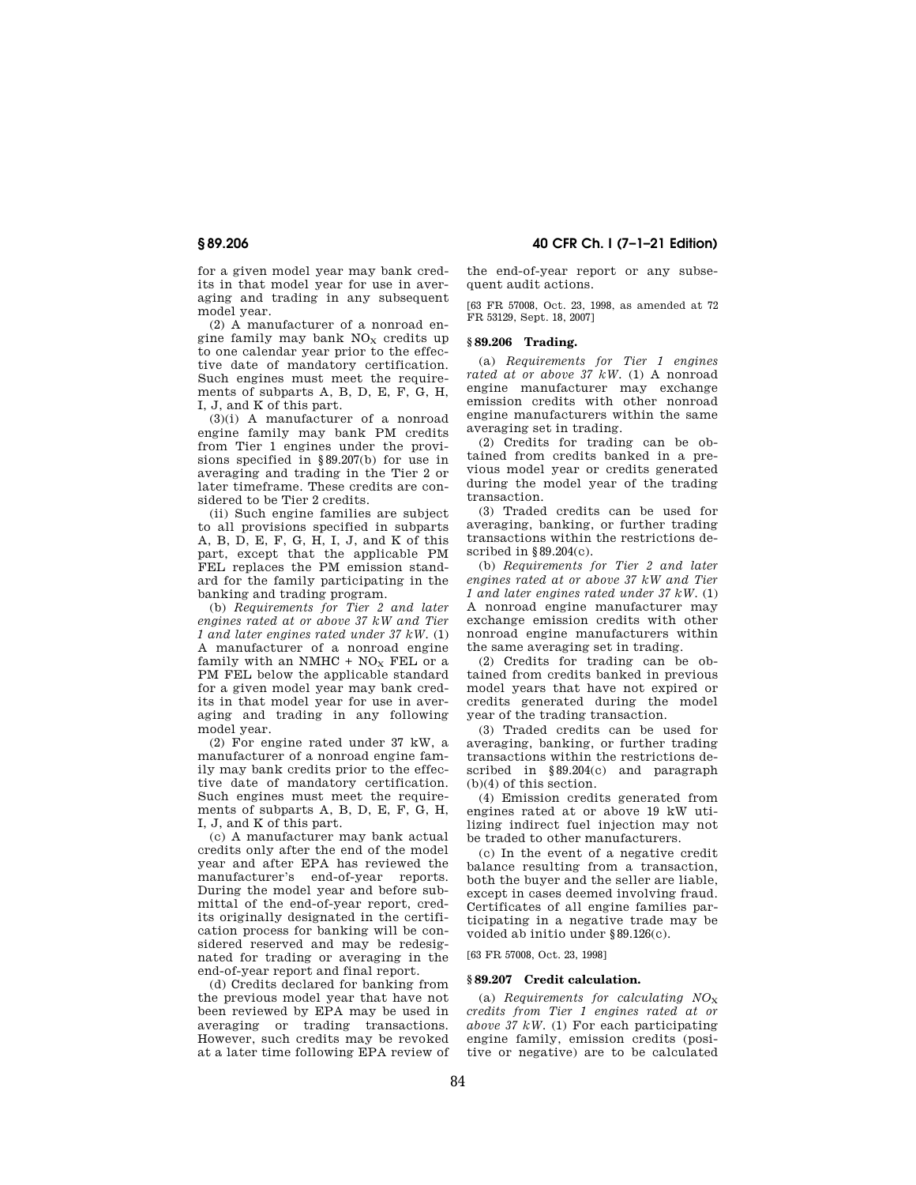for a given model year may bank credits in that model year for use in averaging and trading in any subsequent model year.

(2) A manufacturer of a nonroad engine family may bank $NO_X$ credits up to one calendar year prior to the effective date of mandatory certification. Such engines must meet the requirements of subparts A, B, D, E, F, G, H, I, J, and K of this part.

(3)(i) A manufacturer of a nonroad engine family may bank PM credits from Tier 1 engines under the provisions specified in §89.207(b) for use in averaging and trading in the Tier 2 or later timeframe. These credits are considered to be Tier 2 credits.

(ii) Such engine families are subject to all provisions specified in subparts A, B, D, E, F, G, H, I, J, and K of this part, except that the applicable PM FEL replaces the PM emission standard for the family participating in the banking and trading program.

(b) *Requirements for Tier 2 and later engines rated at or above 37 kW and Tier 1 and later engines rated under 37 kW.* (1) A manufacturer of a nonroad engine family with an NMHC + $NO_X$ FEL or a PM FEL below the applicable standard for a given model year may bank credits in that model year for use in averaging and trading in any following model year.

(2) For engine rated under 37 kW, a manufacturer of a nonroad engine family may bank credits prior to the effective date of mandatory certification. Such engines must meet the requirements of subparts A, B, D, E, F, G, H, I, J, and K of this part.

(c) A manufacturer may bank actual credits only after the end of the model year and after EPA has reviewed the manufacturer's end-of-year reports. During the model year and before submittal of the end-of-year report, credits originally designated in the certification process for banking will be considered reserved and may be redesignated for trading or averaging in the end-of-year report and final report.

(d) Credits declared for banking from the previous model year that have not been reviewed by EPA may be used in averaging or trading transactions. However, such credits may be revoked at a later time following EPA review of the end-of-year report or any subsequent audit actions.

[63 FR 57008, Oct. 23, 1998, as amended at 72 FR 53129, Sept. 18, 2007]

### § 89.206 Trading.

(a) *Requirements for Tier 1 engines rated at or above 37 kW.* (1) A nonroad engine manufacturer may exchange emission credits with other nonroad engine manufacturers within the same averaging set in trading.

(2) Credits for trading can be obtained from credits banked in a previous model year or credits generated during the model year of the trading transaction.

(3) Traded credits can be used for averaging, banking, or further trading transactions within the restrictions described in §89.204(c).

(b) *Requirements for Tier 2 and later engines rated at or above 37 kW and Tier 1 and later engines rated under 37 kW.* (1) A nonroad engine manufacturer may exchange emission credits with other nonroad engine manufacturers within the same averaging set in trading.

(2) Credits for trading can be obtained from credits banked in previous model years that have not expired or credits generated during the model year of the trading transaction.

(3) Traded credits can be used for averaging, banking, or further trading transactions within the restrictions described in §89.204(c) and paragraph (b)(4) of this section.

(4) Emission credits generated from engines rated at or above 19 kW utilizing indirect fuel injection may not be traded to other manufacturers.

(c) In the event of a negative credit balance resulting from a transaction, both the buyer and the seller are liable, except in cases deemed involving fraud. Certificates of all engine families participating in a negative trade may be voided ab initio under §89.126(c).

[63 FR 57008, Oct. 23, 1998]

### § 89.207 Credit calculation.

(a) *Requirements for calculating $NO_X$ credits from Tier 1 engines rated at or above 37 kW.* (1) For each participating engine family, emission credits (positive or negative) are to be calculated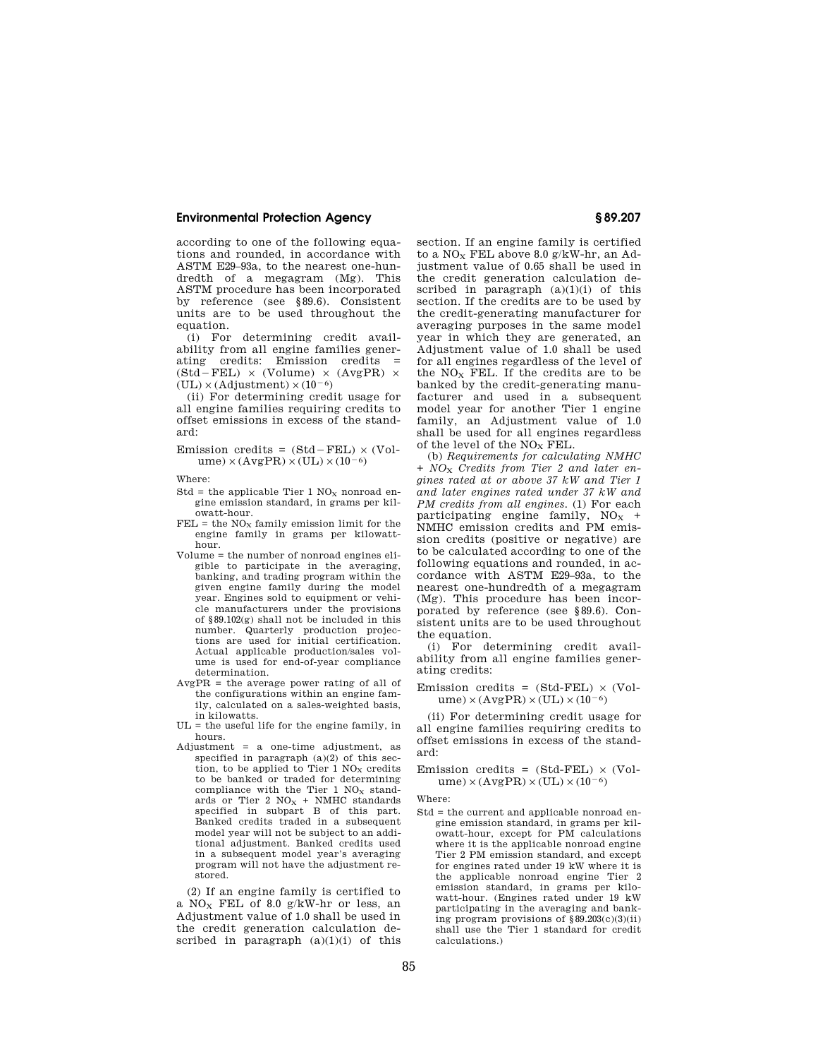according to one of the following equations and rounded, in accordance with ASTM E29–93a, to the nearest one-hundredth of a megagram (Mg). This ASTM procedure has been incorporated by reference (see §89.6). Consistent units are to be used throughout the equation.

(i) For determining credit availability from all engine families generating credits: Emission credits = (Std − FEL) × (Volume) × (AvgPR) × (UL) × (Adjustment) × $(10^{-6})$

(ii) For determining credit usage for all engine families requiring credits to offset emissions in excess of the standard:

Emission credits = (Std − FEL) × (Volume) × (AvgPR) × (UL) × $(10^{-6})$

Where:

- Std = the applicable Tier 1 $NO_X$ nonroad engine emission standard, in grams per kilowatt-hour.
- FEL = the $NO_X$ family emission limit for the engine family in grams per kilowatt-hour.
- Volume = the number of nonroad engines eligible to participate in the averaging, banking, and trading program within the given engine family during the model year. Engines sold to equipment or vehicle manufacturers under the provisions of §89.102(g) shall not be included in this number. Quarterly production projections are used for initial certification. Actual applicable production/sales volume is used for end-of-year compliance determination.
- AvgPR = the average power rating of all of the configurations within an engine family, calculated on a sales-weighted basis, in kilowatts.
- UL = the useful life for the engine family, in hours.
- Adjustment = a one-time adjustment, as specified in paragraph (a)(2) of this section, to be applied to Tier 1 $NO_X$ credits to be banked or traded for determining compliance with the Tier 1 $NO_X$ standards or Tier 2 $NO_X$ + NMHC standards specified in subpart B of this part. Banked credits traded in a subsequent model year will not be subject to an additional adjustment. Banked credits used in a subsequent model year's averaging program will not have the adjustment restored.

(2) If an engine family is certified to a $NO_X$ FEL of 8.0 g/kW-hr or less, an Adjustment value of 1.0 shall be used in the credit generation calculation described in paragraph (a)(1)(i) of this section. If an engine family is certified to a $NO_X$ FEL above 8.0 g/kW-hr, an Adjustment value of 0.65 shall be used in the credit generation calculation described in paragraph (a)(1)(i) of this section. If the credits are to be used by the credit-generating manufacturer for averaging purposes in the same model year in which they are generated, an Adjustment value of 1.0 shall be used for all engines regardless of the level of the $NO_X$ FEL. If the credits are to be banked by the credit-generating manufacturer and used in a subsequent model year for another Tier 1 engine family, an Adjustment value of 1.0 shall be used for all engines regardless of the level of the $NO_X$ FEL.

(b) *Requirements for calculating NMHC + $NO_X$ Credits from Tier 2 and later engines rated at or above 37 kW and Tier 1 and later engines rated under 37 kW and PM credits from all engines.* (1) For each participating engine family, $NO_X$ + NMHC emission credits and PM emission credits (positive or negative) are to be calculated according to one of the following equations and rounded, in accordance with ASTM E29–93a, to the nearest one-hundredth of a megagram (Mg). This procedure has been incorporated by reference (see §89.6). Consistent units are to be used throughout the equation.

(i) For determining credit availability from all engine families generating credits:

Emission credits = (Std-FEL) × (Volume) × (AvgPR) × (UL) × $(10^{-6})$

(ii) For determining credit usage for all engine families requiring credits to offset emissions in excess of the standard:

Emission credits = (Std-FEL) × (Volume) × (AvgPR) × (UL) × $(10^{-6})$

Where:

- Std = the current and applicable nonroad engine emission standard, in grams per kilowatt-hour, except for PM calculations where it is the applicable nonroad engine Tier 2 PM emission standard, and except for engines rated under 19 kW where it is the applicable nonroad engine Tier 2 emission standard, in grams per kilowatt-hour. (Engines rated under 19 kW participating in the averaging and banking program provisions of §89.203(c)(3)(ii) shall use the Tier 1 standard for credit calculations.)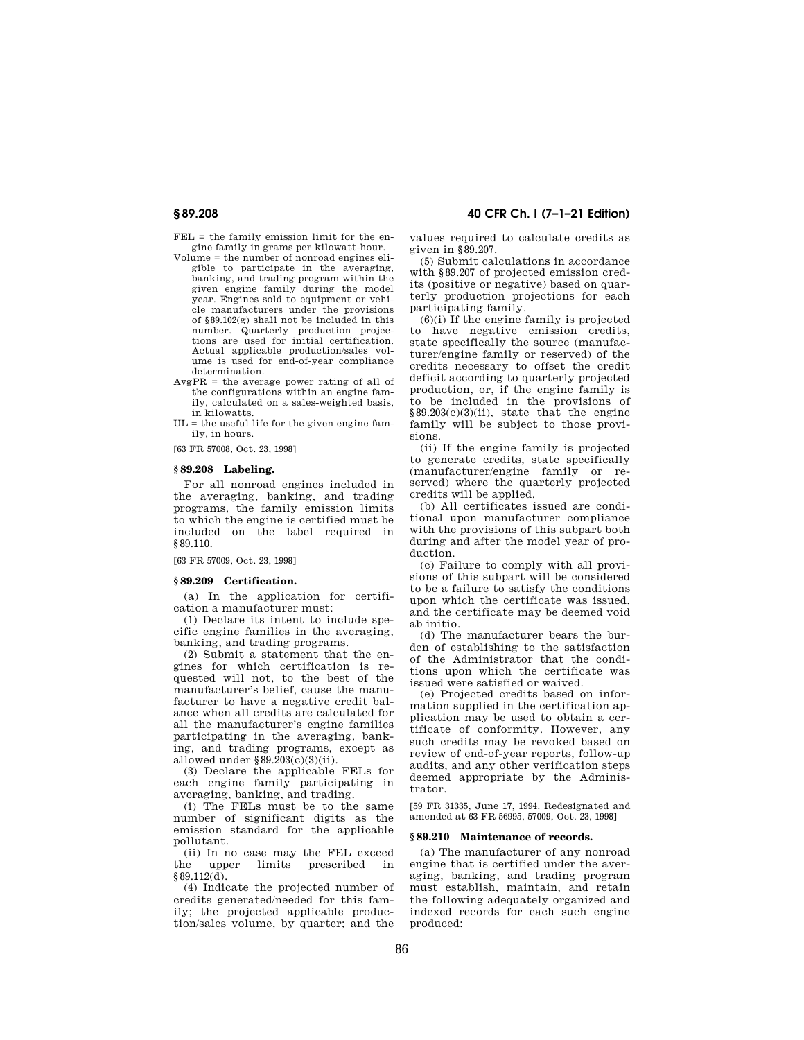FEL = the family emission limit for the engine family in grams per kilowatt-hour.

Volume = the number of nonroad engines eligible to participate in the averaging, banking, and trading program within the given engine family during the model year. Engines sold to equipment or vehicle manufacturers under the provisions of §89.102(g) shall not be included in this number. Quarterly production projections are used for initial certification. Actual applicable production/sales volume is used for end-of-year compliance determination.

AvgPR = the average power rating of all of the configurations within an engine family, calculated on a sales-weighted basis, in kilowatts.

UL = the useful life for the given engine family, in hours.

[63 FR 57008, Oct. 23, 1998]

### § 89.208 Labeling.

For all nonroad engines included in the averaging, banking, and trading programs, the family emission limits to which the engine is certified must be included on the label required in §89.110.

[63 FR 57009, Oct. 23, 1998]

### § 89.209 Certification.

(a) In the application for certification a manufacturer must:

(1) Declare its intent to include specific engine families in the averaging, banking, and trading programs.

(2) Submit a statement that the engines for which certification is requested will not, to the best of the manufacturer's belief, cause the manufacturer to have a negative credit balance when all credits are calculated for all the manufacturer's engine families participating in the averaging, banking, and trading programs, except as allowed under §89.203(c)(3)(ii).

(3) Declare the applicable FELs for each engine family participating in averaging, banking, and trading.

(i) The FELs must be to the same number of significant digits as the emission standard for the applicable pollutant.

(ii) In no case may the FEL exceed the upper limits prescribed in §89.112(d).

(4) Indicate the projected number of credits generated/needed for this family; the projected applicable production/sales volume, by quarter; and the values required to calculate credits as given in §89.207.

(5) Submit calculations in accordance with §89.207 of projected emission credits (positive or negative) based on quarterly production projections for each participating family.

(6)(i) If the engine family is projected to have negative emission credits, state specifically the source (manufacturer/engine family or reserved) of the credits necessary to offset the credit deficit according to quarterly projected production, or, if the engine family is to be included in the provisions of §89.203(c)(3)(ii), state that the engine family will be subject to those provisions.

(ii) If the engine family is projected to generate credits, state specifically (manufacturer/engine family or reserved) where the quarterly projected credits will be applied.

(b) All certificates issued are conditional upon manufacturer compliance with the provisions of this subpart both during and after the model year of production.

(c) Failure to comply with all provisions of this subpart will be considered to be a failure to satisfy the conditions upon which the certificate was issued, and the certificate may be deemed void ab initio.

(d) The manufacturer bears the burden of establishing to the satisfaction of the Administrator that the conditions upon which the certificate was issued were satisfied or waived.

(e) Projected credits based on information supplied in the certification application may be used to obtain a certificate of conformity. However, any such credits may be revoked based on review of end-of-year reports, follow-up audits, and any other verification steps deemed appropriate by the Administrator.

[59 FR 31335, June 17, 1994. Redesignated and amended at 63 FR 56995, 57009, Oct. 23, 1998]

### § 89.210 Maintenance of records.

(a) The manufacturer of any nonroad engine that is certified under the averaging, banking, and trading program must establish, maintain, and retain the following adequately organized and indexed records for each such engine produced: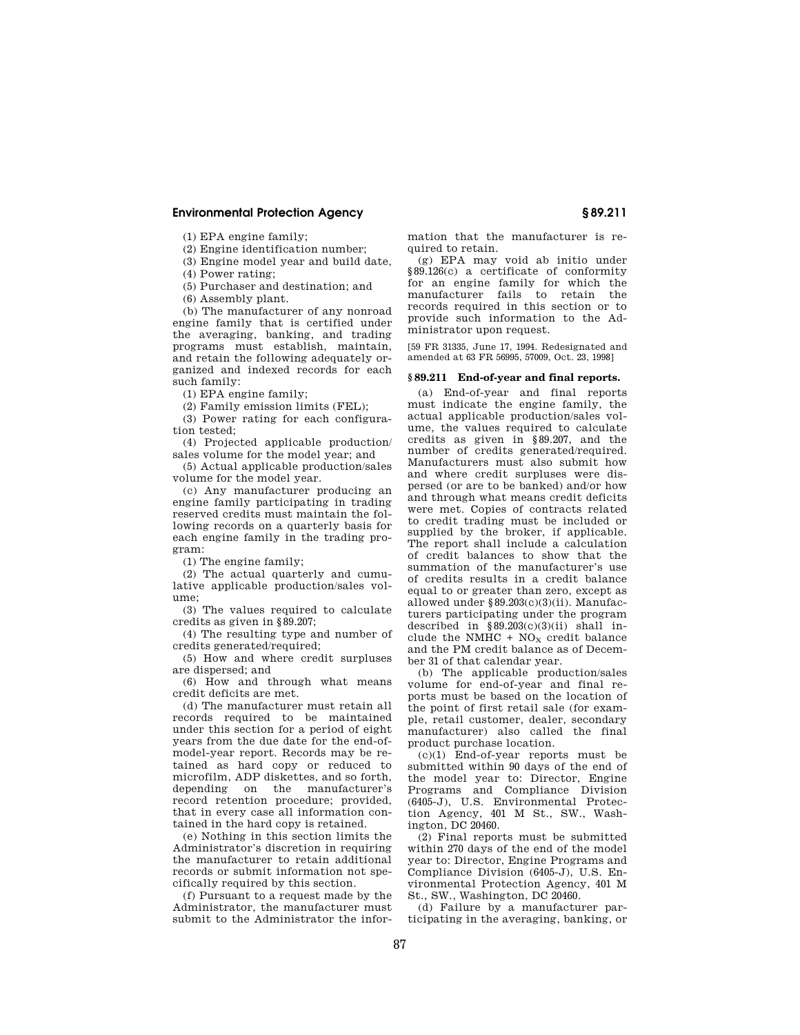(1) EPA engine family;

(2) Engine identification number;

(3) Engine model year and build date,

(4) Power rating;

(5) Purchaser and destination; and

(6) Assembly plant.

(b) The manufacturer of any nonroad engine family that is certified under the averaging, banking, and trading programs must establish, maintain, and retain the following adequately organized and indexed records for each such family:

(1) EPA engine family;

(2) Family emission limits (FEL);

(3) Power rating for each configuration tested;

(4) Projected applicable production/sales volume for the model year; and

(5) Actual applicable production/sales volume for the model year.

(c) Any manufacturer producing an engine family participating in trading reserved credits must maintain the following records on a quarterly basis for each engine family in the trading program:

(1) The engine family;

(2) The actual quarterly and cumulative applicable production/sales volume;

(3) The values required to calculate credits as given in §89.207;

(4) The resulting type and number of credits generated/required;

(5) How and where credit surpluses are dispersed; and

(6) How and through what means credit deficits are met.

(d) The manufacturer must retain all records required to be maintained under this section for a period of eight years from the due date for the end-of-model-year report. Records may be retained as hard copy or reduced to microfilm, ADP diskettes, and so forth, depending on the manufacturer's record retention procedure; provided, that in every case all information contained in the hard copy is retained.

(e) Nothing in this section limits the Administrator's discretion in requiring the manufacturer to retain additional records or submit information not specifically required by this section.

(f) Pursuant to a request made by the Administrator, the manufacturer must submit to the Administrator the information that the manufacturer is required to retain.

(g) EPA may void ab initio under §89.126(c) a certificate of conformity for an engine family for which the manufacturer fails to retain the records required in this section or to provide such information to the Administrator upon request.

[59 FR 31335, June 17, 1994. Redesignated and amended at 63 FR 56995, 57009, Oct. 23, 1998]

## §89.211 End-of-year and final reports.

(a) End-of-year and final reports must indicate the engine family, the actual applicable production/sales volume, the values required to calculate credits as given in §89.207, and the number of credits generated/required. Manufacturers must also submit how and where credit surpluses were dispersed (or are to be banked) and/or how and through what means credit deficits were met. Copies of contracts related to credit trading must be included or supplied by the broker, if applicable. The report shall include a calculation of credit balances to show that the summation of the manufacturer's use of credits results in a credit balance equal to or greater than zero, except as allowed under §89.203(c)(3)(ii). Manufacturers participating under the program described in §89.203(c)(3)(ii) shall include the NMHC + $NO_X$ credit balance and the PM credit balance as of December 31 of that calendar year.

(b) The applicable production/sales volume for end-of-year and final reports must be based on the location of the point of first retail sale (for example, retail customer, dealer, secondary manufacturer) also called the final product purchase location.

(c)(1) End-of-year reports must be submitted within 90 days of the end of the model year to: Director, Engine Programs and Compliance Division (6405-J), U.S. Environmental Protection Agency, 401 M St., SW., Washington, DC 20460.

(2) Final reports must be submitted within 270 days of the end of the model year to: Director, Engine Programs and Compliance Division (6405-J), U.S. Environmental Protection Agency, 401 M St., SW., Washington, DC 20460.

(d) Failure by a manufacturer participating in the averaging, banking, or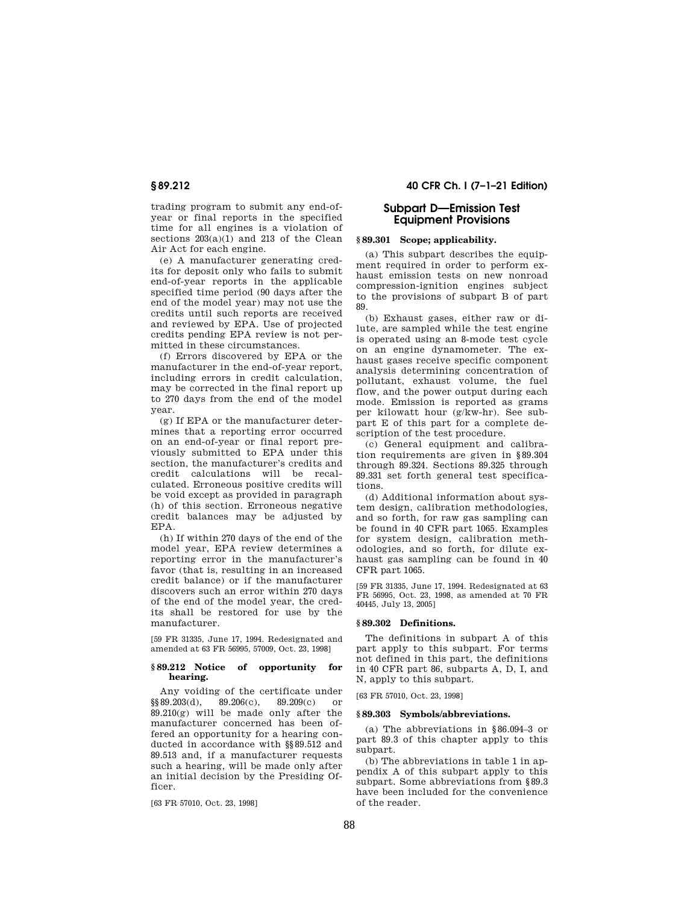trading program to submit any end-of-year or final reports in the specified time for all engines is a violation of sections 203(a)(1) and 213 of the Clean Air Act for each engine.

(e) A manufacturer generating credits for deposit only who fails to submit end-of-year reports in the applicable specified time period (90 days after the end of the model year) may not use the credits until such reports are received and reviewed by EPA. Use of projected credits pending EPA review is not permitted in these circumstances.

(f) Errors discovered by EPA or the manufacturer in the end-of-year report, including errors in credit calculation, may be corrected in the final report up to 270 days from the end of the model year.

(g) If EPA or the manufacturer determines that a reporting error occurred on an end-of-year or final report previously submitted to EPA under this section, the manufacturer's credits and credit calculations will be recalculated. Erroneous positive credits will be void except as provided in paragraph (h) of this section. Erroneous negative credit balances may be adjusted by EPA.

(h) If within 270 days of the end of the model year, EPA review determines a reporting error in the manufacturer's favor (that is, resulting in an increased credit balance) or if the manufacturer discovers such an error within 270 days of the end of the model year, the credits shall be restored for use by the manufacturer.

[59 FR 31335, June 17, 1994. Redesignated and amended at 63 FR 56995, 57009, Oct. 23, 1998]

### § 89.212 Notice of opportunity for hearing.

Any voiding of the certificate under §§ 89.203(d), 89.206(c), 89.209(c) or 89.210(g) will be made only after the manufacturer concerned has been offered an opportunity for a hearing conducted in accordance with §§ 89.512 and 89.513 and, if a manufacturer requests such a hearing, will be made only after an initial decision by the Presiding Officer.

[63 FR 57010, Oct. 23, 1998]

## Subpart D—Emission Test Equipment Provisions

### § 89.301 Scope; applicability.

(a) This subpart describes the equipment required in order to perform exhaust emission tests on new nonroad compression-ignition engines subject to the provisions of subpart B of part 89.

(b) Exhaust gases, either raw or dilute, are sampled while the test engine is operated using an 8-mode test cycle on an engine dynamometer. The exhaust gases receive specific component analysis determining concentration of pollutant, exhaust volume, the fuel flow, and the power output during each mode. Emission is reported as grams per kilowatt hour (g/kw-hr). See subpart E of this part for a complete description of the test procedure.

(c) General equipment and calibration requirements are given in § 89.304 through 89.324. Sections 89.325 through 89.331 set forth general test specifications.

(d) Additional information about system design, calibration methodologies, and so forth, for raw gas sampling can be found in 40 CFR part 1065. Examples for system design, calibration methodologies, and so forth, for dilute exhaust gas sampling can be found in 40 CFR part 1065.

[59 FR 31335, June 17, 1994. Redesignated at 63 FR 56995, Oct. 23, 1998, as amended at 70 FR 40445, July 13, 2005]

### § 89.302 Definitions.

The definitions in subpart A of this part apply to this subpart. For terms not defined in this part, the definitions in 40 CFR part 86, subparts A, D, I, and N, apply to this subpart.

[63 FR 57010, Oct. 23, 1998]

### § 89.303 Symbols/abbreviations.

(a) The abbreviations in § 86.094–3 or part 89.3 of this chapter apply to this subpart.

(b) The abbreviations in table 1 in appendix A of this subpart apply to this subpart. Some abbreviations from § 89.3 have been included for the convenience of the reader.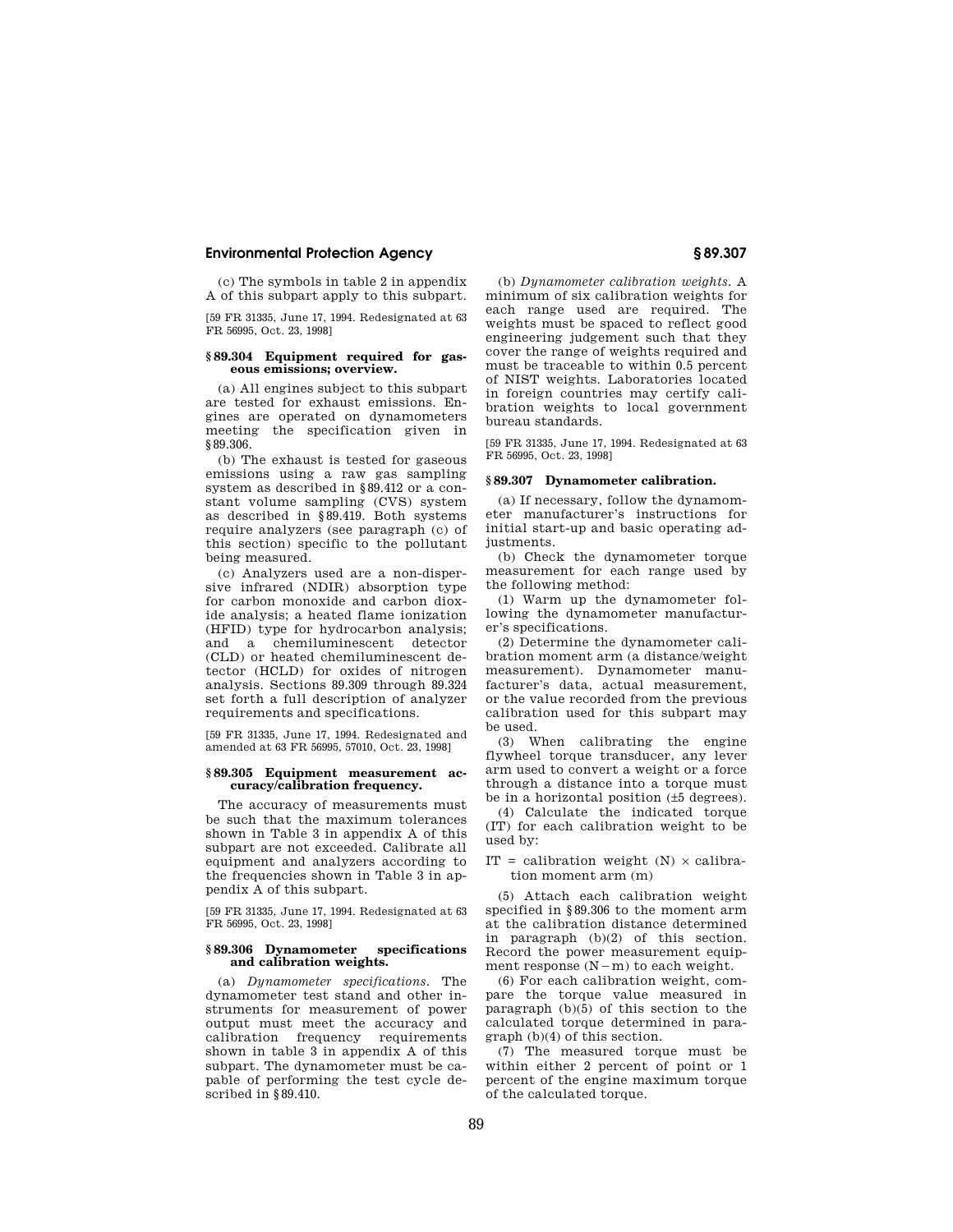(c) The symbols in table 2 in appendix A of this subpart apply to this subpart.

[59 FR 31335, June 17, 1994. Redesignated at 63 FR 56995, Oct. 23, 1998]

### § 89.304 Equipment required for gaseous emissions; overview.

(a) All engines subject to this subpart are tested for exhaust emissions. Engines are operated on dynamometers meeting the specification given in § 89.306.

(b) The exhaust is tested for gaseous emissions using a raw gas sampling system as described in § 89.412 or a constant volume sampling (CVS) system as described in § 89.419. Both systems require analyzers (see paragraph (c) of this section) specific to the pollutant being measured.

(c) Analyzers used are a non-dispersive infrared (NDIR) absorption type for carbon monoxide and carbon dioxide analysis; a heated flame ionization (HFID) type for hydrocarbon analysis; and a chemiluminescent detector (CLD) or heated chemiluminescent detector (HCLD) for oxides of nitrogen analysis. Sections 89.309 through 89.324 set forth a full description of analyzer requirements and specifications.

[59 FR 31335, June 17, 1994. Redesignated and amended at 63 FR 56995, 57010, Oct. 23, 1998]

### § 89.305 Equipment measurement accuracy/calibration frequency.

The accuracy of measurements must be such that the maximum tolerances shown in Table 3 in appendix A of this subpart are not exceeded. Calibrate all equipment and analyzers according to the frequencies shown in Table 3 in appendix A of this subpart.

[59 FR 31335, June 17, 1994. Redesignated at 63 FR 56995, Oct. 23, 1998]

### § 89.306 Dynamometer specifications and calibration weights.

(a) *Dynamometer specifications.* The dynamometer test stand and other instruments for measurement of power output must meet the accuracy and calibration frequency requirements shown in table 3 in appendix A of this subpart. The dynamometer must be capable of performing the test cycle described in § 89.410.

(b) *Dynamometer calibration weights.* A minimum of six calibration weights for each range used are required. The weights must be spaced to reflect good engineering judgement such that they cover the range of weights required and must be traceable to within 0.5 percent of NIST weights. Laboratories located in foreign countries may certify calibration weights to local government bureau standards.

[59 FR 31335, June 17, 1994. Redesignated at 63 FR 56995, Oct. 23, 1998]

### § 89.307 Dynamometer calibration.

(a) If necessary, follow the dynamometer manufacturer's instructions for initial start-up and basic operating adjustments.

(b) Check the dynamometer torque measurement for each range used by the following method:

(1) Warm up the dynamometer following the dynamometer manufacturer's specifications.

(2) Determine the dynamometer calibration moment arm (a distance/weight measurement). Dynamometer manufacturer's data, actual measurement, or the value recorded from the previous calibration used for this subpart may be used.

(3) When calibrating the engine flywheel torque transducer, any lever arm used to convert a weight or a force through a distance into a torque must be in a horizontal position (±5 degrees).

(4) Calculate the indicated torque (IT) for each calibration weight to be used by:

IT = calibration weight (N) × calibration moment arm (m)

(5) Attach each calibration weight specified in § 89.306 to the moment arm at the calibration distance determined in paragraph (b)(2) of this section. Record the power measurement equipment response (N−m) to each weight.

(6) For each calibration weight, compare the torque value measured in paragraph (b)(5) of this section to the calculated torque determined in paragraph (b)(4) of this section.

(7) The measured torque must be within either 2 percent of point or 1 percent of the engine maximum torque of the calculated torque.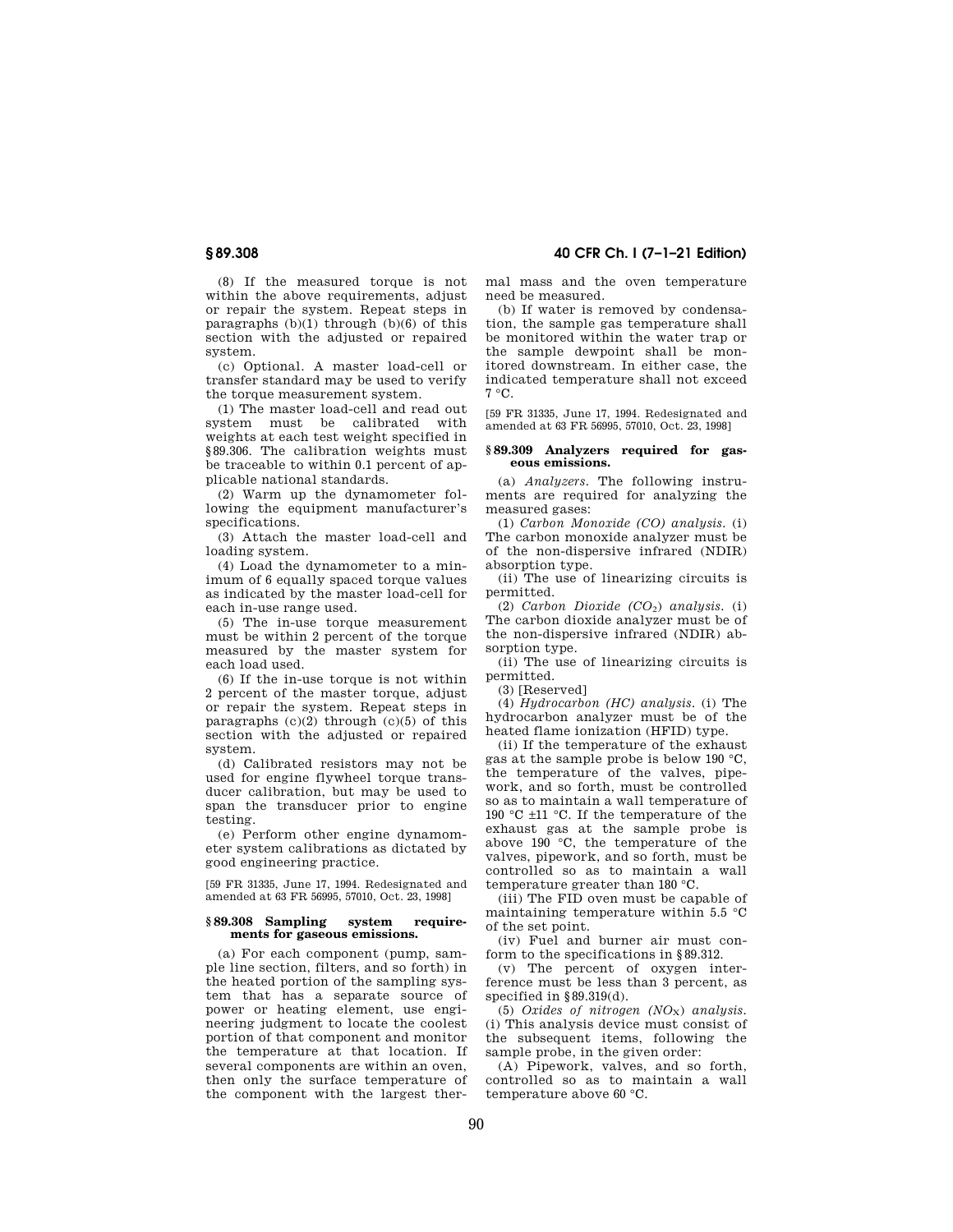(8) If the measured torque is not within the above requirements, adjust or repair the system. Repeat steps in paragraphs (b)(1) through (b)(6) of this section with the adjusted or repaired system.

(c) Optional. A master load-cell or transfer standard may be used to verify the torque measurement system.

(1) The master load-cell and read out system must be calibrated with weights at each test weight specified in §89.306. The calibration weights must be traceable to within 0.1 percent of applicable national standards.

(2) Warm up the dynamometer following the equipment manufacturer's specifications.

(3) Attach the master load-cell and loading system.

(4) Load the dynamometer to a minimum of 6 equally spaced torque values as indicated by the master load-cell for each in-use range used.

(5) The in-use torque measurement must be within 2 percent of the torque measured by the master system for each load used.

(6) If the in-use torque is not within 2 percent of the master torque, adjust or repair the system. Repeat steps in paragraphs (c)(2) through (c)(5) of this section with the adjusted or repaired system.

(d) Calibrated resistors may not be used for engine flywheel torque transducer calibration, but may be used to span the transducer prior to engine testing.

(e) Perform other engine dynamometer system calibrations as dictated by good engineering practice.

[59 FR 31335, June 17, 1994. Redesignated and amended at 63 FR 56995, 57010, Oct. 23, 1998]

## §89.308 Sampling system requirements for gaseous emissions.

(a) For each component (pump, sample line section, filters, and so forth) in the heated portion of the sampling system that has a separate source of power or heating element, use engineering judgment to locate the coolest portion of that component and monitor the temperature at that location. If several components are within an oven, then only the surface temperature of the component with the largest thermal mass and the oven temperature need be measured.

(b) If water is removed by condensation, the sample gas temperature shall be monitored within the water trap or the sample dewpoint shall be monitored downstream. In either case, the indicated temperature shall not exceed 7 °C.

[59 FR 31335, June 17, 1994. Redesignated and amended at 63 FR 56995, 57010, Oct. 23, 1998]

## §89.309 Analyzers required for gaseous emissions.

(a) *Analyzers.* The following instruments are required for analyzing the measured gases:

(1) *Carbon Monoxide (CO) analysis.* (i) The carbon monoxide analyzer must be of the non-dispersive infrared (NDIR) absorption type.

(ii) The use of linearizing circuits is permitted.

(2) *Carbon Dioxide ($CO_2$) analysis.* (i) The carbon dioxide analyzer must be of the non-dispersive infrared (NDIR) absorption type.

(ii) The use of linearizing circuits is permitted.

(3) [Reserved]

(4) *Hydrocarbon (HC) analysis.* (i) The hydrocarbon analyzer must be of the heated flame ionization (HFID) type.

(ii) If the temperature of the exhaust gas at the sample probe is below 190 °C, the temperature of the valves, pipework, and so forth, must be controlled so as to maintain a wall temperature of 190 °C ±11 °C. If the temperature of the exhaust gas at the sample probe is above 190 °C, the temperature of the valves, pipework, and so forth, must be controlled so as to maintain a wall temperature greater than 180 °C.

(iii) The FID oven must be capable of maintaining temperature within 5.5 °C of the set point.

(iv) Fuel and burner air must conform to the specifications in §89.312.

(v) The percent of oxygen interference must be less than 3 percent, as specified in §89.319(d).

(5) *Oxides of nitrogen ($NO_X$) analysis.* (i) This analysis device must consist of the subsequent items, following the sample probe, in the given order:

(A) Pipework, valves, and so forth, controlled so as to maintain a wall temperature above 60 °C.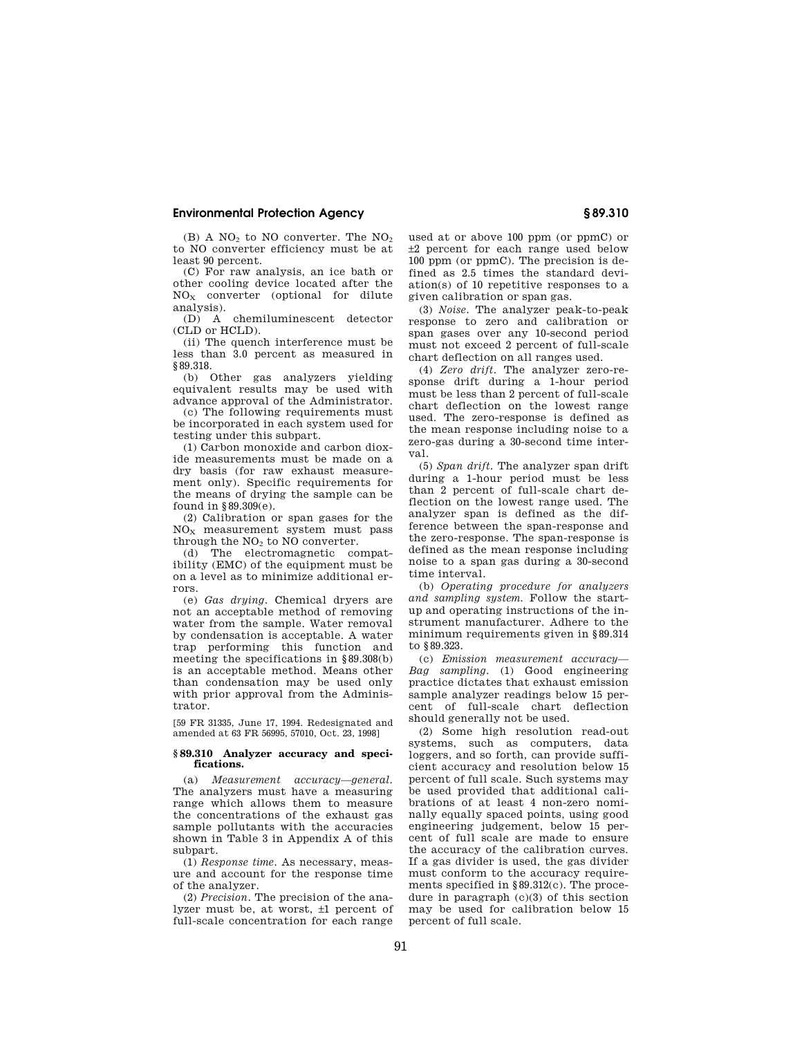(B) A $NO_2$ to NO converter. The $NO_2$ to NO converter efficiency must be at least 90 percent.

(C) For raw analysis, an ice bath or other cooling device located after the $NO_X$ converter (optional for dilute analysis).

(D) A chemiluminescent detector (CLD or HCLD).

(ii) The quench interference must be less than 3.0 percent as measured in §89.318.

(b) Other gas analyzers yielding equivalent results may be used with advance approval of the Administrator.

(c) The following requirements must be incorporated in each system used for testing under this subpart.

(1) Carbon monoxide and carbon dioxide measurements must be made on a dry basis (for raw exhaust measurement only). Specific requirements for the means of drying the sample can be found in §89.309(e).

(2) Calibration or span gases for the $NO_X$ measurement system must pass through the $NO_2$ to NO converter.

(d) The electromagnetic compatibility (EMC) of the equipment must be on a level as to minimize additional errors.

(e) *Gas drying.* Chemical dryers are not an acceptable method of removing water from the sample. Water removal by condensation is acceptable. A water trap performing this function and meeting the specifications in §89.308(b) is an acceptable method. Means other than condensation may be used only with prior approval from the Administrator.

[59 FR 31335, June 17, 1994. Redesignated and amended at 63 FR 56995, 57010, Oct. 23, 1998]

## §89.310 Analyzer accuracy and specifications.

(a) *Measurement accuracy—general.* The analyzers must have a measuring range which allows them to measure the concentrations of the exhaust gas sample pollutants with the accuracies shown in Table 3 in Appendix A of this subpart.

(1) *Response time.* As necessary, measure and account for the response time of the analyzer.

(2) *Precision.* The precision of the analyzer must be, at worst, ±1 percent of full-scale concentration for each range used at or above 100 ppm (or ppmC) or ±2 percent for each range used below 100 ppm (or ppmC). The precision is defined as 2.5 times the standard deviation(s) of 10 repetitive responses to a given calibration or span gas.

(3) *Noise.* The analyzer peak-to-peak response to zero and calibration or span gases over any 10-second period must not exceed 2 percent of full-scale chart deflection on all ranges used.

(4) *Zero drift.* The analyzer zero-response drift during a 1-hour period must be less than 2 percent of full-scale chart deflection on the lowest range used. The zero-response is defined as the mean response including noise to a zero-gas during a 30-second time interval.

(5) *Span drift.* The analyzer span drift during a 1-hour period must be less than 2 percent of full-scale chart deflection on the lowest range used. The analyzer span is defined as the difference between the span-response and the zero-response. The span-response is defined as the mean response including noise to a span gas during a 30-second time interval.

(b) *Operating procedure for analyzers and sampling system.* Follow the start-up and operating instructions of the instrument manufacturer. Adhere to the minimum requirements given in §89.314 to §89.323.

(c) *Emission measurement accuracy—Bag sampling.* (1) Good engineering practice dictates that exhaust emission sample analyzer readings below 15 percent of full-scale chart deflection should generally not be used.

(2) Some high resolution read-out systems, such as computers, data loggers, and so forth, can provide sufficient accuracy and resolution below 15 percent of full scale. Such systems may be used provided that additional calibrations of at least 4 non-zero nominally equally spaced points, using good engineering judgement, below 15 percent of full scale are made to ensure the accuracy of the calibration curves. If a gas divider is used, the gas divider must conform to the accuracy requirements specified in §89.312(c). The procedure in paragraph (c)(3) of this section may be used for calibration below 15 percent of full scale.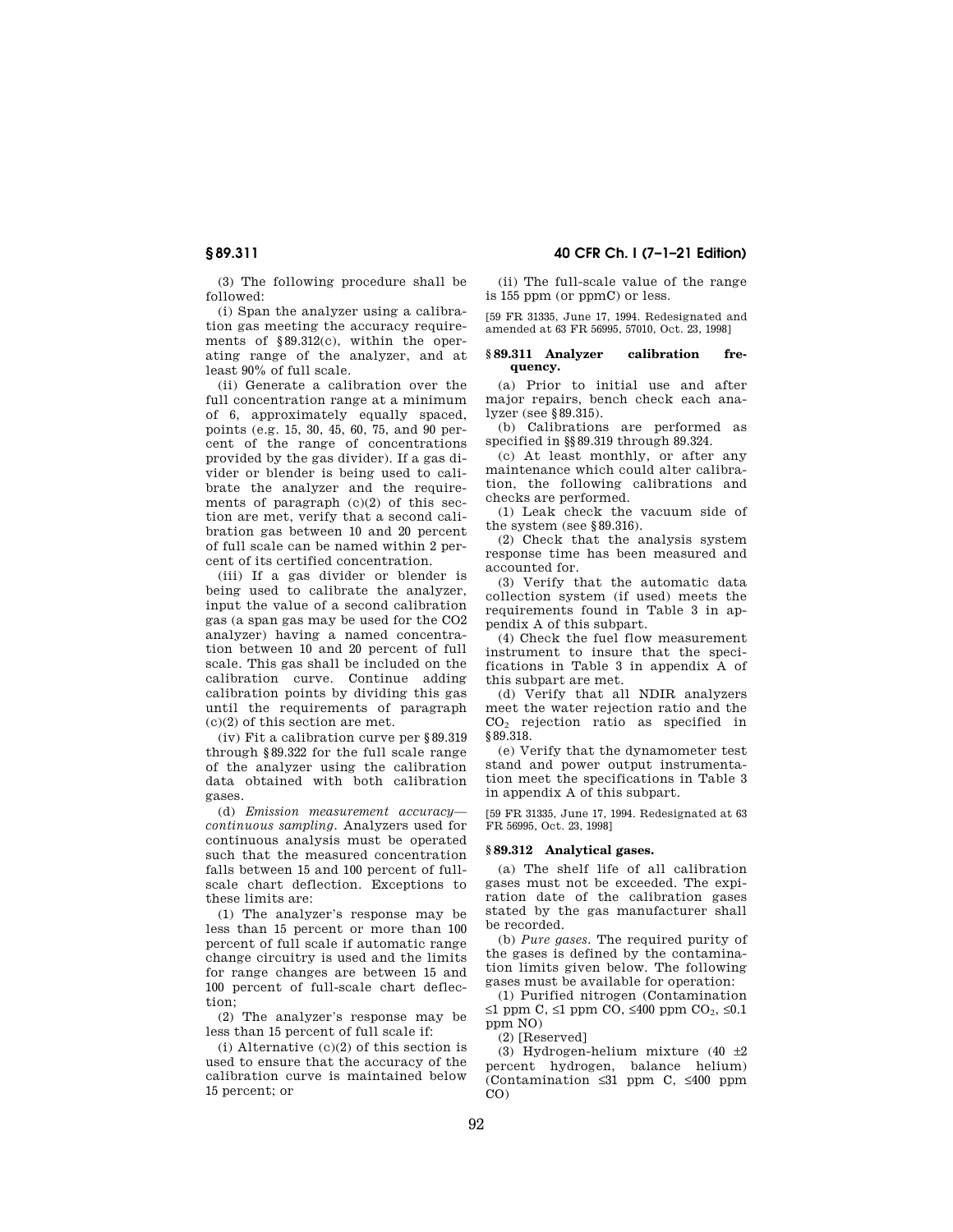(3) The following procedure shall be followed:

(i) Span the analyzer using a calibration gas meeting the accuracy requirements of §89.312(c), within the operating range of the analyzer, and at least 90% of full scale.

(ii) Generate a calibration over the full concentration range at a minimum of 6, approximately equally spaced, points (e.g. 15, 30, 45, 60, 75, and 90 percent of the range of concentrations provided by the gas divider). If a gas divider or blender is being used to calibrate the analyzer and the requirements of paragraph (c)(2) of this section are met, verify that a second calibration gas between 10 and 20 percent of full scale can be named within 2 percent of its certified concentration.

(iii) If a gas divider or blender is being used to calibrate the analyzer, input the value of a second calibration gas (a span gas may be used for the CO2 analyzer) having a named concentration between 10 and 20 percent of full scale. This gas shall be included on the calibration curve. Continue adding calibration points by dividing this gas until the requirements of paragraph (c)(2) of this section are met.

(iv) Fit a calibration curve per §89.319 through §89.322 for the full scale range of the analyzer using the calibration data obtained with both calibration gases.

(d) *Emission measurement accuracy—continuous sampling.* Analyzers used for continuous analysis must be operated such that the measured concentration falls between 15 and 100 percent of full-scale chart deflection. Exceptions to these limits are:

(1) The analyzer's response may be less than 15 percent or more than 100 percent of full scale if automatic range change circuitry is used and the limits for range changes are between 15 and 100 percent of full-scale chart deflection;

(2) The analyzer's response may be less than 15 percent of full scale if:

(i) Alternative (c)(2) of this section is used to ensure that the accuracy of the calibration curve is maintained below 15 percent; or

(ii) The full-scale value of the range is 155 ppm (or ppmC) or less.

[59 FR 31335, June 17, 1994. Redesignated and amended at 63 FR 56995, 57010, Oct. 23, 1998]

## § 89.311 Analyzer calibration frequency.

(a) Prior to initial use and after major repairs, bench check each analyzer (see §89.315).

(b) Calibrations are performed as specified in §§89.319 through 89.324.

(c) At least monthly, or after any maintenance which could alter calibration, the following calibrations and checks are performed.

(1) Leak check the vacuum side of the system (see §89.316).

(2) Check that the analysis system response time has been measured and accounted for.

(3) Verify that the automatic data collection system (if used) meets the requirements found in Table 3 in appendix A of this subpart.

(4) Check the fuel flow measurement instrument to insure that the specifications in Table 3 in appendix A of this subpart are met.

(d) Verify that all NDIR analyzers meet the water rejection ratio and the $CO_2$ rejection ratio as specified in §89.318.

(e) Verify that the dynamometer test stand and power output instrumentation meet the specifications in Table 3 in appendix A of this subpart.

[59 FR 31335, June 17, 1994. Redesignated at 63 FR 56995, Oct. 23, 1998]

## § 89.312 Analytical gases.

(a) The shelf life of all calibration gases must not be exceeded. The expiration date of the calibration gases stated by the gas manufacturer shall be recorded.

(b) *Pure gases.* The required purity of the gases is defined by the contamination limits given below. The following gases must be available for operation:

(1) Purified nitrogen (Contamination ≤1 ppm C, ≤1 ppm CO, ≤400 ppm $CO_2$, ≤0.1 ppm NO)

(2) [Reserved]

(3) Hydrogen-helium mixture (40 ±2 percent hydrogen, balance helium) (Contamination ≤31 ppm C, ≤400 ppm CO)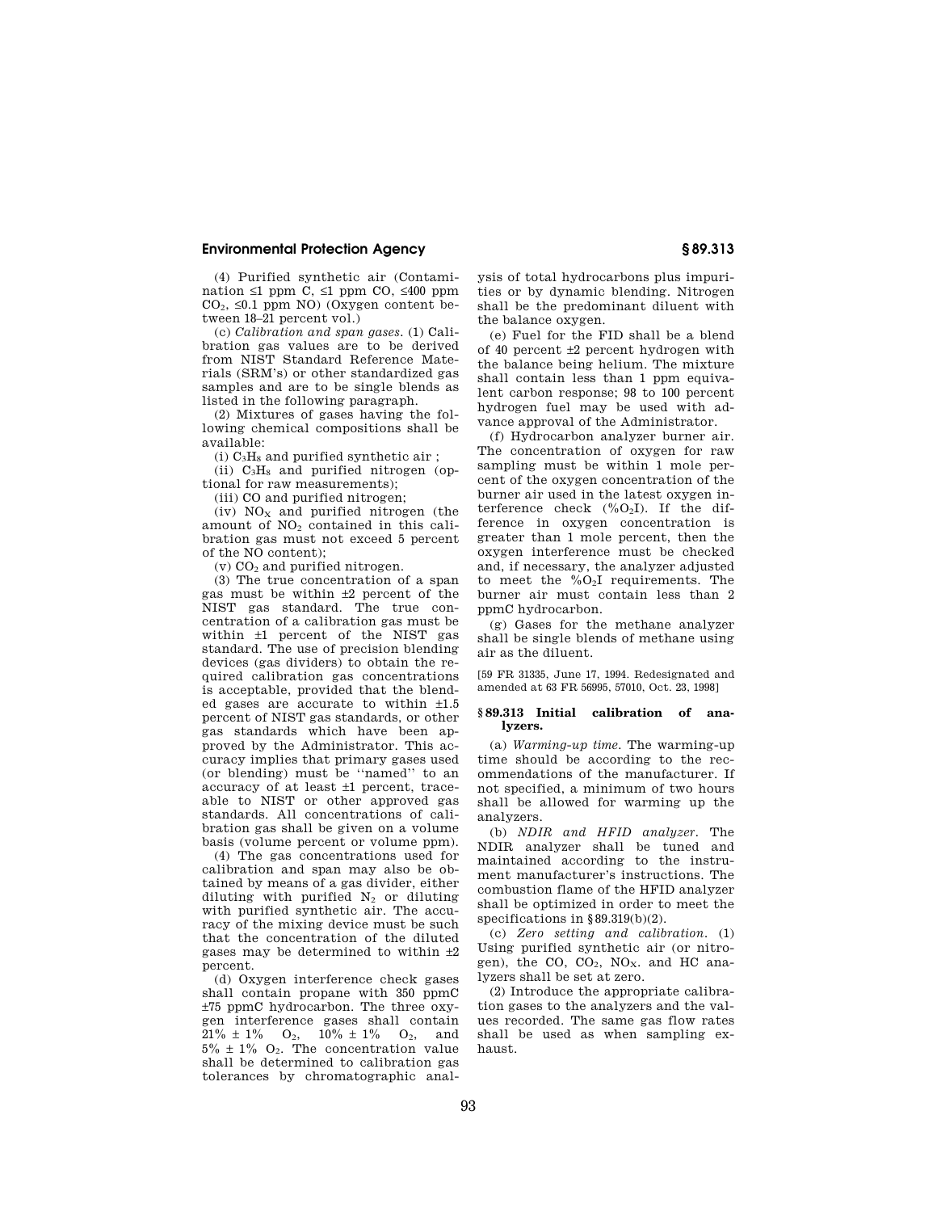(4) Purified synthetic air (Contamination ≤1 ppm C, ≤1 ppm CO, ≤400 ppm $CO_2$, ≤0.1 ppm NO) (Oxygen content between 18–21 percent vol.)

(c) *Calibration and span gases.* (1) Calibration gas values are to be derived from NIST Standard Reference Materials (SRM's) or other standardized gas samples and are to be single blends as listed in the following paragraph.

(2) Mixtures of gases having the following chemical compositions shall be available:

(i) $C_3H_8$ and purified synthetic air ;

(ii) $C_3H_8$ and purified nitrogen (optional for raw measurements);

(iii) CO and purified nitrogen;

(iv) $NO_X$ and purified nitrogen (the amount of $NO_2$ contained in this calibration gas must not exceed 5 percent of the NO content);

(v) $CO_2$ and purified nitrogen.

(3) The true concentration of a span gas must be within ±2 percent of the NIST gas standard. The true concentration of a calibration gas must be within ±1 percent of the NIST gas standard. The use of precision blending devices (gas dividers) to obtain the required calibration gas concentrations is acceptable, provided that the blended gases are accurate to within ±1.5 percent of NIST gas standards, or other gas standards which have been approved by the Administrator. This accuracy implies that primary gases used (or blending) must be "named" to an accuracy of at least ±1 percent, traceable to NIST or other approved gas standards. All concentrations of calibration gas shall be given on a volume basis (volume percent or volume ppm).

(4) The gas concentrations used for calibration and span may also be obtained by means of a gas divider, either diluting with purified $N_2$ or diluting with purified synthetic air. The accuracy of the mixing device must be such that the concentration of the diluted gases may be determined to within ±2 percent.

(d) Oxygen interference check gases shall contain propane with 350 ppmC ±75 ppmC hydrocarbon. The three oxygen interference gases shall contain 21% ± 1% $O_2$, 10% ± 1% $O_2$, and 5% ± 1% $O_2$. The concentration value shall be determined to calibration gas tolerances by chromatographic analysis of total hydrocarbons plus impurities or by dynamic blending. Nitrogen shall be the predominant diluent with the balance oxygen.

(e) Fuel for the FID shall be a blend of 40 percent ±2 percent hydrogen with the balance being helium. The mixture shall contain less than 1 ppm equivalent carbon response; 98 to 100 percent hydrogen fuel may be used with advance approval of the Administrator.

(f) Hydrocarbon analyzer burner air. The concentration of oxygen for raw sampling must be within 1 mole percent of the oxygen concentration of the burner air used in the latest oxygen interference check ($\%O_2I$). If the difference in oxygen concentration is greater than 1 mole percent, then the oxygen interference must be checked and, if necessary, the analyzer adjusted to meet the $\%O_2I$ requirements. The burner air must contain less than 2 ppmC hydrocarbon.

(g) Gases for the methane analyzer shall be single blends of methane using air as the diluent.

[59 FR 31335, June 17, 1994. Redesignated and amended at 63 FR 56995, 57010, Oct. 23, 1998]

## § 89.313 Initial calibration of analyzers.

(a) *Warming-up time.* The warming-up time should be according to the recommendations of the manufacturer. If not specified, a minimum of two hours shall be allowed for warming up the analyzers.

(b) *NDIR and HFID analyzer.* The NDIR analyzer shall be tuned and maintained according to the instrument manufacturer's instructions. The combustion flame of the HFID analyzer shall be optimized in order to meet the specifications in §89.319(b)(2).

(c) *Zero setting and calibration.* (1) Using purified synthetic air (or nitrogen), the CO, $CO_2$, $NO_X$. and HC analyzers shall be set at zero.

(2) Introduce the appropriate calibration gases to the analyzers and the values recorded. The same gas flow rates shall be used as when sampling exhaust.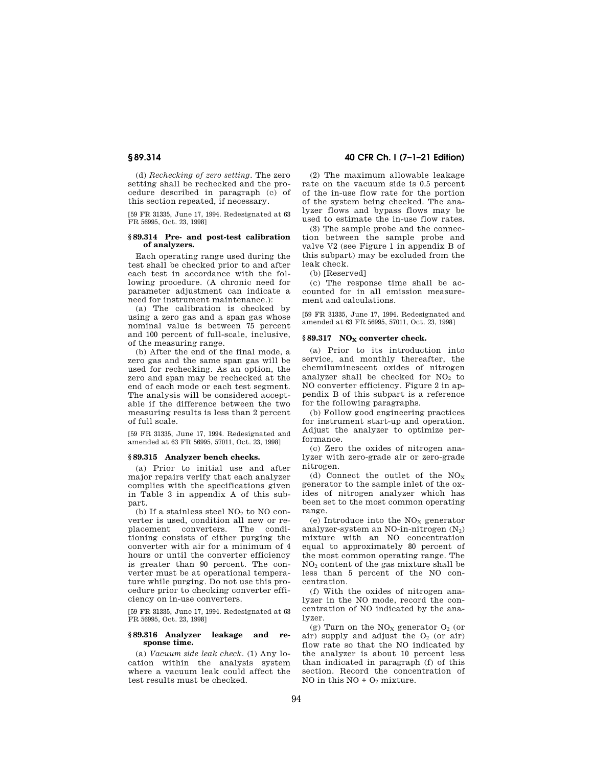(d) *Rechecking of zero setting.* The zero setting shall be rechecked and the procedure described in paragraph (c) of this section repeated, if necessary.

[59 FR 31335, June 17, 1994. Redesignated at 63 FR 56995, Oct. 23, 1998]

### § 89.314 Pre- and post-test calibration of analyzers.

Each operating range used during the test shall be checked prior to and after each test in accordance with the following procedure. (A chronic need for parameter adjustment can indicate a need for instrument maintenance.):

(a) The calibration is checked by using a zero gas and a span gas whose nominal value is between 75 percent and 100 percent of full-scale, inclusive, of the measuring range.

(b) After the end of the final mode, a zero gas and the same span gas will be used for rechecking. As an option, the zero and span may be rechecked at the end of each mode or each test segment. The analysis will be considered acceptable if the difference between the two measuring results is less than 2 percent of full scale.

[59 FR 31335, June 17, 1994. Redesignated and amended at 63 FR 56995, 57011, Oct. 23, 1998]

### § 89.315 Analyzer bench checks.

(a) Prior to initial use and after major repairs verify that each analyzer complies with the specifications given in Table 3 in appendix A of this subpart.

(b) If a stainless steel $NO_2$ to NO converter is used, condition all new or replacement converters. The conditioning consists of either purging the converter with air for a minimum of 4 hours or until the converter efficiency is greater than 90 percent. The converter must be at operational temperature while purging. Do not use this procedure prior to checking converter efficiency on in-use converters.

[59 FR 31335, June 17, 1994. Redesignated at 63 FR 56995, Oct. 23, 1998]

### § 89.316 Analyzer leakage and response time.

(a) *Vacuum side leak check.* (1) Any location within the analysis system where a vacuum leak could affect the test results must be checked.

(2) The maximum allowable leakage rate on the vacuum side is 0.5 percent of the in-use flow rate for the portion of the system being checked. The analyzer flows and bypass flows may be used to estimate the in-use flow rates.

(3) The sample probe and the connection between the sample probe and valve V2 (see Figure 1 in appendix B of this subpart) may be excluded from the leak check.

(b) [Reserved]

(c) The response time shall be accounted for in all emission measurement and calculations.

[59 FR 31335, June 17, 1994. Redesignated and amended at 63 FR 56995, 57011, Oct. 23, 1998]

### § 89.317 $NO_X$ converter check.

(a) Prior to its introduction into service, and monthly thereafter, the chemiluminescent oxides of nitrogen analyzer shall be checked for $NO_2$ to NO converter efficiency. Figure 2 in appendix B of this subpart is a reference for the following paragraphs.

(b) Follow good engineering practices for instrument start-up and operation. Adjust the analyzer to optimize performance.

(c) Zero the oxides of nitrogen analyzer with zero-grade air or zero-grade nitrogen.

(d) Connect the outlet of the $NO_X$ generator to the sample inlet of the oxides of nitrogen analyzer which has been set to the most common operating range.

(e) Introduce into the $NO_X$ generator analyzer-system an NO-in-nitrogen ($N_2$) mixture with an NO concentration equal to approximately 80 percent of the most common operating range. The $NO_2$ content of the gas mixture shall be less than 5 percent of the NO concentration.

(f) With the oxides of nitrogen analyzer in the NO mode, record the concentration of NO indicated by the analyzer.

(g) Turn on the $NO_X$ generator $O_2$ (or air) supply and adjust the $O_2$ (or air) flow rate so that the NO indicated by the analyzer is about 10 percent less than indicated in paragraph (f) of this section. Record the concentration of NO in this NO + $O_2$ mixture.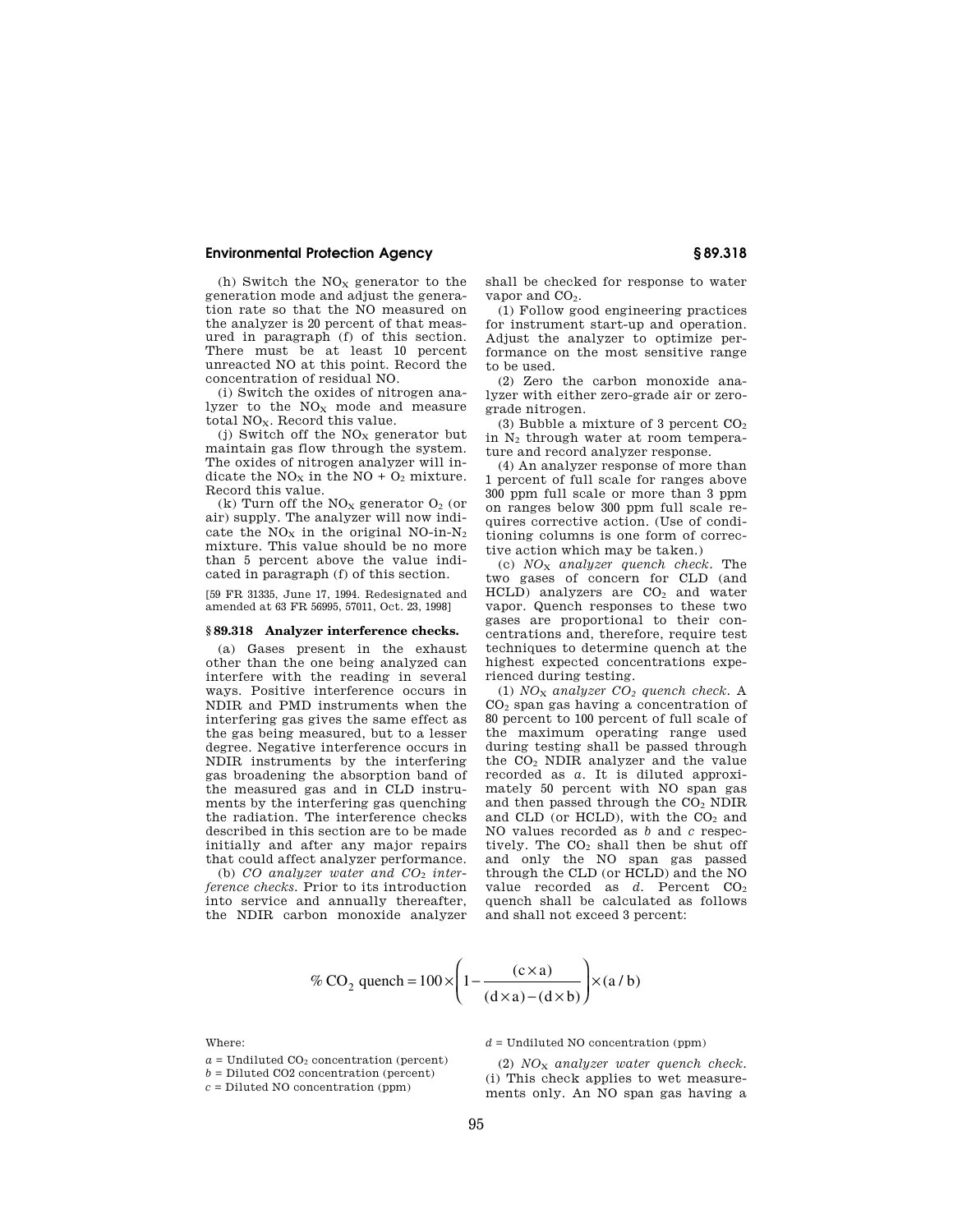(h) Switch the $NO_X$ generator to the generation mode and adjust the generation rate so that the NO measured on the analyzer is 20 percent of that measured in paragraph (f) of this section. There must be at least 10 percent unreacted NO at this point. Record the concentration of residual NO.

(i) Switch the oxides of nitrogen analyzer to the $NO_X$ mode and measure total $NO_X$. Record this value.

(j) Switch off the $NO_X$ generator but maintain gas flow through the system. The oxides of nitrogen analyzer will indicate the $NO_X$ in the NO + $O_2$ mixture. Record this value.

(k) Turn off the $NO_X$ generator $O_2$ (or air) supply. The analyzer will now indicate the $NO_X$ in the original NO-in-$N_2$ mixture. This value should be no more than 5 percent above the value indicated in paragraph (f) of this section.

[59 FR 31335, June 17, 1994. Redesignated and amended at 63 FR 56995, 57011, Oct. 23, 1998]

### § 89.318 Analyzer interference checks.

(a) Gases present in the exhaust other than the one being analyzed can interfere with the reading in several ways. Positive interference occurs in NDIR and PMD instruments when the interfering gas gives the same effect as the gas being measured, but to a lesser degree. Negative interference occurs in NDIR instruments by the interfering gas broadening the absorption band of the measured gas and in CLD instruments by the interfering gas quenching the radiation. The interference checks described in this section are to be made initially and after any major repairs that could affect analyzer performance.

(b) *CO analyzer water and $CO_2$ interference checks.* Prior to its introduction into service and annually thereafter, the NDIR carbon monoxide analyzer shall be checked for response to water vapor and $CO_2$.

(1) Follow good engineering practices for instrument start-up and operation. Adjust the analyzer to optimize performance on the most sensitive range to be used.

(2) Zero the carbon monoxide analyzer with either zero-grade air or zero-grade nitrogen.

(3) Bubble a mixture of 3 percent $CO_2$ in $N_2$ through water at room temperature and record analyzer response.

(4) An analyzer response of more than 1 percent of full scale for ranges above 300 ppm full scale or more than 3 ppm on ranges below 300 ppm full scale requires corrective action. (Use of conditioning columns is one form of corrective action which may be taken.)

(c) *$NO_X$ analyzer quench check.* The two gases of concern for CLD (and HCLD) analyzers are $CO_2$ and water vapor. Quench responses to these two gases are proportional to their concentrations and, therefore, require test techniques to determine quench at the highest expected concentrations experienced during testing.

(1) *$NO_X$ analyzer $CO_2$ quench check.* A $CO_2$ span gas having a concentration of 80 percent to 100 percent of full scale of the maximum operating range used during testing shall be passed through the $CO_2$ NDIR analyzer and the value recorded as *a*. It is diluted approximately 50 percent with NO span gas and then passed through the $CO_2$ NDIR and CLD (or HCLD), with the $CO_2$ and NO values recorded as *b* and *c* respectively. The $CO_2$ shall then be shut off and only the NO span gas passed through the CLD (or HCLD) and the NO value recorded as *d*. Percent $CO_2$ quench shall be calculated as follows and shall not exceed 3 percent:

$$\%\ CO_2\ \text{quench} = 100 \times \left(1 - \frac{(c \times a)}{(d \times a) - (d \times b)}\right) \times (a/b)$$

Where:

$a$ = Undiluted $CO_2$ concentration (percent)

$b$ = Diluted $CO_2$ concentration (percent)

$c$ = Diluted NO concentration (ppm)

$d$ = Undiluted NO concentration (ppm)

(2) *$NO_X$ analyzer water quench check.* (i) This check applies to wet measurements only. An NO span gas having a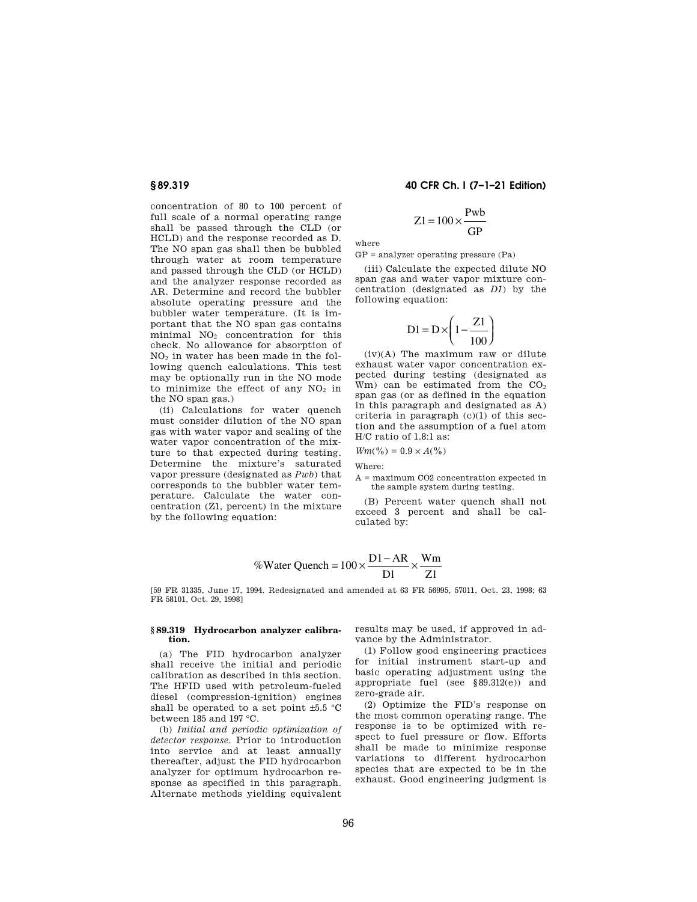concentration of 80 to 100 percent of full scale of a normal operating range shall be passed through the CLD (or HCLD) and the response recorded as D. The NO span gas shall then be bubbled through water at room temperature and passed through the CLD (or HCLD) and the analyzer response recorded as AR. Determine and record the bubbler absolute operating pressure and the bubbler water temperature. (It is important that the NO span gas contains minimal $NO_2$ concentration for this check. No allowance for absorption of $NO_2$ in water has been made in the following quench calculations. This test may be optionally run in the NO mode to minimize the effect of any $NO_2$ in the NO span gas.)

(ii) Calculations for water quench must consider dilution of the NO span gas with water vapor and scaling of the water vapor concentration of the mixture to that expected during testing. Determine the mixture's saturated vapor pressure (designated as *Pwb*) that corresponds to the bubbler water temperature. Calculate the water concentration (Z1, percent) in the mixture by the following equation:

$$Z1 = 100 \times \frac{Pwb}{GP}$$

where

GP = analyzer operating pressure (Pa)

(iii) Calculate the expected dilute NO span gas and water vapor mixture concentration (designated as *D1*) by the following equation:

$$D1 = D \times \left(1 - \frac{Z1}{100}\right)$$

(iv)(A) The maximum raw or dilute exhaust water vapor concentration expected during testing (designated as Wm) can be estimated from the $CO_2$ span gas (or as defined in the equation in this paragraph and designated as A) criteria in paragraph (c)(1) of this section and the assumption of a fuel atom H/C ratio of 1.8:1 as:

$$Wm(\%) = 0.9 \times A(\%)$$

Where:

A = maximum CO2 concentration expected in the sample system during testing.

(B) Percent water quench shall not exceed 3 percent and shall be calculated by:

$$\%\text{Water Quench} = 100 \times \frac{D1 - AR}{D1} \times \frac{Wm}{Z1}$$

[59 FR 31335, June 17, 1994. Redesignated and amended at 63 FR 56995, 57011, Oct. 23, 1998; 63 FR 58101, Oct. 29, 1998]

## § 89.319 Hydrocarbon analyzer calibration.

(a) The FID hydrocarbon analyzer shall receive the initial and periodic calibration as described in this section. The HFID used with petroleum-fueled diesel (compression-ignition) engines shall be operated to a set point ±5.5 °C between 185 and 197 °C.

(b) *Initial and periodic optimization of detector response.* Prior to introduction into service and at least annually thereafter, adjust the FID hydrocarbon analyzer for optimum hydrocarbon response as specified in this paragraph. Alternate methods yielding equivalent results may be used, if approved in advance by the Administrator.

(1) Follow good engineering practices for initial instrument start-up and basic operating adjustment using the appropriate fuel (see § 89.312(e)) and zero-grade air.

(2) Optimize the FID's response on the most common operating range. The response is to be optimized with respect to fuel pressure or flow. Efforts shall be made to minimize response variations to different hydrocarbon species that are expected to be in the exhaust. Good engineering judgment is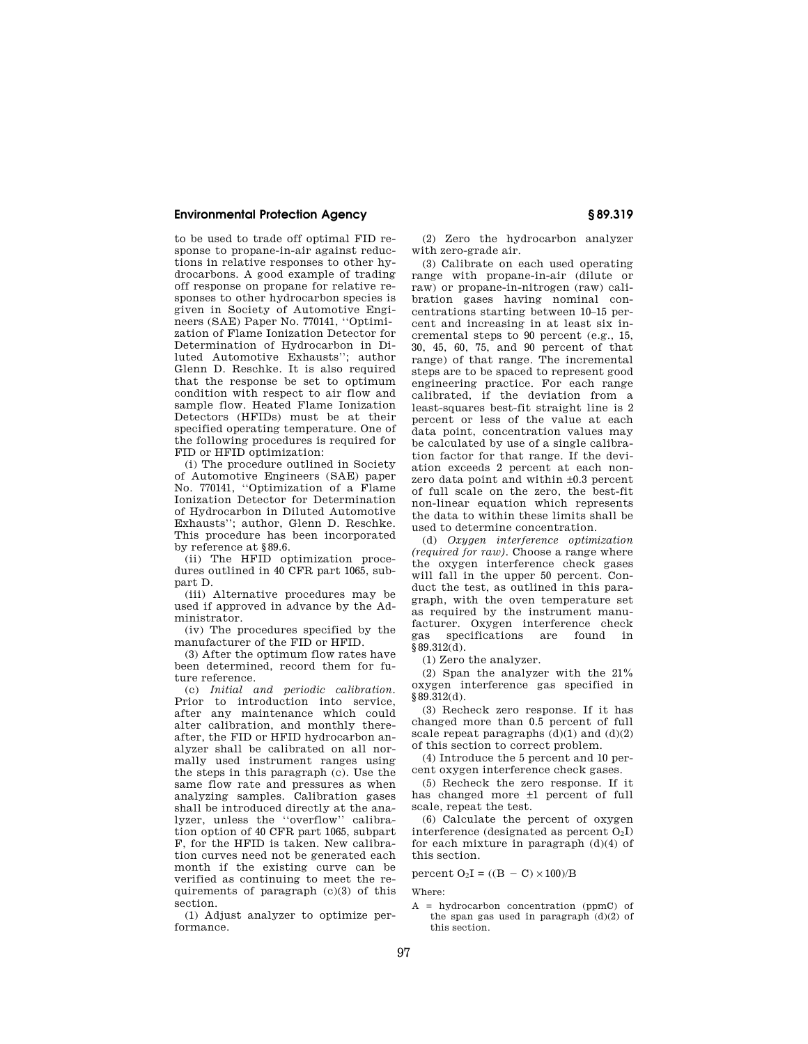to be used to trade off optimal FID response to propane-in-air against reductions in relative responses to other hydrocarbons. A good example of trading off response on propane for relative responses to other hydrocarbon species is given in Society of Automotive Engineers (SAE) Paper No. 770141, ''Optimization of Flame Ionization Detector for Determination of Hydrocarbon in Diluted Automotive Exhausts''; author Glenn D. Reschke. It is also required that the response be set to optimum condition with respect to air flow and sample flow. Heated Flame Ionization Detectors (HFIDs) must be at their specified operating temperature. One of the following procedures is required for FID or HFID optimization:

(i) The procedure outlined in Society of Automotive Engineers (SAE) paper No. 770141, ''Optimization of a Flame Ionization Detector for Determination of Hydrocarbon in Diluted Automotive Exhausts''; author, Glenn D. Reschke. This procedure has been incorporated by reference at §89.6.

(ii) The HFID optimization procedures outlined in 40 CFR part 1065, subpart D.

(iii) Alternative procedures may be used if approved in advance by the Administrator.

(iv) The procedures specified by the manufacturer of the FID or HFID.

(3) After the optimum flow rates have been determined, record them for future reference.

(c) *Initial and periodic calibration.* Prior to introduction into service, after any maintenance which could alter calibration, and monthly thereafter, the FID or HFID hydrocarbon analyzer shall be calibrated on all normally used instrument ranges using the steps in this paragraph (c). Use the same flow rate and pressures as when analyzing samples. Calibration gases shall be introduced directly at the analyzer, unless the ''overflow'' calibration option of 40 CFR part 1065, subpart F, for the HFID is taken. New calibration curves need not be generated each month if the existing curve can be verified as continuing to meet the requirements of paragraph (c)(3) of this section.

(1) Adjust analyzer to optimize performance.

(2) Zero the hydrocarbon analyzer with zero-grade air.

(3) Calibrate on each used operating range with propane-in-air (dilute or raw) or propane-in-nitrogen (raw) calibration gases having nominal concentrations starting between 10–15 percent and increasing in at least six incremental steps to 90 percent (e.g., 15, 30, 45, 60, 75, and 90 percent of that range) of that range. The incremental steps are to be spaced to represent good engineering practice. For each range calibrated, if the deviation from a least-squares best-fit straight line is 2 percent or less of the value at each data point, concentration values may be calculated by use of a single calibration factor for that range. If the deviation exceeds 2 percent at each non-zero data point and within ±0.3 percent of full scale on the zero, the best-fit non-linear equation which represents the data to within these limits shall be used to determine concentration.

(d) *Oxygen interference optimization (required for raw).* Choose a range where the oxygen interference check gases will fall in the upper 50 percent. Conduct the test, as outlined in this paragraph, with the oven temperature set as required by the instrument manufacturer. Oxygen interference check gas specifications are found in §89.312(d).

(1) Zero the analyzer.

(2) Span the analyzer with the 21% oxygen interference gas specified in §89.312(d).

(3) Recheck zero response. If it has changed more than 0.5 percent of full scale repeat paragraphs (d)(1) and (d)(2) of this section to correct problem.

(4) Introduce the 5 percent and 10 percent oxygen interference check gases.

(5) Recheck the zero response. If it has changed more ±1 percent of full scale, repeat the test.

(6) Calculate the percent of oxygen interference (designated as percent $O_2I$) for each mixture in paragraph (d)(4) of this section.

percent $O_2I = ((B - C) \times 100)/B$

Where:

A = hydrocarbon concentration (ppmC) of the span gas used in paragraph (d)(2) of this section.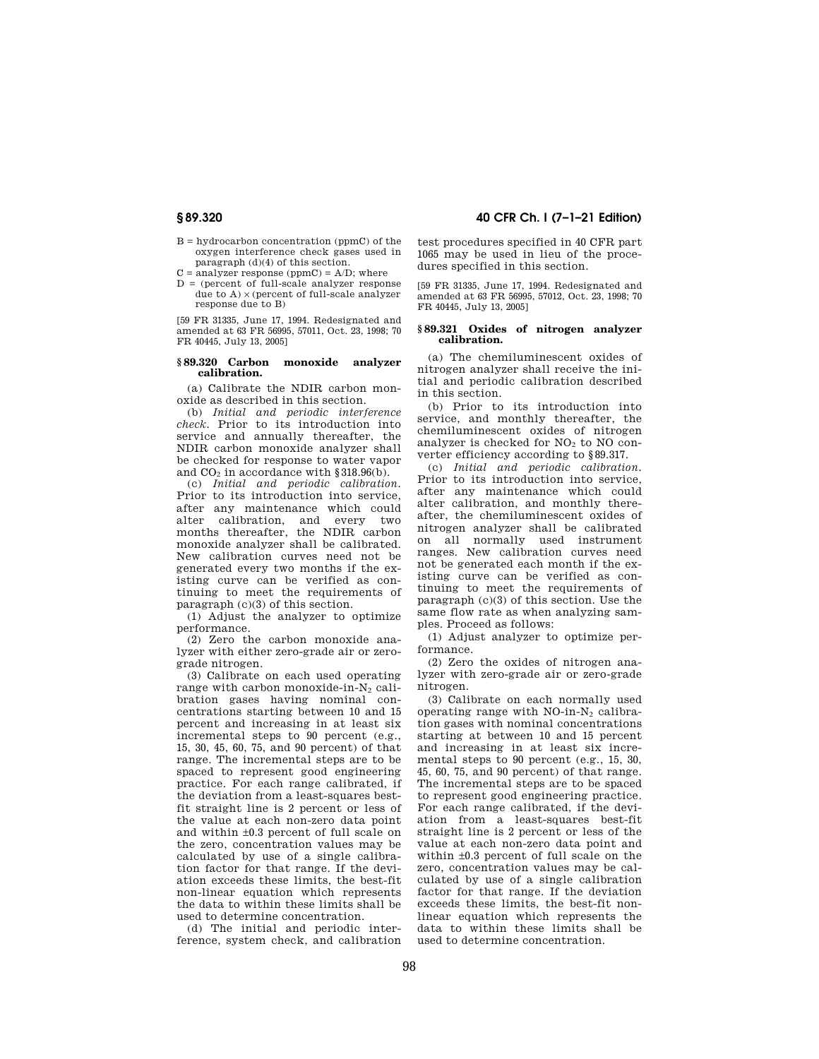B = hydrocarbon concentration (ppmC) of the oxygen interference check gases used in paragraph (d)(4) of this section.

C = analyzer response (ppmC) = A/D; where

D = (percent of full-scale analyzer response due to A) × (percent of full-scale analyzer response due to B)

[59 FR 31335, June 17, 1994. Redesignated and amended at 63 FR 56995, 57011, Oct. 23, 1998; 70 FR 40445, July 13, 2005]

### § 89.320 Carbon monoxide analyzer calibration.

(a) Calibrate the NDIR carbon monoxide as described in this section.

(b) *Initial and periodic interference check.* Prior to its introduction into service and annually thereafter, the NDIR carbon monoxide analyzer shall be checked for response to water vapor and $CO_2$ in accordance with § 318.96(b).

(c) *Initial and periodic calibration.* Prior to its introduction into service, after any maintenance which could alter calibration, and every two months thereafter, the NDIR carbon monoxide analyzer shall be calibrated. New calibration curves need not be generated every two months if the existing curve can be verified as continuing to meet the requirements of paragraph (c)(3) of this section.

(1) Adjust the analyzer to optimize performance.

(2) Zero the carbon monoxide analyzer with either zero-grade air or zero-grade nitrogen.

(3) Calibrate on each used operating range with carbon monoxide-in-$N_2$ calibration gases having nominal concentrations starting between 10 and 15 percent and increasing in at least six incremental steps to 90 percent (e.g., 15, 30, 45, 60, 75, and 90 percent) of that range. The incremental steps are to be spaced to represent good engineering practice. For each range calibrated, if the deviation from a least-squares best-fit straight line is 2 percent or less of the value at each non-zero data point and within ±0.3 percent of full scale on the zero, concentration values may be calculated by use of a single calibration factor for that range. If the deviation exceeds these limits, the best-fit non-linear equation which represents the data to within these limits shall be used to determine concentration.

(d) The initial and periodic interference, system check, and calibration test procedures specified in 40 CFR part 1065 may be used in lieu of the procedures specified in this section.

[59 FR 31335, June 17, 1994. Redesignated and amended at 63 FR 56995, 57012, Oct. 23, 1998; 70 FR 40445, July 13, 2005]

### § 89.321 Oxides of nitrogen analyzer calibration.

(a) The chemiluminescent oxides of nitrogen analyzer shall receive the initial and periodic calibration described in this section.

(b) Prior to its introduction into service, and monthly thereafter, the chemiluminescent oxides of nitrogen analyzer is checked for $NO_2$ to NO converter efficiency according to § 89.317.

(c) *Initial and periodic calibration.* Prior to its introduction into service, after any maintenance which could alter calibration, and monthly thereafter, the chemiluminescent oxides of nitrogen analyzer shall be calibrated on all normally used instrument ranges. New calibration curves need not be generated each month if the existing curve can be verified as continuing to meet the requirements of paragraph (c)(3) of this section. Use the same flow rate as when analyzing samples. Proceed as follows:

(1) Adjust analyzer to optimize performance.

(2) Zero the oxides of nitrogen analyzer with zero-grade air or zero-grade nitrogen.

(3) Calibrate on each normally used operating range with NO-in-$N_2$ calibration gases with nominal concentrations starting at between 10 and 15 percent and increasing in at least six incremental steps to 90 percent (e.g., 15, 30, 45, 60, 75, and 90 percent) of that range. The incremental steps are to be spaced to represent good engineering practice. For each range calibrated, if the deviation from a least-squares best-fit straight line is 2 percent or less of the value at each non-zero data point and within ±0.3 percent of full scale on the zero, concentration values may be calculated by use of a single calibration factor for that range. If the deviation exceeds these limits, the best-fit non-linear equation which represents the data to within these limits shall be used to determine concentration.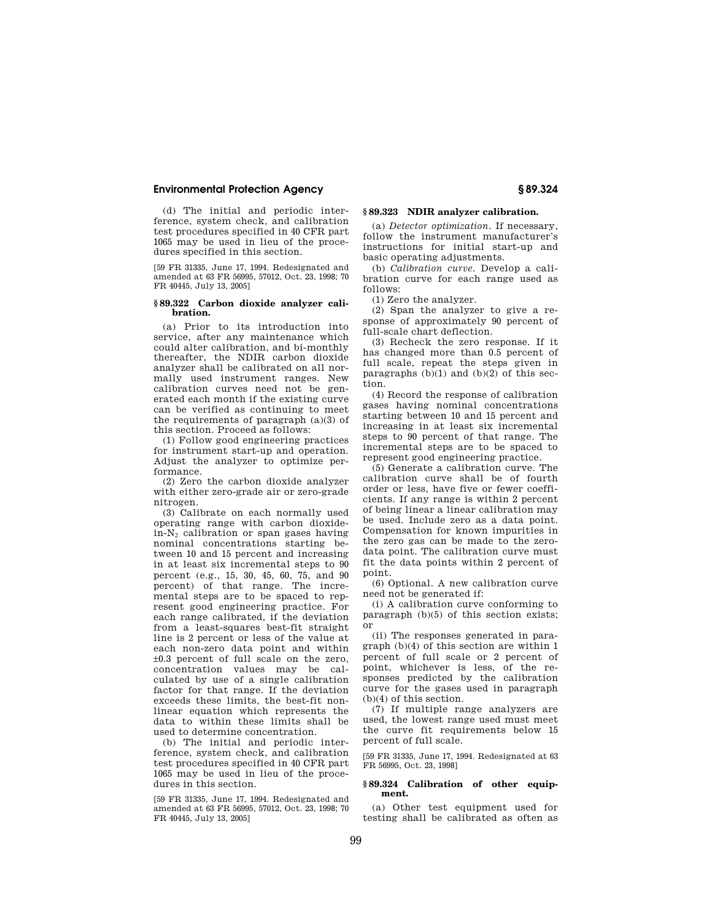(d) The initial and periodic interference, system check, and calibration test procedures specified in 40 CFR part 1065 may be used in lieu of the procedures specified in this section.

[59 FR 31335, June 17, 1994. Redesignated and amended at 63 FR 56995, 57012, Oct. 23, 1998; 70 FR 40445, July 13, 2005]

### § 89.322 Carbon dioxide analyzer calibration.

(a) Prior to its introduction into service, after any maintenance which could alter calibration, and bi-monthly thereafter, the NDIR carbon dioxide analyzer shall be calibrated on all normally used instrument ranges. New calibration curves need not be generated each month if the existing curve can be verified as continuing to meet the requirements of paragraph (a)(3) of this section. Proceed as follows:

(1) Follow good engineering practices for instrument start-up and operation. Adjust the analyzer to optimize performance.

(2) Zero the carbon dioxide analyzer with either zero-grade air or zero-grade nitrogen.

(3) Calibrate on each normally used operating range with carbon dioxide-in-$N_2$ calibration or span gases having nominal concentrations starting between 10 and 15 percent and increasing in at least six incremental steps to 90 percent (e.g., 15, 30, 45, 60, 75, and 90 percent) of that range. The incremental steps are to be spaced to represent good engineering practice. For each range calibrated, if the deviation from a least-squares best-fit straight line is 2 percent or less of the value at each non-zero data point and within ±0.3 percent of full scale on the zero, concentration values may be calculated by use of a single calibration factor for that range. If the deviation exceeds these limits, the best-fit nonlinear equation which represents the data to within these limits shall be used to determine concentration.

(b) The initial and periodic interference, system check, and calibration test procedures specified in 40 CFR part 1065 may be used in lieu of the procedures in this section.

[59 FR 31335, June 17, 1994. Redesignated and amended at 63 FR 56995, 57012, Oct. 23, 1998; 70 FR 40445, July 13, 2005]

### § 89.323 NDIR analyzer calibration.

(a) *Detector optimization.* If necessary, follow the instrument manufacturer's instructions for initial start-up and basic operating adjustments.

(b) *Calibration curve.* Develop a calibration curve for each range used as follows:

(1) Zero the analyzer.

(2) Span the analyzer to give a response of approximately 90 percent of full-scale chart deflection.

(3) Recheck the zero response. If it has changed more than 0.5 percent of full scale, repeat the steps given in paragraphs (b)(1) and (b)(2) of this section.

(4) Record the response of calibration gases having nominal concentrations starting between 10 and 15 percent and increasing in at least six incremental steps to 90 percent of that range. The incremental steps are to be spaced to represent good engineering practice.

(5) Generate a calibration curve. The calibration curve shall be of fourth order or less, have five or fewer coefficients. If any range is within 2 percent of being linear a linear calibration may be used. Include zero as a data point. Compensation for known impurities in the zero gas can be made to the zero-data point. The calibration curve must fit the data points within 2 percent of point.

(6) Optional. A new calibration curve need not be generated if:

(i) A calibration curve conforming to paragraph (b)(5) of this section exists; or

(ii) The responses generated in paragraph (b)(4) of this section are within 1 percent of full scale or 2 percent of point, whichever is less, of the responses predicted by the calibration curve for the gases used in paragraph (b)(4) of this section.

(7) If multiple range analyzers are used, the lowest range used must meet the curve fit requirements below 15 percent of full scale.

[59 FR 31335, June 17, 1994. Redesignated at 63 FR 56995, Oct. 23, 1998]

### § 89.324 Calibration of other equipment.

(a) Other test equipment used for testing shall be calibrated as often as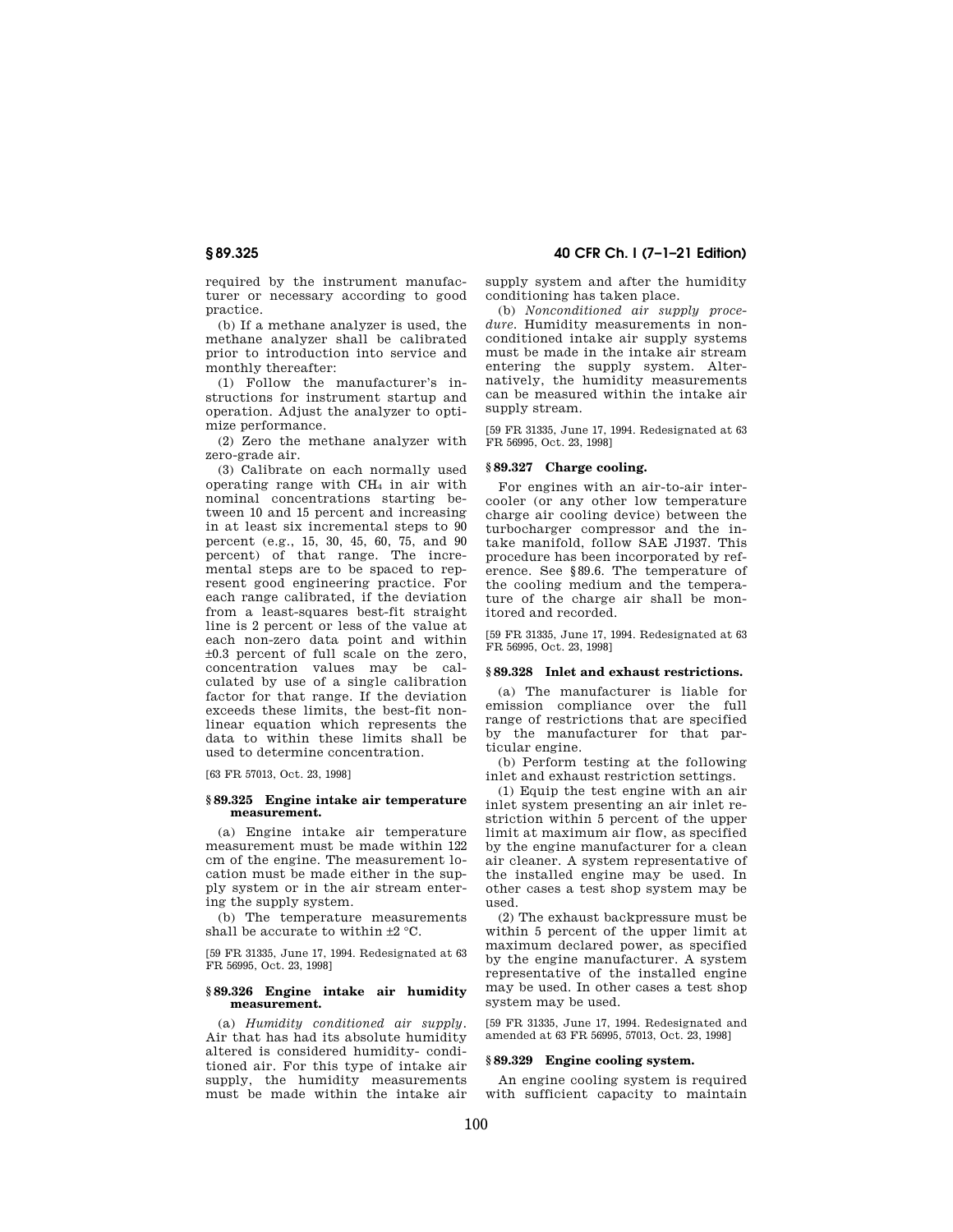required by the instrument manufacturer or necessary according to good practice.

(b) If a methane analyzer is used, the methane analyzer shall be calibrated prior to introduction into service and monthly thereafter:

(1) Follow the manufacturer's instructions for instrument startup and operation. Adjust the analyzer to optimize performance.

(2) Zero the methane analyzer with zero-grade air.

(3) Calibrate on each normally used operating range with $CH_4$ in air with nominal concentrations starting between 10 and 15 percent and increasing in at least six incremental steps to 90 percent (e.g., 15, 30, 45, 60, 75, and 90 percent) of that range. The incremental steps are to be spaced to represent good engineering practice. For each range calibrated, if the deviation from a least-squares best-fit straight line is 2 percent or less of the value at each non-zero data point and within ±0.3 percent of full scale on the zero, concentration values may be calculated by use of a single calibration factor for that range. If the deviation exceeds these limits, the best-fit non-linear equation which represents the data to within these limits shall be used to determine concentration.

[63 FR 57013, Oct. 23, 1998]

### § 89.325 Engine intake air temperature measurement.

(a) Engine intake air temperature measurement must be made within 122 cm of the engine. The measurement location must be made either in the supply system or in the air stream entering the supply system.

(b) The temperature measurements shall be accurate to within ±2 °C.

[59 FR 31335, June 17, 1994. Redesignated at 63 FR 56995, Oct. 23, 1998]

### § 89.326 Engine intake air humidity measurement.

(a) *Humidity conditioned air supply*. Air that has had its absolute humidity altered is considered humidity- conditioned air. For this type of intake air supply, the humidity measurements must be made within the intake air supply system and after the humidity conditioning has taken place.

(b) *Nonconditioned air supply procedure*. Humidity measurements in nonconditioned intake air supply systems must be made in the intake air stream entering the supply system. Alternatively, the humidity measurements can be measured within the intake air supply stream.

[59 FR 31335, June 17, 1994. Redesignated at 63 FR 56995, Oct. 23, 1998]

### § 89.327 Charge cooling.

For engines with an air-to-air intercooler (or any other low temperature charge air cooling device) between the turbocharger compressor and the intake manifold, follow SAE J1937. This procedure has been incorporated by reference. See § 89.6. The temperature of the cooling medium and the temperature of the charge air shall be monitored and recorded.

[59 FR 31335, June 17, 1994. Redesignated at 63 FR 56995, Oct. 23, 1998]

### § 89.328 Inlet and exhaust restrictions.

(a) The manufacturer is liable for emission compliance over the full range of restrictions that are specified by the manufacturer for that particular engine.

(b) Perform testing at the following inlet and exhaust restriction settings.

(1) Equip the test engine with an air inlet system presenting an air inlet restriction within 5 percent of the upper limit at maximum air flow, as specified by the engine manufacturer for a clean air cleaner. A system representative of the installed engine may be used. In other cases a test shop system may be used.

(2) The exhaust backpressure must be within 5 percent of the upper limit at maximum declared power, as specified by the engine manufacturer. A system representative of the installed engine may be used. In other cases a test shop system may be used.

[59 FR 31335, June 17, 1994. Redesignated and amended at 63 FR 56995, 57013, Oct. 23, 1998]

### § 89.329 Engine cooling system.

An engine cooling system is required with sufficient capacity to maintain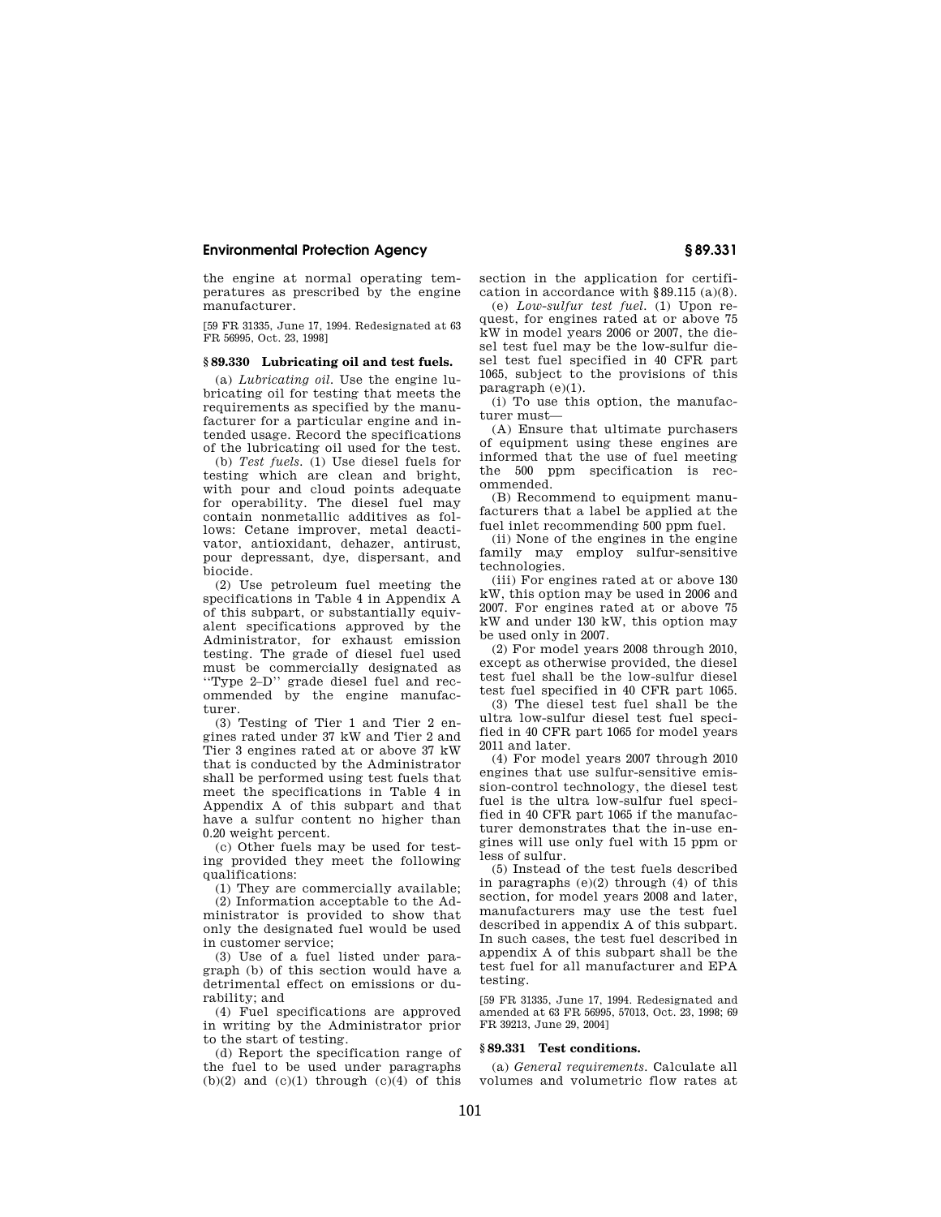the engine at normal operating temperatures as prescribed by the engine manufacturer.

[59 FR 31335, June 17, 1994. Redesignated at 63 FR 56995, Oct. 23, 1998]

### § 89.330 Lubricating oil and test fuels.

(a) *Lubricating oil.* Use the engine lubricating oil for testing that meets the requirements as specified by the manufacturer for a particular engine and intended usage. Record the specifications of the lubricating oil used for the test.

(b) *Test fuels.* (1) Use diesel fuels for testing which are clean and bright, with pour and cloud points adequate for operability. The diesel fuel may contain nonmetallic additives as follows: Cetane improver, metal deactivator, antioxidant, dehazer, antirust, pour depressant, dye, dispersant, and biocide.

(2) Use petroleum fuel meeting the specifications in Table 4 in Appendix A of this subpart, or substantially equivalent specifications approved by the Administrator, for exhaust emission testing. The grade of diesel fuel used must be commercially designated as "Type 2–D" grade diesel fuel and recommended by the engine manufacturer.

(3) Testing of Tier 1 and Tier 2 engines rated under 37 kW and Tier 2 and Tier 3 engines rated at or above 37 kW that is conducted by the Administrator shall be performed using test fuels that meet the specifications in Table 4 in Appendix A of this subpart and that have a sulfur content no higher than 0.20 weight percent.

(c) Other fuels may be used for testing provided they meet the following qualifications:

(1) They are commercially available;

(2) Information acceptable to the Administrator is provided to show that only the designated fuel would be used in customer service;

(3) Use of a fuel listed under paragraph (b) of this section would have a detrimental effect on emissions or durability; and

(4) Fuel specifications are approved in writing by the Administrator prior to the start of testing.

(d) Report the specification range of the fuel to be used under paragraphs (b)(2) and (c)(1) through (c)(4) of this section in the application for certification in accordance with §89.115 (a)(8).

(e) *Low-sulfur test fuel.* (1) Upon request, for engines rated at or above 75 kW in model years 2006 or 2007, the diesel test fuel may be the low-sulfur diesel test fuel specified in 40 CFR part 1065, subject to the provisions of this paragraph (e)(1).

(i) To use this option, the manufacturer must—

(A) Ensure that ultimate purchasers of equipment using these engines are informed that the use of fuel meeting the 500 ppm specification is recommended.

(B) Recommend to equipment manufacturers that a label be applied at the fuel inlet recommending 500 ppm fuel.

(ii) None of the engines in the engine family may employ sulfur-sensitive technologies.

(iii) For engines rated at or above 130 kW, this option may be used in 2006 and 2007. For engines rated at or above 75 kW and under 130 kW, this option may be used only in 2007.

(2) For model years 2008 through 2010, except as otherwise provided, the diesel test fuel shall be the low-sulfur diesel test fuel specified in 40 CFR part 1065.

(3) The diesel test fuel shall be the ultra low-sulfur diesel test fuel specified in 40 CFR part 1065 for model years 2011 and later.

(4) For model years 2007 through 2010 engines that use sulfur-sensitive emission-control technology, the diesel test fuel is the ultra low-sulfur fuel specified in 40 CFR part 1065 if the manufacturer demonstrates that the in-use engines will use only fuel with 15 ppm or less of sulfur.

(5) Instead of the test fuels described in paragraphs (e)(2) through (4) of this section, for model years 2008 and later, manufacturers may use the test fuel described in appendix A of this subpart. In such cases, the test fuel described in appendix A of this subpart shall be the test fuel for all manufacturer and EPA testing.

[59 FR 31335, June 17, 1994. Redesignated and amended at 63 FR 56995, 57013, Oct. 23, 1998; 69 FR 39213, June 29, 2004]

### § 89.331 Test conditions.

(a) *General requirements.* Calculate all volumes and volumetric flow rates at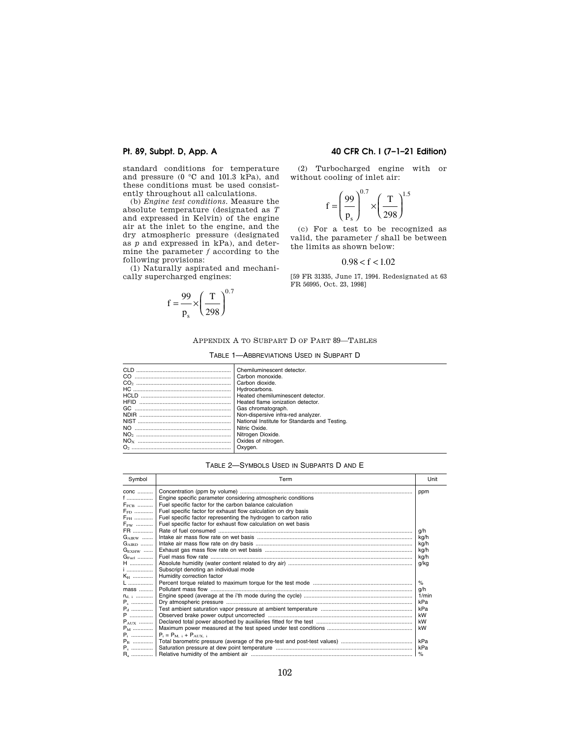standard conditions for temperature and pressure (0 °C and 101.3 kPa), and these conditions must be used consistently throughout all calculations.

(b) *Engine test conditions.* Measure the absolute temperature (designated as *T* and expressed in Kelvin) of the engine air at the inlet to the engine, and the dry atmospheric pressure (designated as *p* and expressed in kPa), and determine the parameter *f* according to the following provisions:

(1) Naturally aspirated and mechanically supercharged engines:

$$f = \frac{99}{p_s} \times \left(\frac{T}{298}\right)^{0.7}$$

(2) Turbocharged engine with or without cooling of inlet air:

$$f = \left(\frac{99}{p_s}\right)^{0.7} \times \left(\frac{T}{298}\right)^{1.5}$$

(c) For a test to be recognized as valid, the parameter *f* shall be between the limits as shown below:

$$0.98 < f < 1.02$$

[59 FR 31335, June 17, 1994. Redesignated at 63 FR 56995, Oct. 23, 1998]

## APPENDIX A TO SUBPART D OF PART 89—TABLES

TABLE 1—ABBREVIATIONS USED IN SUBPART D

| | |
|---|---|
| CLD | Chemiluminescent detector. |
| CO | Carbon monoxide. |
| $CO_2$ | Carbon dioxide. |
| HC | Hydrocarbons. |
| HCLD | Heated chemiluminescent detector. |
| HFID | Heated flame ionization detector. |
| GC | Gas chromatograph. |
| NDIR | Non-dispersive infra-red analyzer. |
| NIST | National Institute for Standards and Testing. |
| NO | Nitric Oxide. |
| $NO_2$ | Nitrogen Dioxide. |
| $NO_X$ | Oxides of nitrogen. |
| $O_2$ | Oxygen. |

TABLE 2—SYMBOLS USED IN SUBPARTS D AND E

| Symbol | Term | Unit |
|---|---|---|
| conc | Concentration (ppm by volume) | ppm |
| f | Engine specific parameter considering atmospheric conditions | |
| $F_{FCB}$ | Fuel specific factor for the carbon balance calculation | |
| $F_{FD}$ | Fuel specific factor for exhaust flow calculation on dry basis | |
| $F_{FH}$ | Fuel specific factor representing the hydrogen to carbon ratio | |
| $F_{FW}$ | Fuel specific factor for exhaust flow calculation on wet basis | |
| FR | Rate of fuel consumed | g/h |
| $G_{AIRW}$ | Intake air mass flow rate on wet basis | kg/h |
| $G_{AIRD}$ | Intake air mass flow rate on dry basis | kg/h |
| $G_{EXHW}$ | Exhaust gas mass flow rate on wet basis | kg/h |
| $G_{Fuel}$ | Fuel mass flow rate | kg/h |
| H | Absolute humidity (water content related to dry air) | g/kg |
| i | Subscript denoting an individual mode | |
| $K_H$ | Humidity correction factor | |
| L | Percent torque related to maximum torque for the test mode | % |
| mass | Pollutant mass flow | g/h |
| $n_{d,\ i}$ | Engine speed (average at the i'th mode during the cycle) | 1/min |
| $P_s$ | Dry atmospheric pressure | kPa |
| $P_d$ | Test ambient saturation vapor pressure at ambient temperature | kPa |
| P | Observed brake power output uncorrected | kW |
| $P_{AUX}$ | Declared total power absorbed by auxiliaries fitted for the test | kW |
| $P_M$ | Maximum power measured at the test speed under test conditions | kW |
| $P_i$ | $P_i = P_{M,\ i} + P_{AUX,\ i}$ | |
| $P_B$ | Total barometric pressure (average of the pre-test and post-test values) | kPa |
| $P_v$ | Saturation pressure at dew point temperature | kPa |
| $R_a$ | Relative humidity of the ambient air | % |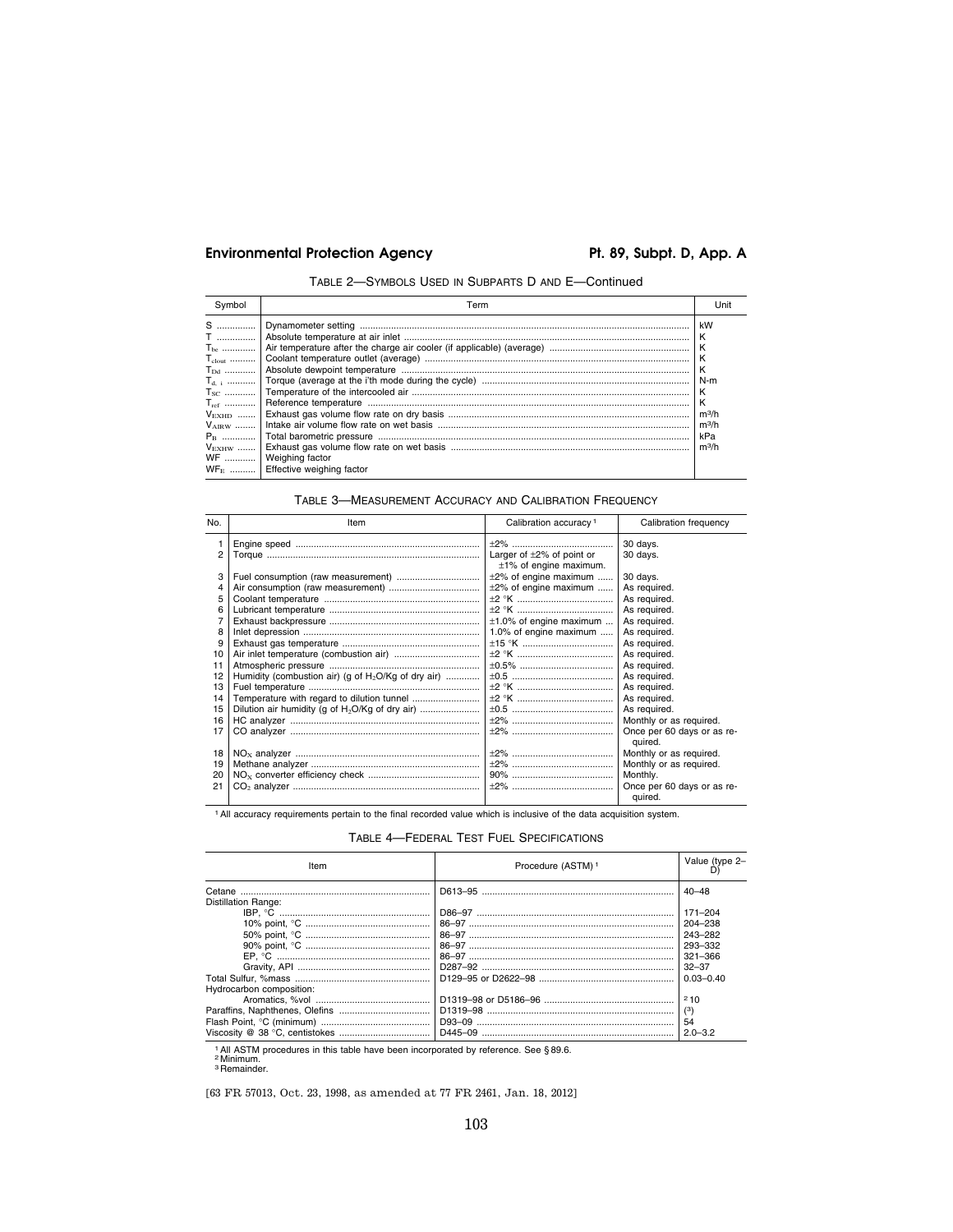TABLE 2—SYMBOLS USED IN SUBPARTS D AND E—Continued

| Symbol | Term | Unit |
|---|---|---|
| S | Dynamometer setting | kW |
| T | Absolute temperature at air inlet | K |
| $T_{be}$ | Air temperature after the charge air cooler (if applicable) (average) | K |
| $T_{clout}$ | Coolant temperature outlet (average) | K |
| $T_{Dd}$ | Absolute dewpoint temperature | K |
| $T_{d, i}$ | Torque (average at the i'th mode during the cycle) | N-m |
| $T_{SC}$ | Temperature of the intercooled air | K |
| $T_{ref}$ | Reference temperature | K |
| $V_{EXHD}$ | Exhaust gas volume flow rate on dry basis | $m^3/h$ |
| $V_{AIRW}$ | Intake air volume flow rate on wet basis | $m^3/h$ |
| $P_B$ | Total barometric pressure | kPa |
| $V_{EXHW}$ | Exhaust gas volume flow rate on wet basis | $m^3/h$ |
| WF | Weighing factor | |
| $WF_E$ | Effective weighing factor | |

TABLE 3—MEASUREMENT ACCURACY AND CALIBRATION FREQUENCY

| No. | Item | Calibration accuracy [1] | Calibration frequency |
|---|---|---|---|
| 1 | Engine speed | ±2% | 30 days. |
| 2 | Torque | Larger of ±2% of point or ±1% of engine maximum. | 30 days. |
| 3 | Fuel consumption (raw measurement) | ±2% of engine maximum | 30 days. |
| 4 | Air consumption (raw measurement) | ±2% of engine maximum | As required. |
| 5 | Coolant temperature | ±2 °K | As required. |
| 6 | Lubricant temperature | ±2 °K | As required. |
| 7 | Exhaust backpressure | ±1.0% of engine maximum | As required. |
| 8 | Inlet depression | 1.0% of engine maximum | As required. |
| 9 | Exhaust gas temperature | ±15 °K | As required. |
| 10 | Air inlet temperature (combustion air) | ±2 °K | As required. |
| 11 | Atmospheric pressure | ±0.5% | As required. |
| 12 | Humidity (combustion air) (g of $H_2O$/Kg of dry air) | ±0.5 | As required. |
| 13 | Fuel temperature | ±2 °K | As required. |
| 14 | Temperature with regard to dilution tunnel | ±2 °K | As required. |
| 15 | Dilution air humidity (g of $H_2O$/Kg of dry air) | ±0.5 | As required. |
| 16 | HC analyzer | ±2% | Monthly or as required. |
| 17 | CO analyzer | ±2% | Once per 60 days or as required. |
| 18 | $NO_X$ analyzer | ±2% | Monthly or as required. |
| 19 | Methane analyzer | ±2% | Monthly or as required. |
| 20 | $NO_X$ converter efficiency check | 90% | Monthly. |
| 21 | $CO_2$ analyzer | ±2% | Once per 60 days or as required. |

[1] All accuracy requirements pertain to the final recorded value which is inclusive of the data acquisition system.

TABLE 4—FEDERAL TEST FUEL SPECIFICATIONS

| Item | Procedure (ASTM) [1] | Value (type 2–D) |
|---|---|---|
| Cetane | D613–95 | 40–48 |
| Distillation Range: | | |
| IBP, °C | D86–97 | 171–204 |
| 10% point, °C | 86–97 | 204–238 |
| 50% point, °C | 86–97 | 243–282 |
| 90% point, °C | 86–97 | 293–332 |
| EP, °C | 86–97 | 321–366 |
| Gravity, API | D287–92 | 32–37 |
| Total Sulfur, %mass | D129–95 or D2622–98 | 0.03–0.40 |
| Hydrocarbon composition: | | |
| Aromatics, %vol | D1319–98 or D5186–96 | [2] 10 |
| Paraffins, Naphthenes, Olefins | D1319–98 | [3] |
| Flash Point, °C (minimum) | D93–09 | 54 |
| Viscosity @ 38 °C, centistokes | D445–09 | 2.0–3.2 |

[1] All ASTM procedures in this table have been incorporated by reference. See § 89.6.
[2] Minimum.
[3] Remainder.

[63 FR 57013, Oct. 23, 1998, as amended at 77 FR 2461, Jan. 18, 2012]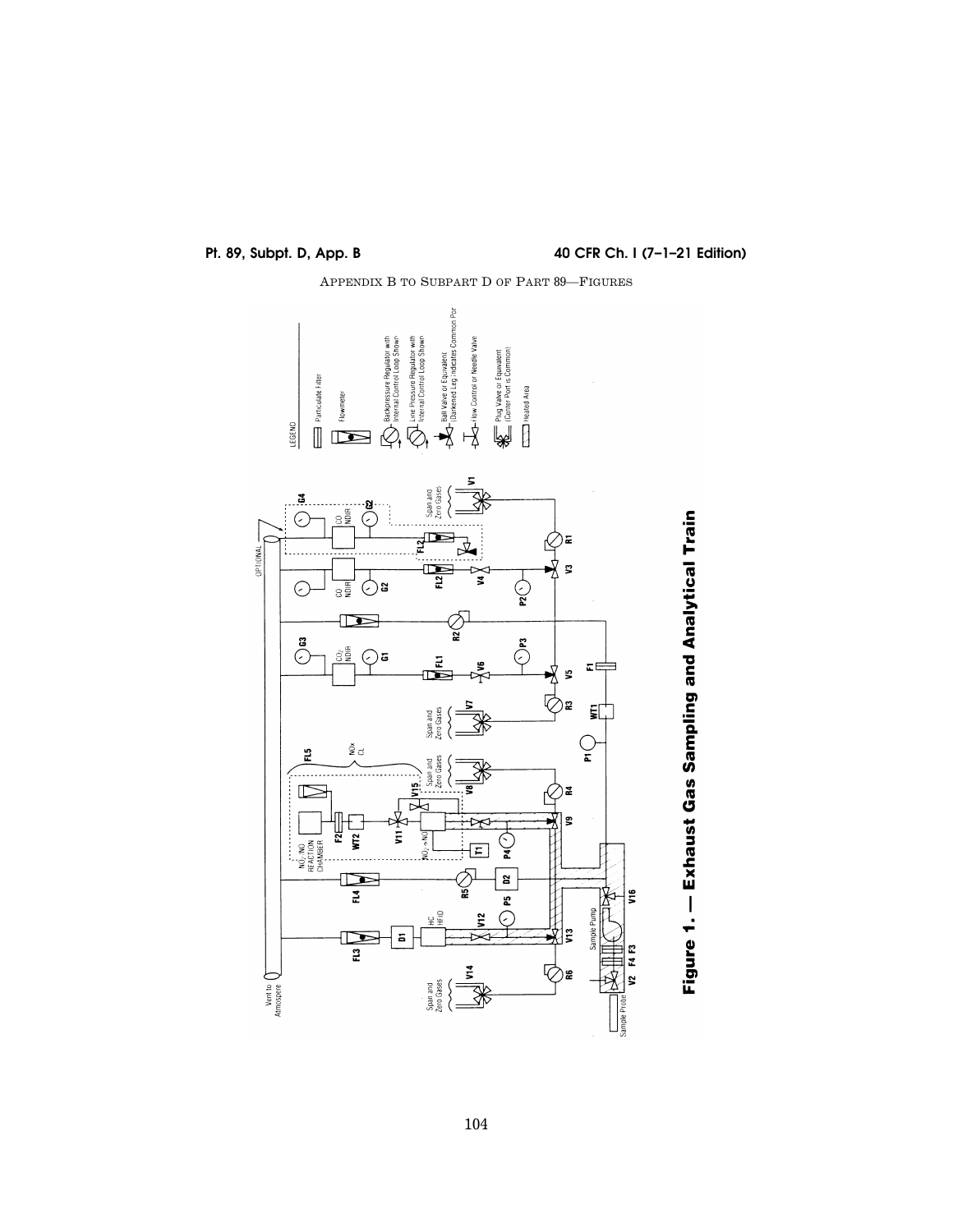APPENDIX B TO SUBPART D OF PART 89—FIGURES

**Figure 1. — Exhaust Gas Sampling and Analytical Train**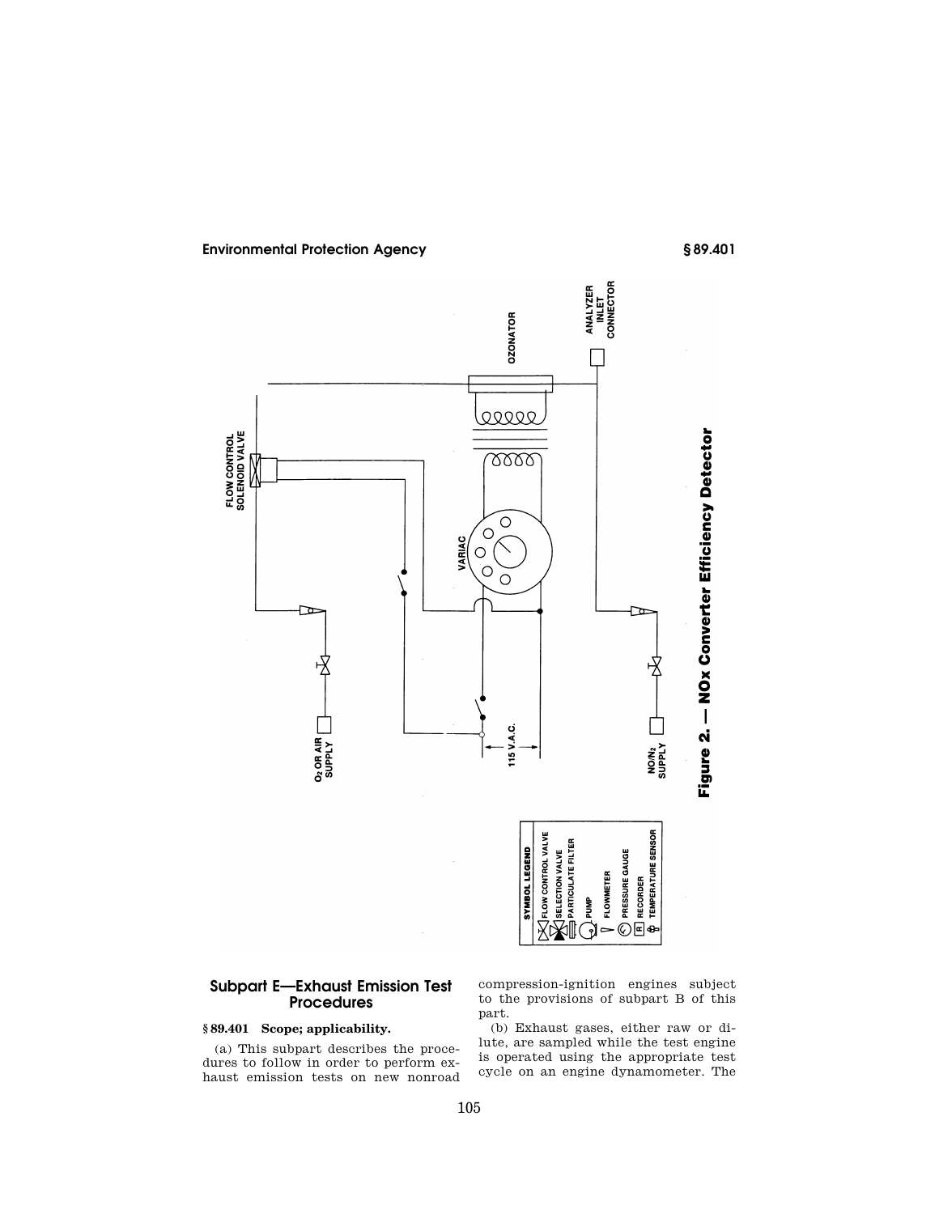Figure 2. — NOx Converter Efficiency Detector

## Subpart E—Exhaust Emission Test Procedures

### § 89.401 Scope; applicability.

(a) This subpart describes the procedures to follow in order to perform exhaust emission tests on new nonroad compression-ignition engines subject to the provisions of subpart B of this part.

(b) Exhaust gases, either raw or dilute, are sampled while the test engine is operated using the appropriate test cycle on an engine dynamometer. The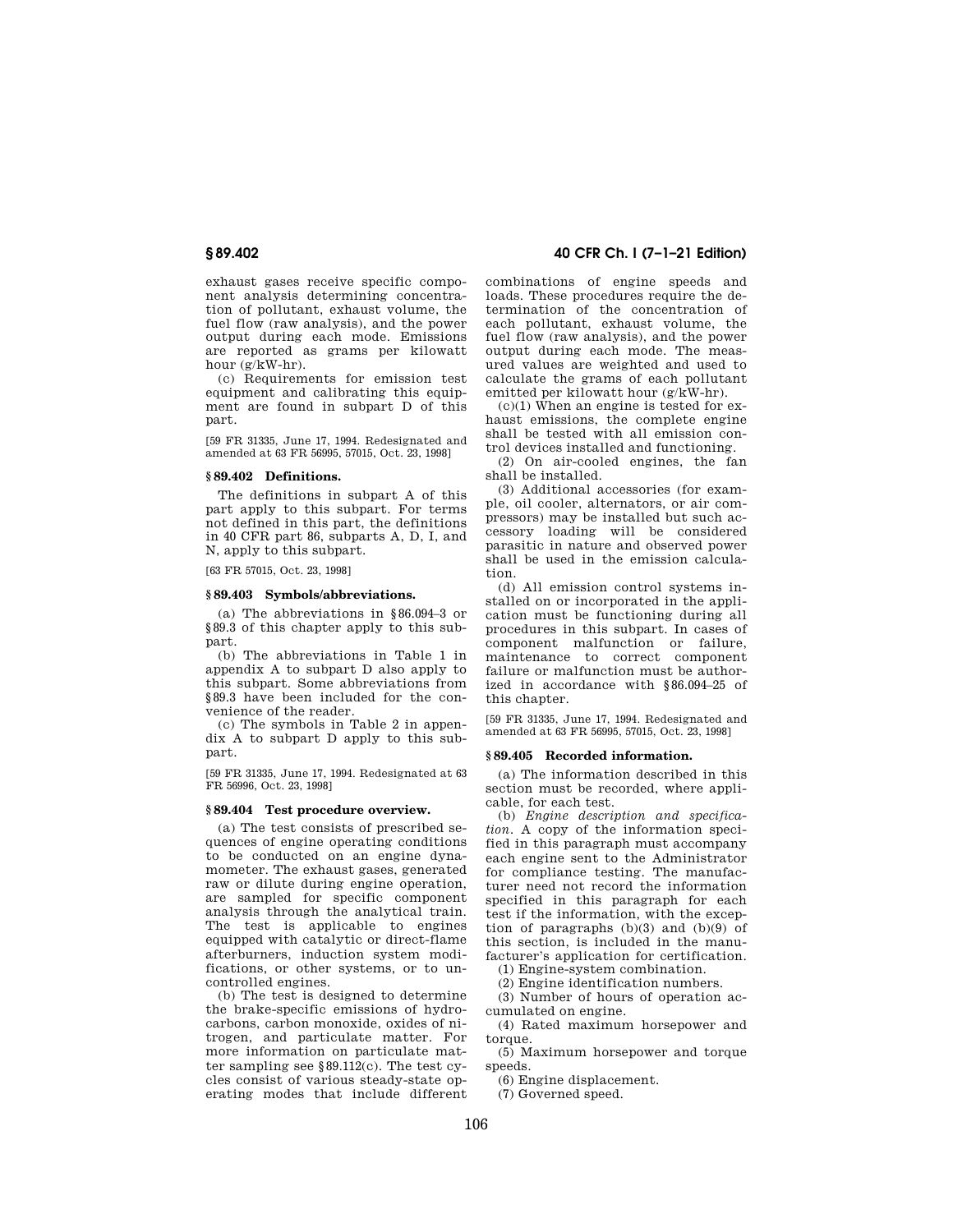exhaust gases receive specific component analysis determining concentration of pollutant, exhaust volume, the fuel flow (raw analysis), and the power output during each mode. Emissions are reported as grams per kilowatt hour (g/kW-hr).

(c) Requirements for emission test equipment and calibrating this equipment are found in subpart D of this part.

[59 FR 31335, June 17, 1994. Redesignated and amended at 63 FR 56995, 57015, Oct. 23, 1998]

### § 89.402 Definitions.

The definitions in subpart A of this part apply to this subpart. For terms not defined in this part, the definitions in 40 CFR part 86, subparts A, D, I, and N, apply to this subpart.

[63 FR 57015, Oct. 23, 1998]

### § 89.403 Symbols/abbreviations.

(a) The abbreviations in § 86.094–3 or § 89.3 of this chapter apply to this subpart.

(b) The abbreviations in Table 1 in appendix A to subpart D also apply to this subpart. Some abbreviations from § 89.3 have been included for the convenience of the reader.

(c) The symbols in Table 2 in appendix A to subpart D apply to this subpart.

[59 FR 31335, June 17, 1994. Redesignated at 63 FR 56996, Oct. 23, 1998]

### § 89.404 Test procedure overview.

(a) The test consists of prescribed sequences of engine operating conditions to be conducted on an engine dynamometer. The exhaust gases, generated raw or dilute during engine operation, are sampled for specific component analysis through the analytical train. The test is applicable to engines equipped with catalytic or direct-flame afterburners, induction system modifications, or other systems, or to uncontrolled engines.

(b) The test is designed to determine the brake-specific emissions of hydrocarbons, carbon monoxide, oxides of nitrogen, and particulate matter. For more information on particulate matter sampling see § 89.112(c). The test cycles consist of various steady-state operating modes that include different combinations of engine speeds and loads. These procedures require the determination of the concentration of each pollutant, exhaust volume, the fuel flow (raw analysis), and the power output during each mode. The measured values are weighted and used to calculate the grams of each pollutant emitted per kilowatt hour (g/kW-hr).

(c)(1) When an engine is tested for exhaust emissions, the complete engine shall be tested with all emission control devices installed and functioning.

(2) On air-cooled engines, the fan shall be installed.

(3) Additional accessories (for example, oil cooler, alternators, or air compressors) may be installed but such accessory loading will be considered parasitic in nature and observed power shall be used in the emission calculation.

(d) All emission control systems installed on or incorporated in the application must be functioning during all procedures in this subpart. In cases of component malfunction or failure, maintenance to correct component failure or malfunction must be authorized in accordance with § 86.094–25 of this chapter.

[59 FR 31335, June 17, 1994. Redesignated and amended at 63 FR 56995, 57015, Oct. 23, 1998]

### § 89.405 Recorded information.

(a) The information described in this section must be recorded, where applicable, for each test.

(b) *Engine description and specification.* A copy of the information specified in this paragraph must accompany each engine sent to the Administrator for compliance testing. The manufacturer need not record the information specified in this paragraph for each test if the information, with the exception of paragraphs (b)(3) and (b)(9) of this section, is included in the manufacturer's application for certification.

(1) Engine-system combination.

(2) Engine identification numbers.

(3) Number of hours of operation accumulated on engine.

(4) Rated maximum horsepower and torque.

(5) Maximum horsepower and torque speeds.

(6) Engine displacement.

(7) Governed speed.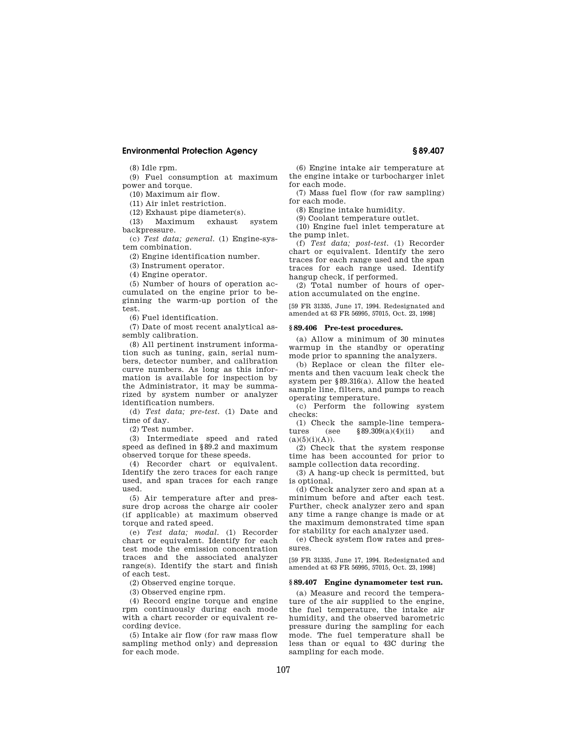(8) Idle rpm.

(9) Fuel consumption at maximum power and torque.

(10) Maximum air flow.

(11) Air inlet restriction.

(12) Exhaust pipe diameter(s).

(13) Maximum exhaust system backpressure.

(c) *Test data; general.* (1) Engine-system combination.

(2) Engine identification number.

(3) Instrument operator.

(4) Engine operator.

(5) Number of hours of operation accumulated on the engine prior to beginning the warm-up portion of the test.

(6) Fuel identification.

(7) Date of most recent analytical assembly calibration.

(8) All pertinent instrument information such as tuning, gain, serial numbers, detector number, and calibration curve numbers. As long as this information is available for inspection by the Administrator, it may be summarized by system number or analyzer identification numbers.

(d) *Test data; pre-test.* (1) Date and time of day.

(2) Test number.

(3) Intermediate speed and rated speed as defined in §89.2 and maximum observed torque for these speeds.

(4) Recorder chart or equivalent. Identify the zero traces for each range used, and span traces for each range used.

(5) Air temperature after and pressure drop across the charge air cooler (if applicable) at maximum observed torque and rated speed.

(e) *Test data; modal.* (1) Recorder chart or equivalent. Identify for each test mode the emission concentration traces and the associated analyzer range(s). Identify the start and finish of each test.

(2) Observed engine torque.

(3) Observed engine rpm.

(4) Record engine torque and engine rpm continuously during each mode with a chart recorder or equivalent recording device.

(5) Intake air flow (for raw mass flow sampling method only) and depression for each mode.

(6) Engine intake air temperature at the engine intake or turbocharger inlet for each mode.

(7) Mass fuel flow (for raw sampling) for each mode.

(8) Engine intake humidity.

(9) Coolant temperature outlet.

(10) Engine fuel inlet temperature at the pump inlet.

(f) *Test data; post-test.* (1) Recorder chart or equivalent. Identify the zero traces for each range used and the span traces for each range used. Identify hangup check, if performed.

(2) Total number of hours of operation accumulated on the engine.

[59 FR 31335, June 17, 1994. Redesignated and amended at 63 FR 56995, 57015, Oct. 23, 1998]

### §89.406 Pre-test procedures.

(a) Allow a minimum of 30 minutes warmup in the standby or operating mode prior to spanning the analyzers.

(b) Replace or clean the filter elements and then vacuum leak check the system per §89.316(a). Allow the heated sample line, filters, and pumps to reach operating temperature.

(c) Perform the following system checks:

(1) Check the sample-line temperatures (see §89.309(a)(4)(ii) and (a)(5)(i)(A)).

(2) Check that the system response time has been accounted for prior to sample collection data recording.

(3) A hang-up check is permitted, but is optional.

(d) Check analyzer zero and span at a minimum before and after each test. Further, check analyzer zero and span any time a range change is made or at the maximum demonstrated time span for stability for each analyzer used.

(e) Check system flow rates and pressures.

[59 FR 31335, June 17, 1994. Redesignated and amended at 63 FR 56995, 57015, Oct. 23, 1998]

### §89.407 Engine dynamometer test run.

(a) Measure and record the temperature of the air supplied to the engine, the fuel temperature, the intake air humidity, and the observed barometric pressure during the sampling for each mode. The fuel temperature shall be less than or equal to 43C during the sampling for each mode.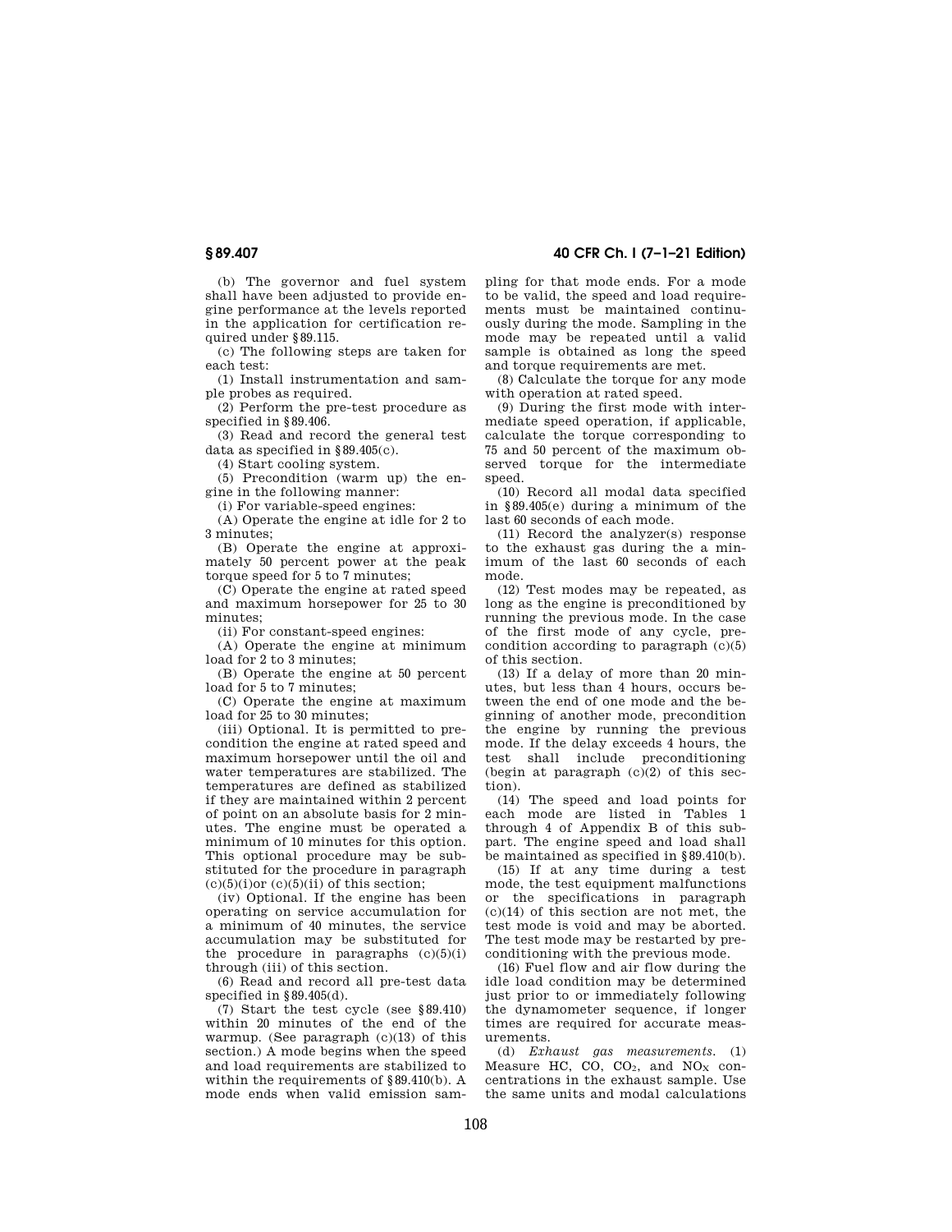(b) The governor and fuel system shall have been adjusted to provide engine performance at the levels reported in the application for certification required under §89.115.

(c) The following steps are taken for each test:

(1) Install instrumentation and sample probes as required.

(2) Perform the pre-test procedure as specified in §89.406.

(3) Read and record the general test data as specified in §89.405(c).

(4) Start cooling system.

(5) Precondition (warm up) the engine in the following manner:

(i) For variable-speed engines:

(A) Operate the engine at idle for 2 to 3 minutes;

(B) Operate the engine at approximately 50 percent power at the peak torque speed for 5 to 7 minutes;

(C) Operate the engine at rated speed and maximum horsepower for 25 to 30 minutes;

(ii) For constant-speed engines:

(A) Operate the engine at minimum load for 2 to 3 minutes;

(B) Operate the engine at 50 percent load for 5 to 7 minutes;

(C) Operate the engine at maximum load for 25 to 30 minutes;

(iii) Optional. It is permitted to precondition the engine at rated speed and maximum horsepower until the oil and water temperatures are stabilized. The temperatures are defined as stabilized if they are maintained within 2 percent of point on an absolute basis for 2 minutes. The engine must be operated a minimum of 10 minutes for this option. This optional procedure may be substituted for the procedure in paragraph (c)(5)(i)or (c)(5)(ii) of this section;

(iv) Optional. If the engine has been operating on service accumulation for a minimum of 40 minutes, the service accumulation may be substituted for the procedure in paragraphs (c)(5)(i) through (iii) of this section.

(6) Read and record all pre-test data specified in §89.405(d).

(7) Start the test cycle (see §89.410) within 20 minutes of the end of the warmup. (See paragraph (c)(13) of this section.) A mode begins when the speed and load requirements are stabilized to within the requirements of §89.410(b). A mode ends when valid emission sampling for that mode ends. For a mode to be valid, the speed and load requirements must be maintained continuously during the mode. Sampling in the mode may be repeated until a valid sample is obtained as long the speed and torque requirements are met.

(8) Calculate the torque for any mode with operation at rated speed.

(9) During the first mode with intermediate speed operation, if applicable, calculate the torque corresponding to 75 and 50 percent of the maximum observed torque for the intermediate speed.

(10) Record all modal data specified in §89.405(e) during a minimum of the last 60 seconds of each mode.

(11) Record the analyzer(s) response to the exhaust gas during the a minimum of the last 60 seconds of each mode.

(12) Test modes may be repeated, as long as the engine is preconditioned by running the previous mode. In the case of the first mode of any cycle, precondition according to paragraph (c)(5) of this section.

(13) If a delay of more than 20 minutes, but less than 4 hours, occurs between the end of one mode and the beginning of another mode, precondition the engine by running the previous mode. If the delay exceeds 4 hours, the test shall include preconditioning (begin at paragraph (c)(2) of this section).

(14) The speed and load points for each mode are listed in Tables 1 through 4 of Appendix B of this subpart. The engine speed and load shall be maintained as specified in §89.410(b).

(15) If at any time during a test mode, the test equipment malfunctions or the specifications in paragraph (c)(14) of this section are not met, the test mode is void and may be aborted. The test mode may be restarted by preconditioning with the previous mode.

(16) Fuel flow and air flow during the idle load condition may be determined just prior to or immediately following the dynamometer sequence, if longer times are required for accurate measurements.

(d) *Exhaust gas measurements.* (1) Measure HC, CO, $CO_2$, and $NO_X$ concentrations in the exhaust sample. Use the same units and modal calculations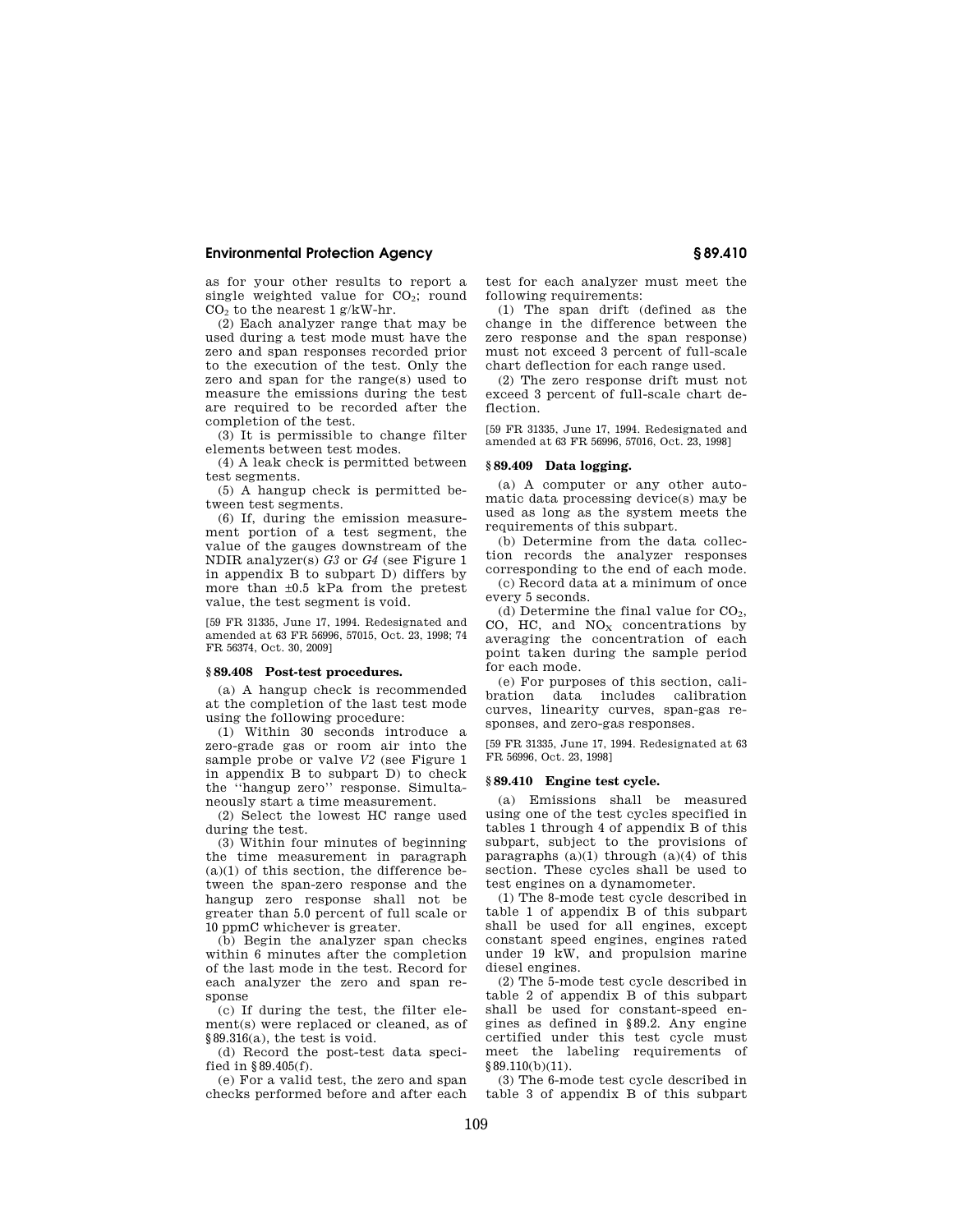as for your other results to report a single weighted value for $CO_2$; round $CO_2$ to the nearest 1 g/kW-hr.

(2) Each analyzer range that may be used during a test mode must have the zero and span responses recorded prior to the execution of the test. Only the zero and span for the range(s) used to measure the emissions during the test are required to be recorded after the completion of the test.

(3) It is permissible to change filter elements between test modes.

(4) A leak check is permitted between test segments.

(5) A hangup check is permitted between test segments.

(6) If, during the emission measurement portion of a test segment, the value of the gauges downstream of the NDIR analyzer(s) *G3* or *G4* (see Figure 1 in appendix B to subpart D) differs by more than ±0.5 kPa from the pretest value, the test segment is void.

[59 FR 31335, June 17, 1994. Redesignated and amended at 63 FR 56996, 57015, Oct. 23, 1998; 74 FR 56374, Oct. 30, 2009]

## § 89.408 Post-test procedures.

(a) A hangup check is recommended at the completion of the last test mode using the following procedure:

(1) Within 30 seconds introduce a zero-grade gas or room air into the sample probe or valve *V2* (see Figure 1 in appendix B to subpart D) to check the "hangup zero" response. Simultaneously start a time measurement.

(2) Select the lowest HC range used during the test.

(3) Within four minutes of beginning the time measurement in paragraph (a)(1) of this section, the difference between the span-zero response and the hangup zero response shall not be greater than 5.0 percent of full scale or 10 ppmC whichever is greater.

(b) Begin the analyzer span checks within 6 minutes after the completion of the last mode in the test. Record for each analyzer the zero and span response

(c) If during the test, the filter element(s) were replaced or cleaned, as of § 89.316(a), the test is void.

(d) Record the post-test data specified in § 89.405(f).

(e) For a valid test, the zero and span checks performed before and after each test for each analyzer must meet the following requirements:

(1) The span drift (defined as the change in the difference between the zero response and the span response) must not exceed 3 percent of full-scale chart deflection for each range used.

(2) The zero response drift must not exceed 3 percent of full-scale chart deflection.

[59 FR 31335, June 17, 1994. Redesignated and amended at 63 FR 56996, 57016, Oct. 23, 1998]

## § 89.409 Data logging.

(a) A computer or any other automatic data processing device(s) may be used as long as the system meets the requirements of this subpart.

(b) Determine from the data collection records the analyzer responses corresponding to the end of each mode.

(c) Record data at a minimum of once every 5 seconds.

(d) Determine the final value for $CO_2$, CO, HC, and $NO_X$ concentrations by averaging the concentration of each point taken during the sample period for each mode.

(e) For purposes of this section, calibration data includes calibration curves, linearity curves, span-gas responses, and zero-gas responses.

[59 FR 31335, June 17, 1994. Redesignated at 63 FR 56996, Oct. 23, 1998]

## § 89.410 Engine test cycle.

(a) Emissions shall be measured using one of the test cycles specified in tables 1 through 4 of appendix B of this subpart, subject to the provisions of paragraphs (a)(1) through (a)(4) of this section. These cycles shall be used to test engines on a dynamometer.

(1) The 8-mode test cycle described in table 1 of appendix B of this subpart shall be used for all engines, except constant speed engines, engines rated under 19 kW, and propulsion marine diesel engines.

(2) The 5-mode test cycle described in table 2 of appendix B of this subpart shall be used for constant-speed engines as defined in § 89.2. Any engine certified under this test cycle must meet the labeling requirements of § 89.110(b)(11).

(3) The 6-mode test cycle described in table 3 of appendix B of this subpart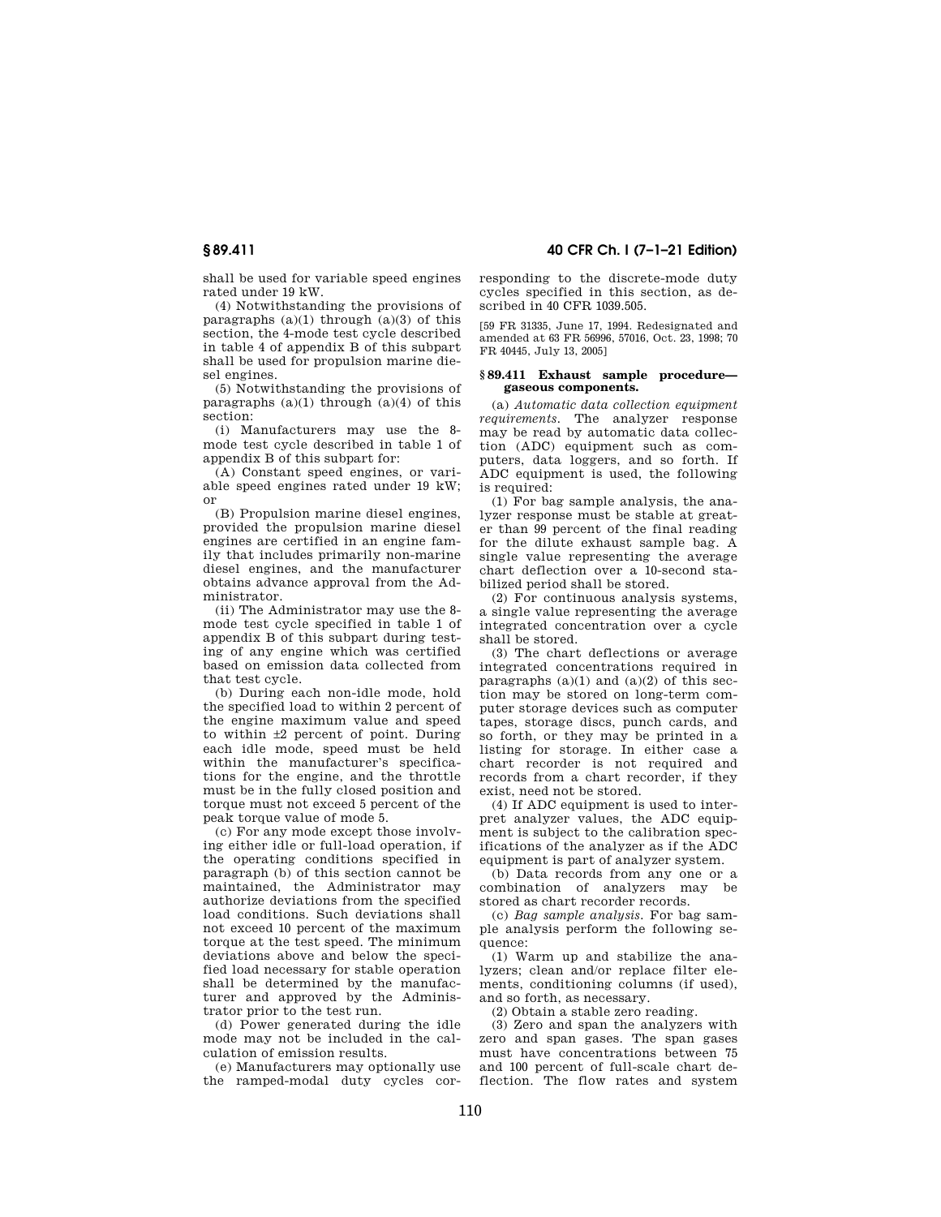shall be used for variable speed engines rated under 19 kW.

(4) Notwithstanding the provisions of paragraphs (a)(1) through (a)(3) of this section, the 4-mode test cycle described in table 4 of appendix B of this subpart shall be used for propulsion marine diesel engines.

(5) Notwithstanding the provisions of paragraphs (a)(1) through (a)(4) of this section:

(i) Manufacturers may use the 8-mode test cycle described in table 1 of appendix B of this subpart for:

(A) Constant speed engines, or variable speed engines rated under 19 kW; or

(B) Propulsion marine diesel engines, provided the propulsion marine diesel engines are certified in an engine family that includes primarily non-marine diesel engines, and the manufacturer obtains advance approval from the Administrator.

(ii) The Administrator may use the 8-mode test cycle specified in table 1 of appendix B of this subpart during testing of any engine which was certified based on emission data collected from that test cycle.

(b) During each non-idle mode, hold the specified load to within 2 percent of the engine maximum value and speed to within ±2 percent of point. During each idle mode, speed must be held within the manufacturer's specifications for the engine, and the throttle must be in the fully closed position and torque must not exceed 5 percent of the peak torque value of mode 5.

(c) For any mode except those involving either idle or full-load operation, if the operating conditions specified in paragraph (b) of this section cannot be maintained, the Administrator may authorize deviations from the specified load conditions. Such deviations shall not exceed 10 percent of the maximum torque at the test speed. The minimum deviations above and below the specified load necessary for stable operation shall be determined by the manufacturer and approved by the Administrator prior to the test run.

(d) Power generated during the idle mode may not be included in the calculation of emission results.

(e) Manufacturers may optionally use the ramped-modal duty cycles corresponding to the discrete-mode duty cycles specified in this section, as described in 40 CFR 1039.505.

[59 FR 31335, June 17, 1994. Redesignated and amended at 63 FR 56996, 57016, Oct. 23, 1998; 70 FR 40445, July 13, 2005]

## § 89.411 Exhaust sample procedure—gaseous components.

(a) *Automatic data collection equipment requirements.* The analyzer response may be read by automatic data collection (ADC) equipment such as computers, data loggers, and so forth. If ADC equipment is used, the following is required:

(1) For bag sample analysis, the analyzer response must be stable at greater than 99 percent of the final reading for the dilute exhaust sample bag. A single value representing the average chart deflection over a 10-second stabilized period shall be stored.

(2) For continuous analysis systems, a single value representing the average integrated concentration over a cycle shall be stored.

(3) The chart deflections or average integrated concentrations required in paragraphs (a)(1) and (a)(2) of this section may be stored on long-term computer storage devices such as computer tapes, storage discs, punch cards, and so forth, or they may be printed in a listing for storage. In either case a chart recorder is not required and records from a chart recorder, if they exist, need not be stored.

(4) If ADC equipment is used to interpret analyzer values, the ADC equipment is subject to the calibration specifications of the analyzer as if the ADC equipment is part of analyzer system.

(b) Data records from any one or a combination of analyzers may be stored as chart recorder records.

(c) *Bag sample analysis.* For bag sample analysis perform the following sequence:

(1) Warm up and stabilize the analyzers; clean and/or replace filter elements, conditioning columns (if used), and so forth, as necessary.

(2) Obtain a stable zero reading.

(3) Zero and span the analyzers with zero and span gases. The span gases must have concentrations between 75 and 100 percent of full-scale chart deflection. The flow rates and system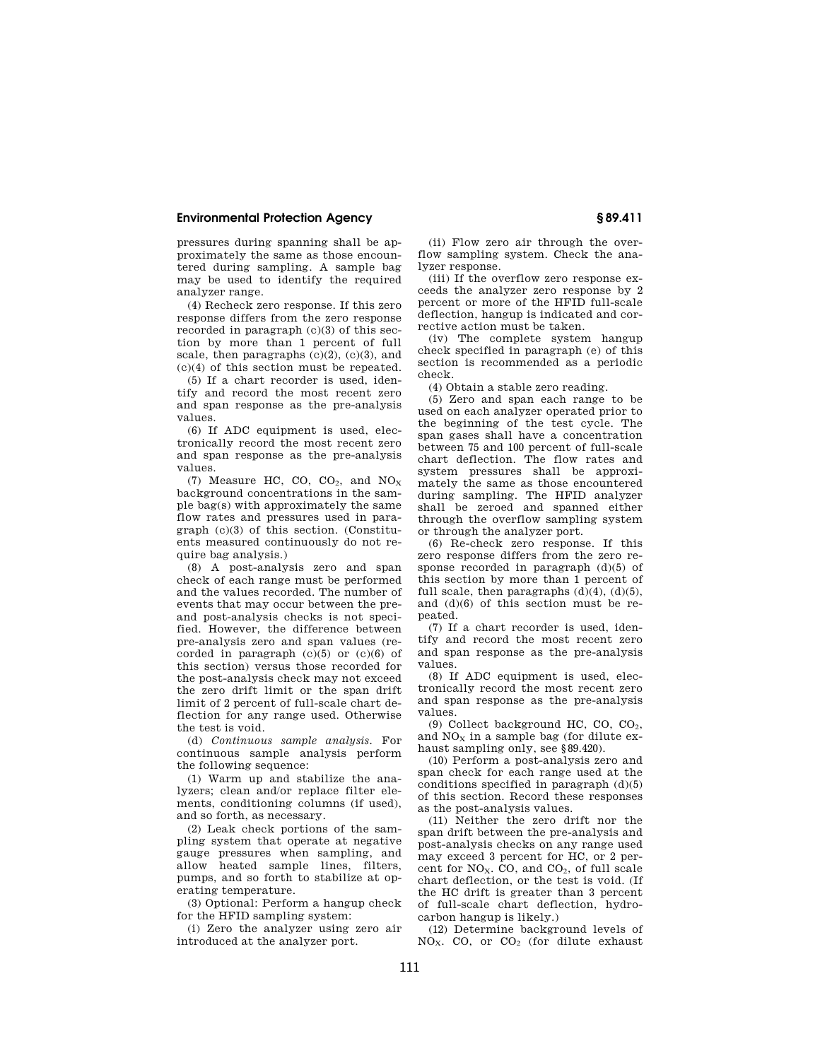pressures during spanning shall be approximately the same as those encountered during sampling. A sample bag may be used to identify the required analyzer range.

(4) Recheck zero response. If this zero response differs from the zero response recorded in paragraph (c)(3) of this section by more than 1 percent of full scale, then paragraphs (c)(2), (c)(3), and (c)(4) of this section must be repeated.

(5) If a chart recorder is used, identify and record the most recent zero and span response as the pre-analysis values.

(6) If ADC equipment is used, electronically record the most recent zero and span response as the pre-analysis values.

(7) Measure HC, CO, $CO_2$, and $NO_X$ background concentrations in the sample bag(s) with approximately the same flow rates and pressures used in paragraph (c)(3) of this section. (Constituents measured continuously do not require bag analysis.)

(8) A post-analysis zero and span check of each range must be performed and the values recorded. The number of events that may occur between the pre- and post-analysis checks is not specified. However, the difference between pre-analysis zero and span values (recorded in paragraph (c)(5) or (c)(6) of this section) versus those recorded for the post-analysis check may not exceed the zero drift limit or the span drift limit of 2 percent of full-scale chart deflection for any range used. Otherwise the test is void.

(d) *Continuous sample analysis.* For continuous sample analysis perform the following sequence:

(1) Warm up and stabilize the analyzers; clean and/or replace filter elements, conditioning columns (if used), and so forth, as necessary.

(2) Leak check portions of the sampling system that operate at negative gauge pressures when sampling, and allow heated sample lines, filters, pumps, and so forth to stabilize at operating temperature.

(3) Optional: Perform a hangup check for the HFID sampling system:

(i) Zero the analyzer using zero air introduced at the analyzer port.

(ii) Flow zero air through the overflow sampling system. Check the analyzer response.

(iii) If the overflow zero response exceeds the analyzer zero response by 2 percent or more of the HFID full-scale deflection, hangup is indicated and corrective action must be taken.

(iv) The complete system hangup check specified in paragraph (e) of this section is recommended as a periodic check.

(4) Obtain a stable zero reading.

(5) Zero and span each range to be used on each analyzer operated prior to the beginning of the test cycle. The span gases shall have a concentration between 75 and 100 percent of full-scale chart deflection. The flow rates and system pressures shall be approximately the same as those encountered during sampling. The HFID analyzer shall be zeroed and spanned either through the overflow sampling system or through the analyzer port.

(6) Re-check zero response. If this zero response differs from the zero response recorded in paragraph (d)(5) of this section by more than 1 percent of full scale, then paragraphs (d)(4), (d)(5), and (d)(6) of this section must be repeated.

(7) If a chart recorder is used, identify and record the most recent zero and span response as the pre-analysis values.

(8) If ADC equipment is used, electronically record the most recent zero and span response as the pre-analysis values.

(9) Collect background HC, CO, $CO_2$, and $NO_X$ in a sample bag (for dilute exhaust sampling only, see §89.420).

(10) Perform a post-analysis zero and span check for each range used at the conditions specified in paragraph (d)(5) of this section. Record these responses as the post-analysis values.

(11) Neither the zero drift nor the span drift between the pre-analysis and post-analysis checks on any range used may exceed 3 percent for HC, or 2 percent for $NO_X$. CO, and $CO_2$, of full scale chart deflection, or the test is void. (If the HC drift is greater than 3 percent of full-scale chart deflection, hydrocarbon hangup is likely.)

(12) Determine background levels of $NO_X$. CO, or $CO_2$ (for dilute exhaust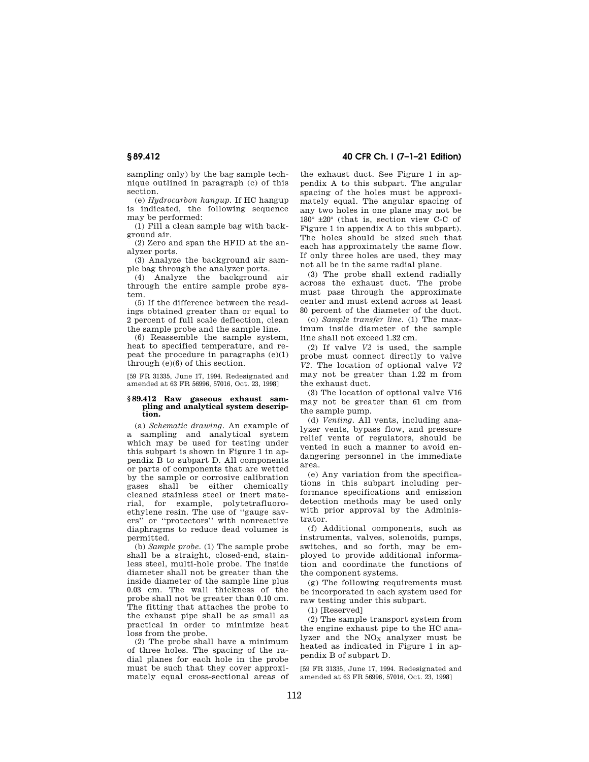sampling only) by the bag sample technique outlined in paragraph (c) of this section.

(e) *Hydrocarbon hangup.* If HC hangup is indicated, the following sequence may be performed:

(1) Fill a clean sample bag with background air.

(2) Zero and span the HFID at the analyzer ports.

(3) Analyze the background air sample bag through the analyzer ports.

(4) Analyze the background air through the entire sample probe system.

(5) If the difference between the readings obtained greater than or equal to 2 percent of full scale deflection, clean the sample probe and the sample line.

(6) Reassemble the sample system, heat to specified temperature, and repeat the procedure in paragraphs (e)(1) through (e)(6) of this section.

[59 FR 31335, June 17, 1994. Redesignated and amended at 63 FR 56996, 57016, Oct. 23, 1998]

## § 89.412 Raw gaseous exhaust sampling and analytical system description.

(a) *Schematic drawing.* An example of a sampling and analytical system which may be used for testing under this subpart is shown in Figure 1 in appendix B to subpart D. All components or parts of components that are wetted by the sample or corrosive calibration gases shall be either chemically cleaned stainless steel or inert material, for example, polytetrafluoroethylene resin. The use of "gauge savers" or "protectors" with nonreactive diaphragms to reduce dead volumes is permitted.

(b) *Sample probe.* (1) The sample probe shall be a straight, closed-end, stainless steel, multi-hole probe. The inside diameter shall not be greater than the inside diameter of the sample line plus 0.03 cm. The wall thickness of the probe shall not be greater than 0.10 cm. The fitting that attaches the probe to the exhaust pipe shall be as small as practical in order to minimize heat loss from the probe.

(2) The probe shall have a minimum of three holes. The spacing of the radial planes for each hole in the probe must be such that they cover approximately equal cross-sectional areas of the exhaust duct. See Figure 1 in appendix A to this subpart. The angular spacing of the holes must be approximately equal. The angular spacing of any two holes in one plane may not be 180° ±20° (that is, section view C-C of Figure 1 in appendix A to this subpart). The holes should be sized such that each has approximately the same flow. If only three holes are used, they may not all be in the same radial plane.

(3) The probe shall extend radially across the exhaust duct. The probe must pass through the approximate center and must extend across at least 80 percent of the diameter of the duct.

(c) *Sample transfer line.* (1) The maximum inside diameter of the sample line shall not exceed 1.32 cm.

(2) If valve *V2* is used, the sample probe must connect directly to valve *V2*. The location of optional valve *V2* may not be greater than 1.22 m from the exhaust duct.

(3) The location of optional valve V16 may not be greater than 61 cm from the sample pump.

(d) *Venting.* All vents, including analyzer vents, bypass flow, and pressure relief vents of regulators, should be vented in such a manner to avoid endangering personnel in the immediate area.

(e) Any variation from the specifications in this subpart including performance specifications and emission detection methods may be used only with prior approval by the Administrator.

(f) Additional components, such as instruments, valves, solenoids, pumps, switches, and so forth, may be employed to provide additional information and coordinate the functions of the component systems.

(g) The following requirements must be incorporated in each system used for raw testing under this subpart.

(1) [Reserved]

(2) The sample transport system from the engine exhaust pipe to the HC analyzer and the $NO_X$ analyzer must be heated as indicated in Figure 1 in appendix B of subpart D.

[59 FR 31335, June 17, 1994. Redesignated and amended at 63 FR 56996, 57016, Oct. 23, 1998]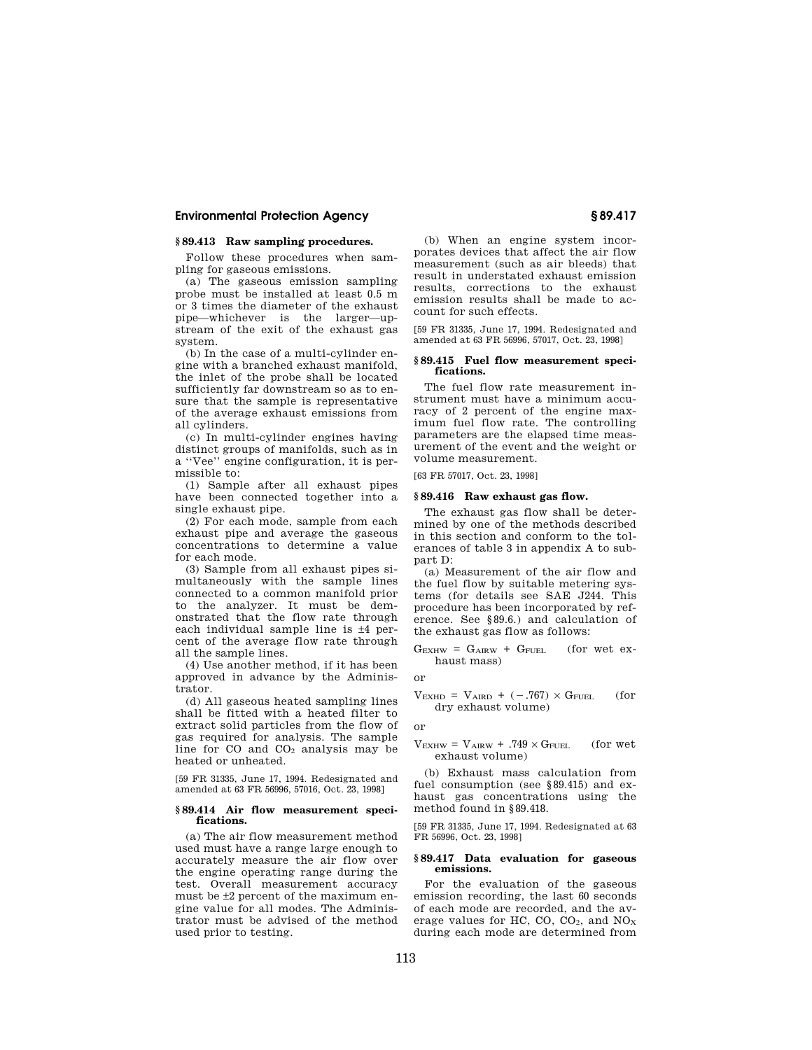### § 89.413 Raw sampling procedures.

Follow these procedures when sampling for gaseous emissions.

(a) The gaseous emission sampling probe must be installed at least 0.5 m or 3 times the diameter of the exhaust pipe—whichever is the larger—upstream of the exit of the exhaust gas system.

(b) In the case of a multi-cylinder engine with a branched exhaust manifold, the inlet of the probe shall be located sufficiently far downstream so as to ensure that the sample is representative of the average exhaust emissions from all cylinders.

(c) In multi-cylinder engines having distinct groups of manifolds, such as in a "Vee" engine configuration, it is permissible to:

(1) Sample after all exhaust pipes have been connected together into a single exhaust pipe.

(2) For each mode, sample from each exhaust pipe and average the gaseous concentrations to determine a value for each mode.

(3) Sample from all exhaust pipes simultaneously with the sample lines connected to a common manifold prior to the analyzer. It must be demonstrated that the flow rate through each individual sample line is ±4 percent of the average flow rate through all the sample lines.

(4) Use another method, if it has been approved in advance by the Administrator.

(d) All gaseous heated sampling lines shall be fitted with a heated filter to extract solid particles from the flow of gas required for analysis. The sample line for CO and $CO_2$ analysis may be heated or unheated.

[59 FR 31335, June 17, 1994. Redesignated and amended at 63 FR 56996, 57016, Oct. 23, 1998]

### § 89.414 Air flow measurement specifications.

(a) The air flow measurement method used must have a range large enough to accurately measure the air flow over the engine operating range during the test. Overall measurement accuracy must be ±2 percent of the maximum engine value for all modes. The Administrator must be advised of the method used prior to testing.

(b) When an engine system incorporates devices that affect the air flow measurement (such as air bleeds) that result in understated exhaust emission results, corrections to the exhaust emission results shall be made to account for such effects.

[59 FR 31335, June 17, 1994. Redesignated and amended at 63 FR 56996, 57017, Oct. 23, 1998]

### § 89.415 Fuel flow measurement specifications.

The fuel flow rate measurement instrument must have a minimum accuracy of 2 percent of the engine maximum fuel flow rate. The controlling parameters are the elapsed time measurement of the event and the weight or volume measurement.

[63 FR 57017, Oct. 23, 1998]

### § 89.416 Raw exhaust gas flow.

The exhaust gas flow shall be determined by one of the methods described in this section and conform to the tolerances of table 3 in appendix A to subpart D:

(a) Measurement of the air flow and the fuel flow by suitable metering systems (for details see SAE J244. This procedure has been incorporated by reference. See § 89.6.) and calculation of the exhaust gas flow as follows:

$G_{EXHW} = G_{AIRW} + G_{FUEL}$ (for wet exhaust mass)

or

$V_{EXHD} = V_{AIRD} + (-.767) \times G_{FUEL}$ (for dry exhaust volume)

or

$V_{EXHW} = V_{AIRW} + .749 \times G_{FUEL}$ (for wet exhaust volume)

(b) Exhaust mass calculation from fuel consumption (see § 89.415) and exhaust gas concentrations using the method found in § 89.418.

[59 FR 31335, June 17, 1994. Redesignated at 63 FR 56996, Oct. 23, 1998]

### § 89.417 Data evaluation for gaseous emissions.

For the evaluation of the gaseous emission recording, the last 60 seconds of each mode are recorded, and the average values for HC, CO, $CO_2$, and $NO_X$ during each mode are determined from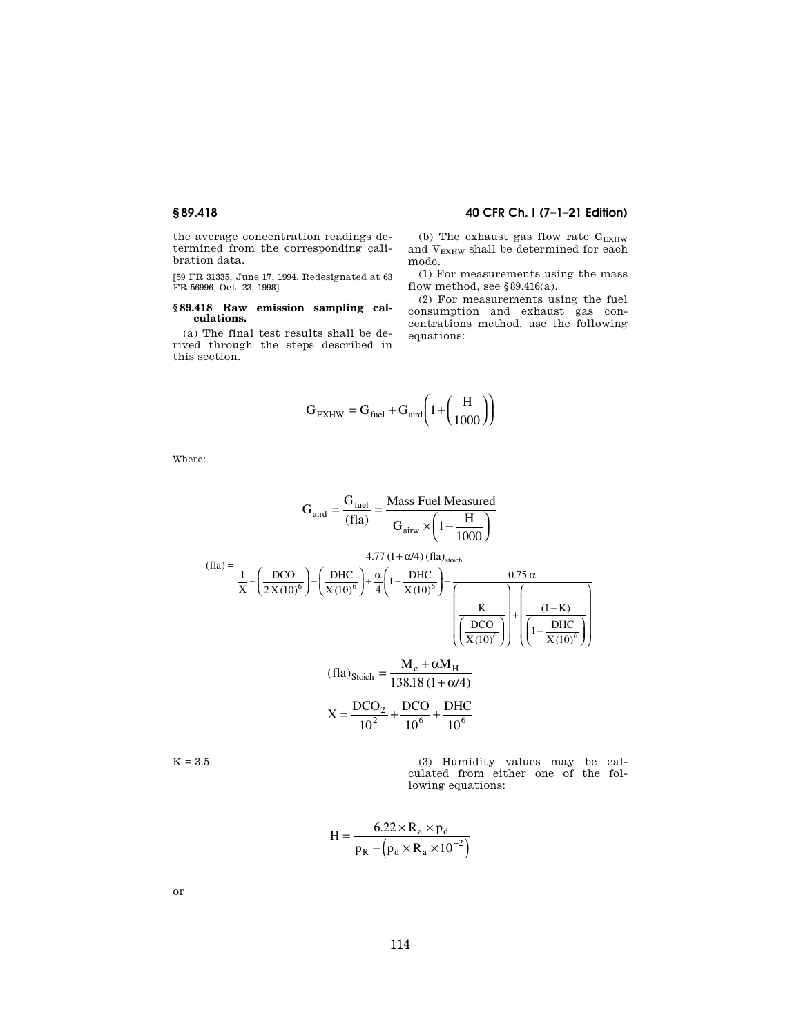the average concentration readings determined from the corresponding calibration data.

[59 FR 31335, June 17, 1994. Redesignated at 63 FR 56996, Oct. 23, 1998]

## § 89.418 Raw emission sampling calculations.

(a) The final test results shall be derived through the steps described in this section.

(b) The exhaust gas flow rate $G_{EXHW}$ and $V_{EXHW}$ shall be determined for each mode.

(1) For measurements using the mass flow method, see § 89.416(a).

(2) For measurements using the fuel consumption and exhaust gas concentrations method, use the following equations:

$$G_{EXHW} = G_{fuel} + G_{aird}\left(1 + \left(\frac{H}{1000}\right)\right)$$

Where:

$$G_{aird} = \frac{G_{fuel}}{(fla)} = \frac{\text{Mass Fuel Measured}}{G_{airw} \times \left(1 - \frac{H}{1000}\right)}$$

$$(fla) = \frac{4.77\,(1+\alpha/4)\,(fla)_{stoich}}{\frac{1}{X} - \left(\frac{DCO}{2X(10)^6}\right) - \left(\frac{DHC}{X(10)^6}\right) + \frac{\alpha}{4}\left(1 - \frac{DHC}{X(10)^6}\right) - \frac{0.75\,\alpha}{\left(\frac{K}{\left(\frac{DCO}{X(10)^6}\right)}\right) + \left(\frac{(1-K)}{\left(1 - \frac{DHC}{X(10)^6}\right)}\right)}}$$

$$(fla)_{Stoich} = \frac{M_c + \alpha M_H}{138.18\,(1+\alpha/4)}$$

$$X = \frac{DCO_2}{10^2} + \frac{DCO}{10^6} + \frac{DHC}{10^6}$$

K = 3.5

(3) Humidity values may be calculated from either one of the following equations:

$$H = \frac{6.22 \times R_a \times p_d}{p_R - \left(p_d \times R_a \times 10^{-2}\right)}$$

or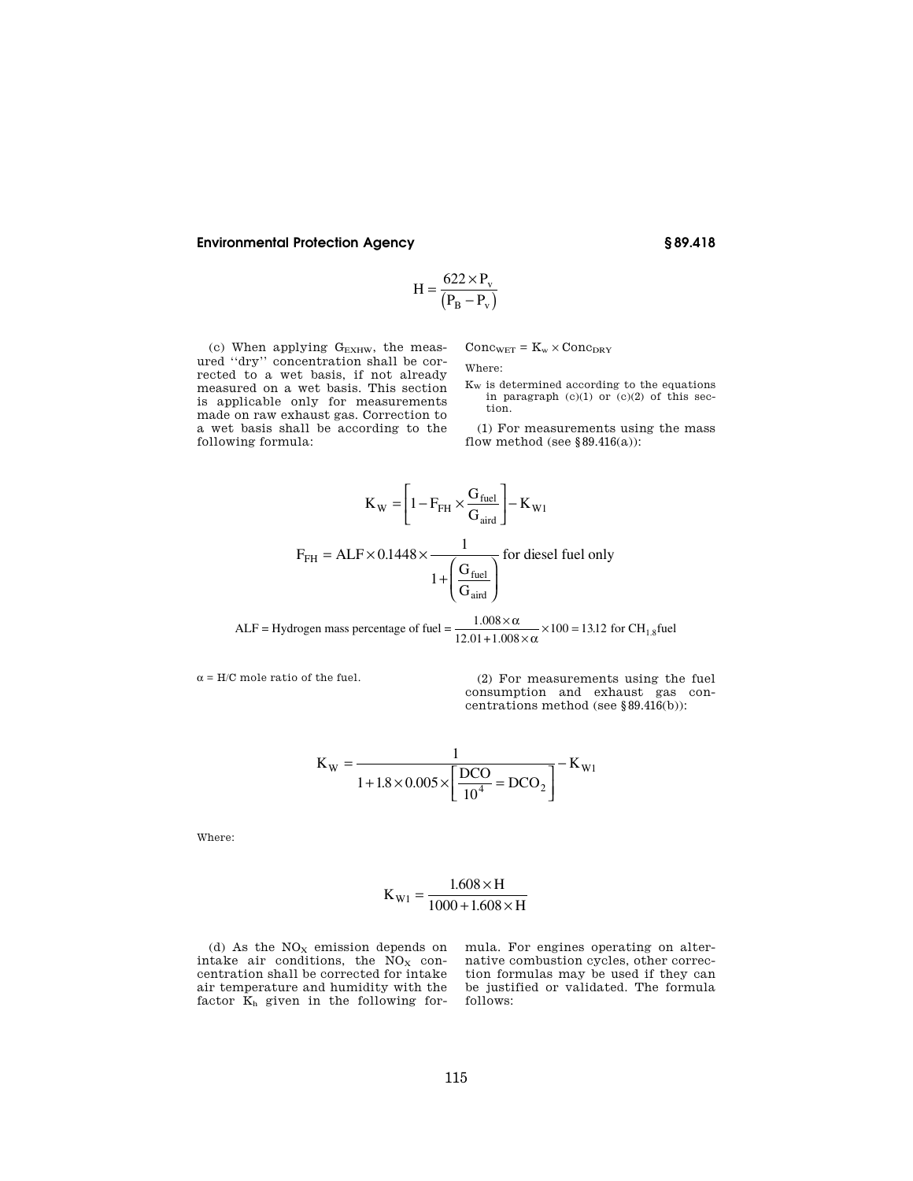$$H = \frac{622 \times P_v}{(P_B - P_v)}$$

(c) When applying $G_{EXHW}$, the measured "dry" concentration shall be corrected to a wet basis, if not already measured on a wet basis. This section is applicable only for measurements made on raw exhaust gas. Correction to a wet basis shall be according to the following formula:

$$Conc_{WET} = K_w \times Conc_{DRY}$$

Where:

$K_W$ is determined according to the equations in paragraph (c)(1) or (c)(2) of this section.

(1) For measurements using the mass flow method (see §89.416(a)):

$$K_W = \left[1 - F_{FH} \times \frac{G_{fuel}}{G_{aird}}\right] - K_{W1}$$

$$F_{FH} = ALF \times 0.1448 \times \frac{1}{1 + \left(\frac{G_{fuel}}{G_{aird}}\right)} \text{ for diesel fuel only}$$

$$ALF = \text{Hydrogen mass percentage of fuel} = \frac{1.008 \times \alpha}{12.01 + 1.008 \times \alpha} \times 100 = 13.12 \text{ for } CH_{1.8}\text{fuel}$$

$\alpha$ = H/C mole ratio of the fuel.

(2) For measurements using the fuel consumption and exhaust gas concentrations method (see §89.416(b)):

$$K_W = \frac{1}{1 + 1.8 \times 0.005 \times \left[\frac{DCO}{10^4} = DCO_2\right]} - K_{W1}$$

Where:

$$K_{W1} = \frac{1.608 \times H}{1000 + 1.608 \times H}$$

(d) As the $NO_X$ emission depends on intake air conditions, the $NO_X$ concentration shall be corrected for intake air temperature and humidity with the factor $K_h$ given in the following formula. For engines operating on alternative combustion cycles, other correction formulas may be used if they can be justified or validated. The formula follows: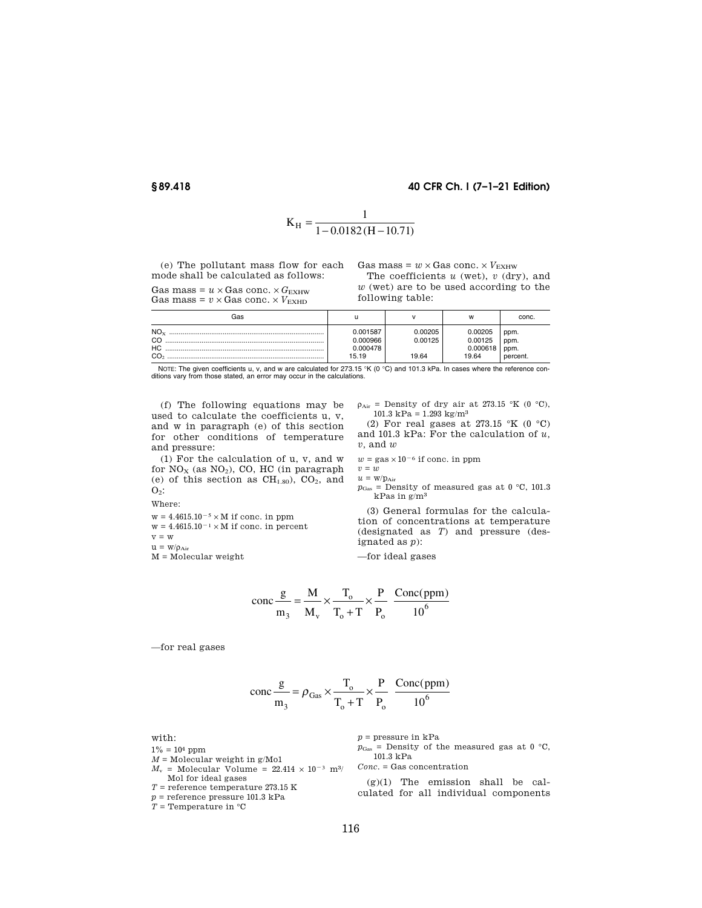$$K_H = \frac{1}{1 - 0.0182\,(H - 10.71)}$$

(e) The pollutant mass flow for each mode shall be calculated as follows:

Gas mass = $u \times$ Gas conc. $\times G_{EXHW}$
Gas mass = $v \times$ Gas conc. $\times V_{EXHD}$
Gas mass = $w \times$ Gas conc. $\times V_{EXHW}$

The coefficients $u$ (wet), $v$ (dry), and $w$ (wet) are to be used according to the following table:

| Gas | u | v | w | conc. |
|---|---|---|---|---|
| $NO_X$ | 0.001587 | 0.00205 | 0.00205 | ppm. |
| CO | 0.000966 | 0.00125 | 0.00125 | ppm. |
| HC | 0.000478 | | 0.000618 | ppm. |
| $CO_2$ | 15.19 | 19.64 | 19.64 | percent. |

NOTE: The given coefficients u, v, and w are calculated for 273.15 °K (0 °C) and 101.3 kPa. In cases where the reference conditions vary from those stated, an error may occur in the calculations.

(f) The following equations may be used to calculate the coefficients u, v, and w in paragraph (e) of this section for other conditions of temperature and pressure:

(1) For the calculation of u, v, and w for $NO_X$ (as $NO_2$), CO, HC (in paragraph (e) of this section as $CH_{1.80}$), $CO_2$, and $O_2$:

Where:

$w = 4.4615 . 10^{-5} \times M$ if conc. in ppm
$w = 4.4615 . 10^{-1} \times M$ if conc. in percent
$v = w$
$u = w/\rho_{Air}$
M = Molecular weight
$\rho_{Air}$ = Density of dry air at 273.15 °K (0 °C), 101.3 kPa = 1.293 kg/m³

(2) For real gases at 273.15 °K (0 °C) and 101.3 kPa: For the calculation of $u$, $v$, and $w$

$w = \text{gas} \times 10^{-6}$ if conc. in ppm
$v = w$
$u = w/\rho_{Air}$
$p_{Gas}$ = Density of measured gas at 0 °C, 101.3 kPas in g/m³

(3) General formulas for the calculation of concentrations at temperature (designated as $T$) and pressure (designated as $p$):

—for ideal gases

$$\text{conc}\,\frac{g}{m_3} = \frac{M}{M_v} \times \frac{T_o}{T_o + T} \times \frac{P}{P_o}\ \frac{\text{Conc(ppm)}}{10^6}$$

—for real gases

$$\text{conc}\,\frac{g}{m_3} = \rho_{Gas} \times \frac{T_o}{T_o + T} \times \frac{P}{P_o}\ \frac{\text{Conc(ppm)}}{10^6}$$

with:

1% = $10^4$ ppm
$M$ = Molecular weight in g/Mo1
$M_v$ = Molecular Volume = $22.414 \times 10^{-3}$ m³/Mol for ideal gases
$T$ = reference temperature 273.15 K
$p$ = reference pressure 101.3 kPa
$T$ = Temperature in °C
$p$ = pressure in kPa
$p_{Gas}$ = Density of the measured gas at 0 °C, 101.3 kPa
$Conc.$ = Gas concentration

(g)(1) The emission shall be calculated for all individual components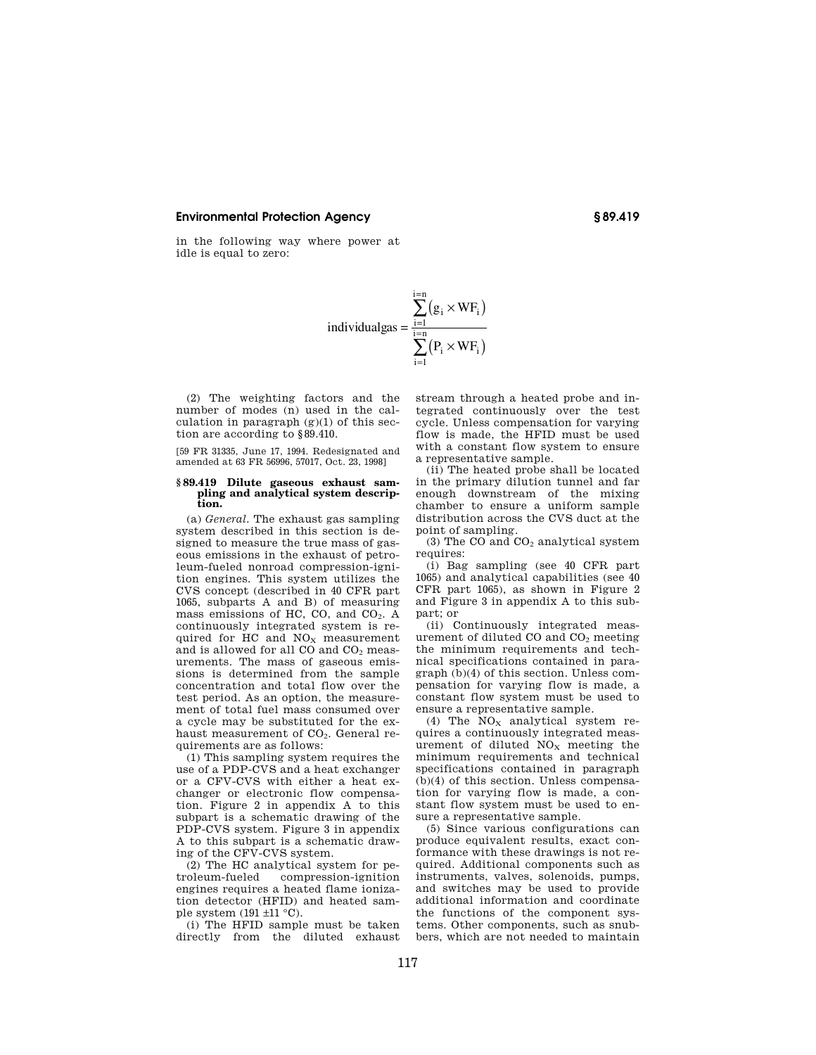in the following way where power at idle is equal to zero:

$$\text{individualgas} = \frac{\sum_{i=1}^{i=n} (g_i \times WF_i)}{\sum_{i=1}^{i=n} (P_i \times WF_i)}$$

(2) The weighting factors and the number of modes (n) used in the calculation in paragraph (g)(1) of this section are according to §89.410.

[59 FR 31335, June 17, 1994. Redesignated and amended at 63 FR 56996, 57017, Oct. 23, 1998]

### §89.419 Dilute gaseous exhaust sampling and analytical system description.

(a) *General.* The exhaust gas sampling system described in this section is designed to measure the true mass of gaseous emissions in the exhaust of petroleum-fueled nonroad compression-ignition engines. This system utilizes the CVS concept (described in 40 CFR part 1065, subparts A and B) of measuring mass emissions of HC, CO, and $CO_2$. A continuously integrated system is required for HC and $NO_X$ measurement and is allowed for all CO and $CO_2$ measurements. The mass of gaseous emissions is determined from the sample concentration and total flow over the test period. As an option, the measurement of total fuel mass consumed over a cycle may be substituted for the exhaust measurement of $CO_2$. General requirements are as follows:

(1) This sampling system requires the use of a PDP-CVS and a heat exchanger or a CFV-CVS with either a heat exchanger or electronic flow compensation. Figure 2 in appendix A to this subpart is a schematic drawing of the PDP-CVS system. Figure 3 in appendix A to this subpart is a schematic drawing of the CFV-CVS system.

(2) The HC analytical system for petroleum-fueled compression-ignition engines requires a heated flame ionization detector (HFID) and heated sample system (191 ±11 °C).

(i) The HFID sample must be taken directly from the diluted exhaust stream through a heated probe and integrated continuously over the test cycle. Unless compensation for varying flow is made, the HFID must be used with a constant flow system to ensure a representative sample.

(ii) The heated probe shall be located in the primary dilution tunnel and far enough downstream of the mixing chamber to ensure a uniform sample distribution across the CVS duct at the point of sampling.

(3) The CO and $CO_2$ analytical system requires:

(i) Bag sampling (see 40 CFR part 1065) and analytical capabilities (see 40 CFR part 1065), as shown in Figure 2 and Figure 3 in appendix A to this subpart; or

(ii) Continuously integrated measurement of diluted CO and $CO_2$ meeting the minimum requirements and technical specifications contained in paragraph (b)(4) of this section. Unless compensation for varying flow is made, a constant flow system must be used to ensure a representative sample.

(4) The $NO_X$ analytical system requires a continuously integrated measurement of diluted $NO_X$ meeting the minimum requirements and technical specifications contained in paragraph (b)(4) of this section. Unless compensation for varying flow is made, a constant flow system must be used to ensure a representative sample.

(5) Since various configurations can produce equivalent results, exact conformance with these drawings is not required. Additional components such as instruments, valves, solenoids, pumps, and switches may be used to provide additional information and coordinate the functions of the component systems. Other components, such as snubbers, which are not needed to maintain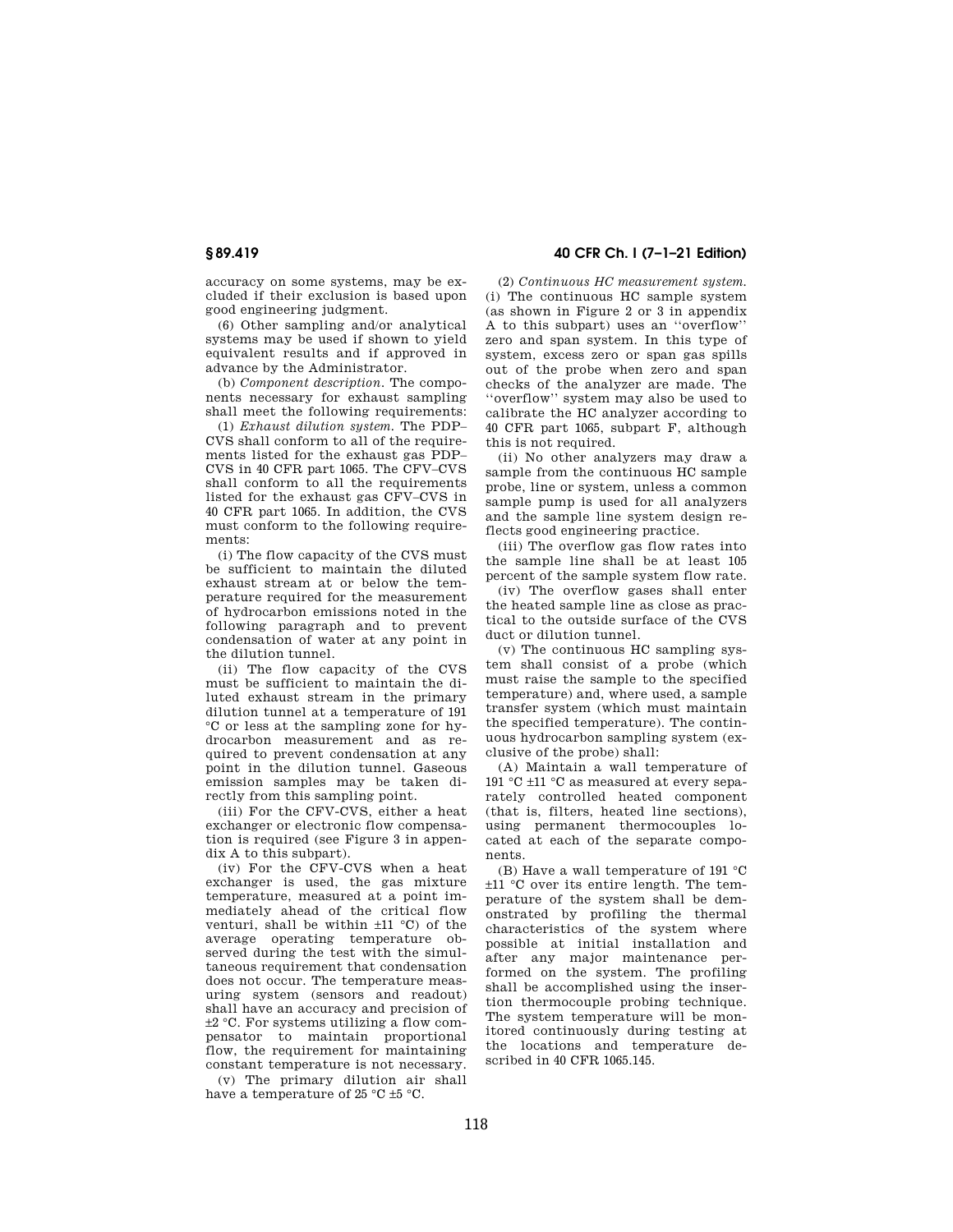accuracy on some systems, may be excluded if their exclusion is based upon good engineering judgment.

(6) Other sampling and/or analytical systems may be used if shown to yield equivalent results and if approved in advance by the Administrator.

(b) *Component description.* The components necessary for exhaust sampling shall meet the following requirements:

(1) *Exhaust dilution system.* The PDP–CVS shall conform to all of the requirements listed for the exhaust gas PDP–CVS in 40 CFR part 1065. The CFV–CVS shall conform to all the requirements listed for the exhaust gas CFV–CVS in 40 CFR part 1065. In addition, the CVS must conform to the following requirements:

(i) The flow capacity of the CVS must be sufficient to maintain the diluted exhaust stream at or below the temperature required for the measurement of hydrocarbon emissions noted in the following paragraph and to prevent condensation of water at any point in the dilution tunnel.

(ii) The flow capacity of the CVS must be sufficient to maintain the diluted exhaust stream in the primary dilution tunnel at a temperature of 191 °C or less at the sampling zone for hydrocarbon measurement and as required to prevent condensation at any point in the dilution tunnel. Gaseous emission samples may be taken directly from this sampling point.

(iii) For the CFV-CVS, either a heat exchanger or electronic flow compensation is required (see Figure 3 in appendix A to this subpart).

(iv) For the CFV-CVS when a heat exchanger is used, the gas mixture temperature, measured at a point immediately ahead of the critical flow venturi, shall be within ±11 °C) of the average operating temperature observed during the test with the simultaneous requirement that condensation does not occur. The temperature measuring system (sensors and readout) shall have an accuracy and precision of ±2 °C. For systems utilizing a flow compensator to maintain proportional flow, the requirement for maintaining constant temperature is not necessary.

(v) The primary dilution air shall have a temperature of 25 °C ±5 °C.

(2) *Continuous HC measurement system.* (i) The continuous HC sample system (as shown in Figure 2 or 3 in appendix A to this subpart) uses an "overflow" zero and span system. In this type of system, excess zero or span gas spills out of the probe when zero and span checks of the analyzer are made. The "overflow" system may also be used to calibrate the HC analyzer according to 40 CFR part 1065, subpart F, although this is not required.

(ii) No other analyzers may draw a sample from the continuous HC sample probe, line or system, unless a common sample pump is used for all analyzers and the sample line system design reflects good engineering practice.

(iii) The overflow gas flow rates into the sample line shall be at least 105 percent of the sample system flow rate.

(iv) The overflow gases shall enter the heated sample line as close as practical to the outside surface of the CVS duct or dilution tunnel.

(v) The continuous HC sampling system shall consist of a probe (which must raise the sample to the specified temperature) and, where used, a sample transfer system (which must maintain the specified temperature). The continuous hydrocarbon sampling system (exclusive of the probe) shall:

(A) Maintain a wall temperature of 191 °C ±11 °C as measured at every separately controlled heated component (that is, filters, heated line sections), using permanent thermocouples located at each of the separate components.

(B) Have a wall temperature of 191 °C ±11 °C over its entire length. The temperature of the system shall be demonstrated by profiling the thermal characteristics of the system where possible at initial installation and after any major maintenance performed on the system. The profiling shall be accomplished using the insertion thermocouple probing technique. The system temperature will be monitored continuously during testing at the locations and temperature described in 40 CFR 1065.145.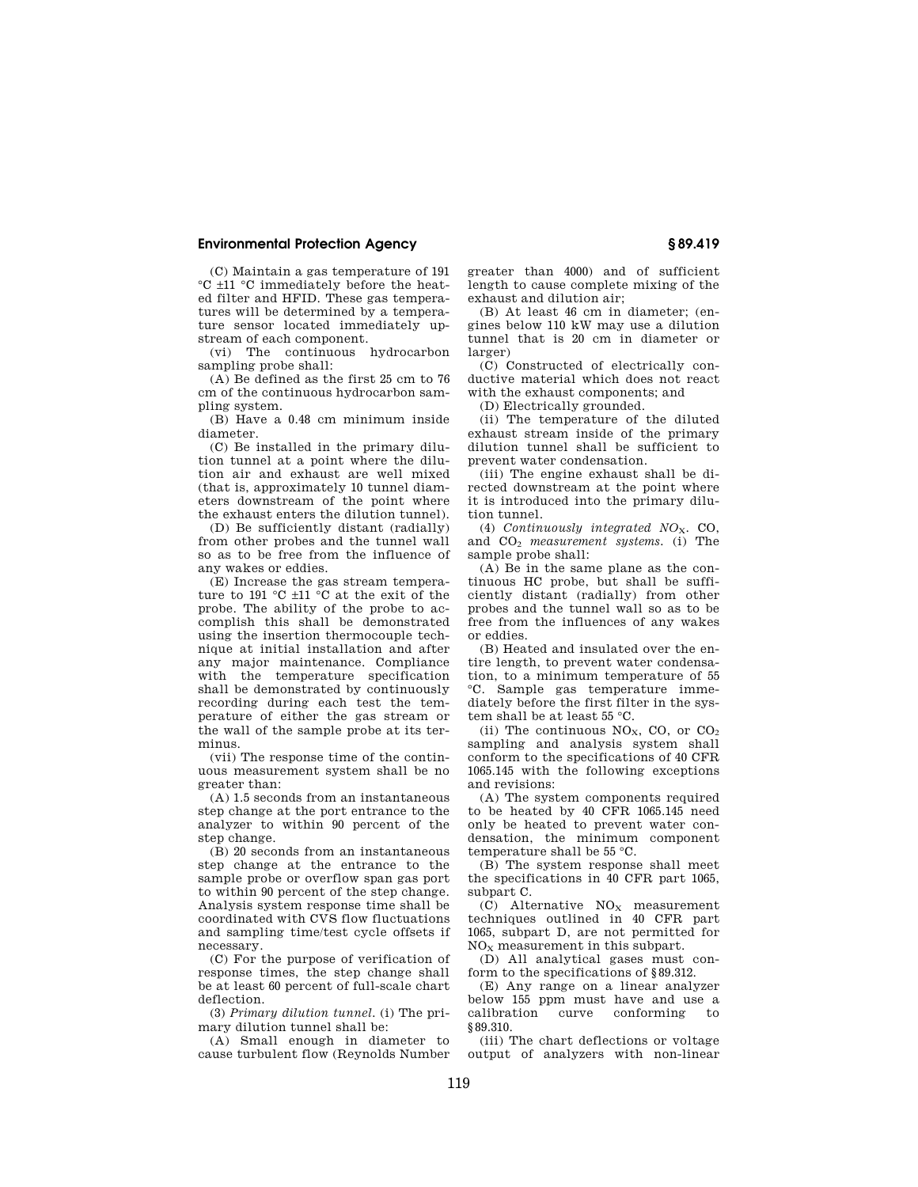(C) Maintain a gas temperature of 191 °C ±11 °C immediately before the heated filter and HFID. These gas temperatures will be determined by a temperature sensor located immediately upstream of each component.

(vi) The continuous hydrocarbon sampling probe shall:

(A) Be defined as the first 25 cm to 76 cm of the continuous hydrocarbon sampling system.

(B) Have a 0.48 cm minimum inside diameter.

(C) Be installed in the primary dilution tunnel at a point where the dilution air and exhaust are well mixed (that is, approximately 10 tunnel diameters downstream of the point where the exhaust enters the dilution tunnel).

(D) Be sufficiently distant (radially) from other probes and the tunnel wall so as to be free from the influence of any wakes or eddies.

(E) Increase the gas stream temperature to 191 °C ±11 °C at the exit of the probe. The ability of the probe to accomplish this shall be demonstrated using the insertion thermocouple technique at initial installation and after any major maintenance. Compliance with the temperature specification shall be demonstrated by continuously recording during each test the temperature of either the gas stream or the wall of the sample probe at its terminus.

(vii) The response time of the continuous measurement system shall be no greater than:

(A) 1.5 seconds from an instantaneous step change at the port entrance to the analyzer to within 90 percent of the step change.

(B) 20 seconds from an instantaneous step change at the entrance to the sample probe or overflow span gas port to within 90 percent of the step change. Analysis system response time shall be coordinated with CVS flow fluctuations and sampling time/test cycle offsets if necessary.

(C) For the purpose of verification of response times, the step change shall be at least 60 percent of full-scale chart deflection.

(3) *Primary dilution tunnel.* (i) The primary dilution tunnel shall be:

(A) Small enough in diameter to cause turbulent flow (Reynolds Number greater than 4000) and of sufficient length to cause complete mixing of the exhaust and dilution air;

(B) At least 46 cm in diameter; (engines below 110 kW may use a dilution tunnel that is 20 cm in diameter or larger)

(C) Constructed of electrically conductive material which does not react with the exhaust components; and

(D) Electrically grounded.

(ii) The temperature of the diluted exhaust stream inside of the primary dilution tunnel shall be sufficient to prevent water condensation.

(iii) The engine exhaust shall be directed downstream at the point where it is introduced into the primary dilution tunnel.

(4) *Continuously integrated $NO_X$, CO, and $CO_2$ measurement systems.* (i) The sample probe shall:

(A) Be in the same plane as the continuous HC probe, but shall be sufficiently distant (radially) from other probes and the tunnel wall so as to be free from the influences of any wakes or eddies.

(B) Heated and insulated over the entire length, to prevent water condensation, to a minimum temperature of 55 °C. Sample gas temperature immediately before the first filter in the system shall be at least 55 °C.

(ii) The continuous $NO_X$, CO, or $CO_2$ sampling and analysis system shall conform to the specifications of 40 CFR 1065.145 with the following exceptions and revisions:

(A) The system components required to be heated by 40 CFR 1065.145 need only be heated to prevent water condensation, the minimum component temperature shall be 55 °C.

(B) The system response shall meet the specifications in 40 CFR part 1065, subpart C.

(C) Alternative $NO_X$ measurement techniques outlined in 40 CFR part 1065, subpart D, are not permitted for $NO_X$ measurement in this subpart.

(D) All analytical gases must conform to the specifications of §89.312.

(E) Any range on a linear analyzer below 155 ppm must have and use a calibration curve conforming to §89.310.

(iii) The chart deflections or voltage output of analyzers with non-linear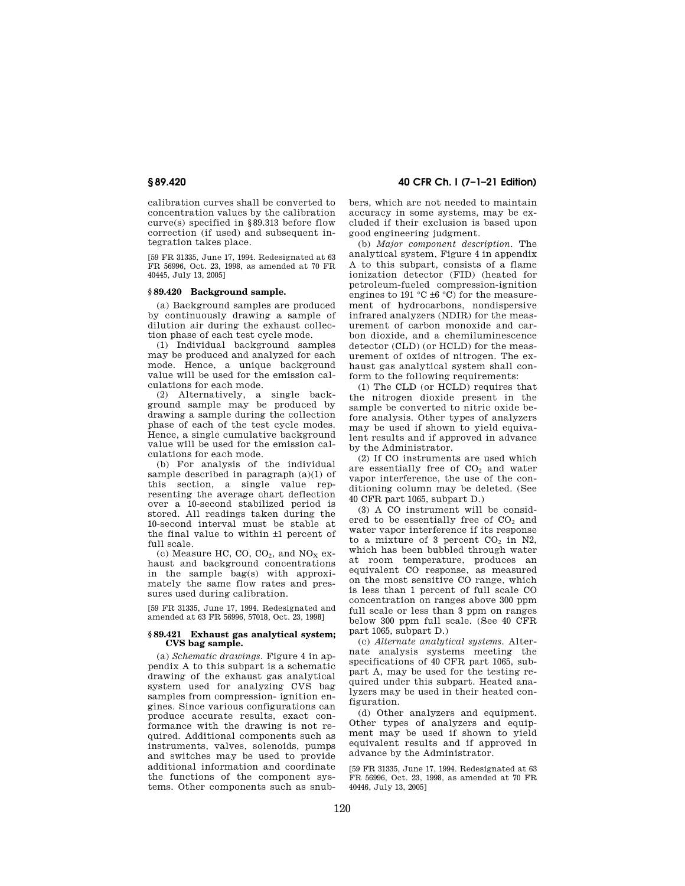calibration curves shall be converted to concentration values by the calibration curve(s) specified in §89.313 before flow correction (if used) and subsequent integration takes place.

[59 FR 31335, June 17, 1994. Redesignated at 63 FR 56996, Oct. 23, 1998, as amended at 70 FR 40445, July 13, 2005]

### §89.420 Background sample.

(a) Background samples are produced by continuously drawing a sample of dilution air during the exhaust collection phase of each test cycle mode.

(1) Individual background samples may be produced and analyzed for each mode. Hence, a unique background value will be used for the emission calculations for each mode.

(2) Alternatively, a single background sample may be produced by drawing a sample during the collection phase of each of the test cycle modes. Hence, a single cumulative background value will be used for the emission calculations for each mode.

(b) For analysis of the individual sample described in paragraph (a)(1) of this section, a single value representing the average chart deflection over a 10-second stabilized period is stored. All readings taken during the 10-second interval must be stable at the final value to within ±1 percent of full scale.

(c) Measure HC, CO, $CO_2$, and $NO_X$ exhaust and background concentrations in the sample bag(s) with approximately the same flow rates and pressures used during calibration.

[59 FR 31335, June 17, 1994. Redesignated and amended at 63 FR 56996, 57018, Oct. 23, 1998]

### §89.421 Exhaust gas analytical system; CVS bag sample.

(a) *Schematic drawings.* Figure 4 in appendix A to this subpart is a schematic drawing of the exhaust gas analytical system used for analyzing CVS bag samples from compression- ignition engines. Since various configurations can produce accurate results, exact conformance with the drawing is not required. Additional components such as instruments, valves, solenoids, pumps and switches may be used to provide additional information and coordinate the functions of the component systems. Other components such as snubbers, which are not needed to maintain accuracy in some systems, may be excluded if their exclusion is based upon good engineering judgment.

(b) *Major component description.* The analytical system, Figure 4 in appendix A to this subpart, consists of a flame ionization detector (FID) (heated for petroleum-fueled compression-ignition engines to 191 °C ±6 °C) for the measurement of hydrocarbons, nondispersive infrared analyzers (NDIR) for the measurement of carbon monoxide and carbon dioxide, and a chemiluminescence detector (CLD) (or HCLD) for the measurement of oxides of nitrogen. The exhaust gas analytical system shall conform to the following requirements:

(1) The CLD (or HCLD) requires that the nitrogen dioxide present in the sample be converted to nitric oxide before analysis. Other types of analyzers may be used if shown to yield equivalent results and if approved in advance by the Administrator.

(2) If CO instruments are used which are essentially free of $CO_2$ and water vapor interference, the use of the conditioning column may be deleted. (See 40 CFR part 1065, subpart D.)

(3) A CO instrument will be considered to be essentially free of $CO_2$ and water vapor interference if its response to a mixture of 3 percent $CO_2$ in N2, which has been bubbled through water at room temperature, produces an equivalent CO response, as measured on the most sensitive CO range, which is less than 1 percent of full scale CO concentration on ranges above 300 ppm full scale or less than 3 ppm on ranges below 300 ppm full scale. (See 40 CFR part 1065, subpart D.)

(c) *Alternate analytical systems.* Alternate analysis systems meeting the specifications of 40 CFR part 1065, subpart A, may be used for the testing required under this subpart. Heated analyzers may be used in their heated configuration.

(d) Other analyzers and equipment. Other types of analyzers and equipment may be used if shown to yield equivalent results and if approved in advance by the Administrator.

[59 FR 31335, June 17, 1994. Redesignated at 63 FR 56996, Oct. 23, 1998, as amended at 70 FR 40446, July 13, 2005]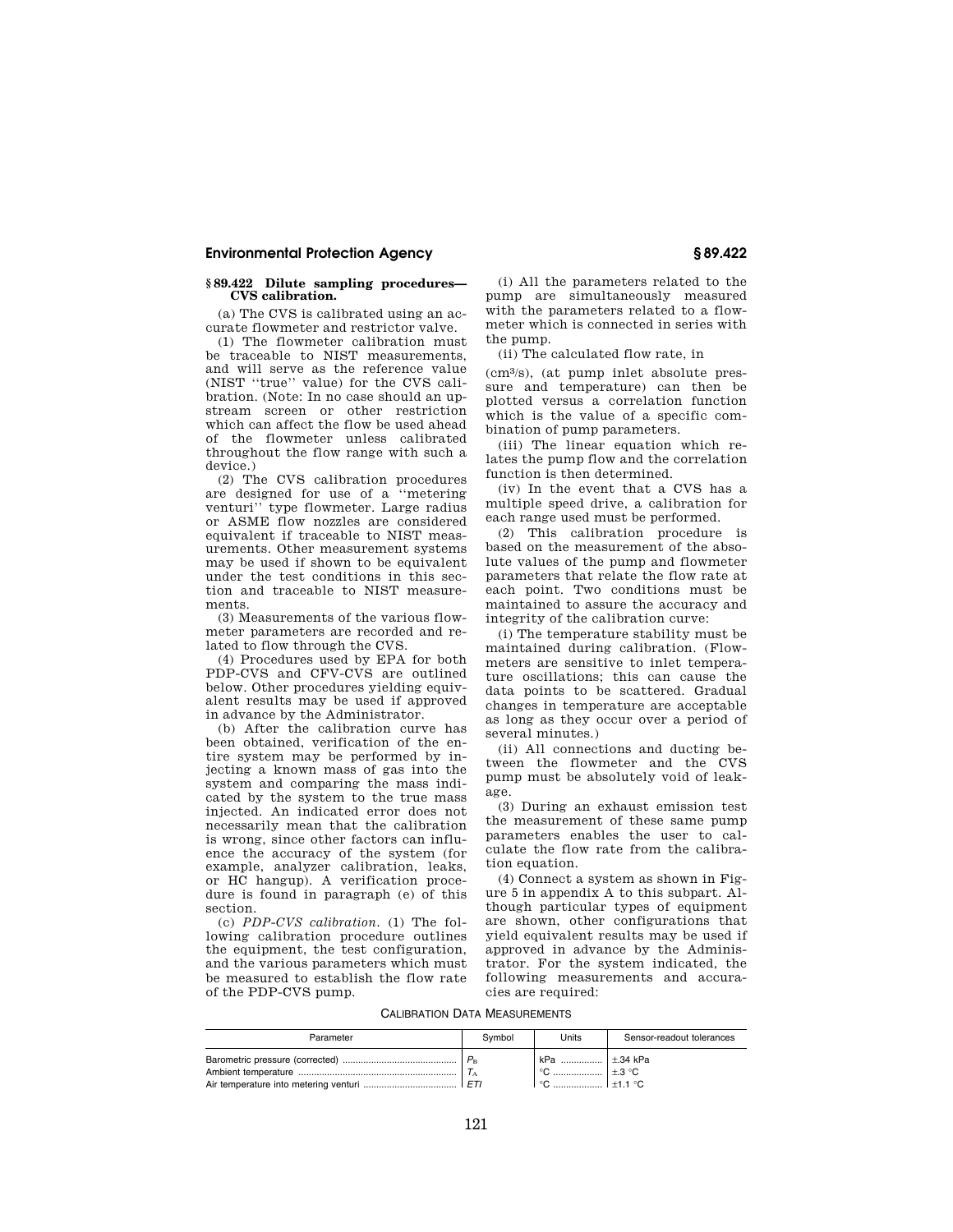## § 89.422 Dilute sampling procedures—CVS calibration.

(a) The CVS is calibrated using an accurate flowmeter and restrictor valve.

(1) The flowmeter calibration must be traceable to NIST measurements, and will serve as the reference value (NIST "true" value) for the CVS calibration. (Note: In no case should an upstream screen or other restriction which can affect the flow be used ahead of the flowmeter unless calibrated throughout the flow range with such a device.)

(2) The CVS calibration procedures are designed for use of a "metering venturi" type flowmeter. Large radius or ASME flow nozzles are considered equivalent if traceable to NIST measurements. Other measurement systems may be used if shown to be equivalent under the test conditions in this section and traceable to NIST measurements.

(3) Measurements of the various flowmeter parameters are recorded and related to flow through the CVS.

(4) Procedures used by EPA for both PDP-CVS and CFV-CVS are outlined below. Other procedures yielding equivalent results may be used if approved in advance by the Administrator.

(b) After the calibration curve has been obtained, verification of the entire system may be performed by injecting a known mass of gas into the system and comparing the mass indicated by the system to the true mass injected. An indicated error does not necessarily mean that the calibration is wrong, since other factors can influence the accuracy of the system (for example, analyzer calibration, leaks, or HC hangup). A verification procedure is found in paragraph (e) of this section.

(c) *PDP-CVS calibration.* (1) The following calibration procedure outlines the equipment, the test configuration, and the various parameters which must be measured to establish the flow rate of the PDP-CVS pump.

(i) All the parameters related to the pump are simultaneously measured with the parameters related to a flowmeter which is connected in series with the pump.

(ii) The calculated flow rate, in ($cm^3/s$), (at pump inlet absolute pressure and temperature) can then be plotted versus a correlation function which is the value of a specific combination of pump parameters.

(iii) The linear equation which relates the pump flow and the correlation function is then determined.

(iv) In the event that a CVS has a multiple speed drive, a calibration for each range used must be performed.

(2) This calibration procedure is based on the measurement of the absolute values of the pump and flowmeter parameters that relate the flow rate at each point. Two conditions must be maintained to assure the accuracy and integrity of the calibration curve:

(i) The temperature stability must be maintained during calibration. (Flowmeters are sensitive to inlet temperature oscillations; this can cause the data points to be scattered. Gradual changes in temperature are acceptable as long as they occur over a period of several minutes.)

(ii) All connections and ducting between the flowmeter and the CVS pump must be absolutely void of leakage.

(3) During an exhaust emission test the measurement of these same pump parameters enables the user to calculate the flow rate from the calibration equation.

(4) Connect a system as shown in Figure 5 in appendix A to this subpart. Although particular types of equipment are shown, other configurations that yield equivalent results may be used if approved in advance by the Administrator. For the system indicated, the following measurements and accuracies are required:

CALIBRATION DATA MEASUREMENTS

| Parameter | Symbol | Units | Sensor-readout tolerances |
|---|---|---|---|
| Barometric pressure (corrected) | $P_B$ | kPa | ±.34 kPa |
| Ambient temperature | $T_A$ | °C | ±.3 °C |
| Air temperature into metering venturi | *ETI* | °C | ±1.1 °C |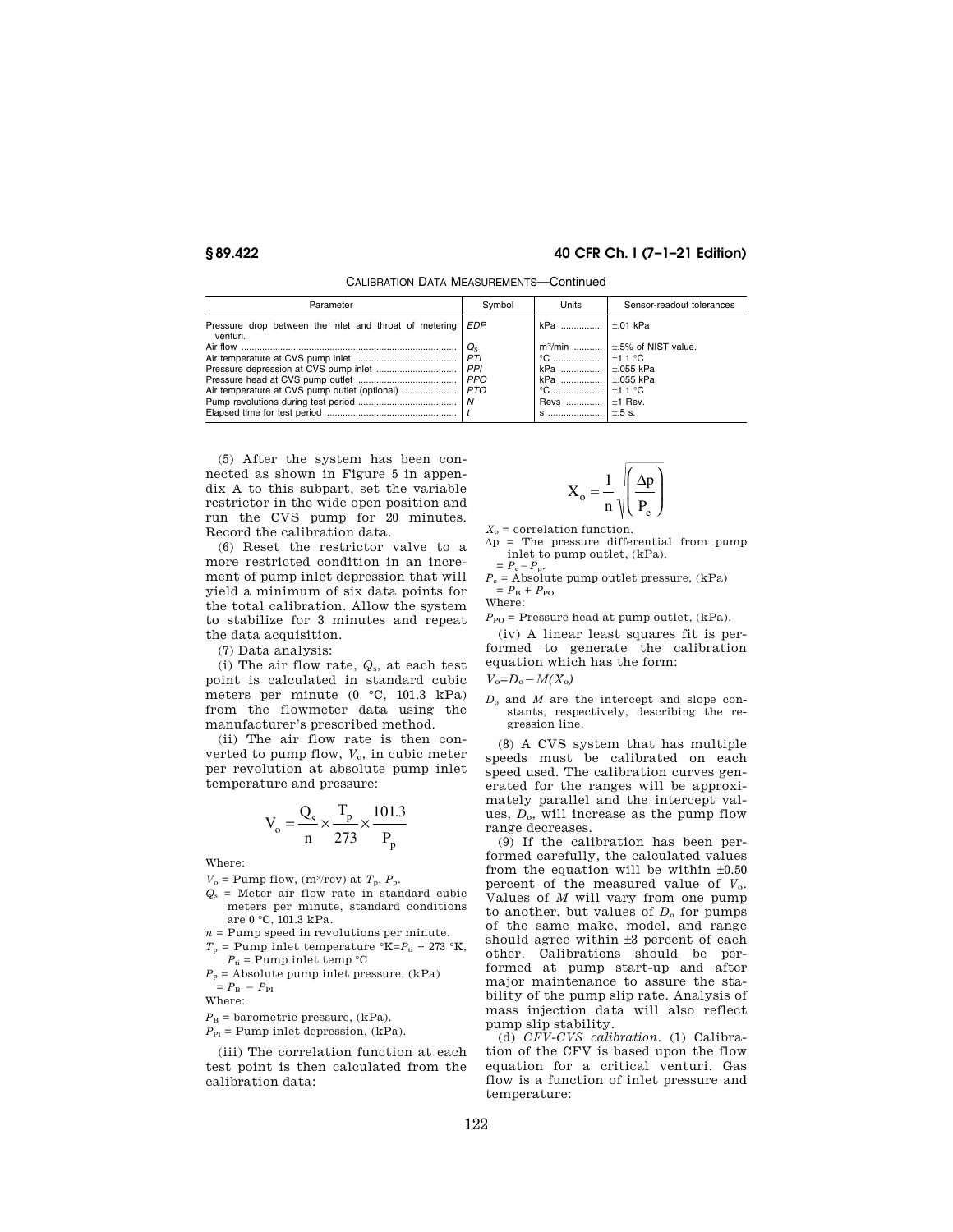CALIBRATION DATA MEASUREMENTS—Continued

| Parameter | Symbol | Units | Sensor-readout tolerances |
| --- | --- | --- | --- |
| Pressure drop between the inlet and throat of metering venturi. | *EDP* | kPa | ±.01 kPa |
| Air flow | $Q_S$ | m³/min | ±.5% of NIST value. |
| Air temperature at CVS pump inlet | *PTI* | °C | ±1.1 °C |
| Pressure depression at CVS pump inlet | *PPI* | kPa | ±.055 kPa |
| Pressure head at CVS pump outlet | *PPO* | kPa | ±.055 kPa |
| Air temperature at CVS pump outlet (optional) | *PTO* | °C | ±1.1 °C |
| Pump revolutions during test period | *N* | Revs | ±1 Rev. |
| Elapsed time for test period | *t* | s | ±.5 s. |

(5) After the system has been connected as shown in Figure 5 in appendix A to this subpart, set the variable restrictor in the wide open position and run the CVS pump for 20 minutes. Record the calibration data.

(6) Reset the restrictor valve to a more restricted condition in an increment of pump inlet depression that will yield a minimum of six data points for the total calibration. Allow the system to stabilize for 3 minutes and repeat the data acquisition.

(7) Data analysis:

(i) The air flow rate, $Q_s$, at each test point is calculated in standard cubic meters per minute (0 °C, 101.3 kPa) from the flowmeter data using the manufacturer's prescribed method.

(ii) The air flow rate is then converted to pump flow, $V_o$, in cubic meter per revolution at absolute pump inlet temperature and pressure:

$$V_o = \frac{Q_s}{n} \times \frac{T_p}{273} \times \frac{101.3}{P_p}$$

Where:

$V_o$ = Pump flow, (m³/rev) at $T_p$, $P_p$.

$Q_s$ = Meter air flow rate in standard cubic meters per minute, standard conditions are 0 °C, 101.3 kPa.

$n$ = Pump speed in revolutions per minute.

$T_p$ = Pump inlet temperature °K=$P_{ti}$ + 273 °K,

$P_{ti}$ = Pump inlet temp °C

$P_p$ = Absolute pump inlet pressure, (kPa) $= P_B - P_{PI}$

Where:

$P_B$ = barometric pressure, (kPa).

$P_{PI}$ = Pump inlet depression, (kPa).

(iii) The correlation function at each test point is then calculated from the calibration data:

$$X_o = \frac{1}{n}\sqrt{\left(\frac{\Delta p}{P_e}\right)}$$

$X_o$ = correlation function.

$\Delta p$ = The pressure differential from pump inlet to pump outlet, (kPa). $= P_e - P_p$.

$P_e$ = Absolute pump outlet pressure, (kPa) $= P_B + P_{PO}$

Where:

$P_{PO}$ = Pressure head at pump outlet, (kPa).

(iv) A linear least squares fit is performed to generate the calibration equation which has the form:

$V_o = D_o - M(X_o)$

$D_o$ and $M$ are the intercept and slope constants, respectively, describing the regression line.

(8) A CVS system that has multiple speeds must be calibrated on each speed used. The calibration curves generated for the ranges will be approximately parallel and the intercept values, $D_o$, will increase as the pump flow range decreases.

(9) If the calibration has been performed carefully, the calculated values from the equation will be within ±0.50 percent of the measured value of $V_o$. Values of $M$ will vary from one pump to another, but values of $D_o$ for pumps of the same make, model, and range should agree within ±3 percent of each other. Calibrations should be performed at pump start-up and after major maintenance to assure the stability of the pump slip rate. Analysis of mass injection data will also reflect pump slip stability.

(d) *CFV-CVS calibration.* (1) Calibration of the CFV is based upon the flow equation for a critical venturi. Gas flow is a function of inlet pressure and temperature: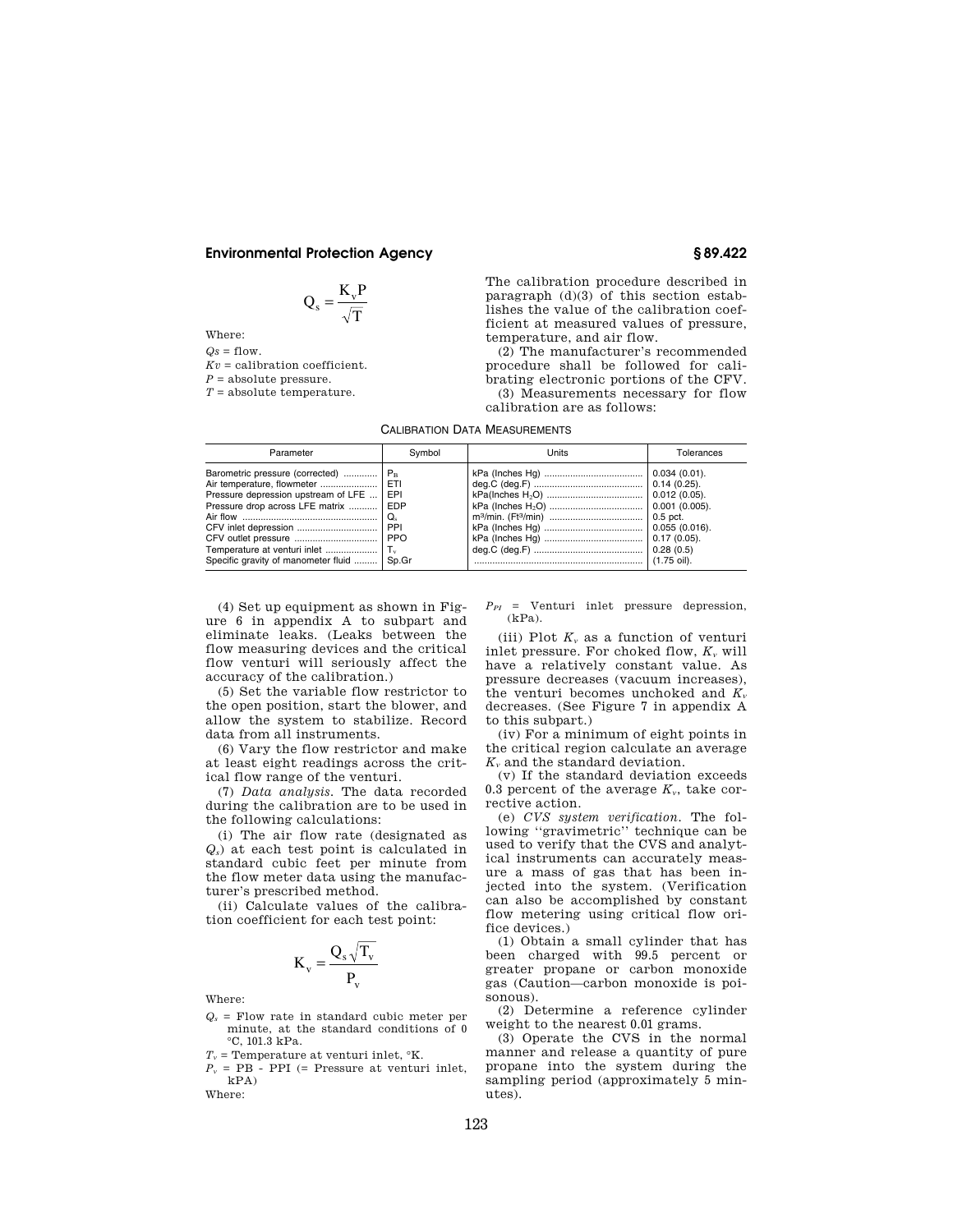$$Q_s = \frac{K_v P}{\sqrt{T}}$$

Where:

$Qs$ = flow.

$Kv$ = calibration coefficient.

$P$ = absolute pressure.

$T$ = absolute temperature.

The calibration procedure described in paragraph (d)(3) of this section establishes the value of the calibration coefficient at measured values of pressure, temperature, and air flow.

(2) The manufacturer's recommended procedure shall be followed for calibrating electronic portions of the CFV.

(3) Measurements necessary for flow calibration are as follows:

CALIBRATION DATA MEASUREMENTS

| Parameter | Symbol | Units | Tolerances |
|---|---|---|---|
| Barometric pressure (corrected) | $P_B$ | kPa (Inches Hg) | 0.034 (0.01). |
| Air temperature, flowmeter | ETI | deg.C (deg.F) | 0.14 (0.25). |
| Pressure depression upstream of LFE | EPI | kPa(Inches $H_2O$) | 0.012 (0.05). |
| Pressure drop across LFE matrix | EDP | kPa (Inches $H_2O$) | 0.001 (0.005). |
| Air flow | $Q_s$ | m³/min. (Ft³/min) | 0.5 pct. |
| CFV inlet depression | PPI | kPa (Inches Hg) | 0.055 (0.016). |
| CFV outlet pressure | PPO | kPa (Inches Hg) | 0.17 (0.05). |
| Temperature at venturi inlet | $T_v$ | deg.C (deg.F) | 0.28 (0.5) |
| Specific gravity of manometer fluid | Sp.Gr | | (1.75 oil). |

(4) Set up equipment as shown in Figure 6 in appendix A to subpart and eliminate leaks. (Leaks between the flow measuring devices and the critical flow venturi will seriously affect the accuracy of the calibration.)

(5) Set the variable flow restrictor to the open position, start the blower, and allow the system to stabilize. Record data from all instruments.

(6) Vary the flow restrictor and make at least eight readings across the critical flow range of the venturi.

(7) *Data analysis.* The data recorded during the calibration are to be used in the following calculations:

(i) The air flow rate (designated as $Q_s$) at each test point is calculated in standard cubic feet per minute from the flow meter data using the manufacturer's prescribed method.

(ii) Calculate values of the calibration coefficient for each test point:

$$K_v = \frac{Q_s \sqrt{T_v}}{P_v}$$

Where:

$Q_s$ = Flow rate in standard cubic meter per minute, at the standard conditions of 0 °C, 101.3 kPa.

$T_v$ = Temperature at venturi inlet, °K.

$P_v$ = PB - PPI (= Pressure at venturi inlet, kPA)

Where:

$P_{PI}$ = Venturi inlet pressure depression, (kPa).

(iii) Plot $K_v$ as a function of venturi inlet pressure. For choked flow, $K_v$ will have a relatively constant value. As pressure decreases (vacuum increases), the venturi becomes unchoked and $K_v$ decreases. (See Figure 7 in appendix A to this subpart.)

(iv) For a minimum of eight points in the critical region calculate an average $K_v$ and the standard deviation.

(v) If the standard deviation exceeds 0.3 percent of the average $K_v$, take corrective action.

(e) *CVS system verification.* The following "gravimetric" technique can be used to verify that the CVS and analytical instruments can accurately measure a mass of gas that has been injected into the system. (Verification can also be accomplished by constant flow metering using critical flow orifice devices.)

(1) Obtain a small cylinder that has been charged with 99.5 percent or greater propane or carbon monoxide gas (Caution—carbon monoxide is poisonous).

(2) Determine a reference cylinder weight to the nearest 0.01 grams.

(3) Operate the CVS in the normal manner and release a quantity of pure propane into the system during the sampling period (approximately 5 minutes).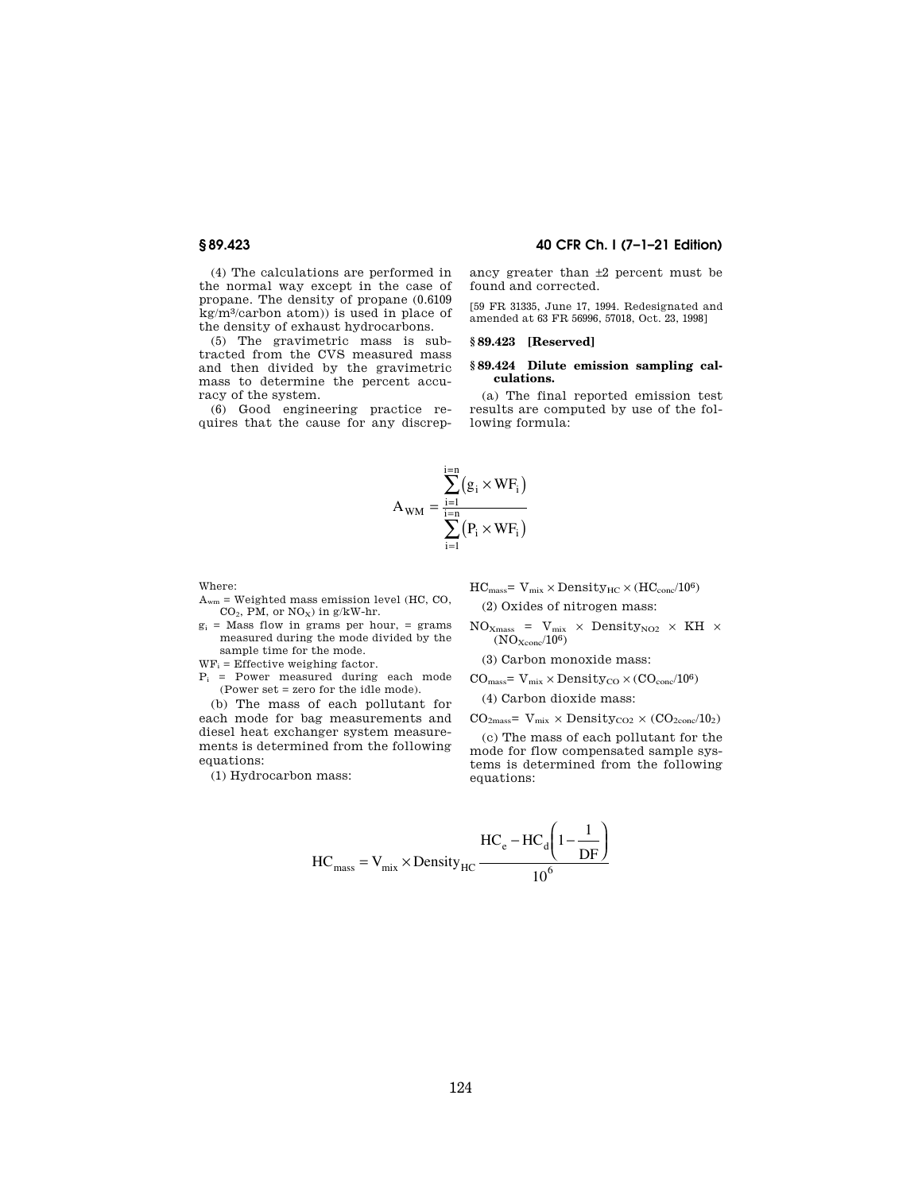(4) The calculations are performed in the normal way except in the case of propane. The density of propane (0.6109 kg/m³/carbon atom)) is used in place of the density of exhaust hydrocarbons.

(5) The gravimetric mass is subtracted from the CVS measured mass and then divided by the gravimetric mass to determine the percent accuracy of the system.

(6) Good engineering practice requires that the cause for any discrepancy greater than ±2 percent must be found and corrected.

[59 FR 31335, June 17, 1994. Redesignated and amended at 63 FR 56996, 57018, Oct. 23, 1998]

## § 89.423 [Reserved]

## § 89.424 Dilute emission sampling calculations.

(a) The final reported emission test results are computed by use of the following formula:

$$A_{WM} = \frac{\sum_{i=1}^{i=n}\left(g_i \times WF_i\right)}{\sum_{i=1}^{i=n}\left(P_i \times WF_i\right)}$$

Where:

$A_{wm}$ = Weighted mass emission level (HC, CO, $CO_2$, PM, or $NO_X$) in g/kW-hr.

$g_i$ = Mass flow in grams per hour, = grams measured during the mode divided by the sample time for the mode.

$WF_i$ = Effective weighing factor.

$P_i$ = Power measured during each mode (Power set = zero for the idle mode).

(b) The mass of each pollutant for each mode for bag measurements and diesel heat exchanger system measurements is determined from the following equations:

(1) Hydrocarbon mass:

$HC_{mass} = V_{mix} \times Density_{HC} \times (HC_{conc}/10^6)$

(2) Oxides of nitrogen mass:

$NO_{Xmass} = V_{mix} \times Density_{NO2} \times KH \times (NO_{Xconc}/10^6)$

(3) Carbon monoxide mass:

$CO_{mass} = V_{mix} \times Density_{CO} \times (CO_{conc}/10^6)$

(4) Carbon dioxide mass:

$CO_{2mass} = V_{mix} \times Density_{CO2} \times (CO_{2conc}/10_2)$

(c) The mass of each pollutant for the mode for flow compensated sample systems is determined from the following equations:

$$HC_{mass} = V_{mix} \times Density_{HC} \frac{HC_e - HC_d\left(1 - \frac{1}{DF}\right)}{10^6}$$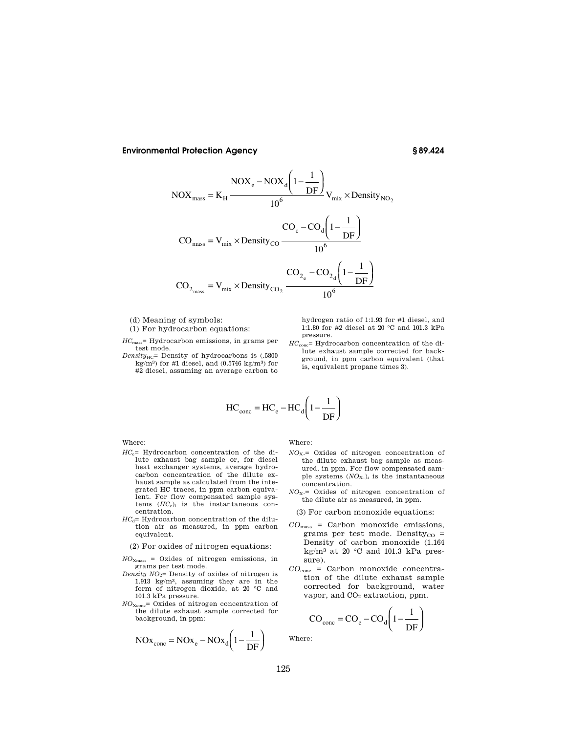$$NOX_{mass} = K_H \frac{NOX_e - NOX_d\left(1 - \frac{1}{DF}\right)}{10^6} V_{mix} \times Density_{NO_2}$$

$$CO_{mass} = V_{mix} \times Density_{CO} \frac{CO_c - CO_d\left(1 - \frac{1}{DF}\right)}{10^6}$$

$$CO_{2_{mass}} = V_{mix} \times Density_{CO_2} \frac{CO_{2_e} - CO_{2_d}\left(1 - \frac{1}{DF}\right)}{10^6}$$

(d) Meaning of symbols:

(1) For hydrocarbon equations:

$HC_{mass}$= Hydrocarbon emissions, in grams per test mode.

$Density_{HC}$= Density of hydrocarbons is (.5800 kg/m³) for #1 diesel, and (0.5746 kg/m³) for #2 diesel, assuming an average carbon to hydrogen ratio of 1:1.93 for #1 diesel, and 1:1.80 for #2 diesel at 20 °C and 101.3 kPa pressure.

$HC_{conc}$= Hydrocarbon concentration of the dilute exhaust sample corrected for background, in ppm carbon equivalent (that is, equivalent propane times 3).

$$HC_{conc} = HC_e - HC_d\left(1 - \frac{1}{DF}\right)$$

Where:

$HC_e$= Hydrocarbon concentration of the dilute exhaust bag sample or, for diesel heat exchanger systems, average hydrocarbon concentration of the dilute exhaust sample as calculated from the integrated HC traces, in ppm carbon equivalent. For flow compensated sample systems $(HC_e)_i$ is the instantaneous concentration.

$HC_d$= Hydrocarbon concentration of the dilution air as measured, in ppm carbon equivalent.

(2) For oxides of nitrogen equations:

$NO_{Xmass}$ = Oxides of nitrogen emissions, in grams per test mode.

*Density* $NO_2$= Density of oxides of nitrogen is 1.913 kg/m³, assuming they are in the form of nitrogen dioxide, at 20 °C and 101.3 kPa pressure.

$NO_{Xconc}$= Oxides of nitrogen concentration of the dilute exhaust sample corrected for background, in ppm:

$$NOx_{conc} = NOx_e - NOx_d\left(1 - \frac{1}{DF}\right)$$

Where:

$NO_{X}.$= Oxides of nitrogen concentration of the dilute exhaust bag sample as measured, in ppm. For flow compensated sample systems $(NO_{X}.)_i$ is the instantaneous concentration.

$NO_{X}.$= Oxides of nitrogen concentration of the dilute air as measured, in ppm.

(3) For carbon monoxide equations:

$CO_{mass}$ = Carbon monoxide emissions, grams per test mode. $Density_{CO}$ = Density of carbon monoxide (1.164 kg/m³ at 20 °C and 101.3 kPa pressure).

$CO_{conc}$ = Carbon monoxide concentration of the dilute exhaust sample corrected for background, water vapor, and $CO_2$ extraction, ppm.

$$CO_{conc} = CO_e - CO_d\left(1 - \frac{1}{DF}\right)$$

Where: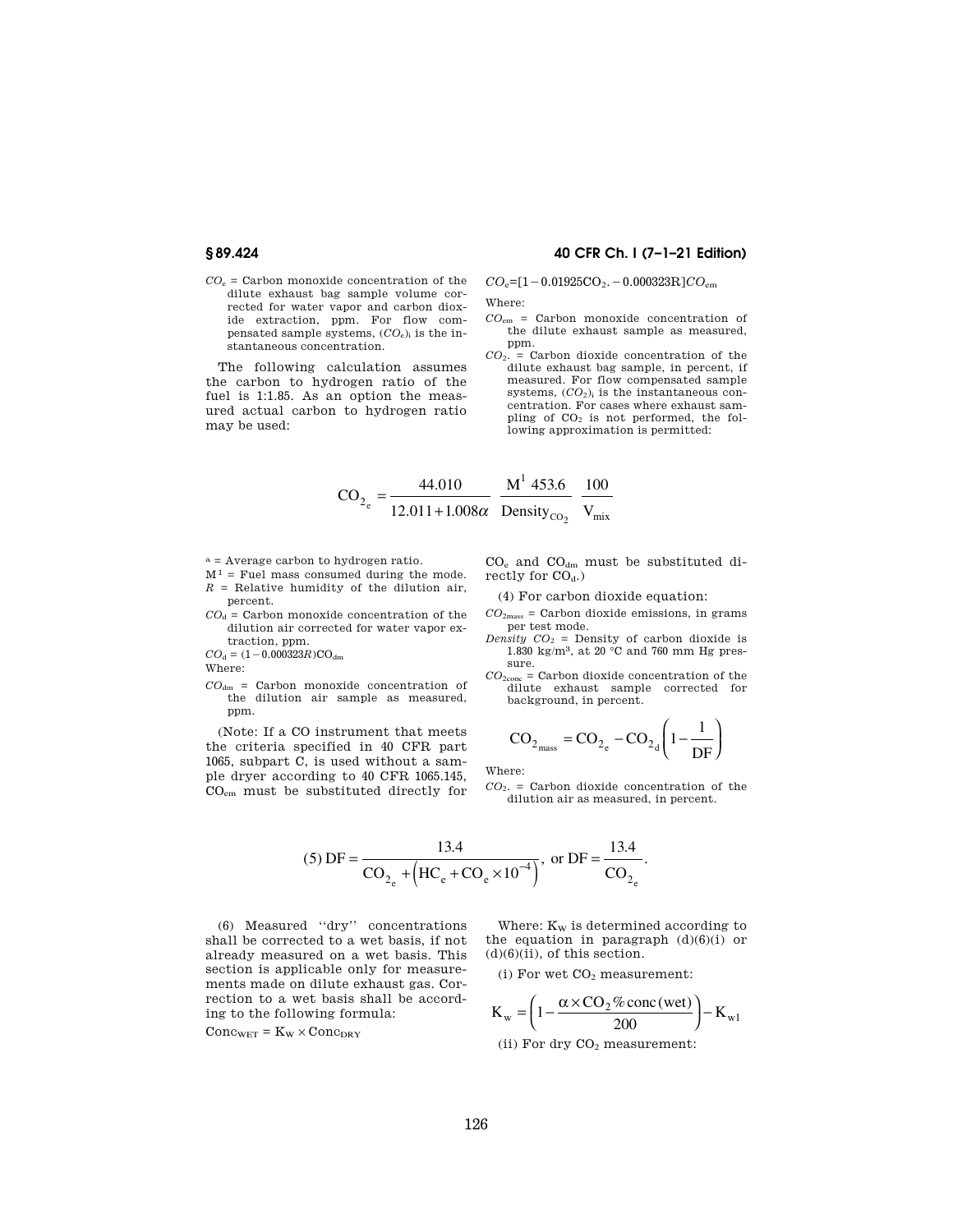$CO_e$ = Carbon monoxide concentration of the dilute exhaust bag sample volume corrected for water vapor and carbon dioxide extraction, ppm. For flow compensated sample systems, $(CO_e)_i$ is the instantaneous concentration.

The following calculation assumes the carbon to hydrogen ratio of the fuel is 1:1.85. As an option the measured actual carbon to hydrogen ratio may be used:

$CO_e = [1 - 0.01925CO_{2e} - 0.000323R]CO_{em}$

Where:

$CO_{em}$ = Carbon monoxide concentration of the dilute exhaust sample as measured, ppm.

$CO_{2e}$ = Carbon dioxide concentration of the dilute exhaust bag sample, in percent, if measured. For flow compensated sample systems, $(CO_2)_i$ is the instantaneous concentration. For cases where exhaust sampling of $CO_2$ is not performed, the following approximation is permitted:

$$CO_{2_e} = \frac{44.010}{12.011 + 1.008\alpha} \; \frac{M^1 \, 453.6}{\text{Density}_{CO_2}} \; \frac{100}{V_{mix}}$$

a = Average carbon to hydrogen ratio.

$M^1$ = Fuel mass consumed during the mode.

$R$ = Relative humidity of the dilution air, percent.

$CO_d$ = Carbon monoxide concentration of the dilution air corrected for water vapor extraction, ppm.

$CO_d = (1 - 0.000323R)CO_{dm}$

Where:

$CO_{dm}$ = Carbon monoxide concentration of the dilution air sample as measured, ppm.

(Note: If a CO instrument that meets the criteria specified in 40 CFR part 1065, subpart C, is used without a sample dryer according to 40 CFR 1065.145, $CO_{em}$ must be substituted directly for $CO_e$ and $CO_{dm}$ must be substituted directly for $CO_d$.)

(4) For carbon dioxide equation:

$CO_{2mass}$ = Carbon dioxide emissions, in grams per test mode.

*Density* $CO_2$ = Density of carbon dioxide is 1.830 kg/m³, at 20 °C and 760 mm Hg pressure.

$CO_{2conc}$ = Carbon dioxide concentration of the dilute exhaust sample corrected for background, in percent.

$$CO_{2_{mass}} = CO_{2_e} - CO_{2_d}\left(1 - \frac{1}{DF}\right)$$

Where:

$CO_{2d}$ = Carbon dioxide concentration of the dilution air as measured, in percent.

$$(5)\ DF = \frac{13.4}{CO_{2_e} + \left(HC_e + CO_e \times 10^{-4}\right)},\ \text{or}\ DF = \frac{13.4}{CO_{2_e}}.$$

(6) Measured "dry" concentrations shall be corrected to a wet basis, if not already measured on a wet basis. This section is applicable only for measurements made on dilute exhaust gas. Correction to a wet basis shall be according to the following formula:

$Conc_{WET} = K_W \times Conc_{DRY}$

Where: $K_W$ is determined according to the equation in paragraph (d)(6)(i) or (d)(6)(ii), of this section.

(i) For wet $CO_2$ measurement:

$$K_w = \left(1 - \frac{\alpha \times CO_2\,\%\,conc\,(wet)}{200}\right) - K_{w1}$$

(ii) For dry $CO_2$ measurement: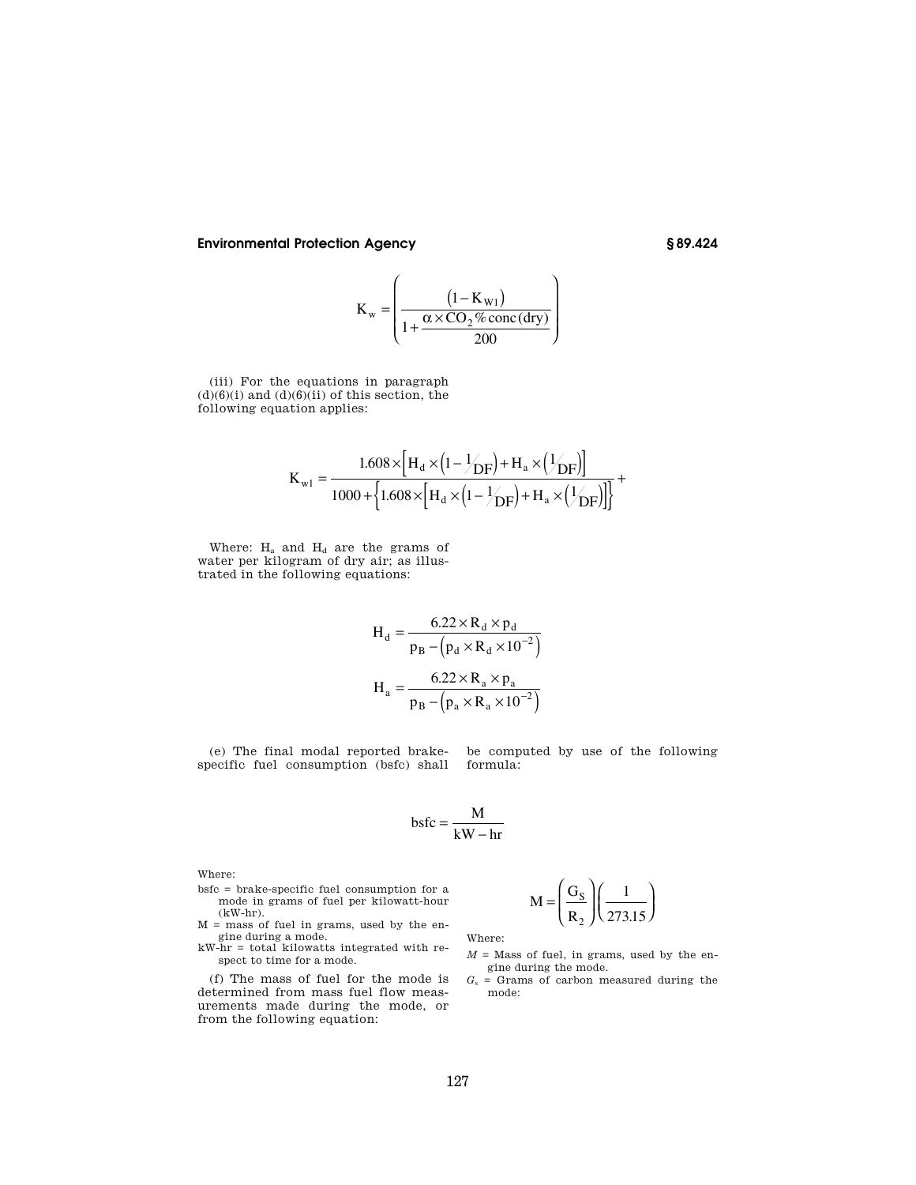$$K_w = \left( \frac{(1 - K_{W1})}{1 + \frac{\alpha \times CO_2\,\%\,conc\,(dry)}{200}} \right)$$

(iii) For the equations in paragraph (d)(6)(i) and (d)(6)(ii) of this section, the following equation applies:

$$K_{w1} = \frac{1.608 \times \left[ H_d \times \left(1 - \frac{1}{DF}\right) + H_a \times \left(\frac{1}{DF}\right) \right]}{1000 + \left\{ 1.608 \times \left[ H_d \times \left(1 - \frac{1}{DF}\right) + H_a \times \left(\frac{1}{DF}\right) \right] \right\}} +$$

Where: $H_a$ and $H_d$ are the grams of water per kilogram of dry air; as illustrated in the following equations:

$$H_d = \frac{6.22 \times R_d \times p_d}{p_B - \left(p_d \times R_d \times 10^{-2}\right)}$$

$$H_a = \frac{6.22 \times R_a \times p_a}{p_B - \left(p_a \times R_a \times 10^{-2}\right)}$$

(e) The final modal reported brake-specific fuel consumption (bsfc) shall be computed by use of the following formula:

$$bsfc = \frac{M}{kW - hr}$$

Where:

bsfc = brake-specific fuel consumption for a mode in grams of fuel per kilowatt-hour (kW-hr).

M = mass of fuel in grams, used by the engine during a mode.

kW-hr = total kilowatts integrated with respect to time for a mode.

(f) The mass of fuel for the mode is determined from mass fuel flow measurements made during the mode, or from the following equation:

$$M = \left( \frac{G_S}{R_2} \right) \left( \frac{1}{273.15} \right)$$

Where:

*M* = Mass of fuel, in grams, used by the engine during the mode.

$G_s$ = Grams of carbon measured during the mode: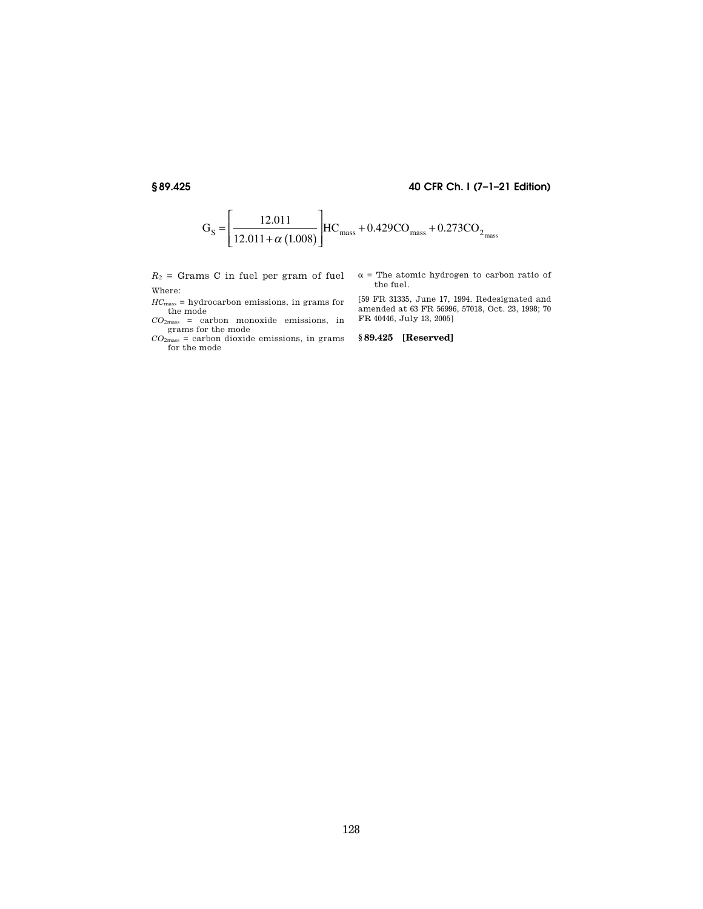$$G_S = \left[\frac{12.011}{12.011 + \alpha\,(1.008)}\right] HC_{mass} + 0.429CO_{mass} + 0.273CO_{2_{mass}}$$

$R_2$ = Grams C in fuel per gram of fuel

Where:

$HC_{mass}$ = hydrocarbon emissions, in grams for the mode

$CO_{2mass}$ = carbon monoxide emissions, in grams for the mode

$CO_{2mass}$ = carbon dioxide emissions, in grams for the mode

α = The atomic hydrogen to carbon ratio of the fuel.

[59 FR 31335, June 17, 1994. Redesignated and amended at 63 FR 56996, 57018, Oct. 23, 1998; 70 FR 40446, July 13, 2005]

## § 89.425 [Reserved]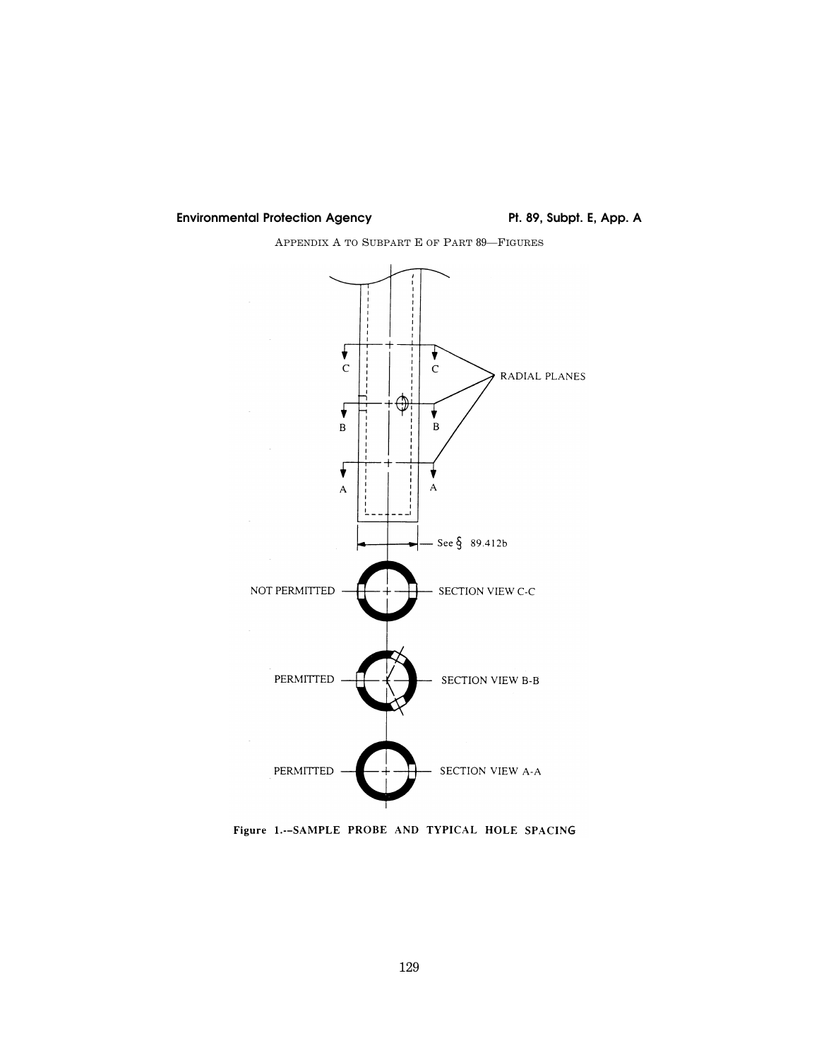APPENDIX A TO SUBPART E OF PART 89—FIGURES

RADIAL PLANES

C C

B B

A A

See § 89.412b

NOT PERMITTED — SECTION VIEW C-C

PERMITTED — SECTION VIEW B-B

PERMITTED — SECTION VIEW A-A

**Figure 1.--SAMPLE PROBE AND TYPICAL HOLE SPACING**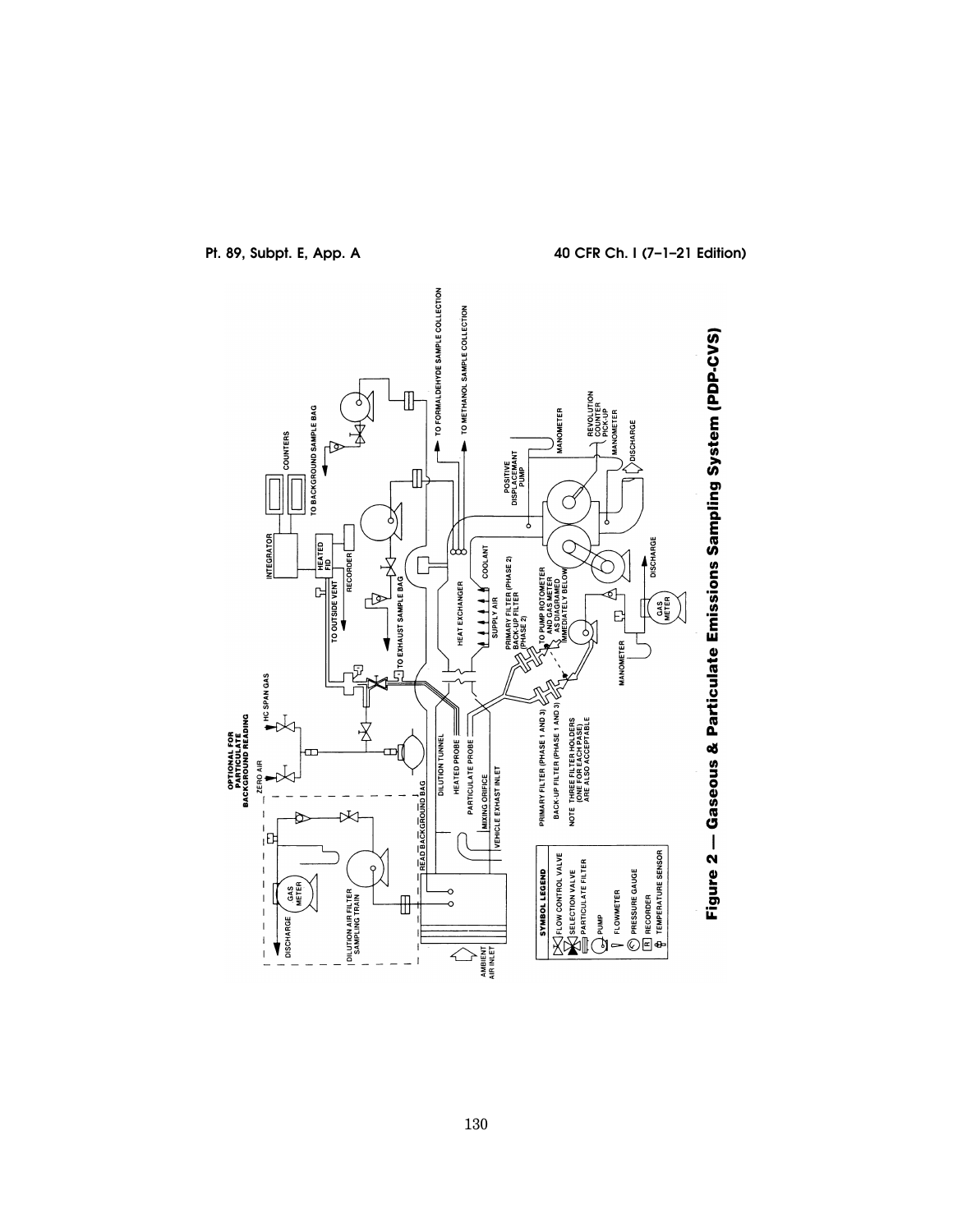OPTIONAL FOR PARTICULATE BACKGROUND READING

ZERO AIR

HC SPAN GAS

DISCHARGE

GAS METER

DILUTION AIR FILTER SAMPLING TRAIN

READ BACKGROUND BAG

DILUTION TUNNEL

HEATED PROBE

PARTICULATE PROBE

MIXING ORIFICE

VEHICLE EXHAUST INLET

AMBIENT AIR INLET

INTEGRATOR

COUNTERS

TO BACKGROUND SAMPLE BAG

HEATED FID

RECORDER

TO OUTSIDE VENT

TO EXHAUST SAMPLE BAG

TO FORMALDEHYDE SAMPLE COLLECTION

TO METHANOL SAMPLE COLLECTION

HEAT EXCHANGER

SUPPLY AIR

COOLANT

POSITIVE DISPLACEMANT PUMP

MANOMETER

REVOLUTION COUNTER PICK-UP

MANOMETER

DISCHARGE

DISCHARGE

PRIMARY FILTER (PHASE 2)
BACK-UP FILTER (PHASE 2)

TO PUMP ROTOMETER AND GAS METER AS DIAGRAMED IMMEDIATELY BELOW

PRIMARY FILTER (PHASE 1 AND 3)

BACK-UP FILTER (PHASE 1 AND 3)

NOTE THREE FILTER HOLDERS (ONE FOR EACH PASE) ARE ALSO ACCEPTABLE

MANOMETER

GAS METER

**SYMBOL LEGEND**

- FLOW CONTROL VALVE
- SELECTION VALVE
- PARTICULATE FILTER
- PUMP
- FLOWMETER
- PRESSURE GAUGE
- RECORDER
- TEMPERATURE SENSOR

**Figure 2 — Gaseous & Particulate Emissions Sampling System (PDP-CVS)**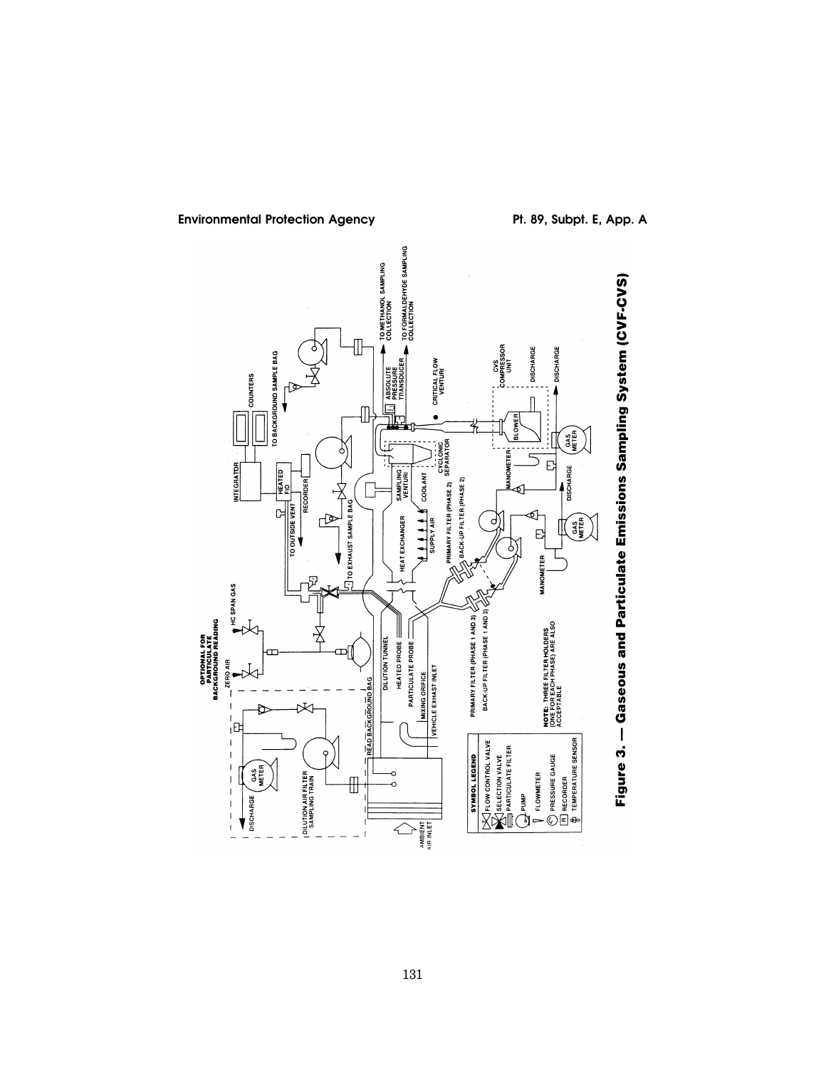OPTIONAL FOR PARTICULATE BACKGROUND READING

ZERO AIR

HC SPAN GAS

DISCHARGE

GAS METER

DILUTION AIR FILTER SAMPLING TRAIN

READ BACKGROUND BAG

AMBIENT AIR INLET

DILUTION TUNNEL

HEATED PROBE

PARTICULATE PROBE

MIXING ORIFICE

VEHICLE EXHAUST INLET

PRIMARY FILTER (PHASE 1 AND 3)

BACK-UP FILTER (PHASE 1 AND 3)

NOTE: THREE FILTER HOLDERS (ONE FOR EACH PHASE) ARE ALSO ACCEPTABLE

SYMBOL LEGEND

FLOW CONTROL VALVE

SELECTION VALVE

PARTICULATE FILTER

PUMP

FLOWMETER

PRESSURE GAUGE

R RECORDER

TEMPERATURE SENSOR

TO OUTSIDE VENT

INTEGRATOR

HEATED FID

RECORDER

COUNTERS

TO BACKGROUND SAMPLE BAG

TO EXHAUST SAMPLE BAG

HEAT EXCHANGER

SUPPLY AIR

SAMPLING VENTURI

COOLANT

PRIMARY FILTER (PHASE 2)

BACK-UP FILTER (PHASE 2)

MANOMETER

GAS METER

DISCHARGE

CYCLONIC SEPARATOR

ABSOLUTE PRESSURE TRANSDUCER

TO METHANOL SAMPLING COLLECTION

TO FORMALDEHYDE SAMPLING COLLECTION

CRITICAL FLOW VENTURI

CVS COMPRESSOR UNIT

BLOWER

DISCHARGE

Figure 3. — Gaseous and Particulate Emissions Sampling System (CVF-CVS)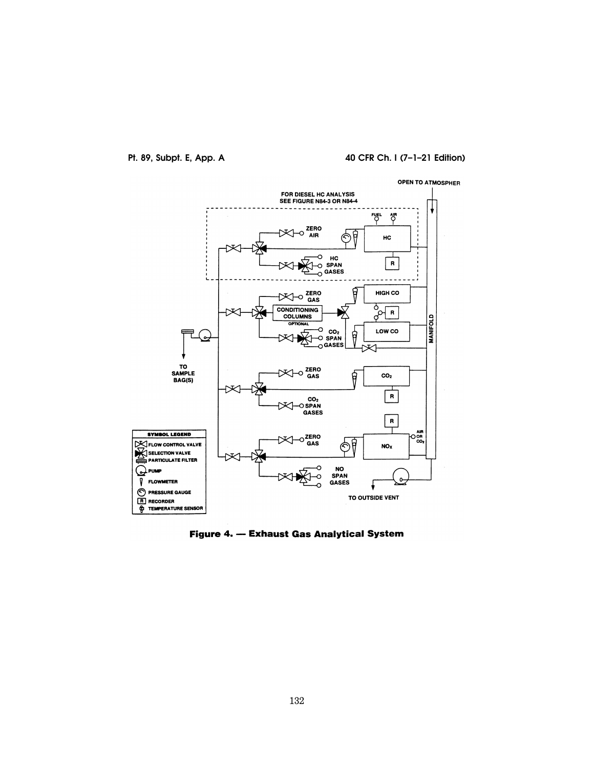**Figure 4. — Exhaust Gas Analytical System**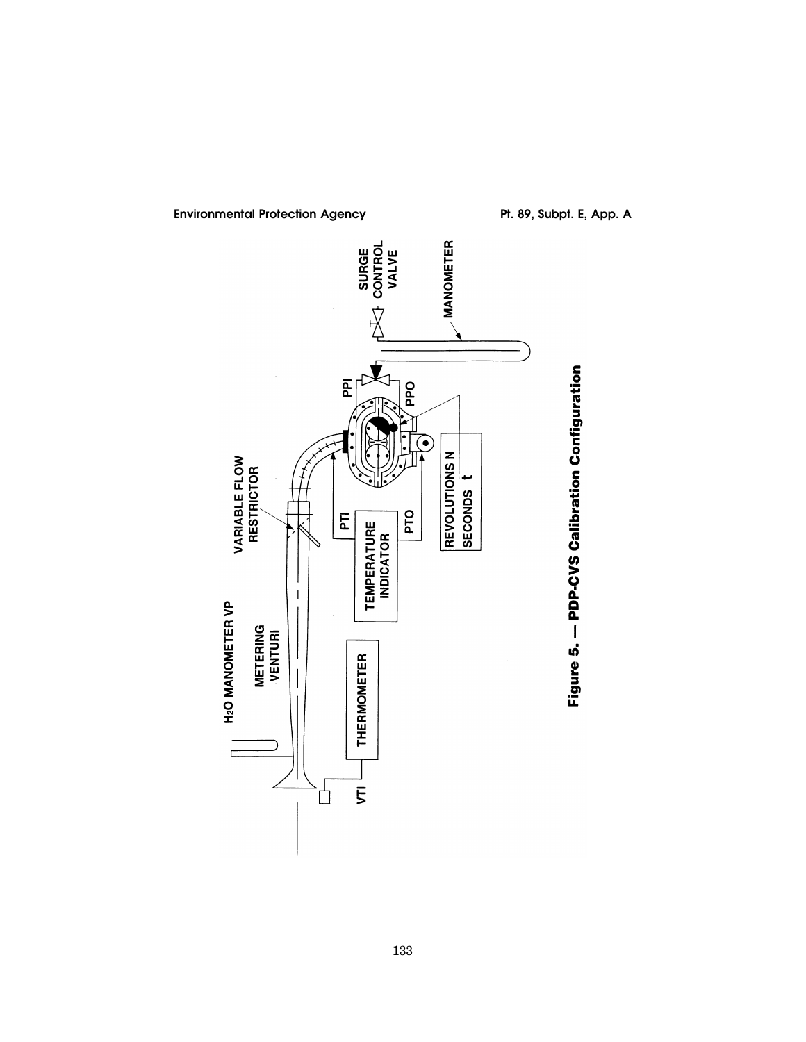H₂O MANOMETER VP

METERING VENTURI

VARIABLE FLOW RESTRICTOR

THERMOMETER

VTI

TEMPERATURE INDICATOR

PTI

PTO

REVOLUTIONS N
SECONDS t

PPI

PPO

SURGE CONTROL VALVE

MANOMETER

**Figure 5. — PDP-CVS Calibration Configuration**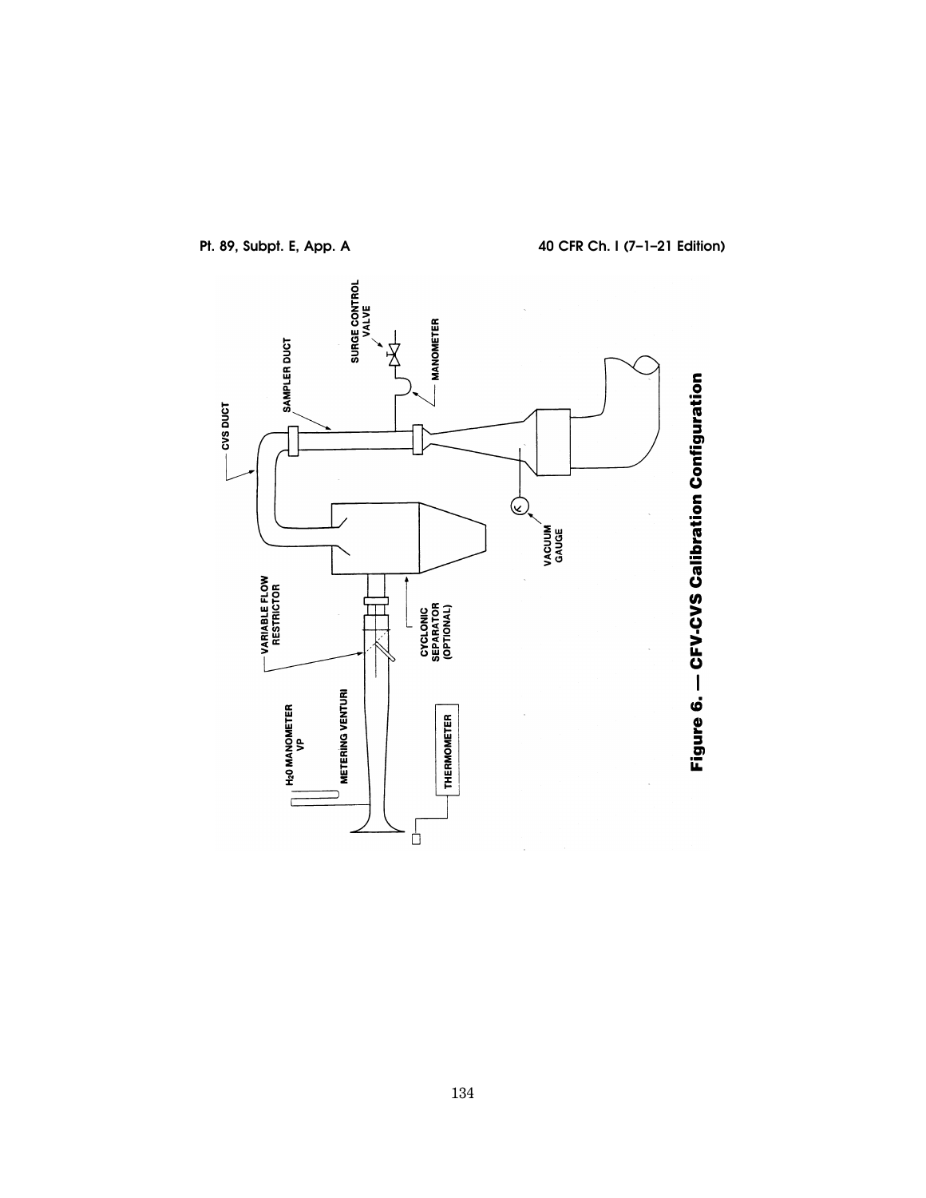VARIABLE FLOW RESTRICTOR

CVS DUCT

SAMPLER DUCT

SURGE CONTROL VALVE

MANOMETER

$H_2O$ MANOMETER VP

METERING VENTURI

THERMOMETER

CYCLONIC SEPARATOR (OPTIONAL)

VACUUM GAUGE

**Figure 6. — CFV-CVS Calibration Configuration**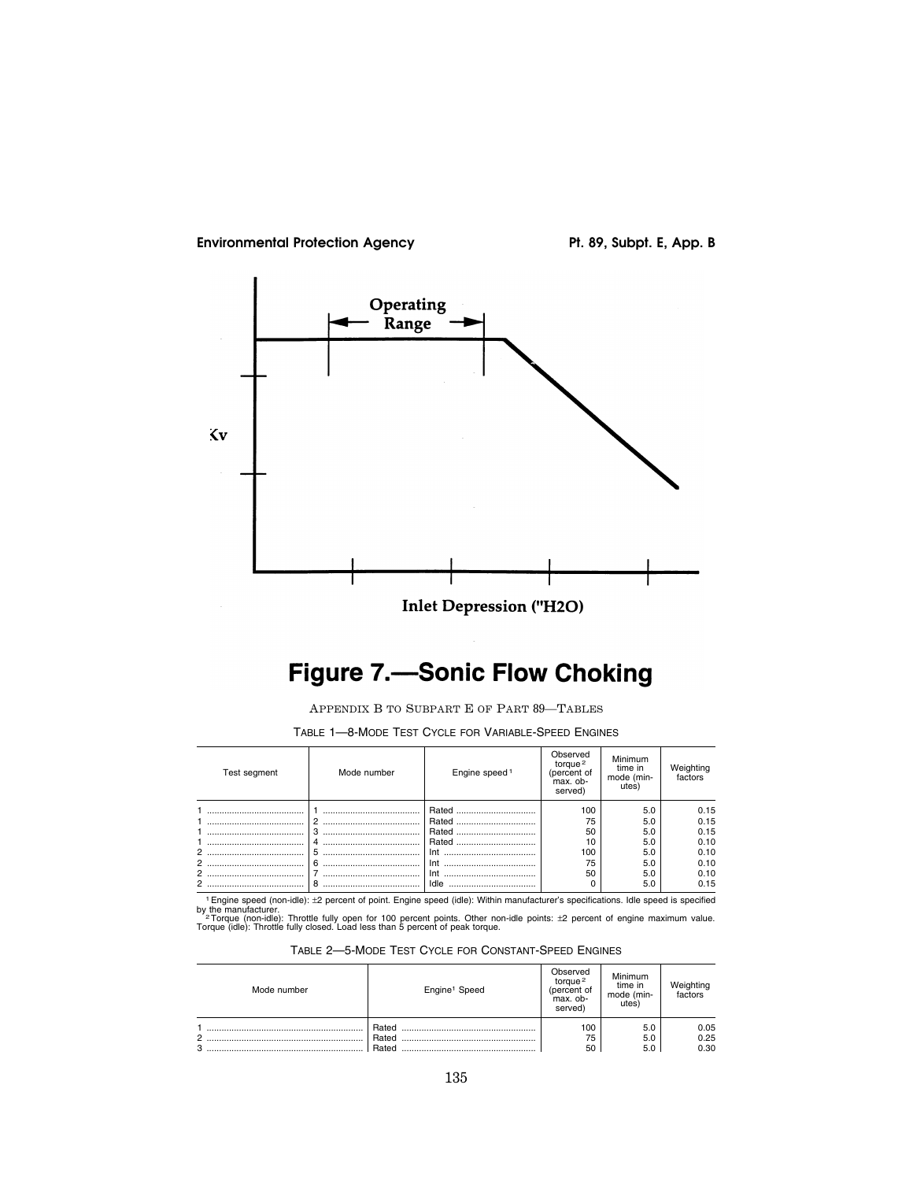Operating Range

Kv

Inlet Depression ("H2O)

**Figure 7.—Sonic Flow Choking**

APPENDIX B TO SUBPART E OF PART 89—TABLES

TABLE 1—8-MODE TEST CYCLE FOR VARIABLE-SPEED ENGINES

| Test segment | Mode number | Engine speed [1] | Observed torque [2] (percent of max. observed) | Minimum time in mode (minutes) | Weighting factors |
|---|---|---|---|---|---|
| 1 | 1 | Rated | 100 | 5.0 | 0.15 |
| 1 | 2 | Rated | 75 | 5.0 | 0.15 |
| 1 | 3 | Rated | 50 | 5.0 | 0.15 |
| 1 | 4 | Rated | 10 | 5.0 | 0.10 |
| 2 | 5 | Int | 100 | 5.0 | 0.10 |
| 2 | 6 | Int | 75 | 5.0 | 0.10 |
| 2 | 7 | Int | 50 | 5.0 | 0.10 |
| 2 | 8 | Idle | 0 | 5.0 | 0.15 |

[1] Engine speed (non-idle): ±2 percent of point. Engine speed (idle): Within manufacturer's specifications. Idle speed is specified by the manufacturer.

[2] Torque (non-idle): Throttle fully open for 100 percent points. Other non-idle points: ±2 percent of engine maximum value. Torque (idle): Throttle fully closed. Load less than 5 percent of peak torque.

TABLE 2—5-MODE TEST CYCLE FOR CONSTANT-SPEED ENGINES

| Mode number | Engine [1] Speed | Observed torque [2] (percent of max. observed) | Minimum time in mode (minutes) | Weighting factors |
|---|---|---|---|---|
| 1 | Rated | 100 | 5.0 | 0.05 |
| 2 | Rated | 75 | 5.0 | 0.25 |
| 3 | Rated | 50 | 5.0 | 0.30 |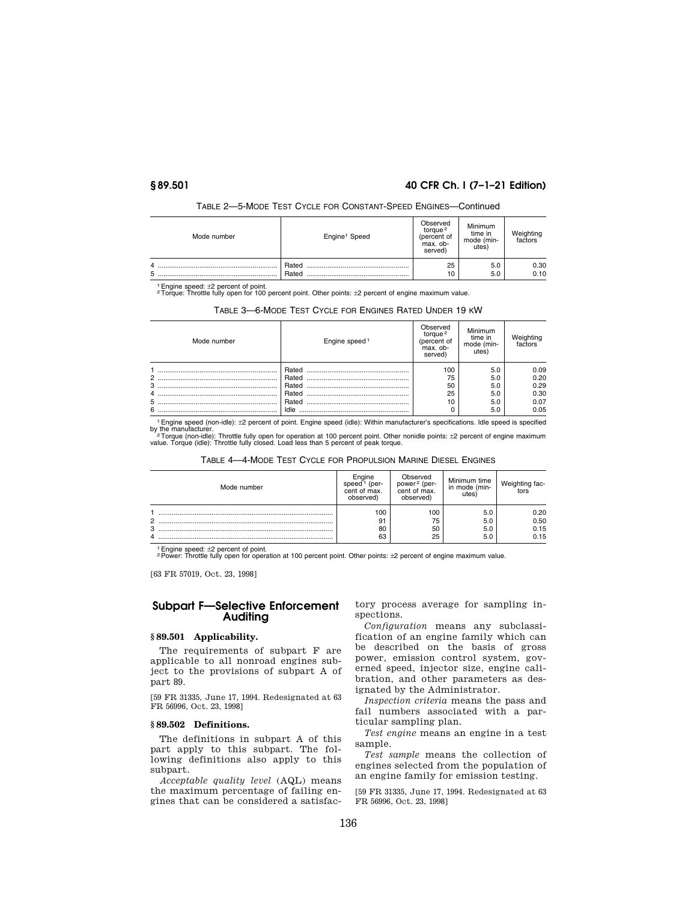TABLE 2—5-MODE TEST CYCLE FOR CONSTANT-SPEED ENGINES—Continued

| Mode number | Engine[1] Speed | Observed torque[2] (percent of max. observed) | Minimum time in mode (minutes) | Weighting factors |
|---|---|---|---|---|
| 4 | Rated | 25 | 5.0 | 0.30 |
| 5 | Rated | 10 | 5.0 | 0.10 |

[1] Engine speed: ±2 percent of point.
[2] Torque: Throttle fully open for 100 percent point. Other points: ±2 percent of engine maximum value.

TABLE 3—6-MODE TEST CYCLE FOR ENGINES RATED UNDER 19 KW

| Mode number | Engine speed[1] | Observed torque[2] (percent of max. observed) | Minimum time in mode (minutes) | Weighting factors |
|---|---|---|---|---|
| 1 | Rated | 100 | 5.0 | 0.09 |
| 2 | Rated | 75 | 5.0 | 0.20 |
| 3 | Rated | 50 | 5.0 | 0.29 |
| 4 | Rated | 25 | 5.0 | 0.30 |
| 5 | Rated | 10 | 5.0 | 0.07 |
| 6 | Idle | 0 | 5.0 | 0.05 |

[1] Engine speed (non-idle): ±2 percent of point. Engine speed (idle): Within manufacturer's specifications. Idle speed is specified by the manufacturer.
[2] Torque (non-idle): Throttle fully open for operation at 100 percent point. Other nonidle points: ±2 percent of engine maximum value. Torque (idle): Throttle fully closed. Load less than 5 percent of peak torque.

TABLE 4—4-MODE TEST CYCLE FOR PROPULSION MARINE DIESEL ENGINES

| Mode number | Engine speed[1] (percent of max. observed) | Observed power[2] (percent of max. observed) | Minimum time in mode (minutes) | Weighting factors |
|---|---|---|---|---|
| 1 | 100 | 100 | 5.0 | 0.20 |
| 2 | 91 | 75 | 5.0 | 0.50 |
| 3 | 80 | 50 | 5.0 | 0.15 |
| 4 | 63 | 25 | 5.0 | 0.15 |

[1] Engine speed: ±2 percent of point.
[2] Power: Throttle fully open for operation at 100 percent point. Other points: ±2 percent of engine maximum value.

[63 FR 57019, Oct. 23, 1998]

## Subpart F—Selective Enforcement Auditing

### § 89.501 Applicability.

The requirements of subpart F are applicable to all nonroad engines subject to the provisions of subpart A of part 89.

[59 FR 31335, June 17, 1994. Redesignated at 63 FR 56996, Oct. 23, 1998]

### § 89.502 Definitions.

The definitions in subpart A of this part apply to this subpart. The following definitions also apply to this subpart.

*Acceptable quality level* (AQL) means the maximum percentage of failing engines that can be considered a satisfactory process average for sampling inspections.

*Configuration* means any subclassification of an engine family which can be described on the basis of gross power, emission control system, governed speed, injector size, engine calibration, and other parameters as designated by the Administrator.

*Inspection criteria* means the pass and fail numbers associated with a particular sampling plan.

*Test engine* means an engine in a test sample.

*Test sample* means the collection of engines selected from the population of an engine family for emission testing.

[59 FR 31335, June 17, 1994. Redesignated at 63 FR 56996, Oct. 23, 1998]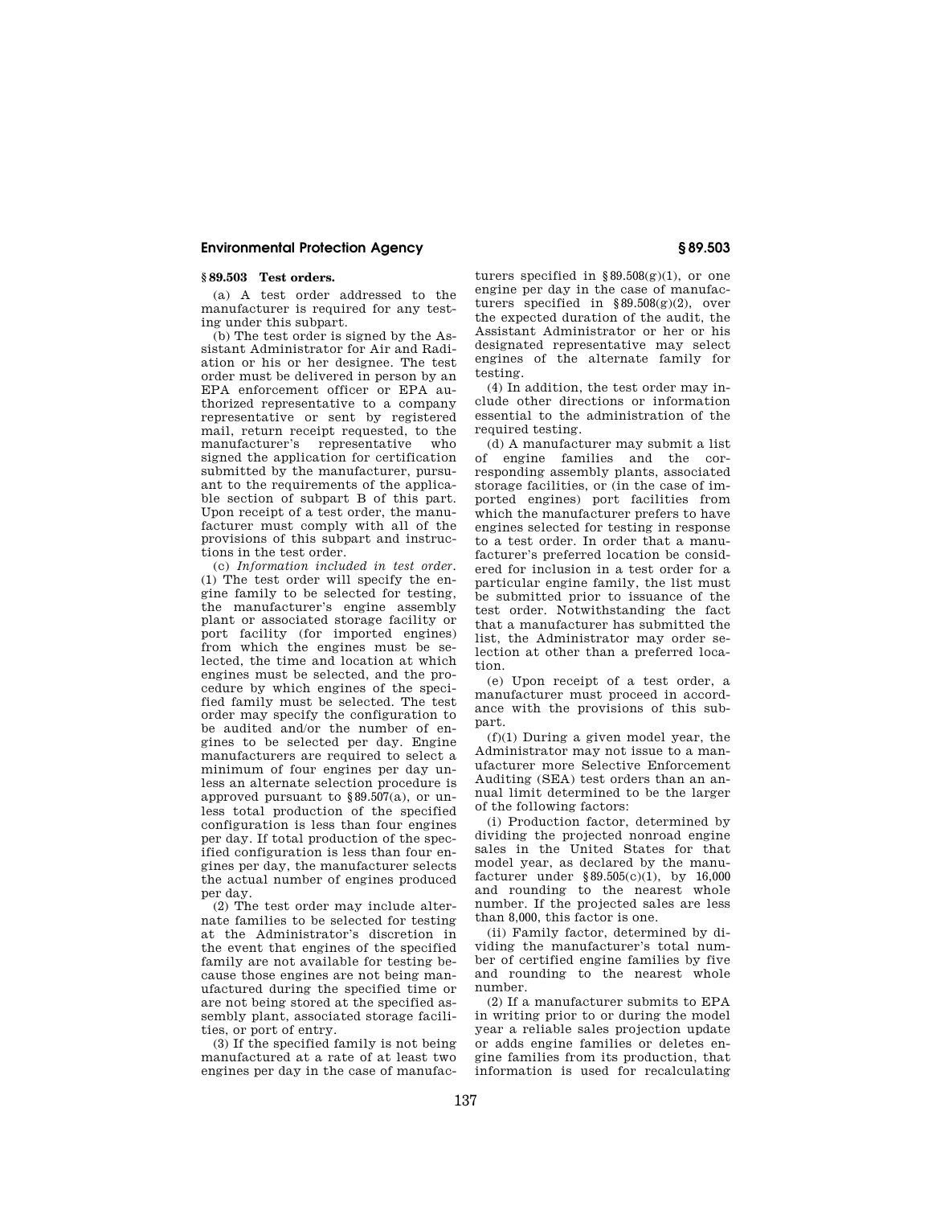## § 89.503 Test orders.

(a) A test order addressed to the manufacturer is required for any testing under this subpart.

(b) The test order is signed by the Assistant Administrator for Air and Radiation or his or her designee. The test order must be delivered in person by an EPA enforcement officer or EPA authorized representative to a company representative or sent by registered mail, return receipt requested, to the manufacturer's representative who signed the application for certification submitted by the manufacturer, pursuant to the requirements of the applicable section of subpart B of this part. Upon receipt of a test order, the manufacturer must comply with all of the provisions of this subpart and instructions in the test order.

(c) *Information included in test order.* (1) The test order will specify the engine family to be selected for testing, the manufacturer's engine assembly plant or associated storage facility or port facility (for imported engines) from which the engines must be selected, the time and location at which engines must be selected, and the procedure by which engines of the specified family must be selected. The test order may specify the configuration to be audited and/or the number of engines to be selected per day. Engine manufacturers are required to select a minimum of four engines per day unless an alternate selection procedure is approved pursuant to §89.507(a), or unless total production of the specified configuration is less than four engines per day. If total production of the specified configuration is less than four engines per day, the manufacturer selects the actual number of engines produced per day.

(2) The test order may include alternate families to be selected for testing at the Administrator's discretion in the event that engines of the specified family are not available for testing because those engines are not being manufactured during the specified time or are not being stored at the specified assembly plant, associated storage facilities, or port of entry.

(3) If the specified family is not being manufactured at a rate of at least two engines per day in the case of manufacturers specified in §89.508(g)(1), or one engine per day in the case of manufacturers specified in §89.508(g)(2), over the expected duration of the audit, the Assistant Administrator or her or his designated representative may select engines of the alternate family for testing.

(4) In addition, the test order may include other directions or information essential to the administration of the required testing.

(d) A manufacturer may submit a list of engine families and the corresponding assembly plants, associated storage facilities, or (in the case of imported engines) port facilities from which the manufacturer prefers to have engines selected for testing in response to a test order. In order that a manufacturer's preferred location be considered for inclusion in a test order for a particular engine family, the list must be submitted prior to issuance of the test order. Notwithstanding the fact that a manufacturer has submitted the list, the Administrator may order selection at other than a preferred location.

(e) Upon receipt of a test order, a manufacturer must proceed in accordance with the provisions of this subpart.

(f)(1) During a given model year, the Administrator may not issue to a manufacturer more Selective Enforcement Auditing (SEA) test orders than an annual limit determined to be the larger of the following factors:

(i) Production factor, determined by dividing the projected nonroad engine sales in the United States for that model year, as declared by the manufacturer under §89.505(c)(1), by 16,000 and rounding to the nearest whole number. If the projected sales are less than 8,000, this factor is one.

(ii) Family factor, determined by dividing the manufacturer's total number of certified engine families by five and rounding to the nearest whole number.

(2) If a manufacturer submits to EPA in writing prior to or during the model year a reliable sales projection update or adds engine families or deletes engine families from its production, that information is used for recalculating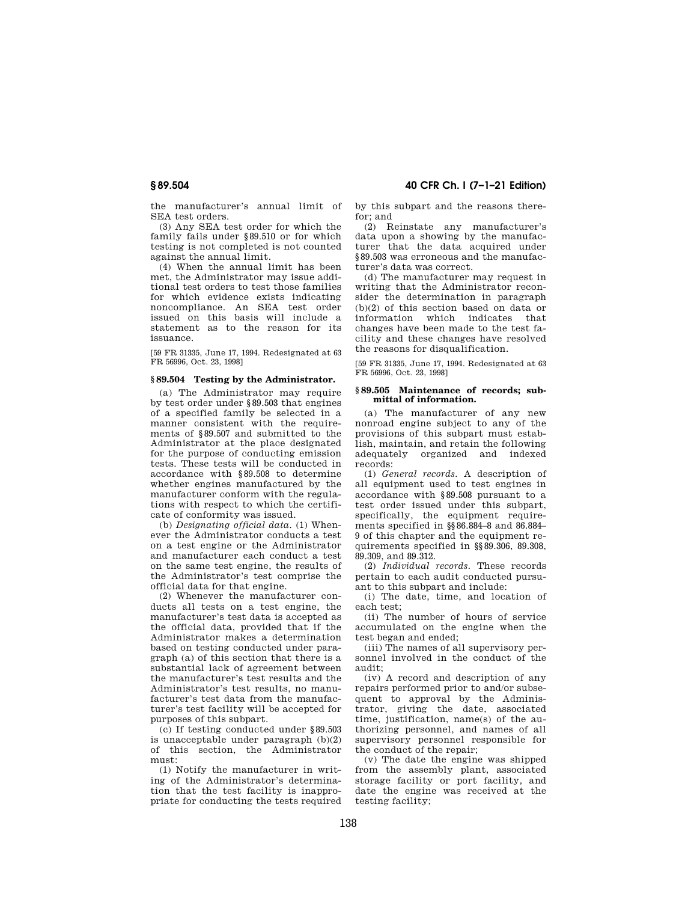the manufacturer's annual limit of SEA test orders.

(3) Any SEA test order for which the family fails under §89.510 or for which testing is not completed is not counted against the annual limit.

(4) When the annual limit has been met, the Administrator may issue additional test orders to test those families for which evidence exists indicating noncompliance. An SEA test order issued on this basis will include a statement as to the reason for its issuance.

[59 FR 31335, June 17, 1994. Redesignated at 63 FR 56996, Oct. 23, 1998]

### §89.504 Testing by the Administrator.

(a) The Administrator may require by test order under §89.503 that engines of a specified family be selected in a manner consistent with the requirements of §89.507 and submitted to the Administrator at the place designated for the purpose of conducting emission tests. These tests will be conducted in accordance with §89.508 to determine whether engines manufactured by the manufacturer conform with the regulations with respect to which the certificate of conformity was issued.

(b) *Designating official data.* (1) Whenever the Administrator conducts a test on a test engine or the Administrator and manufacturer each conduct a test on the same test engine, the results of the Administrator's test comprise the official data for that engine.

(2) Whenever the manufacturer conducts all tests on a test engine, the manufacturer's test data is accepted as the official data, provided that if the Administrator makes a determination based on testing conducted under paragraph (a) of this section that there is a substantial lack of agreement between the manufacturer's test results and the Administrator's test results, no manufacturer's test data from the manufacturer's test facility will be accepted for purposes of this subpart.

(c) If testing conducted under §89.503 is unacceptable under paragraph (b)(2) of this section, the Administrator must:

(1) Notify the manufacturer in writing of the Administrator's determination that the test facility is inappropriate for conducting the tests required by this subpart and the reasons therefor; and

(2) Reinstate any manufacturer's data upon a showing by the manufacturer that the data acquired under §89.503 was erroneous and the manufacturer's data was correct.

(d) The manufacturer may request in writing that the Administrator reconsider the determination in paragraph (b)(2) of this section based on data or information which indicates that changes have been made to the test facility and these changes have resolved the reasons for disqualification.

[59 FR 31335, June 17, 1994. Redesignated at 63 FR 56996, Oct. 23, 1998]

### §89.505 Maintenance of records; submittal of information.

(a) The manufacturer of any new nonroad engine subject to any of the provisions of this subpart must establish, maintain, and retain the following adequately organized and indexed records:

(1) *General records.* A description of all equipment used to test engines in accordance with §89.508 pursuant to a test order issued under this subpart, specifically, the equipment requirements specified in §§86.884–8 and 86.884–9 of this chapter and the equipment requirements specified in §§89.306, 89.308, 89.309, and 89.312.

(2) *Individual records.* These records pertain to each audit conducted pursuant to this subpart and include:

(i) The date, time, and location of each test;

(ii) The number of hours of service accumulated on the engine when the test began and ended;

(iii) The names of all supervisory personnel involved in the conduct of the audit;

(iv) A record and description of any repairs performed prior to and/or subsequent to approval by the Administrator, giving the date, associated time, justification, name(s) of the authorizing personnel, and names of all supervisory personnel responsible for the conduct of the repair;

(v) The date the engine was shipped from the assembly plant, associated storage facility or port facility, and date the engine was received at the testing facility;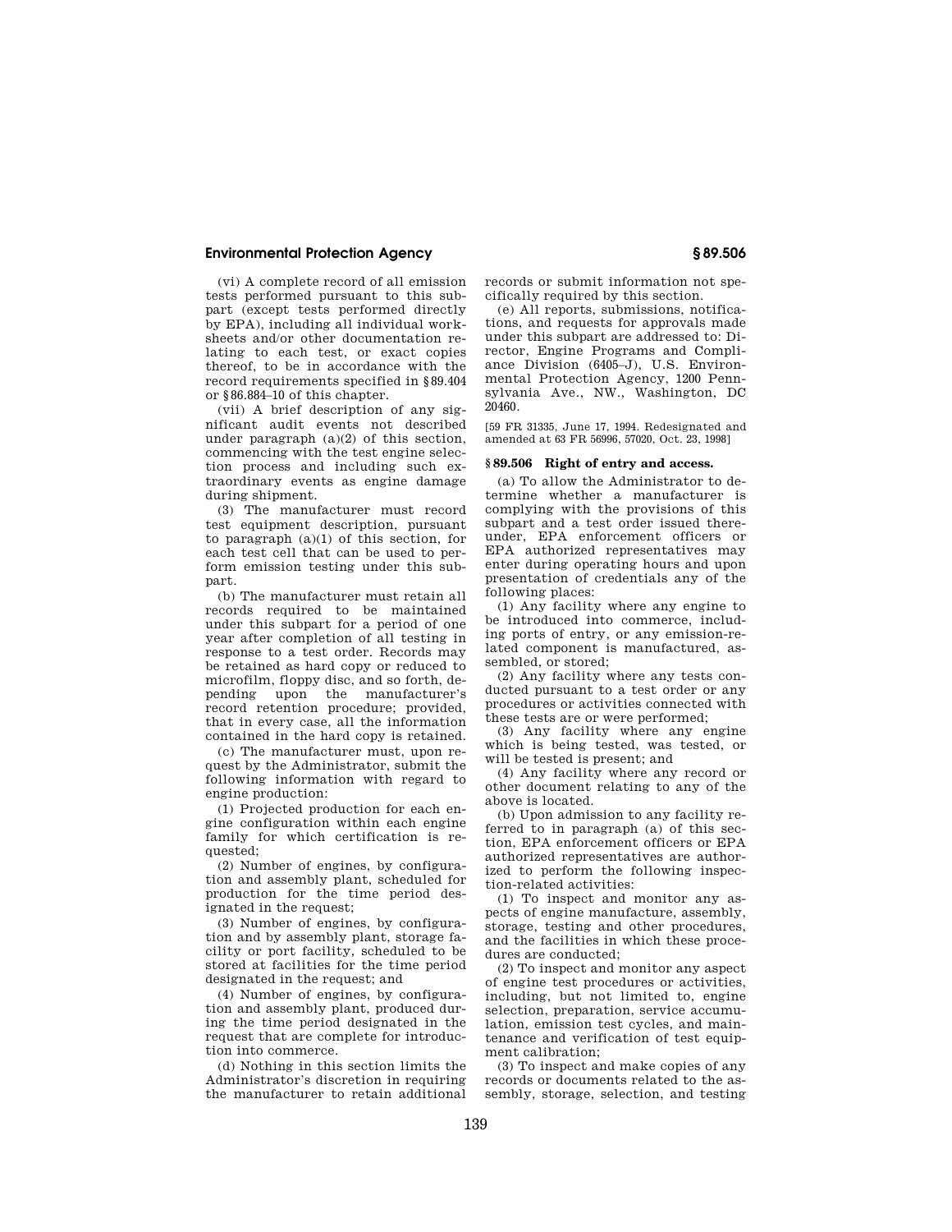(vi) A complete record of all emission tests performed pursuant to this subpart (except tests performed directly by EPA), including all individual worksheets and/or other documentation relating to each test, or exact copies thereof, to be in accordance with the record requirements specified in §89.404 or §86.884–10 of this chapter.

(vii) A brief description of any significant audit events not described under paragraph (a)(2) of this section, commencing with the test engine selection process and including such extraordinary events as engine damage during shipment.

(3) The manufacturer must record test equipment description, pursuant to paragraph (a)(1) of this section, for each test cell that can be used to perform emission testing under this subpart.

(b) The manufacturer must retain all records required to be maintained under this subpart for a period of one year after completion of all testing in response to a test order. Records may be retained as hard copy or reduced to microfilm, floppy disc, and so forth, depending upon the manufacturer's record retention procedure; provided, that in every case, all the information contained in the hard copy is retained.

(c) The manufacturer must, upon request by the Administrator, submit the following information with regard to engine production:

(1) Projected production for each engine configuration within each engine family for which certification is requested;

(2) Number of engines, by configuration and assembly plant, scheduled for production for the time period designated in the request;

(3) Number of engines, by configuration and by assembly plant, storage facility or port facility, scheduled to be stored at facilities for the time period designated in the request; and

(4) Number of engines, by configuration and assembly plant, produced during the time period designated in the request that are complete for introduction into commerce.

(d) Nothing in this section limits the Administrator's discretion in requiring the manufacturer to retain additional records or submit information not specifically required by this section.

(e) All reports, submissions, notifications, and requests for approvals made under this subpart are addressed to: Director, Engine Programs and Compliance Division (6405–J), U.S. Environmental Protection Agency, 1200 Pennsylvania Ave., NW., Washington, DC 20460.

[59 FR 31335, June 17, 1994. Redesignated and amended at 63 FR 56996, 57020, Oct. 23, 1998]

## § 89.506 Right of entry and access.

(a) To allow the Administrator to determine whether a manufacturer is complying with the provisions of this subpart and a test order issued thereunder, EPA enforcement officers or EPA authorized representatives may enter during operating hours and upon presentation of credentials any of the following places:

(1) Any facility where any engine to be introduced into commerce, including ports of entry, or any emission-related component is manufactured, assembled, or stored;

(2) Any facility where any tests conducted pursuant to a test order or any procedures or activities connected with these tests are or were performed;

(3) Any facility where any engine which is being tested, was tested, or will be tested is present; and

(4) Any facility where any record or other document relating to any of the above is located.

(b) Upon admission to any facility referred to in paragraph (a) of this section, EPA enforcement officers or EPA authorized representatives are authorized to perform the following inspection-related activities:

(1) To inspect and monitor any aspects of engine manufacture, assembly, storage, testing and other procedures, and the facilities in which these procedures are conducted;

(2) To inspect and monitor any aspect of engine test procedures or activities, including, but not limited to, engine selection, preparation, service accumulation, emission test cycles, and maintenance and verification of test equipment calibration;

(3) To inspect and make copies of any records or documents related to the assembly, storage, selection, and testing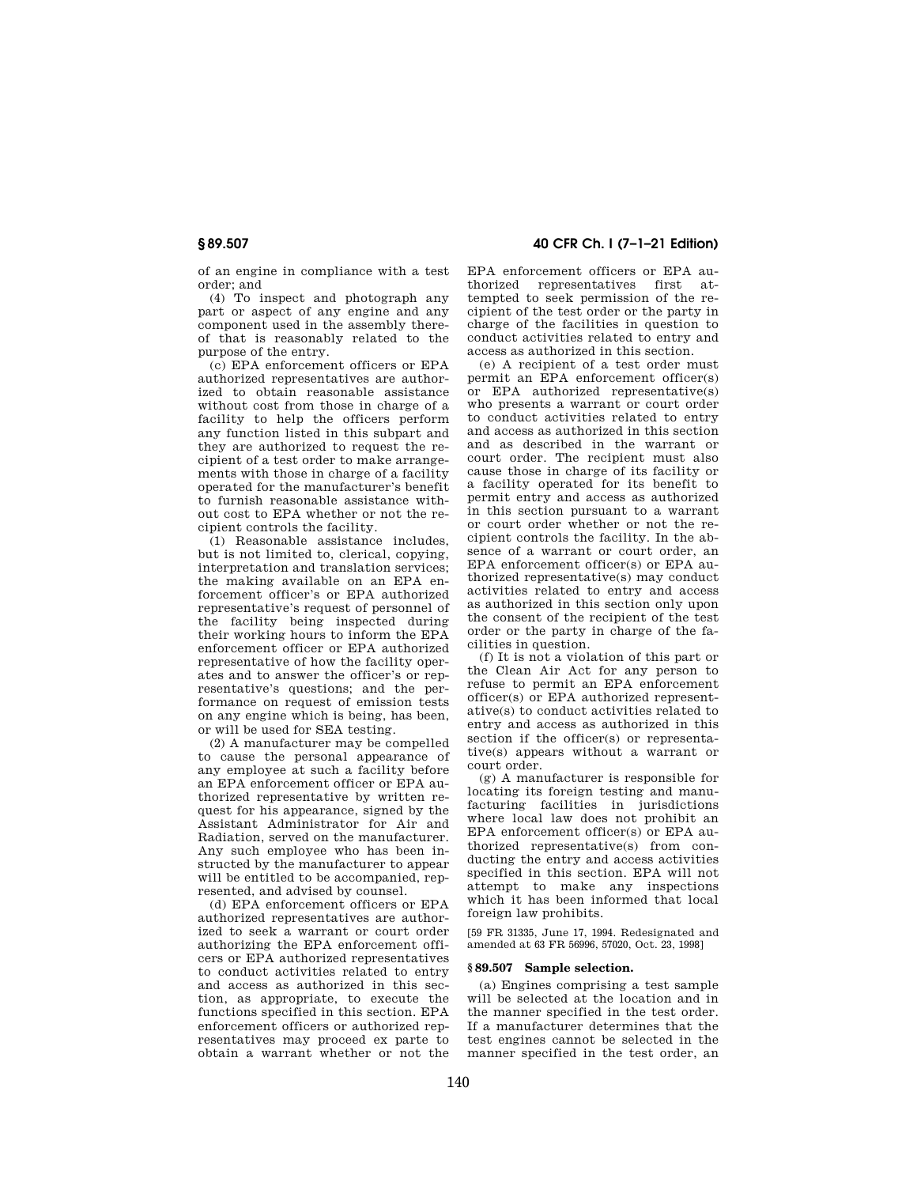of an engine in compliance with a test order; and

(4) To inspect and photograph any part or aspect of any engine and any component used in the assembly thereof that is reasonably related to the purpose of the entry.

(c) EPA enforcement officers or EPA authorized representatives are authorized to obtain reasonable assistance without cost from those in charge of a facility to help the officers perform any function listed in this subpart and they are authorized to request the recipient of a test order to make arrangements with those in charge of a facility operated for the manufacturer's benefit to furnish reasonable assistance without cost to EPA whether or not the recipient controls the facility.

(1) Reasonable assistance includes, but is not limited to, clerical, copying, interpretation and translation services; the making available on an EPA enforcement officer's or EPA authorized representative's request of personnel of the facility being inspected during their working hours to inform the EPA enforcement officer or EPA authorized representative of how the facility operates and to answer the officer's or representative's questions; and the performance on request of emission tests on any engine which is being, has been, or will be used for SEA testing.

(2) A manufacturer may be compelled to cause the personal appearance of any employee at such a facility before an EPA enforcement officer or EPA authorized representative by written request for his appearance, signed by the Assistant Administrator for Air and Radiation, served on the manufacturer. Any such employee who has been instructed by the manufacturer to appear will be entitled to be accompanied, represented, and advised by counsel.

(d) EPA enforcement officers or EPA authorized representatives are authorized to seek a warrant or court order authorizing the EPA enforcement officers or EPA authorized representatives to conduct activities related to entry and access as authorized in this section, as appropriate, to execute the functions specified in this section. EPA enforcement officers or authorized representatives may proceed ex parte to obtain a warrant whether or not the EPA enforcement officers or EPA authorized representatives first attempted to seek permission of the recipient of the test order or the party in charge of the facilities in question to conduct activities related to entry and access as authorized in this section.

(e) A recipient of a test order must permit an EPA enforcement officer(s) or EPA authorized representative(s) who presents a warrant or court order to conduct activities related to entry and access as authorized in this section and as described in the warrant or court order. The recipient must also cause those in charge of its facility or a facility operated for its benefit to permit entry and access as authorized in this section pursuant to a warrant or court order whether or not the recipient controls the facility. In the absence of a warrant or court order, an EPA enforcement officer(s) or EPA authorized representative(s) may conduct activities related to entry and access as authorized in this section only upon the consent of the recipient of the test order or the party in charge of the facilities in question.

(f) It is not a violation of this part or the Clean Air Act for any person to refuse to permit an EPA enforcement officer(s) or EPA authorized representative(s) to conduct activities related to entry and access as authorized in this section if the officer(s) or representative(s) appears without a warrant or court order.

(g) A manufacturer is responsible for locating its foreign testing and manufacturing facilities in jurisdictions where local law does not prohibit an EPA enforcement officer(s) or EPA authorized representative(s) from conducting the entry and access activities specified in this section. EPA will not attempt to make any inspections which it has been informed that local foreign law prohibits.

[59 FR 31335, June 17, 1994. Redesignated and amended at 63 FR 56996, 57020, Oct. 23, 1998]

### § 89.507 Sample selection.

(a) Engines comprising a test sample will be selected at the location and in the manner specified in the test order. If a manufacturer determines that the test engines cannot be selected in the manner specified in the test order, an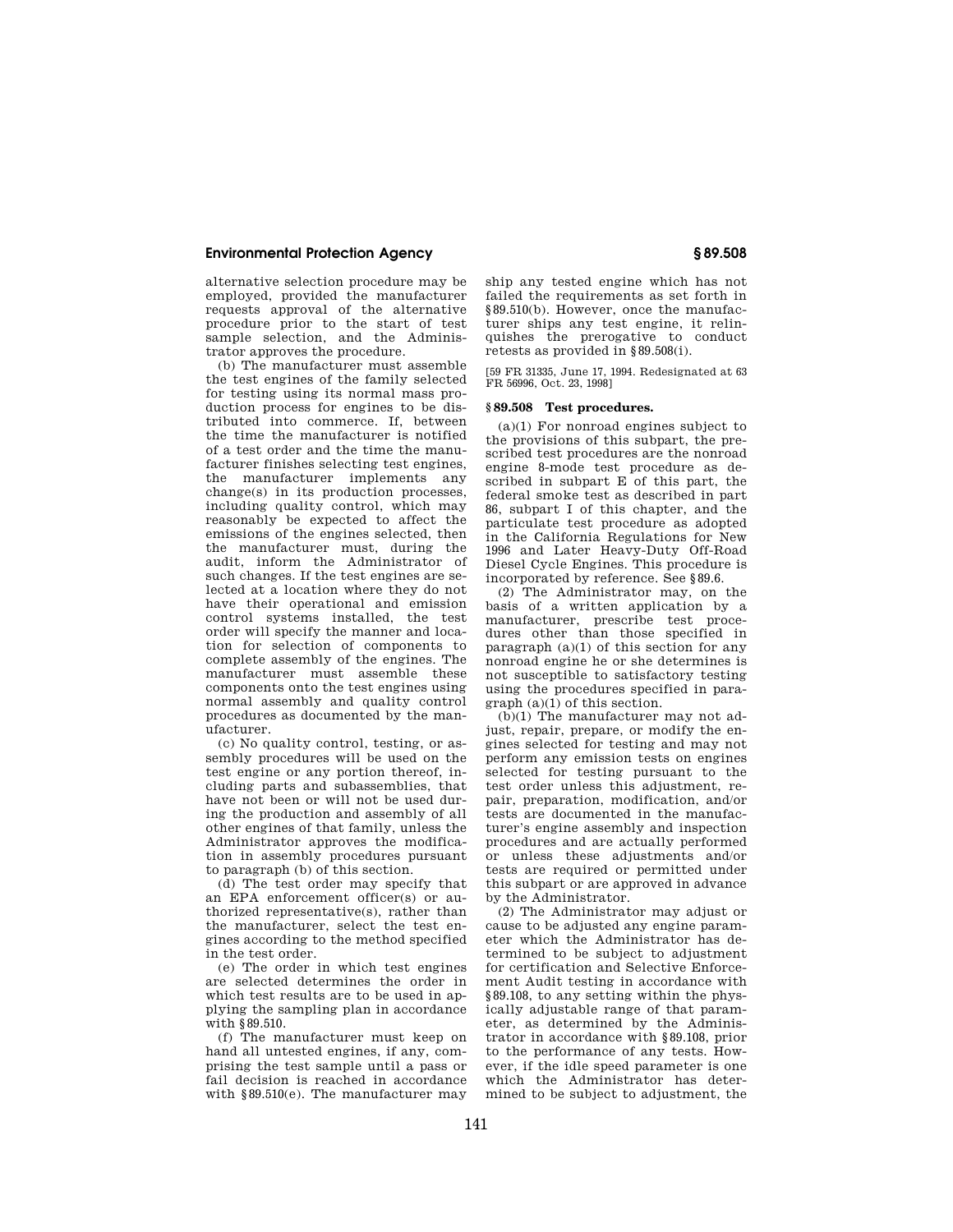alternative selection procedure may be employed, provided the manufacturer requests approval of the alternative procedure prior to the start of test sample selection, and the Administrator approves the procedure.

(b) The manufacturer must assemble the test engines of the family selected for testing using its normal mass production process for engines to be distributed into commerce. If, between the time the manufacturer is notified of a test order and the time the manufacturer finishes selecting test engines, the manufacturer implements any change(s) in its production processes, including quality control, which may reasonably be expected to affect the emissions of the engines selected, then the manufacturer must, during the audit, inform the Administrator of such changes. If the test engines are selected at a location where they do not have their operational and emission control systems installed, the test order will specify the manner and location for selection of components to complete assembly of the engines. The manufacturer must assemble these components onto the test engines using normal assembly and quality control procedures as documented by the manufacturer.

(c) No quality control, testing, or assembly procedures will be used on the test engine or any portion thereof, including parts and subassemblies, that have not been or will not be used during the production and assembly of all other engines of that family, unless the Administrator approves the modification in assembly procedures pursuant to paragraph (b) of this section.

(d) The test order may specify that an EPA enforcement officer(s) or authorized representative(s), rather than the manufacturer, select the test engines according to the method specified in the test order.

(e) The order in which test engines are selected determines the order in which test results are to be used in applying the sampling plan in accordance with §89.510.

(f) The manufacturer must keep on hand all untested engines, if any, comprising the test sample until a pass or fail decision is reached in accordance with §89.510(e). The manufacturer may ship any tested engine which has not failed the requirements as set forth in §89.510(b). However, once the manufacturer ships any test engine, it relinquishes the prerogative to conduct retests as provided in §89.508(i).

[59 FR 31335, June 17, 1994. Redesignated at 63 FR 56996, Oct. 23, 1998]

## §89.508 Test procedures.

(a)(1) For nonroad engines subject to the provisions of this subpart, the prescribed test procedures are the nonroad engine 8-mode test procedure as described in subpart E of this part, the federal smoke test as described in part 86, subpart I of this chapter, and the particulate test procedure as adopted in the California Regulations for New 1996 and Later Heavy-Duty Off-Road Diesel Cycle Engines. This procedure is incorporated by reference. See §89.6.

(2) The Administrator may, on the basis of a written application by a manufacturer, prescribe test procedures other than those specified in paragraph (a)(1) of this section for any nonroad engine he or she determines is not susceptible to satisfactory testing using the procedures specified in paragraph (a)(1) of this section.

(b)(1) The manufacturer may not adjust, repair, prepare, or modify the engines selected for testing and may not perform any emission tests on engines selected for testing pursuant to the test order unless this adjustment, repair, preparation, modification, and/or tests are documented in the manufacturer's engine assembly and inspection procedures and are actually performed or unless these adjustments and/or tests are required or permitted under this subpart or are approved in advance by the Administrator.

(2) The Administrator may adjust or cause to be adjusted any engine parameter which the Administrator has determined to be subject to adjustment for certification and Selective Enforcement Audit testing in accordance with §89.108, to any setting within the physically adjustable range of that parameter, as determined by the Administrator in accordance with §89.108, prior to the performance of any tests. However, if the idle speed parameter is one which the Administrator has determined to be subject to adjustment, the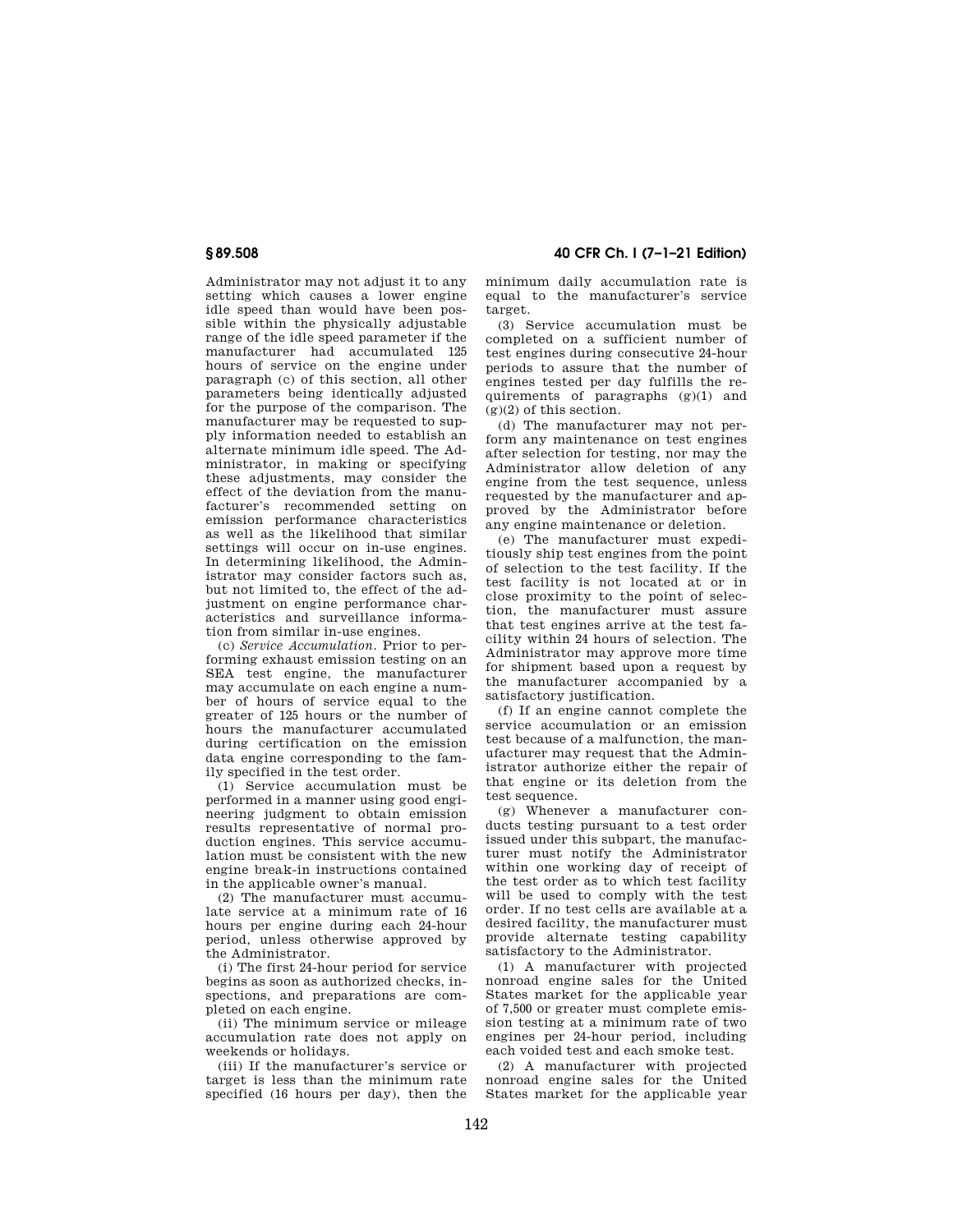Administrator may not adjust it to any setting which causes a lower engine idle speed than would have been possible within the physically adjustable range of the idle speed parameter if the manufacturer had accumulated 125 hours of service on the engine under paragraph (c) of this section, all other parameters being identically adjusted for the purpose of the comparison. The manufacturer may be requested to supply information needed to establish an alternate minimum idle speed. The Administrator, in making or specifying these adjustments, may consider the effect of the deviation from the manufacturer's recommended setting on emission performance characteristics as well as the likelihood that similar settings will occur on in-use engines. In determining likelihood, the Administrator may consider factors such as, but not limited to, the effect of the adjustment on engine performance characteristics and surveillance information from similar in-use engines.

(c) *Service Accumulation.* Prior to performing exhaust emission testing on an SEA test engine, the manufacturer may accumulate on each engine a number of hours of service equal to the greater of 125 hours or the number of hours the manufacturer accumulated during certification on the emission data engine corresponding to the family specified in the test order.

(1) Service accumulation must be performed in a manner using good engineering judgment to obtain emission results representative of normal production engines. This service accumulation must be consistent with the new engine break-in instructions contained in the applicable owner's manual.

(2) The manufacturer must accumulate service at a minimum rate of 16 hours per engine during each 24-hour period, unless otherwise approved by the Administrator.

(i) The first 24-hour period for service begins as soon as authorized checks, inspections, and preparations are completed on each engine.

(ii) The minimum service or mileage accumulation rate does not apply on weekends or holidays.

(iii) If the manufacturer's service or target is less than the minimum rate specified (16 hours per day), then the minimum daily accumulation rate is equal to the manufacturer's service target.

(3) Service accumulation must be completed on a sufficient number of test engines during consecutive 24-hour periods to assure that the number of engines tested per day fulfills the requirements of paragraphs (g)(1) and (g)(2) of this section.

(d) The manufacturer may not perform any maintenance on test engines after selection for testing, nor may the Administrator allow deletion of any engine from the test sequence, unless requested by the manufacturer and approved by the Administrator before any engine maintenance or deletion.

(e) The manufacturer must expeditiously ship test engines from the point of selection to the test facility. If the test facility is not located at or in close proximity to the point of selection, the manufacturer must assure that test engines arrive at the test facility within 24 hours of selection. The Administrator may approve more time for shipment based upon a request by the manufacturer accompanied by a satisfactory justification.

(f) If an engine cannot complete the service accumulation or an emission test because of a malfunction, the manufacturer may request that the Administrator authorize either the repair of that engine or its deletion from the test sequence.

(g) Whenever a manufacturer conducts testing pursuant to a test order issued under this subpart, the manufacturer must notify the Administrator within one working day of receipt of the test order as to which test facility will be used to comply with the test order. If no test cells are available at a desired facility, the manufacturer must provide alternate testing capability satisfactory to the Administrator.

(1) A manufacturer with projected nonroad engine sales for the United States market for the applicable year of 7,500 or greater must complete emission testing at a minimum rate of two engines per 24-hour period, including each voided test and each smoke test.

(2) A manufacturer with projected nonroad engine sales for the United States market for the applicable year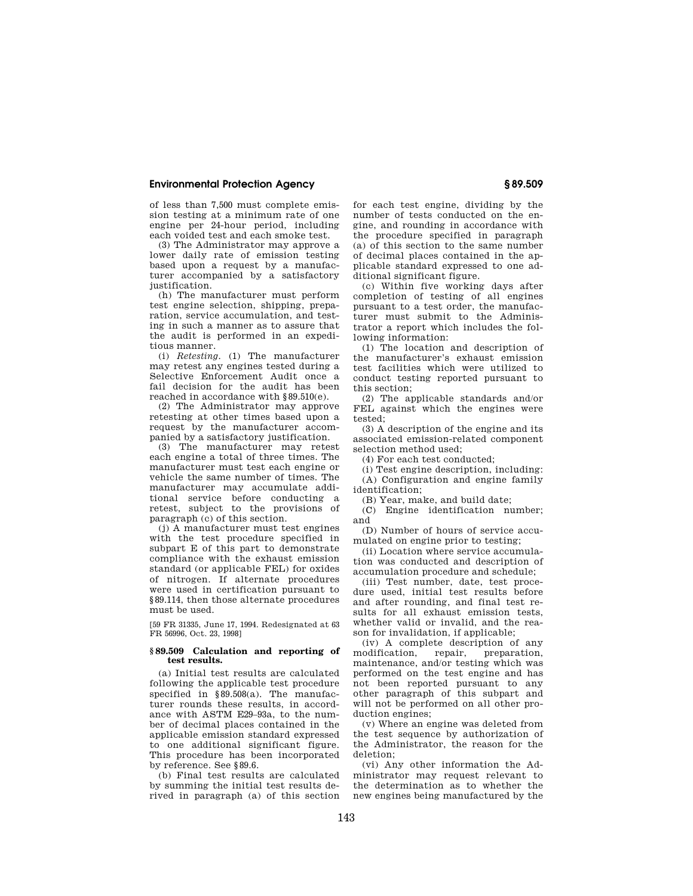of less than 7,500 must complete emission testing at a minimum rate of one engine per 24-hour period, including each voided test and each smoke test.

(3) The Administrator may approve a lower daily rate of emission testing based upon a request by a manufacturer accompanied by a satisfactory justification.

(h) The manufacturer must perform test engine selection, shipping, preparation, service accumulation, and testing in such a manner as to assure that the audit is performed in an expeditious manner.

(i) *Retesting.* (1) The manufacturer may retest any engines tested during a Selective Enforcement Audit once a fail decision for the audit has been reached in accordance with §89.510(e).

(2) The Administrator may approve retesting at other times based upon a request by the manufacturer accompanied by a satisfactory justification.

(3) The manufacturer may retest each engine a total of three times. The manufacturer must test each engine or vehicle the same number of times. The manufacturer may accumulate additional service before conducting a retest, subject to the provisions of paragraph (c) of this section.

(j) A manufacturer must test engines with the test procedure specified in subpart E of this part to demonstrate compliance with the exhaust emission standard (or applicable FEL) for oxides of nitrogen. If alternate procedures were used in certification pursuant to §89.114, then those alternate procedures must be used.

[59 FR 31335, June 17, 1994. Redesignated at 63 FR 56996, Oct. 23, 1998]

### §89.509 Calculation and reporting of test results.

(a) Initial test results are calculated following the applicable test procedure specified in §89.508(a). The manufacturer rounds these results, in accordance with ASTM E29–93a, to the number of decimal places contained in the applicable emission standard expressed to one additional significant figure. This procedure has been incorporated by reference. See §89.6.

(b) Final test results are calculated by summing the initial test results derived in paragraph (a) of this section for each test engine, dividing by the number of tests conducted on the engine, and rounding in accordance with the procedure specified in paragraph (a) of this section to the same number of decimal places contained in the applicable standard expressed to one additional significant figure.

(c) Within five working days after completion of testing of all engines pursuant to a test order, the manufacturer must submit to the Administrator a report which includes the following information:

(1) The location and description of the manufacturer's exhaust emission test facilities which were utilized to conduct testing reported pursuant to this section;

(2) The applicable standards and/or FEL against which the engines were tested;

(3) A description of the engine and its associated emission-related component selection method used;

(4) For each test conducted;

(i) Test engine description, including:

(A) Configuration and engine family identification;

(B) Year, make, and build date;

(C) Engine identification number; and

(D) Number of hours of service accumulated on engine prior to testing;

(ii) Location where service accumulation was conducted and description of accumulation procedure and schedule;

(iii) Test number, date, test procedure used, initial test results before and after rounding, and final test results for all exhaust emission tests, whether valid or invalid, and the reason for invalidation, if applicable;

(iv) A complete description of any modification, repair, preparation, maintenance, and/or testing which was performed on the test engine and has not been reported pursuant to any other paragraph of this subpart and will not be performed on all other production engines;

(v) Where an engine was deleted from the test sequence by authorization of the Administrator, the reason for the deletion;

(vi) Any other information the Administrator may request relevant to the determination as to whether the new engines being manufactured by the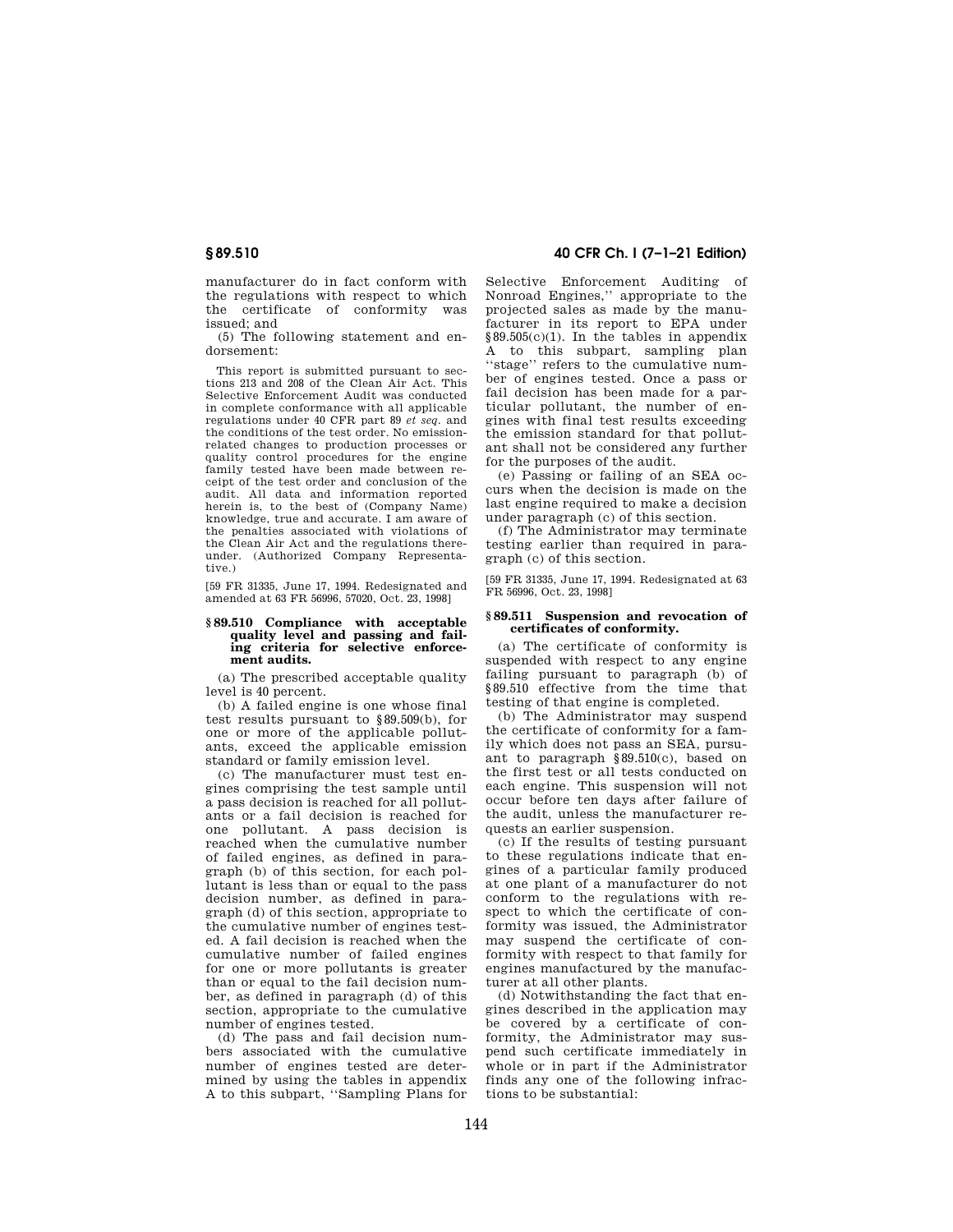manufacturer do in fact conform with the regulations with respect to which the certificate of conformity was issued; and

(5) The following statement and endorsement:

This report is submitted pursuant to sections 213 and 208 of the Clean Air Act. This Selective Enforcement Audit was conducted in complete conformance with all applicable regulations under 40 CFR part 89 *et seq.* and the conditions of the test order. No emission-related changes to production processes or quality control procedures for the engine family tested have been made between receipt of the test order and conclusion of the audit. All data and information reported herein is, to the best of (Company Name) knowledge, true and accurate. I am aware of the penalties associated with violations of the Clean Air Act and the regulations thereunder. (Authorized Company Representative.)

[59 FR 31335, June 17, 1994. Redesignated and amended at 63 FR 56996, 57020, Oct. 23, 1998]

### § 89.510 Compliance with acceptable quality level and passing and failing criteria for selective enforcement audits.

(a) The prescribed acceptable quality level is 40 percent.

(b) A failed engine is one whose final test results pursuant to §89.509(b), for one or more of the applicable pollutants, exceed the applicable emission standard or family emission level.

(c) The manufacturer must test engines comprising the test sample until a pass decision is reached for all pollutants or a fail decision is reached for one pollutant. A pass decision is reached when the cumulative number of failed engines, as defined in paragraph (b) of this section, for each pollutant is less than or equal to the pass decision number, as defined in paragraph (d) of this section, appropriate to the cumulative number of engines tested. A fail decision is reached when the cumulative number of failed engines for one or more pollutants is greater than or equal to the fail decision number, as defined in paragraph (d) of this section, appropriate to the cumulative number of engines tested.

(d) The pass and fail decision numbers associated with the cumulative number of engines tested are determined by using the tables in appendix A to this subpart, "Sampling Plans for Selective Enforcement Auditing of Nonroad Engines," appropriate to the projected sales as made by the manufacturer in its report to EPA under §89.505(c)(1). In the tables in appendix A to this subpart, sampling plan "stage" refers to the cumulative number of engines tested. Once a pass or fail decision has been made for a particular pollutant, the number of engines with final test results exceeding the emission standard for that pollutant shall not be considered any further for the purposes of the audit.

(e) Passing or failing of an SEA occurs when the decision is made on the last engine required to make a decision under paragraph (c) of this section.

(f) The Administrator may terminate testing earlier than required in paragraph (c) of this section.

[59 FR 31335, June 17, 1994. Redesignated at 63 FR 56996, Oct. 23, 1998]

### § 89.511 Suspension and revocation of certificates of conformity.

(a) The certificate of conformity is suspended with respect to any engine failing pursuant to paragraph (b) of §89.510 effective from the time that testing of that engine is completed.

(b) The Administrator may suspend the certificate of conformity for a family which does not pass an SEA, pursuant to paragraph §89.510(c), based on the first test or all tests conducted on each engine. This suspension will not occur before ten days after failure of the audit, unless the manufacturer requests an earlier suspension.

(c) If the results of testing pursuant to these regulations indicate that engines of a particular family produced at one plant of a manufacturer do not conform to the regulations with respect to which the certificate of conformity was issued, the Administrator may suspend the certificate of conformity with respect to that family for engines manufactured by the manufacturer at all other plants.

(d) Notwithstanding the fact that engines described in the application may be covered by a certificate of conformity, the Administrator may suspend such certificate immediately in whole or in part if the Administrator finds any one of the following infractions to be substantial: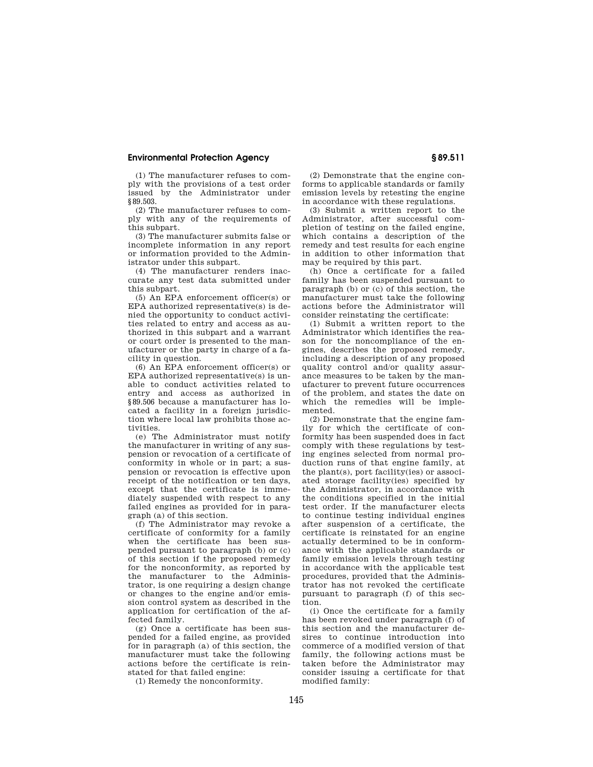(1) The manufacturer refuses to comply with the provisions of a test order issued by the Administrator under §89.503.

(2) The manufacturer refuses to comply with any of the requirements of this subpart.

(3) The manufacturer submits false or incomplete information in any report or information provided to the Administrator under this subpart.

(4) The manufacturer renders inaccurate any test data submitted under this subpart.

(5) An EPA enforcement officer(s) or EPA authorized representative(s) is denied the opportunity to conduct activities related to entry and access as authorized in this subpart and a warrant or court order is presented to the manufacturer or the party in charge of a facility in question.

(6) An EPA enforcement officer(s) or EPA authorized representative(s) is unable to conduct activities related to entry and access as authorized in §89.506 because a manufacturer has located a facility in a foreign jurisdiction where local law prohibits those activities.

(e) The Administrator must notify the manufacturer in writing of any suspension or revocation of a certificate of conformity in whole or in part; a suspension or revocation is effective upon receipt of the notification or ten days, except that the certificate is immediately suspended with respect to any failed engines as provided for in paragraph (a) of this section.

(f) The Administrator may revoke a certificate of conformity for a family when the certificate has been suspended pursuant to paragraph (b) or (c) of this section if the proposed remedy for the nonconformity, as reported by the manufacturer to the Administrator, is one requiring a design change or changes to the engine and/or emission control system as described in the application for certification of the affected family.

(g) Once a certificate has been suspended for a failed engine, as provided for in paragraph (a) of this section, the manufacturer must take the following actions before the certificate is reinstated for that failed engine:

(1) Remedy the nonconformity.

(2) Demonstrate that the engine conforms to applicable standards or family emission levels by retesting the engine in accordance with these regulations.

(3) Submit a written report to the Administrator, after successful completion of testing on the failed engine, which contains a description of the remedy and test results for each engine in addition to other information that may be required by this part.

(h) Once a certificate for a failed family has been suspended pursuant to paragraph (b) or (c) of this section, the manufacturer must take the following actions before the Administrator will consider reinstating the certificate:

(1) Submit a written report to the Administrator which identifies the reason for the noncompliance of the engines, describes the proposed remedy, including a description of any proposed quality control and/or quality assurance measures to be taken by the manufacturer to prevent future occurrences of the problem, and states the date on which the remedies will be implemented.

(2) Demonstrate that the engine family for which the certificate of conformity has been suspended does in fact comply with these regulations by testing engines selected from normal production runs of that engine family, at the plant(s), port facility(ies) or associated storage facility(ies) specified by the Administrator, in accordance with the conditions specified in the initial test order. If the manufacturer elects to continue testing individual engines after suspension of a certificate, the certificate is reinstated for an engine actually determined to be in conformance with the applicable standards or family emission levels through testing in accordance with the applicable test procedures, provided that the Administrator has not revoked the certificate pursuant to paragraph (f) of this section.

(i) Once the certificate for a family has been revoked under paragraph (f) of this section and the manufacturer desires to continue introduction into commerce of a modified version of that family, the following actions must be taken before the Administrator may consider issuing a certificate for that modified family: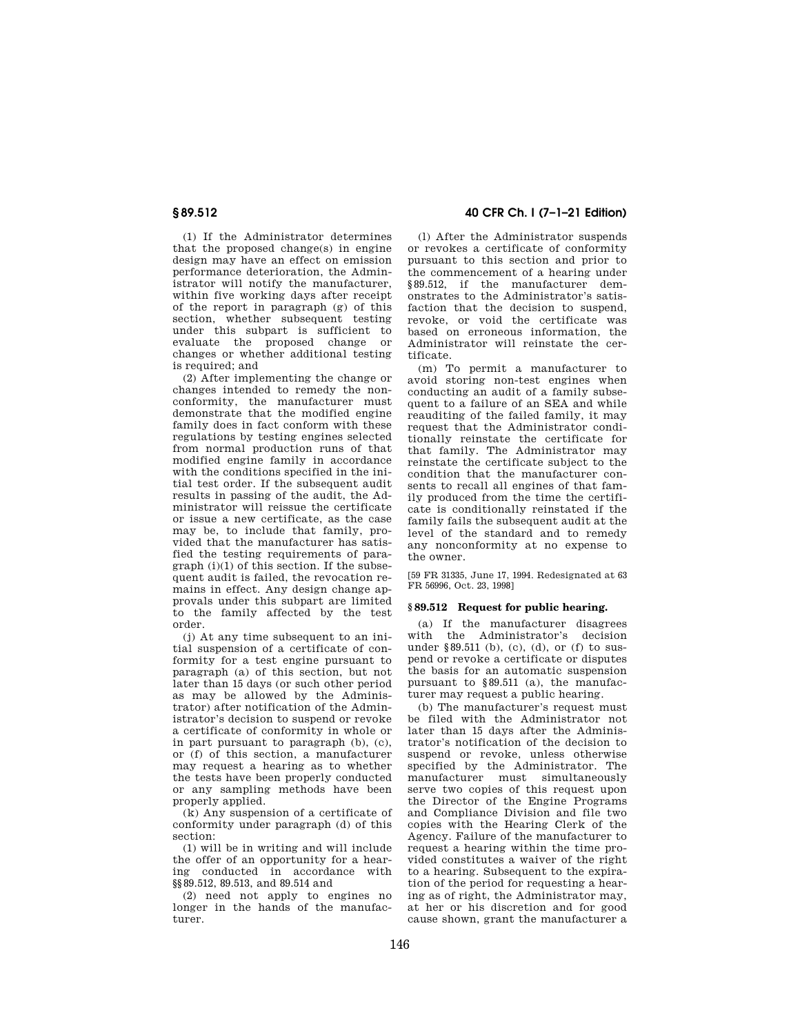(1) If the Administrator determines that the proposed change(s) in engine design may have an effect on emission performance deterioration, the Administrator will notify the manufacturer, within five working days after receipt of the report in paragraph (g) of this section, whether subsequent testing under this subpart is sufficient to evaluate the proposed change or changes or whether additional testing is required; and

(2) After implementing the change or changes intended to remedy the nonconformity, the manufacturer must demonstrate that the modified engine family does in fact conform with these regulations by testing engines selected from normal production runs of that modified engine family in accordance with the conditions specified in the initial test order. If the subsequent audit results in passing of the audit, the Administrator will reissue the certificate or issue a new certificate, as the case may be, to include that family, provided that the manufacturer has satisfied the testing requirements of paragraph (i)(1) of this section. If the subsequent audit is failed, the revocation remains in effect. Any design change approvals under this subpart are limited to the family affected by the test order.

(j) At any time subsequent to an initial suspension of a certificate of conformity for a test engine pursuant to paragraph (a) of this section, but not later than 15 days (or such other period as may be allowed by the Administrator) after notification of the Administrator's decision to suspend or revoke a certificate of conformity in whole or in part pursuant to paragraph (b), (c), or (f) of this section, a manufacturer may request a hearing as to whether the tests have been properly conducted or any sampling methods have been properly applied.

(k) Any suspension of a certificate of conformity under paragraph (d) of this section:

(1) will be in writing and will include the offer of an opportunity for a hearing conducted in accordance with §§89.512, 89.513, and 89.514 and

(2) need not apply to engines no longer in the hands of the manufacturer.

(l) After the Administrator suspends or revokes a certificate of conformity pursuant to this section and prior to the commencement of a hearing under §89.512, if the manufacturer demonstrates to the Administrator's satisfaction that the decision to suspend, revoke, or void the certificate was based on erroneous information, the Administrator will reinstate the certificate.

(m) To permit a manufacturer to avoid storing non-test engines when conducting an audit of a family subsequent to a failure of an SEA and while reauditing of the failed family, it may request that the Administrator conditionally reinstate the certificate for that family. The Administrator may reinstate the certificate subject to the condition that the manufacturer consents to recall all engines of that family produced from the time the certificate is conditionally reinstated if the family fails the subsequent audit at the level of the standard and to remedy any nonconformity at no expense to the owner.

[59 FR 31335, June 17, 1994. Redesignated at 63 FR 56996, Oct. 23, 1998]

## § 89.512 Request for public hearing.

(a) If the manufacturer disagrees with the Administrator's decision under §89.511 (b), (c), (d), or (f) to suspend or revoke a certificate or disputes the basis for an automatic suspension pursuant to §89.511 (a), the manufacturer may request a public hearing.

(b) The manufacturer's request must be filed with the Administrator not later than 15 days after the Administrator's notification of the decision to suspend or revoke, unless otherwise specified by the Administrator. The manufacturer must simultaneously serve two copies of this request upon the Director of the Engine Programs and Compliance Division and file two copies with the Hearing Clerk of the Agency. Failure of the manufacturer to request a hearing within the time provided constitutes a waiver of the right to a hearing. Subsequent to the expiration of the period for requesting a hearing as of right, the Administrator may, at her or his discretion and for good cause shown, grant the manufacturer a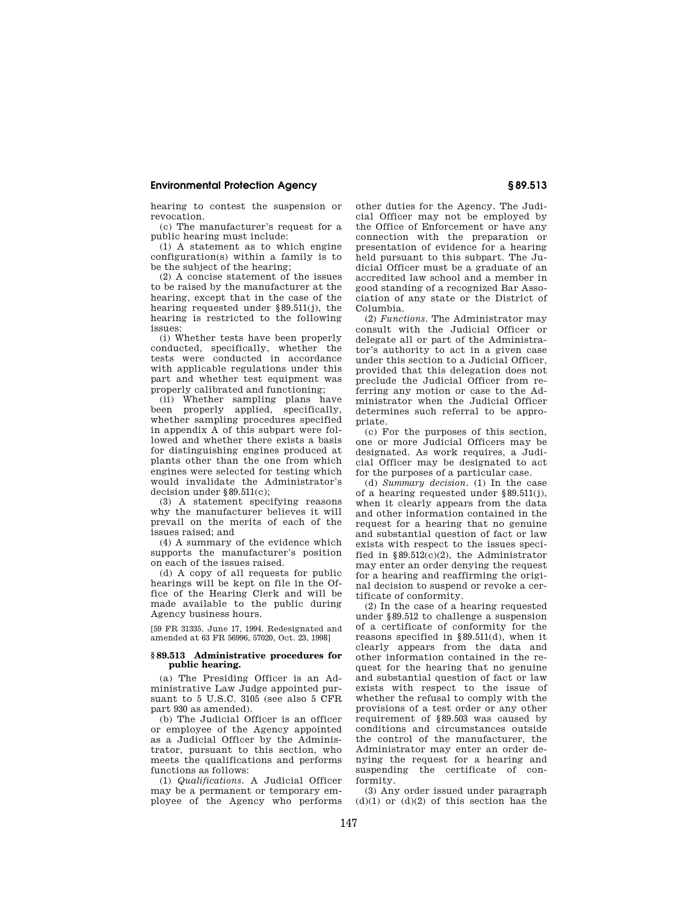hearing to contest the suspension or revocation.

(c) The manufacturer's request for a public hearing must include:

(1) A statement as to which engine configuration(s) within a family is to be the subject of the hearing;

(2) A concise statement of the issues to be raised by the manufacturer at the hearing, except that in the case of the hearing requested under §89.511(j), the hearing is restricted to the following issues:

(i) Whether tests have been properly conducted, specifically, whether the tests were conducted in accordance with applicable regulations under this part and whether test equipment was properly calibrated and functioning;

(ii) Whether sampling plans have been properly applied, specifically, whether sampling procedures specified in appendix A of this subpart were followed and whether there exists a basis for distinguishing engines produced at plants other than the one from which engines were selected for testing which would invalidate the Administrator's decision under §89.511(c);

(3) A statement specifying reasons why the manufacturer believes it will prevail on the merits of each of the issues raised; and

(4) A summary of the evidence which supports the manufacturer's position on each of the issues raised.

(d) A copy of all requests for public hearings will be kept on file in the Office of the Hearing Clerk and will be made available to the public during Agency business hours.

[59 FR 31335, June 17, 1994. Redesignated and amended at 63 FR 56996, 57020, Oct. 23, 1998]

### §89.513 Administrative procedures for public hearing.

(a) The Presiding Officer is an Administrative Law Judge appointed pursuant to 5 U.S.C. 3105 (see also 5 CFR part 930 as amended).

(b) The Judicial Officer is an officer or employee of the Agency appointed as a Judicial Officer by the Administrator, pursuant to this section, who meets the qualifications and performs functions as follows:

(1) *Qualifications.* A Judicial Officer may be a permanent or temporary employee of the Agency who performs other duties for the Agency. The Judicial Officer may not be employed by the Office of Enforcement or have any connection with the preparation or presentation of evidence for a hearing held pursuant to this subpart. The Judicial Officer must be a graduate of an accredited law school and a member in good standing of a recognized Bar Association of any state or the District of Columbia.

(2) *Functions.* The Administrator may consult with the Judicial Officer or delegate all or part of the Administrator's authority to act in a given case under this section to a Judicial Officer, provided that this delegation does not preclude the Judicial Officer from referring any motion or case to the Administrator when the Judicial Officer determines such referral to be appropriate.

(c) For the purposes of this section, one or more Judicial Officers may be designated. As work requires, a Judicial Officer may be designated to act for the purposes of a particular case.

(d) *Summary decision.* (1) In the case of a hearing requested under §89.511(j), when it clearly appears from the data and other information contained in the request for a hearing that no genuine and substantial question of fact or law exists with respect to the issues specified in §89.512(c)(2), the Administrator may enter an order denying the request for a hearing and reaffirming the original decision to suspend or revoke a certificate of conformity.

(2) In the case of a hearing requested under §89.512 to challenge a suspension of a certificate of conformity for the reasons specified in §89.511(d), when it clearly appears from the data and other information contained in the request for the hearing that no genuine and substantial question of fact or law exists with respect to the issue of whether the refusal to comply with the provisions of a test order or any other requirement of §89.503 was caused by conditions and circumstances outside the control of the manufacturer, the Administrator may enter an order denying the request for a hearing and suspending the certificate of conformity.

(3) Any order issued under paragraph (d)(1) or (d)(2) of this section has the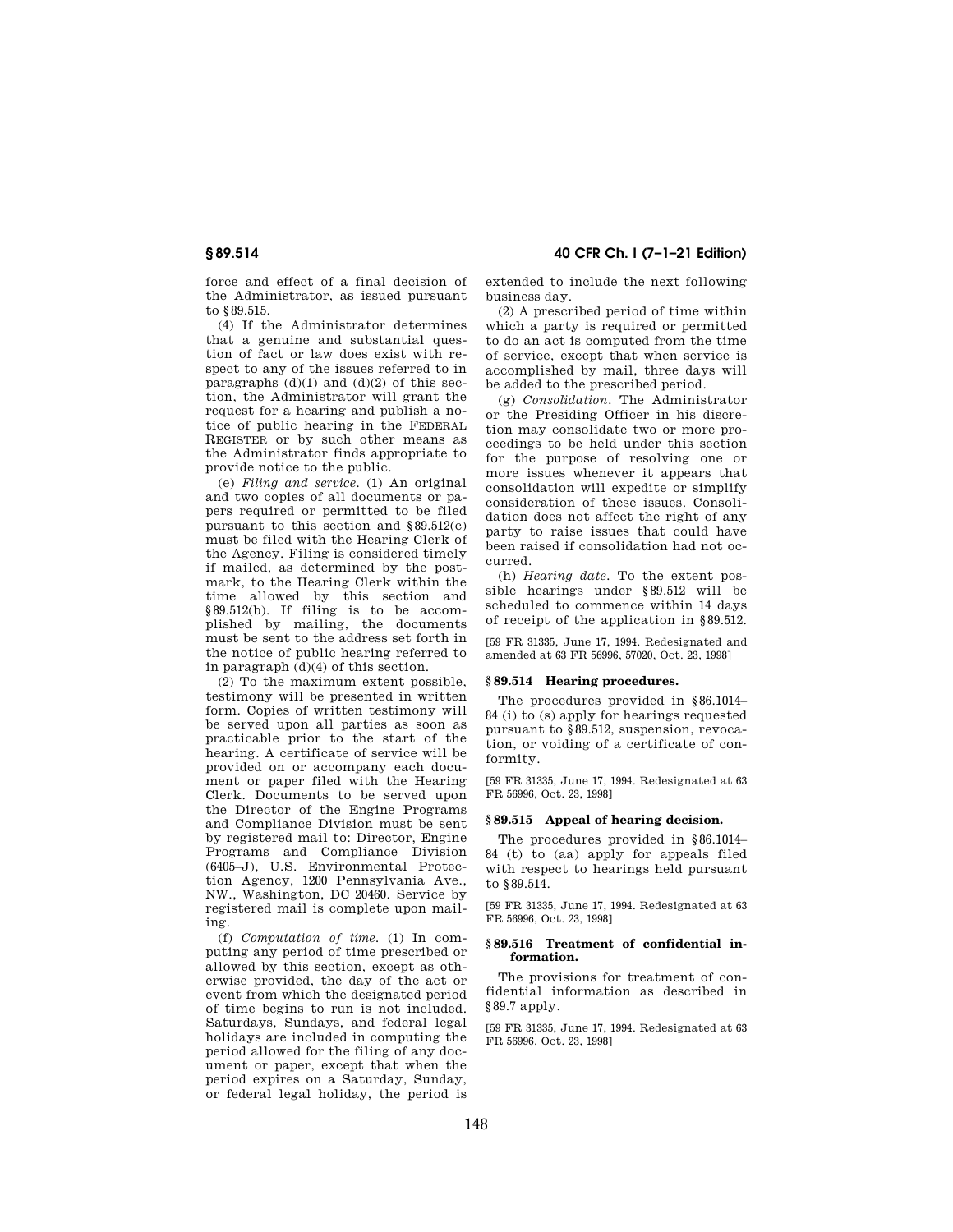force and effect of a final decision of the Administrator, as issued pursuant to §89.515.

(4) If the Administrator determines that a genuine and substantial question of fact or law does exist with respect to any of the issues referred to in paragraphs (d)(1) and (d)(2) of this section, the Administrator will grant the request for a hearing and publish a notice of public hearing in the FEDERAL REGISTER or by such other means as the Administrator finds appropriate to provide notice to the public.

(e) *Filing and service.* (1) An original and two copies of all documents or papers required or permitted to be filed pursuant to this section and §89.512(c) must be filed with the Hearing Clerk of the Agency. Filing is considered timely if mailed, as determined by the postmark, to the Hearing Clerk within the time allowed by this section and §89.512(b). If filing is to be accomplished by mailing, the documents must be sent to the address set forth in the notice of public hearing referred to in paragraph (d)(4) of this section.

(2) To the maximum extent possible, testimony will be presented in written form. Copies of written testimony will be served upon all parties as soon as practicable prior to the start of the hearing. A certificate of service will be provided on or accompany each document or paper filed with the Hearing Clerk. Documents to be served upon the Director of the Engine Programs and Compliance Division must be sent by registered mail to: Director, Engine Programs and Compliance Division (6405–J), U.S. Environmental Protection Agency, 1200 Pennsylvania Ave., NW., Washington, DC 20460. Service by registered mail is complete upon mailing.

(f) *Computation of time.* (1) In computing any period of time prescribed or allowed by this section, except as otherwise provided, the day of the act or event from which the designated period of time begins to run is not included. Saturdays, Sundays, and federal legal holidays are included in computing the period allowed for the filing of any document or paper, except that when the period expires on a Saturday, Sunday, or federal legal holiday, the period is extended to include the next following business day.

(2) A prescribed period of time within which a party is required or permitted to do an act is computed from the time of service, except that when service is accomplished by mail, three days will be added to the prescribed period.

(g) *Consolidation.* The Administrator or the Presiding Officer in his discretion may consolidate two or more proceedings to be held under this section for the purpose of resolving one or more issues whenever it appears that consolidation will expedite or simplify consideration of these issues. Consolidation does not affect the right of any party to raise issues that could have been raised if consolidation had not occurred.

(h) *Hearing date.* To the extent possible hearings under §89.512 will be scheduled to commence within 14 days of receipt of the application in §89.512.

[59 FR 31335, June 17, 1994. Redesignated and amended at 63 FR 56996, 57020, Oct. 23, 1998]

## §89.514 Hearing procedures.

The procedures provided in §86.1014–84 (i) to (s) apply for hearings requested pursuant to §89.512, suspension, revocation, or voiding of a certificate of conformity.

[59 FR 31335, June 17, 1994. Redesignated at 63 FR 56996, Oct. 23, 1998]

## §89.515 Appeal of hearing decision.

The procedures provided in §86.1014–84 (t) to (aa) apply for appeals filed with respect to hearings held pursuant to §89.514.

[59 FR 31335, June 17, 1994. Redesignated at 63 FR 56996, Oct. 23, 1998]

## §89.516 Treatment of confidential information.

The provisions for treatment of confidential information as described in §89.7 apply.

[59 FR 31335, June 17, 1994. Redesignated at 63 FR 56996, Oct. 23, 1998]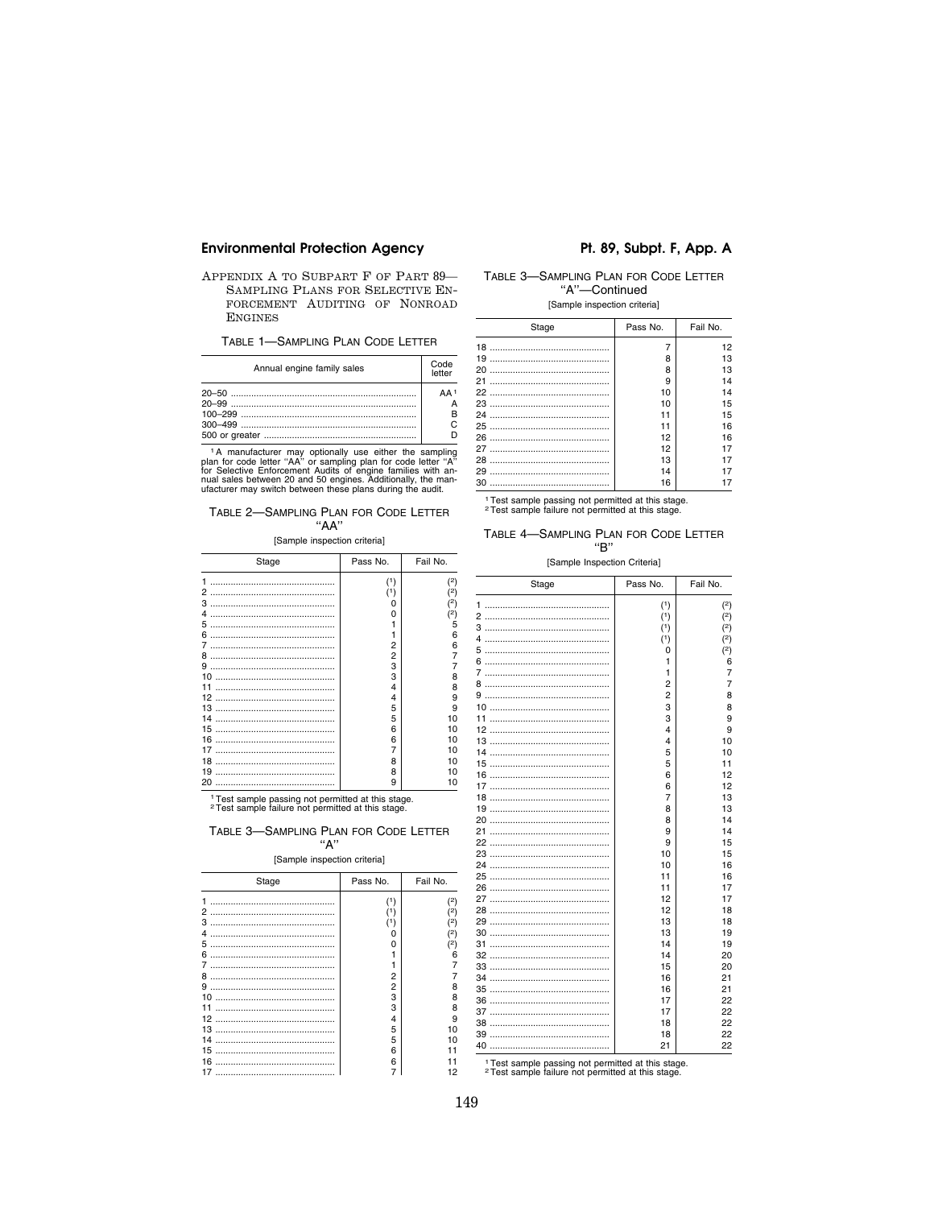## APPENDIX A TO SUBPART F OF PART 89—SAMPLING PLANS FOR SELECTIVE ENFORCEMENT AUDITING OF NONROAD ENGINES

TABLE 1—SAMPLING PLAN CODE LETTER

| Annual engine family sales | Code letter |
|---|---|
| 20–50 | AA[1] |
| 20–99 | A |
| 100–299 | B |
| 300–499 | C |
| 500 or greater | D |

[1] A manufacturer may optionally use either the sampling plan for code letter "AA" or sampling plan for code letter "A" for Selective Enforcement Audits of engine families with annual sales between 20 and 50 engines. Additionally, the manufacturer may switch between these plans during the audit.

TABLE 2—SAMPLING PLAN FOR CODE LETTER "AA"

[Sample inspection criteria]

| Stage | Pass No. | Fail No. |
|---|---|---|
| 1 | (1) | (2) |
| 2 | (1) | (2) |
| 3 | 0 | (2) |
| 4 | 0 | (2) |
| 5 | 1 | 5 |
| 6 | 1 | 6 |
| 7 | 2 | 6 |
| 8 | 2 | 7 |
| 9 | 3 | 7 |
| 10 | 3 | 8 |
| 11 | 4 | 8 |
| 12 | 4 | 9 |
| 13 | 5 | 9 |
| 14 | 5 | 10 |
| 15 | 6 | 10 |
| 16 | 6 | 10 |
| 17 | 7 | 10 |
| 18 | 8 | 10 |
| 19 | 8 | 10 |
| 20 | 9 | 10 |

[1] Test sample passing not permitted at this stage.
[2] Test sample failure not permitted at this stage.

TABLE 3—SAMPLING PLAN FOR CODE LETTER "A"

[Sample inspection criteria]

| Stage | Pass No. | Fail No. |
|---|---|---|
| 1 | (1) | (2) |
| 2 | (1) | (2) |
| 3 | (1) | (2) |
| 4 | 0 | (2) |
| 5 | 0 | (2) |
| 6 | 1 | 6 |
| 7 | 1 | 7 |
| 8 | 2 | 7 |
| 9 | 2 | 8 |
| 10 | 3 | 8 |
| 11 | 3 | 8 |
| 12 | 4 | 9 |
| 13 | 5 | 10 |
| 14 | 5 | 10 |
| 15 | 6 | 11 |
| 16 | 6 | 11 |
| 17 | 7 | 12 |
| 18 | 7 | 12 |
| 19 | 8 | 13 |
| 20 | 8 | 13 |
| 21 | 9 | 14 |
| 22 | 10 | 14 |
| 23 | 10 | 15 |
| 24 | 11 | 15 |
| 25 | 11 | 16 |
| 26 | 12 | 16 |
| 27 | 12 | 17 |
| 28 | 13 | 17 |
| 29 | 14 | 17 |
| 30 | 16 | 17 |

[1] Test sample passing not permitted at this stage.
[2] Test sample failure not permitted at this stage.

TABLE 4—SAMPLING PLAN FOR CODE LETTER "B"

[Sample Inspection Criteria]

| Stage | Pass No. | Fail No. |
|---|---|---|
| 1 | (1) | (2) |
| 2 | (1) | (2) |
| 3 | (1) | (2) |
| 4 | (1) | (2) |
| 5 | 0 | (2) |
| 6 | 1 | 6 |
| 7 | 1 | 7 |
| 8 | 2 | 7 |
| 9 | 2 | 8 |
| 10 | 3 | 8 |
| 11 | 3 | 9 |
| 12 | 4 | 9 |
| 13 | 4 | 10 |
| 14 | 5 | 10 |
| 15 | 5 | 11 |
| 16 | 6 | 12 |
| 17 | 6 | 12 |
| 18 | 7 | 13 |
| 19 | 8 | 13 |
| 20 | 8 | 14 |
| 21 | 9 | 14 |
| 22 | 9 | 15 |
| 23 | 10 | 15 |
| 24 | 10 | 16 |
| 25 | 11 | 16 |
| 26 | 11 | 17 |
| 27 | 12 | 17 |
| 28 | 12 | 18 |
| 29 | 13 | 18 |
| 30 | 13 | 19 |
| 31 | 14 | 19 |
| 32 | 14 | 20 |
| 33 | 15 | 20 |
| 34 | 16 | 21 |
| 35 | 16 | 21 |
| 36 | 17 | 22 |
| 37 | 17 | 22 |
| 38 | 18 | 22 |
| 39 | 18 | 22 |
| 40 | 21 | 22 |

[1] Test sample passing not permitted at this stage.
[2] Test sample failure not permitted at this stage.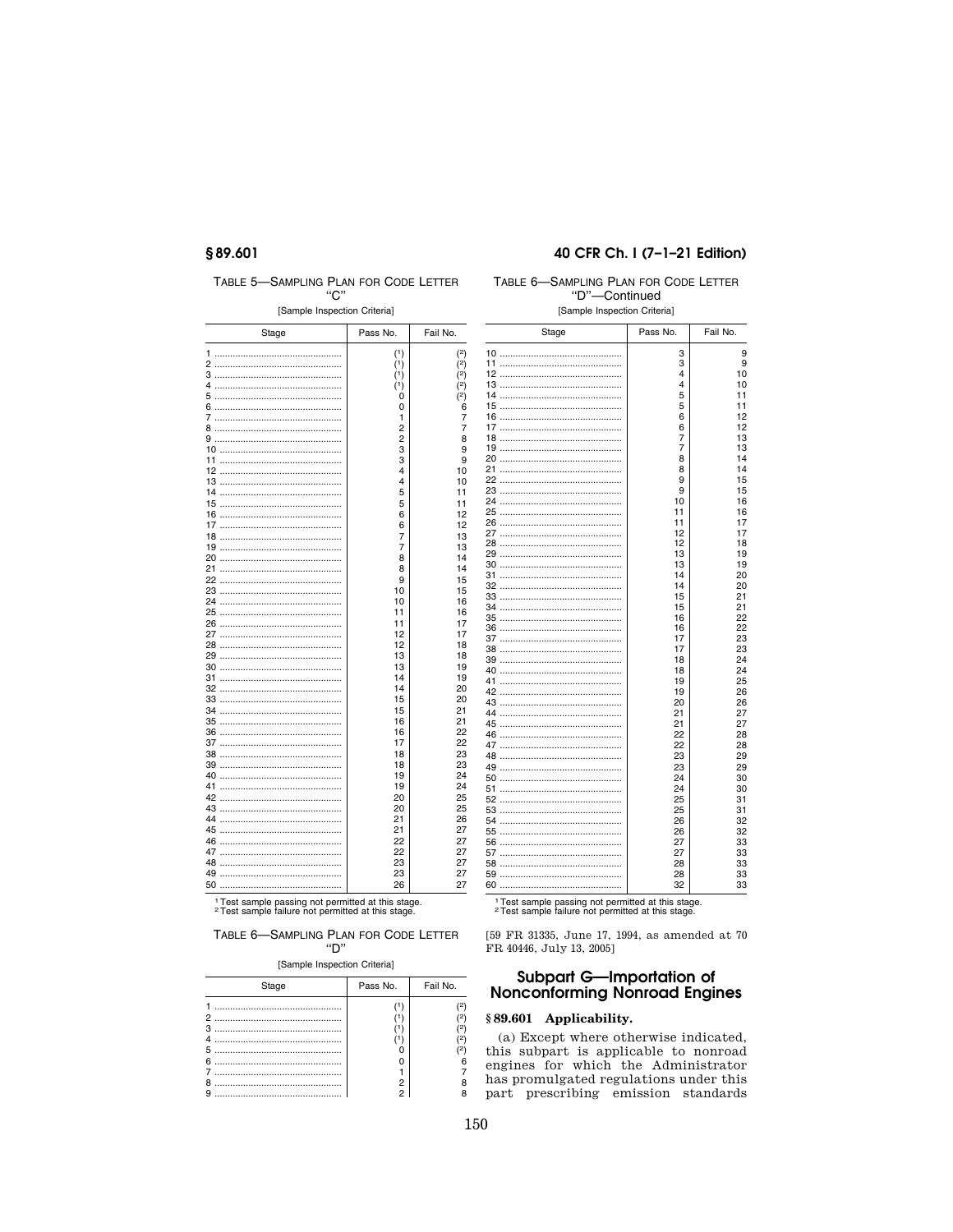TABLE 5—SAMPLING PLAN FOR CODE LETTER "C"

[Sample Inspection Criteria]

| Stage | Pass No. | Fail No. |
|---|---|---|
| 1 | [1] | [2] |
| 2 | [1] | [2] |
| 3 | [1] | [2] |
| 4 | [1] | [2] |
| 5 | 0 | [2] |
| 6 | 0 | 6 |
| 7 | 1 | 7 |
| 8 | 2 | 7 |
| 9 | 2 | 8 |
| 10 | 3 | 9 |
| 11 | 3 | 9 |
| 12 | 4 | 10 |
| 13 | 4 | 10 |
| 14 | 5 | 11 |
| 15 | 5 | 11 |
| 16 | 6 | 12 |
| 17 | 6 | 12 |
| 18 | 7 | 13 |
| 19 | 7 | 13 |
| 20 | 8 | 14 |
| 21 | 8 | 14 |
| 22 | 9 | 15 |
| 23 | 10 | 15 |
| 24 | 10 | 16 |
| 25 | 11 | 16 |
| 26 | 11 | 17 |
| 27 | 12 | 17 |
| 28 | 12 | 18 |
| 29 | 13 | 18 |
| 30 | 13 | 19 |
| 31 | 14 | 19 |
| 32 | 14 | 20 |
| 33 | 15 | 20 |
| 34 | 15 | 21 |
| 35 | 16 | 21 |
| 36 | 16 | 22 |
| 37 | 17 | 22 |
| 38 | 18 | 23 |
| 39 | 18 | 23 |
| 40 | 19 | 24 |
| 41 | 19 | 24 |
| 42 | 20 | 25 |
| 43 | 20 | 25 |
| 44 | 21 | 26 |
| 45 | 21 | 27 |
| 46 | 22 | 27 |
| 47 | 22 | 27 |
| 48 | 23 | 27 |
| 49 | 23 | 27 |
| 50 | 26 | 27 |

[1] Test sample passing not permitted at this stage.
[2] Test sample failure not permitted at this stage.

TABLE 6—SAMPLING PLAN FOR CODE LETTER "D"

[Sample Inspection Criteria]

| Stage | Pass No. | Fail No. |
|---|---|---|
| 1 | [1] | [2] |
| 2 | [1] | [2] |
| 3 | [1] | [2] |
| 4 | [1] | [2] |
| 5 | 0 | [2] |
| 6 | 0 | 6 |
| 7 | 1 | 7 |
| 8 | 2 | 8 |
| 9 | 2 | 8 |
| 10 | 3 | 9 |
| 11 | 3 | 9 |
| 12 | 4 | 10 |
| 13 | 4 | 10 |
| 14 | 5 | 11 |
| 15 | 5 | 11 |
| 16 | 6 | 12 |
| 17 | 6 | 12 |
| 18 | 7 | 13 |
| 19 | 7 | 13 |
| 20 | 8 | 14 |
| 21 | 8 | 14 |
| 22 | 9 | 15 |
| 23 | 9 | 15 |
| 24 | 10 | 16 |
| 25 | 11 | 16 |
| 26 | 11 | 17 |
| 27 | 12 | 17 |
| 28 | 12 | 18 |
| 29 | 13 | 19 |
| 30 | 13 | 19 |
| 31 | 14 | 20 |
| 32 | 14 | 20 |
| 33 | 15 | 21 |
| 34 | 15 | 21 |
| 35 | 16 | 22 |
| 36 | 16 | 22 |
| 37 | 17 | 23 |
| 38 | 17 | 23 |
| 39 | 18 | 24 |
| 40 | 18 | 24 |
| 41 | 19 | 25 |
| 42 | 19 | 26 |
| 43 | 20 | 26 |
| 44 | 21 | 27 |
| 45 | 21 | 27 |
| 46 | 22 | 28 |
| 47 | 22 | 28 |
| 48 | 23 | 29 |
| 49 | 23 | 29 |
| 50 | 24 | 30 |
| 51 | 24 | 30 |
| 52 | 25 | 31 |
| 53 | 25 | 31 |
| 54 | 26 | 32 |
| 55 | 26 | 32 |
| 56 | 27 | 33 |
| 57 | 27 | 33 |
| 58 | 28 | 33 |
| 59 | 28 | 33 |
| 60 | 32 | 33 |

[1] Test sample passing not permitted at this stage.
[2] Test sample failure not permitted at this stage.

[59 FR 31335, June 17, 1994, as amended at 70 FR 40446, July 13, 2005]

## Subpart G—Importation of Nonconforming Nonroad Engines

### § 89.601 Applicability.

(a) Except where otherwise indicated, this subpart is applicable to nonroad engines for which the Administrator has promulgated regulations under this part prescribing emission standards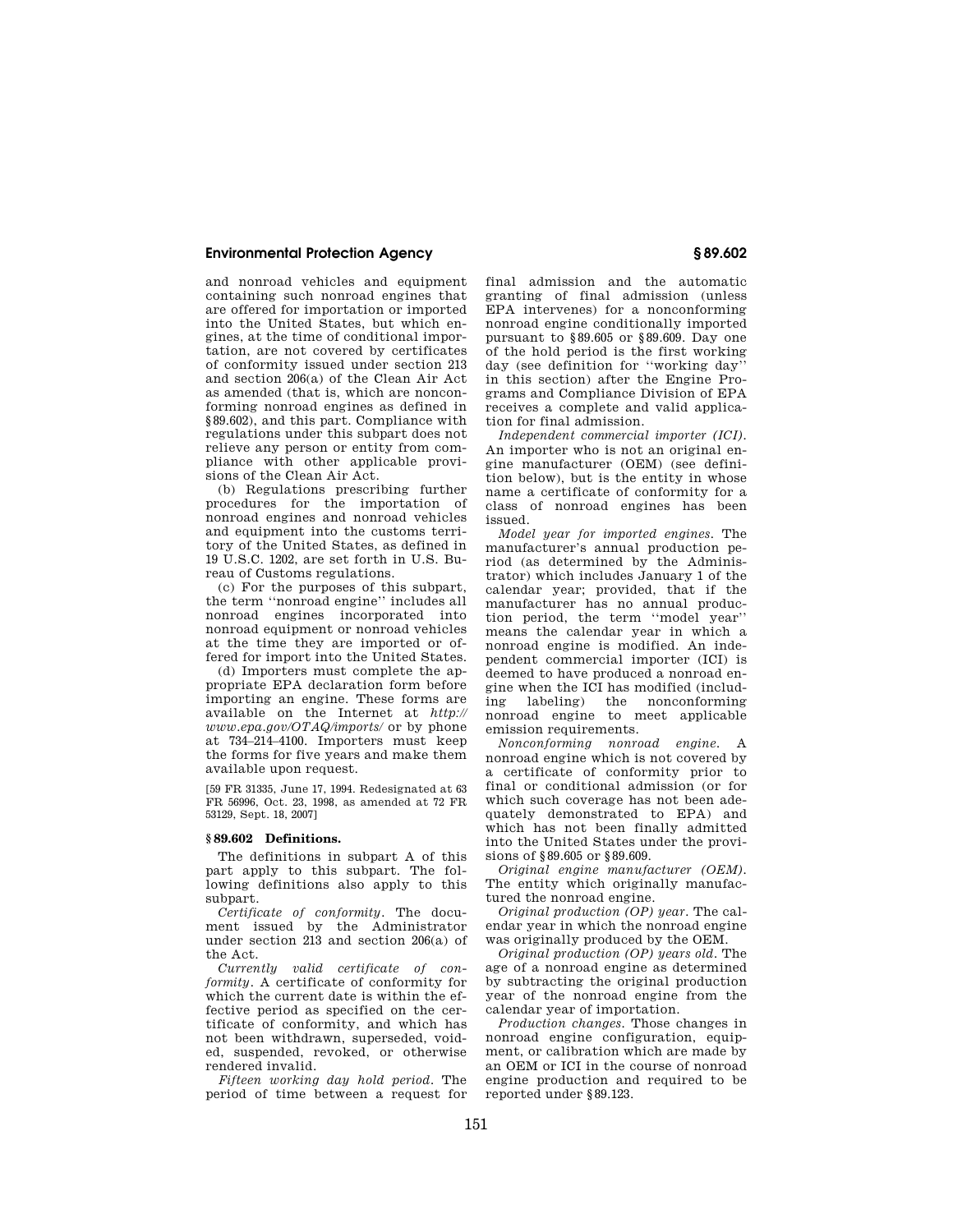and nonroad vehicles and equipment containing such nonroad engines that are offered for importation or imported into the United States, but which engines, at the time of conditional importation, are not covered by certificates of conformity issued under section 213 and section 206(a) of the Clean Air Act as amended (that is, which are nonconforming nonroad engines as defined in §89.602), and this part. Compliance with regulations under this subpart does not relieve any person or entity from compliance with other applicable provisions of the Clean Air Act.

(b) Regulations prescribing further procedures for the importation of nonroad engines and nonroad vehicles and equipment into the customs territory of the United States, as defined in 19 U.S.C. 1202, are set forth in U.S. Bureau of Customs regulations.

(c) For the purposes of this subpart, the term ''nonroad engine'' includes all nonroad engines incorporated into nonroad equipment or nonroad vehicles at the time they are imported or offered for import into the United States.

(d) Importers must complete the appropriate EPA declaration form before importing an engine. These forms are available on the Internet at *http://www.epa.gov/OTAQ/imports/* or by phone at 734–214–4100. Importers must keep the forms for five years and make them available upon request.

[59 FR 31335, June 17, 1994. Redesignated at 63 FR 56996, Oct. 23, 1998, as amended at 72 FR 53129, Sept. 18, 2007]

### §89.602 Definitions.

The definitions in subpart A of this part apply to this subpart. The following definitions also apply to this subpart.

*Certificate of conformity*. The document issued by the Administrator under section 213 and section 206(a) of the Act.

*Currently valid certificate of conformity*. A certificate of conformity for which the current date is within the effective period as specified on the certificate of conformity, and which has not been withdrawn, superseded, voided, suspended, revoked, or otherwise rendered invalid.

*Fifteen working day hold period*. The period of time between a request for final admission and the automatic granting of final admission (unless EPA intervenes) for a nonconforming nonroad engine conditionally imported pursuant to §89.605 or §89.609. Day one of the hold period is the first working day (see definition for ''working day'' in this section) after the Engine Programs and Compliance Division of EPA receives a complete and valid application for final admission.

*Independent commercial importer (ICI)*. An importer who is not an original engine manufacturer (OEM) (see definition below), but is the entity in whose name a certificate of conformity for a class of nonroad engines has been issued.

*Model year for imported engines*. The manufacturer's annual production period (as determined by the Administrator) which includes January 1 of the calendar year; provided, that if the manufacturer has no annual production period, the term ''model year'' means the calendar year in which a nonroad engine is modified. An independent commercial importer (ICI) is deemed to have produced a nonroad engine when the ICI has modified (including labeling) the nonconforming nonroad engine to meet applicable emission requirements.

*Nonconforming nonroad engine*. A nonroad engine which is not covered by a certificate of conformity prior to final or conditional admission (or for which such coverage has not been adequately demonstrated to EPA) and which has not been finally admitted into the United States under the provisions of §89.605 or §89.609.

*Original engine manufacturer (OEM)*. The entity which originally manufactured the nonroad engine.

*Original production (OP) year*. The calendar year in which the nonroad engine was originally produced by the OEM.

*Original production (OP) years old*. The age of a nonroad engine as determined by subtracting the original production year of the nonroad engine from the calendar year of importation.

*Production changes*. Those changes in nonroad engine configuration, equipment, or calibration which are made by an OEM or ICI in the course of nonroad engine production and required to be reported under §89.123.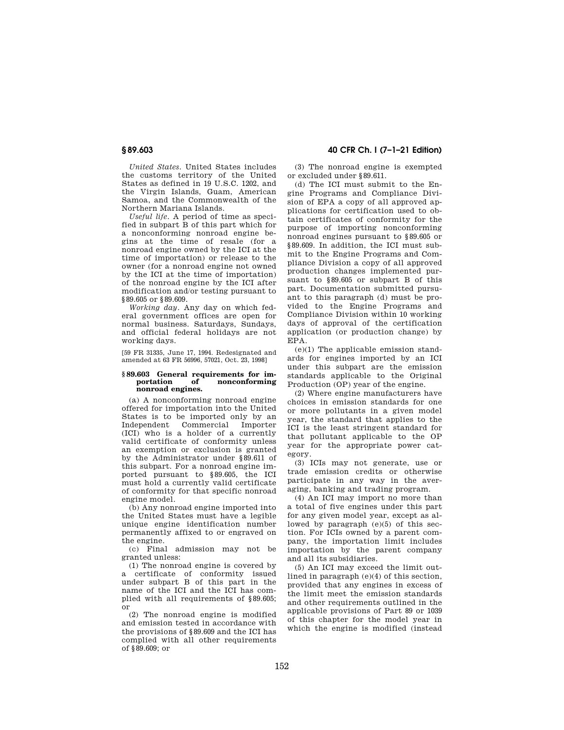*United States.* United States includes the customs territory of the United States as defined in 19 U.S.C. 1202, and the Virgin Islands, Guam, American Samoa, and the Commonwealth of the Northern Mariana Islands.

*Useful life.* A period of time as specified in subpart B of this part which for a nonconforming nonroad engine begins at the time of resale (for a nonroad engine owned by the ICI at the time of importation) or release to the owner (for a nonroad engine not owned by the ICI at the time of importation) of the nonroad engine by the ICI after modification and/or testing pursuant to §89.605 or §89.609.

*Working day.* Any day on which federal government offices are open for normal business. Saturdays, Sundays, and official federal holidays are not working days.

[59 FR 31335, June 17, 1994. Redesignated and amended at 63 FR 56996, 57021, Oct. 23, 1998]

### §89.603 General requirements for importation of nonconforming nonroad engines.

(a) A nonconforming nonroad engine offered for importation into the United States is to be imported only by an Independent Commercial Importer (ICI) who is a holder of a currently valid certificate of conformity unless an exemption or exclusion is granted by the Administrator under §89.611 of this subpart. For a nonroad engine imported pursuant to §89.605, the ICI must hold a currently valid certificate of conformity for that specific nonroad engine model.

(b) Any nonroad engine imported into the United States must have a legible unique engine identification number permanently affixed to or engraved on the engine.

(c) Final admission may not be granted unless:

(1) The nonroad engine is covered by a certificate of conformity issued under subpart B of this part in the name of the ICI and the ICI has complied with all requirements of §89.605; or

(2) The nonroad engine is modified and emission tested in accordance with the provisions of §89.609 and the ICI has complied with all other requirements of §89.609; or

(3) The nonroad engine is exempted or excluded under §89.611.

(d) The ICI must submit to the Engine Programs and Compliance Division of EPA a copy of all approved applications for certification used to obtain certificates of conformity for the purpose of importing nonconforming nonroad engines pursuant to §89.605 or §89.609. In addition, the ICI must submit to the Engine Programs and Compliance Division a copy of all approved production changes implemented pursuant to §89.605 or subpart B of this part. Documentation submitted pursuant to this paragraph (d) must be provided to the Engine Programs and Compliance Division within 10 working days of approval of the certification application (or production change) by EPA.

(e)(1) The applicable emission standards for engines imported by an ICI under this subpart are the emission standards applicable to the Original Production (OP) year of the engine.

(2) Where engine manufacturers have choices in emission standards for one or more pollutants in a given model year, the standard that applies to the ICI is the least stringent standard for that pollutant applicable to the OP year for the appropriate power category.

(3) ICIs may not generate, use or trade emission credits or otherwise participate in any way in the averaging, banking and trading program.

(4) An ICI may import no more than a total of five engines under this part for any given model year, except as allowed by paragraph (e)(5) of this section. For ICIs owned by a parent company, the importation limit includes importation by the parent company and all its subsidiaries.

(5) An ICI may exceed the limit outlined in paragraph (e)(4) of this section, provided that any engines in excess of the limit meet the emission standards and other requirements outlined in the applicable provisions of Part 89 or 1039 of this chapter for the model year in which the engine is modified (instead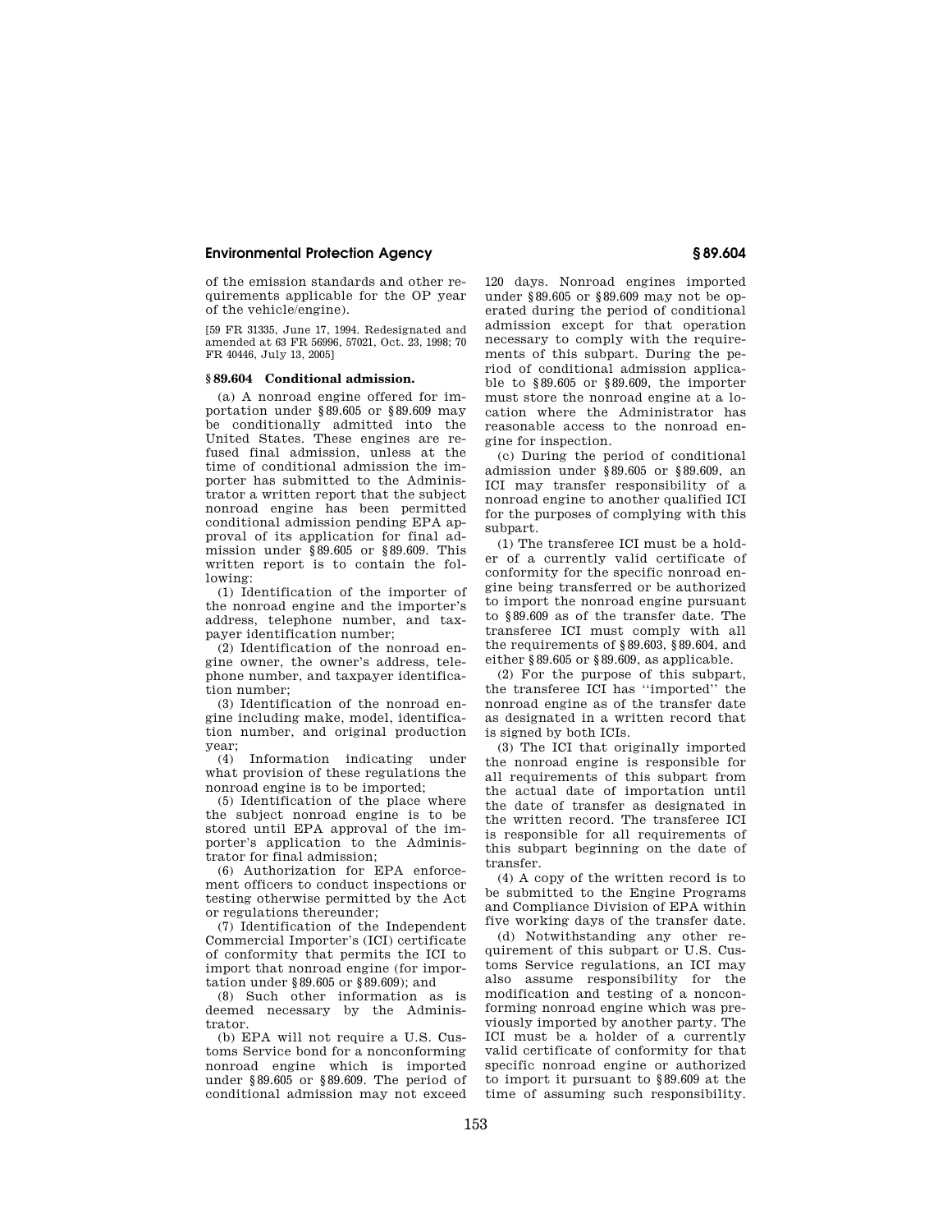of the emission standards and other requirements applicable for the OP year of the vehicle/engine).

[59 FR 31335, June 17, 1994. Redesignated and amended at 63 FR 56996, 57021, Oct. 23, 1998; 70 FR 40446, July 13, 2005]

### § 89.604 Conditional admission.

(a) A nonroad engine offered for importation under §89.605 or §89.609 may be conditionally admitted into the United States. These engines are refused final admission, unless at the time of conditional admission the importer has submitted to the Administrator a written report that the subject nonroad engine has been permitted conditional admission pending EPA approval of its application for final admission under §89.605 or §89.609. This written report is to contain the following:

(1) Identification of the importer of the nonroad engine and the importer's address, telephone number, and taxpayer identification number;

(2) Identification of the nonroad engine owner, the owner's address, telephone number, and taxpayer identification number;

(3) Identification of the nonroad engine including make, model, identification number, and original production year;

(4) Information indicating under what provision of these regulations the nonroad engine is to be imported;

(5) Identification of the place where the subject nonroad engine is to be stored until EPA approval of the importer's application to the Administrator for final admission;

(6) Authorization for EPA enforcement officers to conduct inspections or testing otherwise permitted by the Act or regulations thereunder;

(7) Identification of the Independent Commercial Importer's (ICI) certificate of conformity that permits the ICI to import that nonroad engine (for importation under §89.605 or §89.609); and

(8) Such other information as is deemed necessary by the Administrator.

(b) EPA will not require a U.S. Customs Service bond for a nonconforming nonroad engine which is imported under §89.605 or §89.609. The period of conditional admission may not exceed 120 days. Nonroad engines imported under §89.605 or §89.609 may not be operated during the period of conditional admission except for that operation necessary to comply with the requirements of this subpart. During the period of conditional admission applicable to §89.605 or §89.609, the importer must store the nonroad engine at a location where the Administrator has reasonable access to the nonroad engine for inspection.

(c) During the period of conditional admission under §89.605 or §89.609, an ICI may transfer responsibility of a nonroad engine to another qualified ICI for the purposes of complying with this subpart.

(1) The transferee ICI must be a holder of a currently valid certificate of conformity for the specific nonroad engine being transferred or be authorized to import the nonroad engine pursuant to §89.609 as of the transfer date. The transferee ICI must comply with all the requirements of §89.603, §89.604, and either §89.605 or §89.609, as applicable.

(2) For the purpose of this subpart, the transferee ICI has ''imported'' the nonroad engine as of the transfer date as designated in a written record that is signed by both ICIs.

(3) The ICI that originally imported the nonroad engine is responsible for all requirements of this subpart from the actual date of importation until the date of transfer as designated in the written record. The transferee ICI is responsible for all requirements of this subpart beginning on the date of transfer.

(4) A copy of the written record is to be submitted to the Engine Programs and Compliance Division of EPA within five working days of the transfer date.

(d) Notwithstanding any other requirement of this subpart or U.S. Customs Service regulations, an ICI may also assume responsibility for the modification and testing of a nonconforming nonroad engine which was previously imported by another party. The ICI must be a holder of a currently valid certificate of conformity for that specific nonroad engine or authorized to import it pursuant to §89.609 at the time of assuming such responsibility.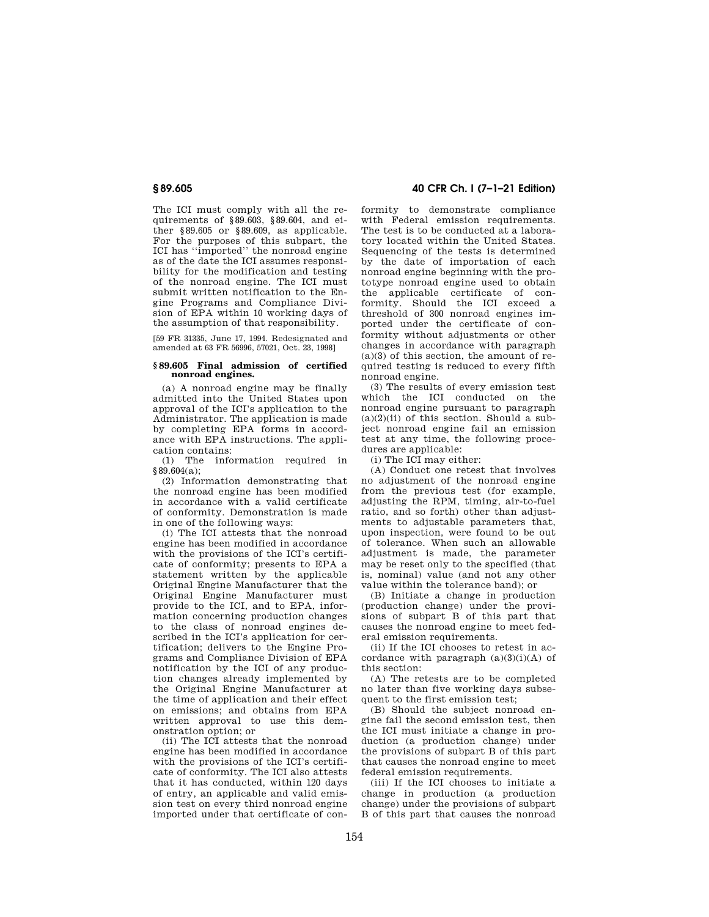The ICI must comply with all the requirements of §89.603, §89.604, and either §89.605 or §89.609, as applicable. For the purposes of this subpart, the ICI has ''imported'' the nonroad engine as of the date the ICI assumes responsibility for the modification and testing of the nonroad engine. The ICI must submit written notification to the Engine Programs and Compliance Division of EPA within 10 working days of the assumption of that responsibility.

[59 FR 31335, June 17, 1994. Redesignated and amended at 63 FR 56996, 57021, Oct. 23, 1998]

### § 89.605 Final admission of certified nonroad engines.

(a) A nonroad engine may be finally admitted into the United States upon approval of the ICI's application to the Administrator. The application is made by completing EPA forms in accordance with EPA instructions. The application contains:

(1) The information required in §89.604(a);

(2) Information demonstrating that the nonroad engine has been modified in accordance with a valid certificate of conformity. Demonstration is made in one of the following ways:

(i) The ICI attests that the nonroad engine has been modified in accordance with the provisions of the ICI's certificate of conformity; presents to EPA a statement written by the applicable Original Engine Manufacturer that the Original Engine Manufacturer must provide to the ICI, and to EPA, information concerning production changes to the class of nonroad engines described in the ICI's application for certification; delivers to the Engine Programs and Compliance Division of EPA notification by the ICI of any production changes already implemented by the Original Engine Manufacturer at the time of application and their effect on emissions; and obtains from EPA written approval to use this demonstration option; or

(ii) The ICI attests that the nonroad engine has been modified in accordance with the provisions of the ICI's certificate of conformity. The ICI also attests that it has conducted, within 120 days of entry, an applicable and valid emission test on every third nonroad engine imported under that certificate of conformity to demonstrate compliance with Federal emission requirements. The test is to be conducted at a laboratory located within the United States. Sequencing of the tests is determined by the date of importation of each nonroad engine beginning with the prototype nonroad engine used to obtain the applicable certificate of conformity. Should the ICI exceed a threshold of 300 nonroad engines imported under the certificate of conformity without adjustments or other changes in accordance with paragraph (a)(3) of this section, the amount of required testing is reduced to every fifth nonroad engine.

(3) The results of every emission test which the ICI conducted on the nonroad engine pursuant to paragraph (a)(2)(ii) of this section. Should a subject nonroad engine fail an emission test at any time, the following procedures are applicable:

(i) The ICI may either:

(A) Conduct one retest that involves no adjustment of the nonroad engine from the previous test (for example, adjusting the RPM, timing, air-to-fuel ratio, and so forth) other than adjustments to adjustable parameters that, upon inspection, were found to be out of tolerance. When such an allowable adjustment is made, the parameter may be reset only to the specified (that is, nominal) value (and not any other value within the tolerance band); or

(B) Initiate a change in production (production change) under the provisions of subpart B of this part that causes the nonroad engine to meet federal emission requirements.

(ii) If the ICI chooses to retest in accordance with paragraph (a)(3)(i)(A) of this section:

(A) The retests are to be completed no later than five working days subsequent to the first emission test;

(B) Should the subject nonroad engine fail the second emission test, then the ICI must initiate a change in production (a production change) under the provisions of subpart B of this part that causes the nonroad engine to meet federal emission requirements.

(iii) If the ICI chooses to initiate a change in production (a production change) under the provisions of subpart B of this part that causes the nonroad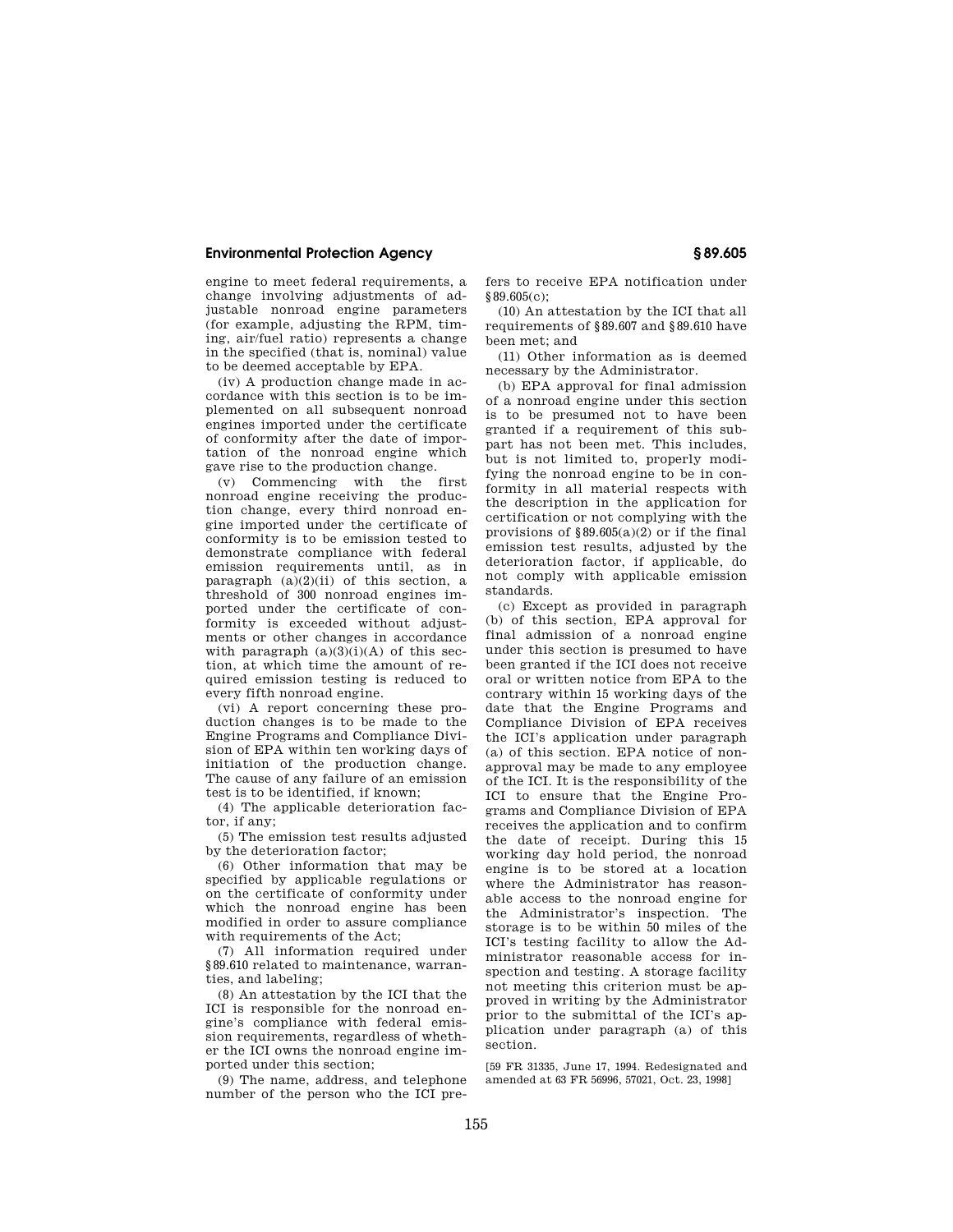engine to meet federal requirements, a change involving adjustments of adjustable nonroad engine parameters (for example, adjusting the RPM, timing, air/fuel ratio) represents a change in the specified (that is, nominal) value to be deemed acceptable by EPA.

(iv) A production change made in accordance with this section is to be implemented on all subsequent nonroad engines imported under the certificate of conformity after the date of importation of the nonroad engine which gave rise to the production change.

(v) Commencing with the first nonroad engine receiving the production change, every third nonroad engine imported under the certificate of conformity is to be emission tested to demonstrate compliance with federal emission requirements until, as in paragraph (a)(2)(ii) of this section, a threshold of 300 nonroad engines imported under the certificate of conformity is exceeded without adjustments or other changes in accordance with paragraph (a)(3)(i)(A) of this section, at which time the amount of required emission testing is reduced to every fifth nonroad engine.

(vi) A report concerning these production changes is to be made to the Engine Programs and Compliance Division of EPA within ten working days of initiation of the production change. The cause of any failure of an emission test is to be identified, if known;

(4) The applicable deterioration factor, if any;

(5) The emission test results adjusted by the deterioration factor;

(6) Other information that may be specified by applicable regulations or on the certificate of conformity under which the nonroad engine has been modified in order to assure compliance with requirements of the Act;

(7) All information required under §89.610 related to maintenance, warranties, and labeling;

(8) An attestation by the ICI that the ICI is responsible for the nonroad engine's compliance with federal emission requirements, regardless of whether the ICI owns the nonroad engine imported under this section;

(9) The name, address, and telephone number of the person who the ICI prefers to receive EPA notification under §89.605(c);

(10) An attestation by the ICI that all requirements of §89.607 and §89.610 have been met; and

(11) Other information as is deemed necessary by the Administrator.

(b) EPA approval for final admission of a nonroad engine under this section is to be presumed not to have been granted if a requirement of this subpart has not been met. This includes, but is not limited to, properly modifying the nonroad engine to be in conformity in all material respects with the description in the application for certification or not complying with the provisions of §89.605(a)(2) or if the final emission test results, adjusted by the deterioration factor, if applicable, do not comply with applicable emission standards.

(c) Except as provided in paragraph (b) of this section, EPA approval for final admission of a nonroad engine under this section is to be presumed to have been granted if the ICI does not receive oral or written notice from EPA to the contrary within 15 working days of the date that the Engine Programs and Compliance Division of EPA receives the ICI's application under paragraph (a) of this section. EPA notice of nonapproval may be made to any employee of the ICI. It is the responsibility of the ICI to ensure that the Engine Programs and Compliance Division of EPA receives the application and to confirm the date of receipt. During this 15 working day hold period, the nonroad engine is to be stored at a location where the Administrator has reasonable access to the nonroad engine for the Administrator's inspection. The storage is to be within 50 miles of the ICI's testing facility to allow the Administrator reasonable access for inspection and testing. A storage facility not meeting this criterion must be approved in writing by the Administrator prior to the submittal of the ICI's application under paragraph (a) of this section.

[59 FR 31335, June 17, 1994. Redesignated and amended at 63 FR 56996, 57021, Oct. 23, 1998]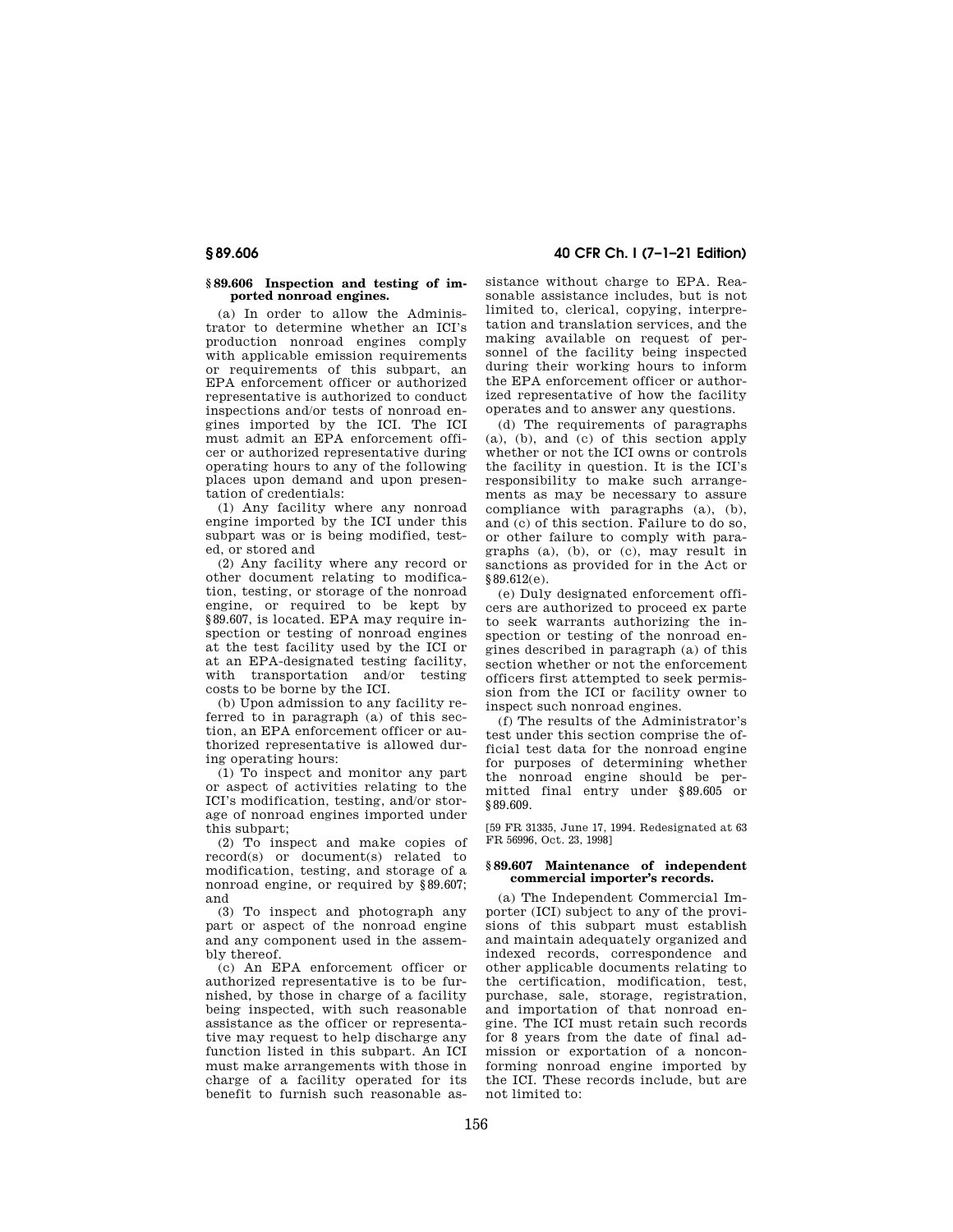### § 89.606 Inspection and testing of imported nonroad engines.

(a) In order to allow the Administrator to determine whether an ICI's production nonroad engines comply with applicable emission requirements or requirements of this subpart, an EPA enforcement officer or authorized representative is authorized to conduct inspections and/or tests of nonroad engines imported by the ICI. The ICI must admit an EPA enforcement officer or authorized representative during operating hours to any of the following places upon demand and upon presentation of credentials:

(1) Any facility where any nonroad engine imported by the ICI under this subpart was or is being modified, tested, or stored and

(2) Any facility where any record or other document relating to modification, testing, or storage of the nonroad engine, or required to be kept by § 89.607, is located. EPA may require inspection or testing of nonroad engines at the test facility used by the ICI or at an EPA-designated testing facility, with transportation and/or testing costs to be borne by the ICI.

(b) Upon admission to any facility referred to in paragraph (a) of this section, an EPA enforcement officer or authorized representative is allowed during operating hours:

(1) To inspect and monitor any part or aspect of activities relating to the ICI's modification, testing, and/or storage of nonroad engines imported under this subpart;

(2) To inspect and make copies of record(s) or document(s) related to modification, testing, and storage of a nonroad engine, or required by § 89.607; and

(3) To inspect and photograph any part or aspect of the nonroad engine and any component used in the assembly thereof.

(c) An EPA enforcement officer or authorized representative is to be furnished, by those in charge of a facility being inspected, with such reasonable assistance as the officer or representative may request to help discharge any function listed in this subpart. An ICI must make arrangements with those in charge of a facility operated for its benefit to furnish such reasonable assistance without charge to EPA. Reasonable assistance includes, but is not limited to, clerical, copying, interpretation and translation services, and the making available on request of personnel of the facility being inspected during their working hours to inform the EPA enforcement officer or authorized representative of how the facility operates and to answer any questions.

(d) The requirements of paragraphs (a), (b), and (c) of this section apply whether or not the ICI owns or controls the facility in question. It is the ICI's responsibility to make such arrangements as may be necessary to assure compliance with paragraphs (a), (b), and (c) of this section. Failure to do so, or other failure to comply with paragraphs (a), (b), or (c), may result in sanctions as provided for in the Act or § 89.612(e).

(e) Duly designated enforcement officers are authorized to proceed ex parte to seek warrants authorizing the inspection or testing of the nonroad engines described in paragraph (a) of this section whether or not the enforcement officers first attempted to seek permission from the ICI or facility owner to inspect such nonroad engines.

(f) The results of the Administrator's test under this section comprise the official test data for the nonroad engine for purposes of determining whether the nonroad engine should be permitted final entry under § 89.605 or § 89.609.

[59 FR 31335, June 17, 1994. Redesignated at 63 FR 56996, Oct. 23, 1998]

### § 89.607 Maintenance of independent commercial importer's records.

(a) The Independent Commercial Importer (ICI) subject to any of the provisions of this subpart must establish and maintain adequately organized and indexed records, correspondence and other applicable documents relating to the certification, modification, test, purchase, sale, storage, registration, and importation of that nonroad engine. The ICI must retain such records for 8 years from the date of final admission or exportation of a nonconforming nonroad engine imported by the ICI. These records include, but are not limited to: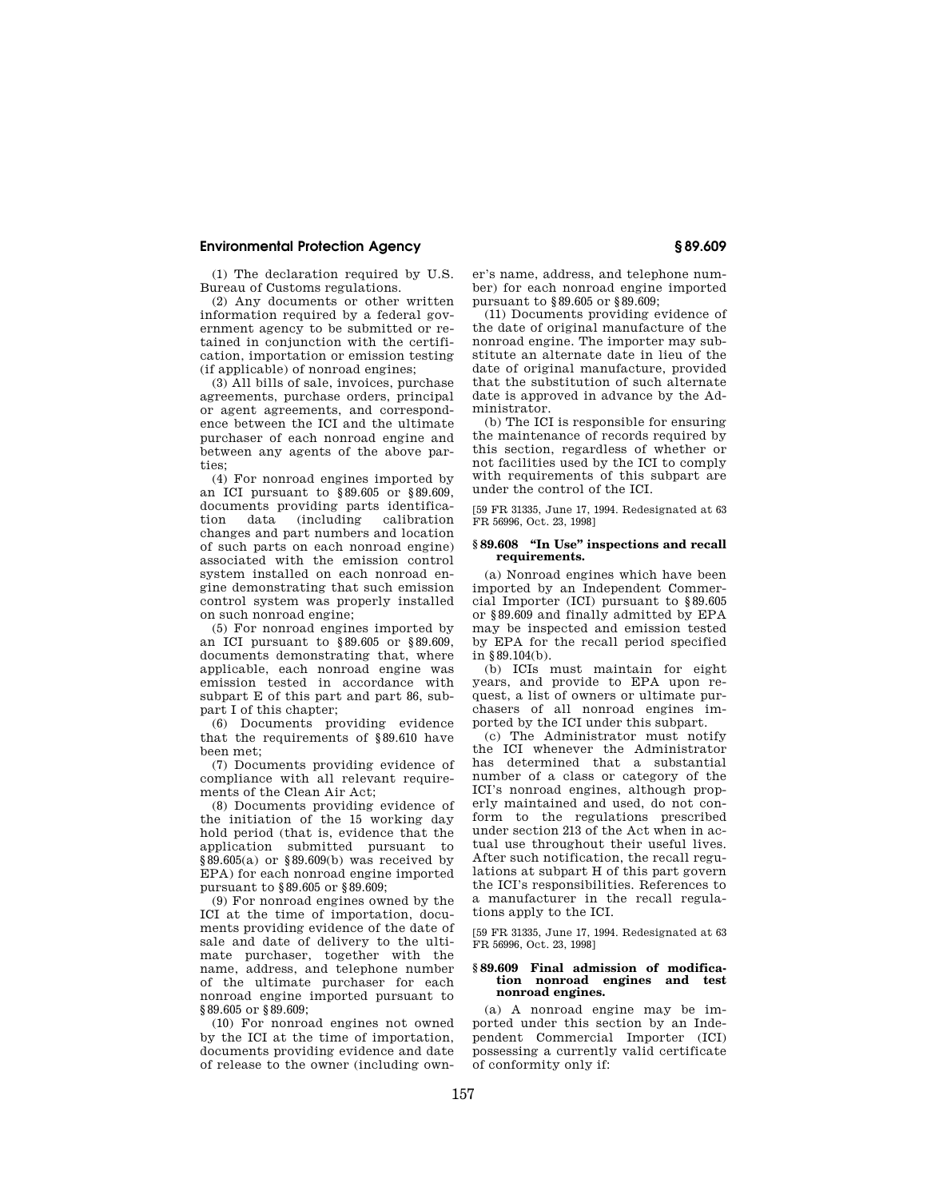(1) The declaration required by U.S. Bureau of Customs regulations.

(2) Any documents or other written information required by a federal government agency to be submitted or retained in conjunction with the certification, importation or emission testing (if applicable) of nonroad engines;

(3) All bills of sale, invoices, purchase agreements, purchase orders, principal or agent agreements, and correspondence between the ICI and the ultimate purchaser of each nonroad engine and between any agents of the above parties;

(4) For nonroad engines imported by an ICI pursuant to §89.605 or §89.609, documents providing parts identification data (including calibration changes and part numbers and location of such parts on each nonroad engine) associated with the emission control system installed on each nonroad engine demonstrating that such emission control system was properly installed on such nonroad engine;

(5) For nonroad engines imported by an ICI pursuant to §89.605 or §89.609, documents demonstrating that, where applicable, each nonroad engine was emission tested in accordance with subpart E of this part and part 86, subpart I of this chapter;

(6) Documents providing evidence that the requirements of §89.610 have been met;

(7) Documents providing evidence of compliance with all relevant requirements of the Clean Air Act;

(8) Documents providing evidence of the initiation of the 15 working day hold period (that is, evidence that the application submitted pursuant to §89.605(a) or §89.609(b) was received by EPA) for each nonroad engine imported pursuant to §89.605 or §89.609;

(9) For nonroad engines owned by the ICI at the time of importation, documents providing evidence of the date of sale and date of delivery to the ultimate purchaser, together with the name, address, and telephone number of the ultimate purchaser for each nonroad engine imported pursuant to §89.605 or §89.609;

(10) For nonroad engines not owned by the ICI at the time of importation, documents providing evidence and date of release to the owner (including owner's name, address, and telephone number) for each nonroad engine imported pursuant to §89.605 or §89.609;

(11) Documents providing evidence of the date of original manufacture of the nonroad engine. The importer may substitute an alternate date in lieu of the date of original manufacture, provided that the substitution of such alternate date is approved in advance by the Administrator.

(b) The ICI is responsible for ensuring the maintenance of records required by this section, regardless of whether or not facilities used by the ICI to comply with requirements of this subpart are under the control of the ICI.

[59 FR 31335, June 17, 1994. Redesignated at 63 FR 56996, Oct. 23, 1998]

### §89.608 "In Use" inspections and recall requirements.

(a) Nonroad engines which have been imported by an Independent Commercial Importer (ICI) pursuant to §89.605 or §89.609 and finally admitted by EPA may be inspected and emission tested by EPA for the recall period specified in §89.104(b).

(b) ICIs must maintain for eight years, and provide to EPA upon request, a list of owners or ultimate purchasers of all nonroad engines imported by the ICI under this subpart.

(c) The Administrator must notify the ICI whenever the Administrator has determined that a substantial number of a class or category of the ICI's nonroad engines, although properly maintained and used, do not conform to the regulations prescribed under section 213 of the Act when in actual use throughout their useful lives. After such notification, the recall regulations at subpart H of this part govern the ICI's responsibilities. References to a manufacturer in the recall regulations apply to the ICI.

[59 FR 31335, June 17, 1994. Redesignated at 63 FR 56996, Oct. 23, 1998]

### §89.609 Final admission of modification nonroad engines and test nonroad engines.

(a) A nonroad engine may be imported under this section by an Independent Commercial Importer (ICI) possessing a currently valid certificate of conformity only if: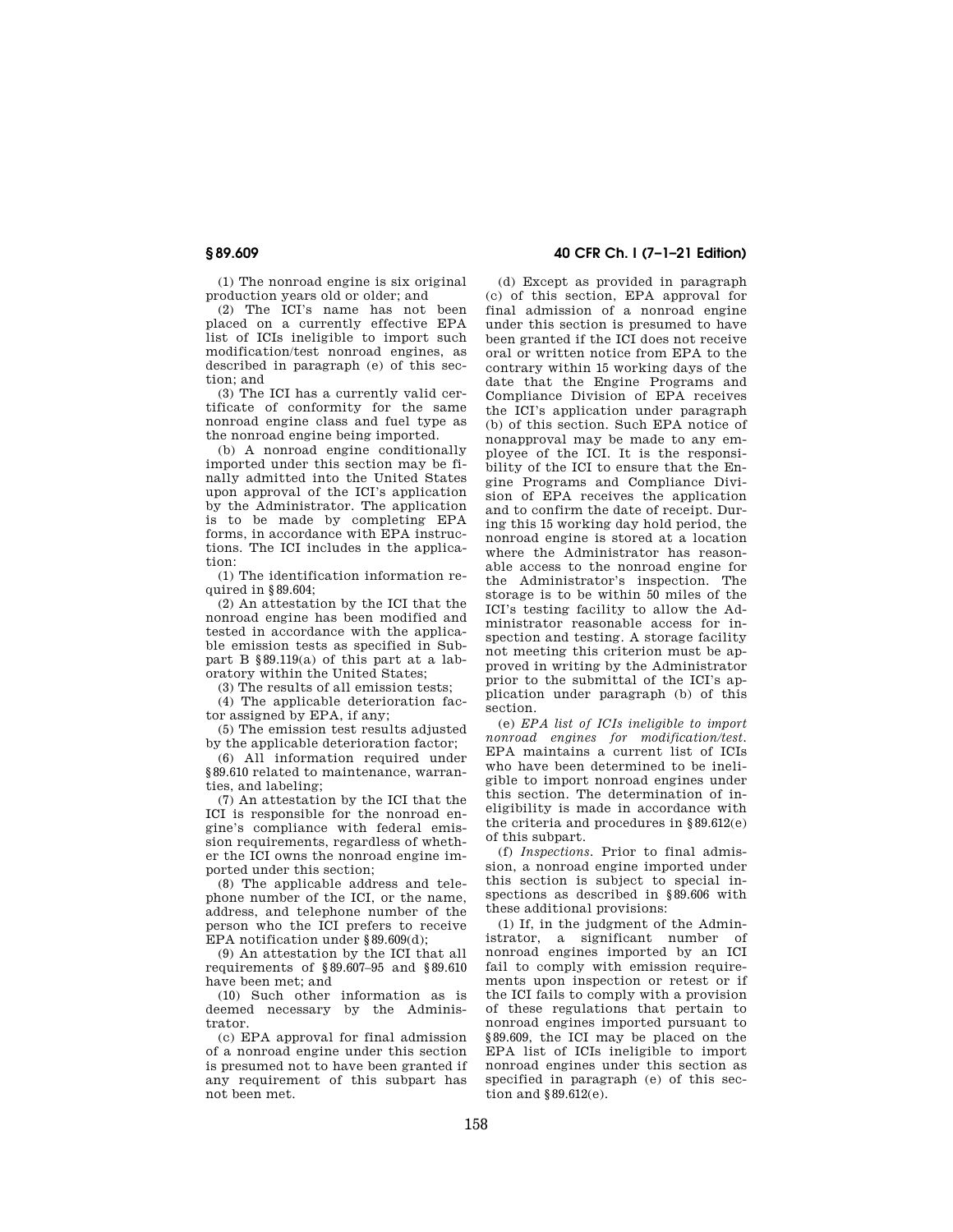(1) The nonroad engine is six original production years old or older; and

(2) The ICI's name has not been placed on a currently effective EPA list of ICIs ineligible to import such modification/test nonroad engines, as described in paragraph (e) of this section; and

(3) The ICI has a currently valid certificate of conformity for the same nonroad engine class and fuel type as the nonroad engine being imported.

(b) A nonroad engine conditionally imported under this section may be finally admitted into the United States upon approval of the ICI's application by the Administrator. The application is to be made by completing EPA forms, in accordance with EPA instructions. The ICI includes in the application:

(1) The identification information required in §89.604;

(2) An attestation by the ICI that the nonroad engine has been modified and tested in accordance with the applicable emission tests as specified in Subpart B §89.119(a) of this part at a laboratory within the United States;

(3) The results of all emission tests;

(4) The applicable deterioration factor assigned by EPA, if any;

(5) The emission test results adjusted by the applicable deterioration factor;

(6) All information required under §89.610 related to maintenance, warranties, and labeling;

(7) An attestation by the ICI that the ICI is responsible for the nonroad engine's compliance with federal emission requirements, regardless of whether the ICI owns the nonroad engine imported under this section;

(8) The applicable address and telephone number of the ICI, or the name, address, and telephone number of the person who the ICI prefers to receive EPA notification under §89.609(d);

(9) An attestation by the ICI that all requirements of §89.607–95 and §89.610 have been met; and

(10) Such other information as is deemed necessary by the Administrator.

(c) EPA approval for final admission of a nonroad engine under this section is presumed not to have been granted if any requirement of this subpart has not been met.

(d) Except as provided in paragraph (c) of this section, EPA approval for final admission of a nonroad engine under this section is presumed to have been granted if the ICI does not receive oral or written notice from EPA to the contrary within 15 working days of the date that the Engine Programs and Compliance Division of EPA receives the ICI's application under paragraph (b) of this section. Such EPA notice of nonapproval may be made to any employee of the ICI. It is the responsibility of the ICI to ensure that the Engine Programs and Compliance Division of EPA receives the application and to confirm the date of receipt. During this 15 working day hold period, the nonroad engine is stored at a location where the Administrator has reasonable access to the nonroad engine for the Administrator's inspection. The storage is to be within 50 miles of the ICI's testing facility to allow the Administrator reasonable access for inspection and testing. A storage facility not meeting this criterion must be approved in writing by the Administrator prior to the submittal of the ICI's application under paragraph (b) of this section.

(e) *EPA list of ICIs ineligible to import nonroad engines for modification/test.* EPA maintains a current list of ICIs who have been determined to be ineligible to import nonroad engines under this section. The determination of ineligibility is made in accordance with the criteria and procedures in §89.612(e) of this subpart.

(f) *Inspections.* Prior to final admission, a nonroad engine imported under this section is subject to special inspections as described in §89.606 with these additional provisions:

(1) If, in the judgment of the Administrator, a significant number of nonroad engines imported by an ICI fail to comply with emission requirements upon inspection or retest or if the ICI fails to comply with a provision of these regulations that pertain to nonroad engines imported pursuant to §89.609, the ICI may be placed on the EPA list of ICIs ineligible to import nonroad engines under this section as specified in paragraph (e) of this section and §89.612(e).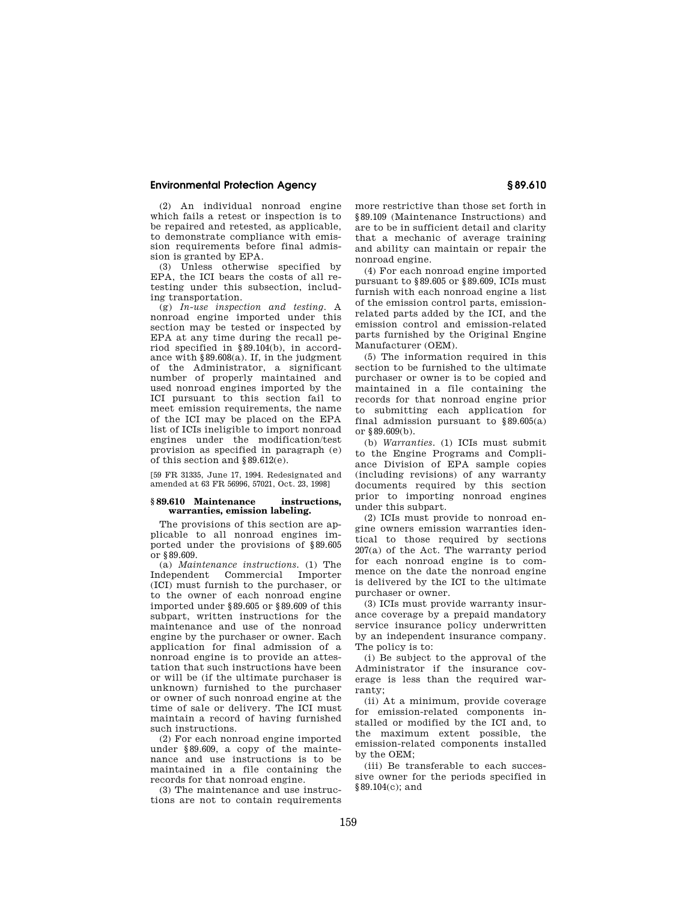(2) An individual nonroad engine which fails a retest or inspection is to be repaired and retested, as applicable, to demonstrate compliance with emission requirements before final admission is granted by EPA.

(3) Unless otherwise specified by EPA, the ICI bears the costs of all retesting under this subsection, including transportation.

(g) *In-use inspection and testing.* A nonroad engine imported under this section may be tested or inspected by EPA at any time during the recall period specified in §89.104(b), in accordance with §89.608(a). If, in the judgment of the Administrator, a significant number of properly maintained and used nonroad engines imported by the ICI pursuant to this section fail to meet emission requirements, the name of the ICI may be placed on the EPA list of ICIs ineligible to import nonroad engines under the modification/test provision as specified in paragraph (e) of this section and §89.612(e).

[59 FR 31335, June 17, 1994. Redesignated and amended at 63 FR 56996, 57021, Oct. 23, 1998]

## §89.610 Maintenance instructions, warranties, emission labeling.

The provisions of this section are applicable to all nonroad engines imported under the provisions of §89.605 or §89.609.

(a) *Maintenance instructions.* (1) The Independent Commercial Importer (ICI) must furnish to the purchaser, or to the owner of each nonroad engine imported under §89.605 or §89.609 of this subpart, written instructions for the maintenance and use of the nonroad engine by the purchaser or owner. Each application for final admission of a nonroad engine is to provide an attestation that such instructions have been or will be (if the ultimate purchaser is unknown) furnished to the purchaser or owner of such nonroad engine at the time of sale or delivery. The ICI must maintain a record of having furnished such instructions.

(2) For each nonroad engine imported under §89.609, a copy of the maintenance and use instructions is to be maintained in a file containing the records for that nonroad engine.

(3) The maintenance and use instructions are not to contain requirements more restrictive than those set forth in §89.109 (Maintenance Instructions) and are to be in sufficient detail and clarity that a mechanic of average training and ability can maintain or repair the nonroad engine.

(4) For each nonroad engine imported pursuant to §89.605 or §89.609, ICIs must furnish with each nonroad engine a list of the emission control parts, emission-related parts added by the ICI, and the emission control and emission-related parts furnished by the Original Engine Manufacturer (OEM).

(5) The information required in this section to be furnished to the ultimate purchaser or owner is to be copied and maintained in a file containing the records for that nonroad engine prior to submitting each application for final admission pursuant to §89.605(a) or §89.609(b).

(b) *Warranties.* (1) ICIs must submit to the Engine Programs and Compliance Division of EPA sample copies (including revisions) of any warranty documents required by this section prior to importing nonroad engines under this subpart.

(2) ICIs must provide to nonroad engine owners emission warranties identical to those required by sections 207(a) of the Act. The warranty period for each nonroad engine is to commence on the date the nonroad engine is delivered by the ICI to the ultimate purchaser or owner.

(3) ICIs must provide warranty insurance coverage by a prepaid mandatory service insurance policy underwritten by an independent insurance company. The policy is to:

(i) Be subject to the approval of the Administrator if the insurance coverage is less than the required warranty;

(ii) At a minimum, provide coverage for emission-related components installed or modified by the ICI and, to the maximum extent possible, the emission-related components installed by the OEM;

(iii) Be transferable to each successive owner for the periods specified in §89.104(c); and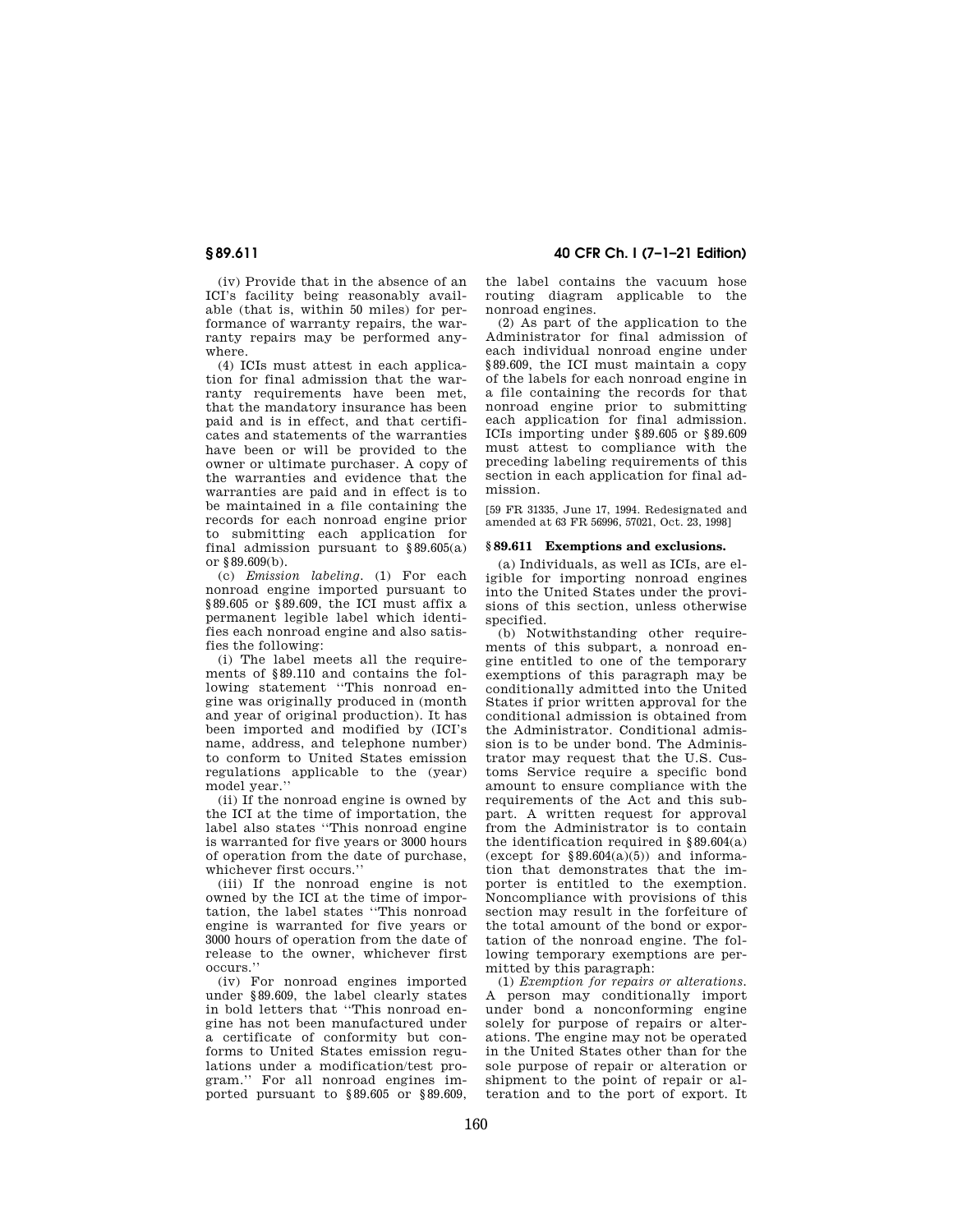(iv) Provide that in the absence of an ICI's facility being reasonably available (that is, within 50 miles) for performance of warranty repairs, the warranty repairs may be performed anywhere.

(4) ICIs must attest in each application for final admission that the warranty requirements have been met, that the mandatory insurance has been paid and is in effect, and that certificates and statements of the warranties have been or will be provided to the owner or ultimate purchaser. A copy of the warranties and evidence that the warranties are paid and in effect is to be maintained in a file containing the records for each nonroad engine prior to submitting each application for final admission pursuant to §89.605(a) or §89.609(b).

(c) *Emission labeling.* (1) For each nonroad engine imported pursuant to §89.605 or §89.609, the ICI must affix a permanent legible label which identifies each nonroad engine and also satisfies the following:

(i) The label meets all the requirements of §89.110 and contains the following statement "This nonroad engine was originally produced in (month and year of original production). It has been imported and modified by (ICI's name, address, and telephone number) to conform to United States emission regulations applicable to the (year) model year."

(ii) If the nonroad engine is owned by the ICI at the time of importation, the label also states "This nonroad engine is warranted for five years or 3000 hours of operation from the date of purchase, whichever first occurs."

(iii) If the nonroad engine is not owned by the ICI at the time of importation, the label states "This nonroad engine is warranted for five years or 3000 hours of operation from the date of release to the owner, whichever first occurs."

(iv) For nonroad engines imported under §89.609, the label clearly states in bold letters that "This nonroad engine has not been manufactured under a certificate of conformity but conforms to United States emission regulations under a modification/test program." For all nonroad engines imported pursuant to §89.605 or §89.609, the label contains the vacuum hose routing diagram applicable to the nonroad engines.

(2) As part of the application to the Administrator for final admission of each individual nonroad engine under §89.609, the ICI must maintain a copy of the labels for each nonroad engine in a file containing the records for that nonroad engine prior to submitting each application for final admission. ICIs importing under §89.605 or §89.609 must attest to compliance with the preceding labeling requirements of this section in each application for final admission.

[59 FR 31335, June 17, 1994. Redesignated and amended at 63 FR 56996, 57021, Oct. 23, 1998]

### §89.611 Exemptions and exclusions.

(a) Individuals, as well as ICIs, are eligible for importing nonroad engines into the United States under the provisions of this section, unless otherwise specified.

(b) Notwithstanding other requirements of this subpart, a nonroad engine entitled to one of the temporary exemptions of this paragraph may be conditionally admitted into the United States if prior written approval for the conditional admission is obtained from the Administrator. Conditional admission is to be under bond. The Administrator may request that the U.S. Customs Service require a specific bond amount to ensure compliance with the requirements of the Act and this subpart. A written request for approval from the Administrator is to contain the identification required in §89.604(a) (except for §89.604(a)(5)) and information that demonstrates that the importer is entitled to the exemption. Noncompliance with provisions of this section may result in the forfeiture of the total amount of the bond or exportation of the nonroad engine. The following temporary exemptions are permitted by this paragraph:

(1) *Exemption for repairs or alterations.* A person may conditionally import under bond a nonconforming engine solely for purpose of repairs or alterations. The engine may not be operated in the United States other than for the sole purpose of repair or alteration or shipment to the point of repair or alteration and to the port of export. It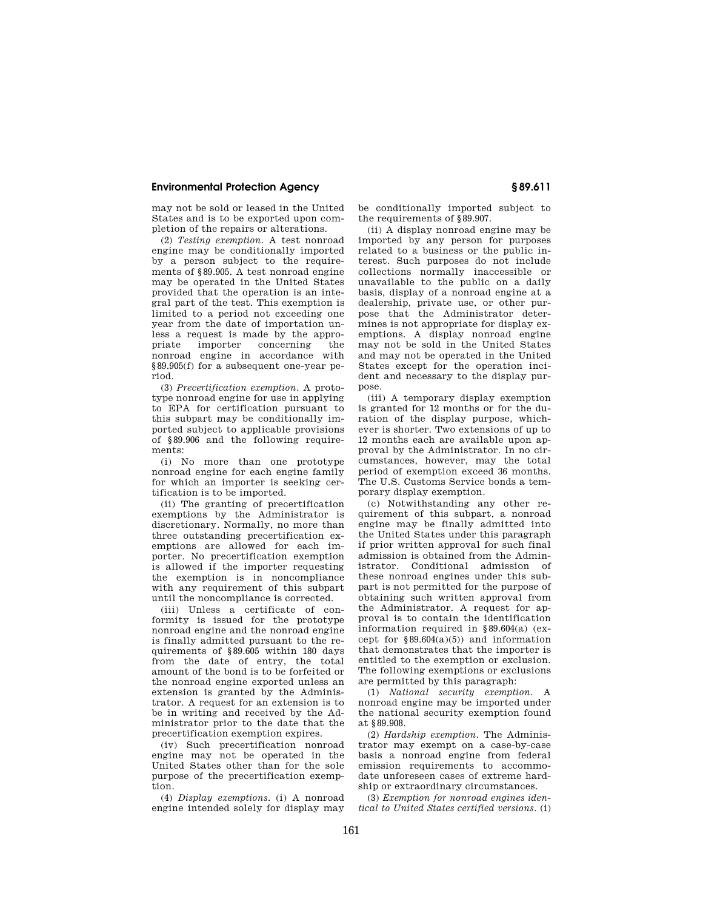may not be sold or leased in the United States and is to be exported upon completion of the repairs or alterations.

(2) *Testing exemption.* A test nonroad engine may be conditionally imported by a person subject to the requirements of §89.905. A test nonroad engine may be operated in the United States provided that the operation is an integral part of the test. This exemption is limited to a period not exceeding one year from the date of importation unless a request is made by the appropriate importer concerning the nonroad engine in accordance with §89.905(f) for a subsequent one-year period.

(3) *Precertification exemption.* A prototype nonroad engine for use in applying to EPA for certification pursuant to this subpart may be conditionally imported subject to applicable provisions of §89.906 and the following requirements:

(i) No more than one prototype nonroad engine for each engine family for which an importer is seeking certification is to be imported.

(ii) The granting of precertification exemptions by the Administrator is discretionary. Normally, no more than three outstanding precertification exemptions are allowed for each importer. No precertification exemption is allowed if the importer requesting the exemption is in noncompliance with any requirement of this subpart until the noncompliance is corrected.

(iii) Unless a certificate of conformity is issued for the prototype nonroad engine and the nonroad engine is finally admitted pursuant to the requirements of §89.605 within 180 days from the date of entry, the total amount of the bond is to be forfeited or the nonroad engine exported unless an extension is granted by the Administrator. A request for an extension is to be in writing and received by the Administrator prior to the date that the precertification exemption expires.

(iv) Such precertification nonroad engine may not be operated in the United States other than for the sole purpose of the precertification exemption.

(4) *Display exemptions.* (i) A nonroad engine intended solely for display may be conditionally imported subject to the requirements of §89.907.

(ii) A display nonroad engine may be imported by any person for purposes related to a business or the public interest. Such purposes do not include collections normally inaccessible or unavailable to the public on a daily basis, display of a nonroad engine at a dealership, private use, or other purpose that the Administrator determines is not appropriate for display exemptions. A display nonroad engine may not be sold in the United States and may not be operated in the United States except for the operation incident and necessary to the display purpose.

(iii) A temporary display exemption is granted for 12 months or for the duration of the display purpose, whichever is shorter. Two extensions of up to 12 months each are available upon approval by the Administrator. In no circumstances, however, may the total period of exemption exceed 36 months. The U.S. Customs Service bonds a temporary display exemption.

(c) Notwithstanding any other requirement of this subpart, a nonroad engine may be finally admitted into the United States under this paragraph if prior written approval for such final admission is obtained from the Administrator. Conditional admission of these nonroad engines under this subpart is not permitted for the purpose of obtaining such written approval from the Administrator. A request for approval is to contain the identification information required in §89.604(a) (except for §89.604(a)(5)) and information that demonstrates that the importer is entitled to the exemption or exclusion. The following exemptions or exclusions are permitted by this paragraph:

(1) *National security exemption.* A nonroad engine may be imported under the national security exemption found at §89.908.

(2) *Hardship exemption.* The Administrator may exempt on a case-by-case basis a nonroad engine from federal emission requirements to accommodate unforeseen cases of extreme hardship or extraordinary circumstances.

(3) *Exemption for nonroad engines identical to United States certified versions.* (i)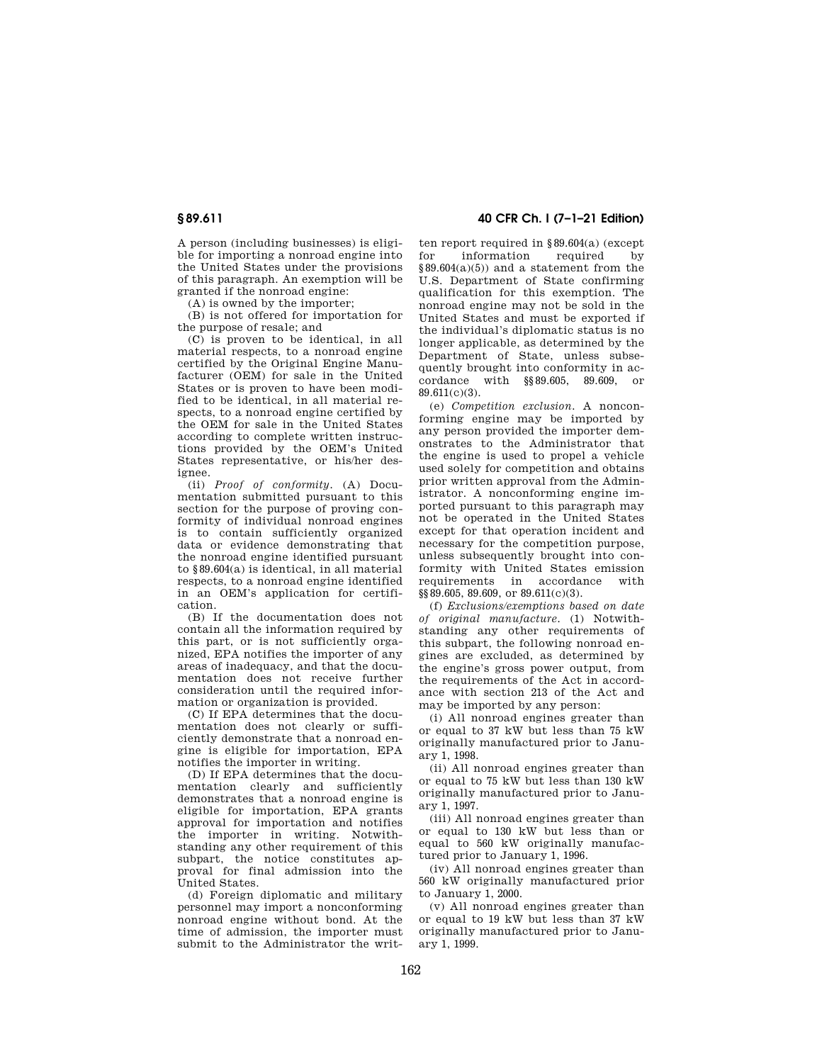A person (including businesses) is eligible for importing a nonroad engine into the United States under the provisions of this paragraph. An exemption will be granted if the nonroad engine:

(A) is owned by the importer;

(B) is not offered for importation for the purpose of resale; and

(C) is proven to be identical, in all material respects, to a nonroad engine certified by the Original Engine Manufacturer (OEM) for sale in the United States or is proven to have been modified to be identical, in all material respects, to a nonroad engine certified by the OEM for sale in the United States according to complete written instructions provided by the OEM's United States representative, or his/her designee.

(ii) *Proof of conformity.* (A) Documentation submitted pursuant to this section for the purpose of proving conformity of individual nonroad engines is to contain sufficiently organized data or evidence demonstrating that the nonroad engine identified pursuant to §89.604(a) is identical, in all material respects, to a nonroad engine identified in an OEM's application for certification.

(B) If the documentation does not contain all the information required by this part, or is not sufficiently organized, EPA notifies the importer of any areas of inadequacy, and that the documentation does not receive further consideration until the required information or organization is provided.

(C) If EPA determines that the documentation does not clearly or sufficiently demonstrate that a nonroad engine is eligible for importation, EPA notifies the importer in writing.

(D) If EPA determines that the documentation clearly and sufficiently demonstrates that a nonroad engine is eligible for importation, EPA grants approval for importation and notifies the importer in writing. Notwithstanding any other requirement of this subpart, the notice constitutes approval for final admission into the United States.

(d) Foreign diplomatic and military personnel may import a nonconforming nonroad engine without bond. At the time of admission, the importer must submit to the Administrator the written report required in §89.604(a) (except for information required by §89.604(a)(5)) and a statement from the U.S. Department of State confirming qualification for this exemption. The nonroad engine may not be sold in the United States and must be exported if the individual's diplomatic status is no longer applicable, as determined by the Department of State, unless subsequently brought into conformity in accordance with §§89.605, 89.609, or 89.611(c)(3).

(e) *Competition exclusion.* A nonconforming engine may be imported by any person provided the importer demonstrates to the Administrator that the engine is used to propel a vehicle used solely for competition and obtains prior written approval from the Administrator. A nonconforming engine imported pursuant to this paragraph may not be operated in the United States except for that operation incident and necessary for the competition purpose, unless subsequently brought into conformity with United States emission requirements in accordance with §§89.605, 89.609, or 89.611(c)(3).

(f) *Exclusions/exemptions based on date of original manufacture.* (1) Notwithstanding any other requirements of this subpart, the following nonroad engines are excluded, as determined by the engine's gross power output, from the requirements of the Act in accordance with section 213 of the Act and may be imported by any person:

(i) All nonroad engines greater than or equal to 37 kW but less than 75 kW originally manufactured prior to January 1, 1998.

(ii) All nonroad engines greater than or equal to 75 kW but less than 130 kW originally manufactured prior to January 1, 1997.

(iii) All nonroad engines greater than or equal to 130 kW but less than or equal to 560 kW originally manufactured prior to January 1, 1996.

(iv) All nonroad engines greater than 560 kW originally manufactured prior to January 1, 2000.

(v) All nonroad engines greater than or equal to 19 kW but less than 37 kW originally manufactured prior to January 1, 1999.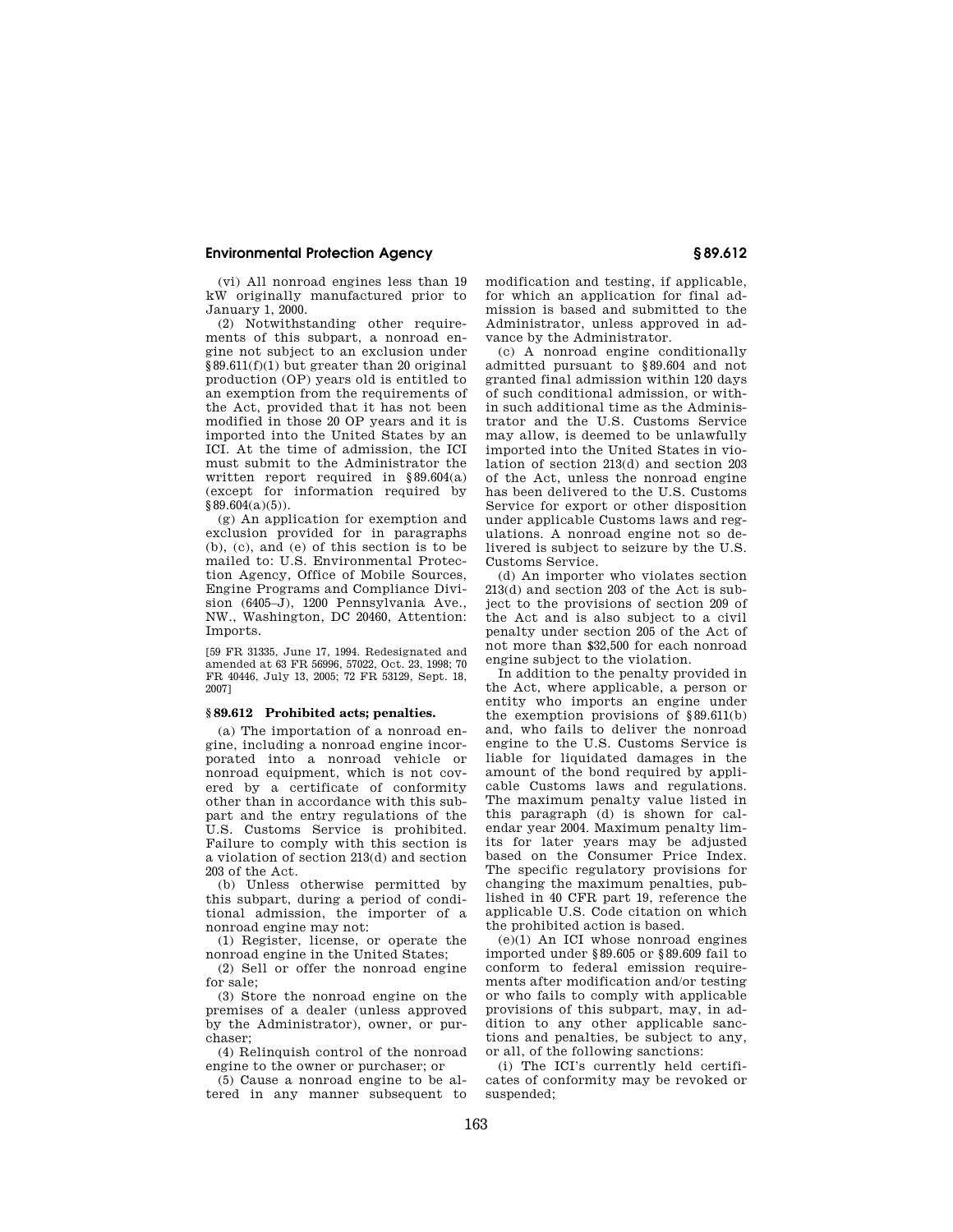(vi) All nonroad engines less than 19 kW originally manufactured prior to January 1, 2000.

(2) Notwithstanding other requirements of this subpart, a nonroad engine not subject to an exclusion under §89.611(f)(1) but greater than 20 original production (OP) years old is entitled to an exemption from the requirements of the Act, provided that it has not been modified in those 20 OP years and it is imported into the United States by an ICI. At the time of admission, the ICI must submit to the Administrator the written report required in §89.604(a) (except for information required by §89.604(a)(5)).

(g) An application for exemption and exclusion provided for in paragraphs (b), (c), and (e) of this section is to be mailed to: U.S. Environmental Protection Agency, Office of Mobile Sources, Engine Programs and Compliance Division (6405–J), 1200 Pennsylvania Ave., NW., Washington, DC 20460, Attention: Imports.

[59 FR 31335, June 17, 1994. Redesignated and amended at 63 FR 56996, 57022, Oct. 23, 1998; 70 FR 40446, July 13, 2005; 72 FR 53129, Sept. 18, 2007]

### § 89.612 Prohibited acts; penalties.

(a) The importation of a nonroad engine, including a nonroad engine incorporated into a nonroad vehicle or nonroad equipment, which is not covered by a certificate of conformity other than in accordance with this subpart and the entry regulations of the U.S. Customs Service is prohibited. Failure to comply with this section is a violation of section 213(d) and section 203 of the Act.

(b) Unless otherwise permitted by this subpart, during a period of conditional admission, the importer of a nonroad engine may not:

(1) Register, license, or operate the nonroad engine in the United States;

(2) Sell or offer the nonroad engine for sale;

(3) Store the nonroad engine on the premises of a dealer (unless approved by the Administrator), owner, or purchaser;

(4) Relinquish control of the nonroad engine to the owner or purchaser; or

(5) Cause a nonroad engine to be altered in any manner subsequent to modification and testing, if applicable, for which an application for final admission is based and submitted to the Administrator, unless approved in advance by the Administrator.

(c) A nonroad engine conditionally admitted pursuant to §89.604 and not granted final admission within 120 days of such conditional admission, or within such additional time as the Administrator and the U.S. Customs Service may allow, is deemed to be unlawfully imported into the United States in violation of section 213(d) and section 203 of the Act, unless the nonroad engine has been delivered to the U.S. Customs Service for export or other disposition under applicable Customs laws and regulations. A nonroad engine not so delivered is subject to seizure by the U.S. Customs Service.

(d) An importer who violates section 213(d) and section 203 of the Act is subject to the provisions of section 209 of the Act and is also subject to a civil penalty under section 205 of the Act of not more than $32,500 for each nonroad engine subject to the violation.

In addition to the penalty provided in the Act, where applicable, a person or entity who imports an engine under the exemption provisions of §89.611(b) and, who fails to deliver the nonroad engine to the U.S. Customs Service is liable for liquidated damages in the amount of the bond required by applicable Customs laws and regulations. The maximum penalty value listed in this paragraph (d) is shown for calendar year 2004. Maximum penalty limits for later years may be adjusted based on the Consumer Price Index. The specific regulatory provisions for changing the maximum penalties, published in 40 CFR part 19, reference the applicable U.S. Code citation on which the prohibited action is based.

(e)(1) An ICI whose nonroad engines imported under §89.605 or §89.609 fail to conform to federal emission requirements after modification and/or testing or who fails to comply with applicable provisions of this subpart, may, in addition to any other applicable sanctions and penalties, be subject to any, or all, of the following sanctions:

(i) The ICI's currently held certificates of conformity may be revoked or suspended;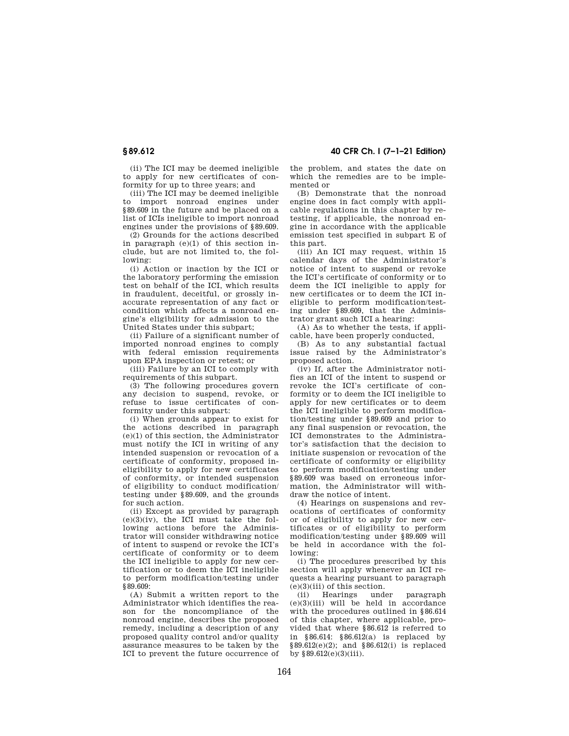(ii) The ICI may be deemed ineligible to apply for new certificates of conformity for up to three years; and

(iii) The ICI may be deemed ineligible to import nonroad engines under §89.609 in the future and be placed on a list of ICIs ineligible to import nonroad engines under the provisions of §89.609.

(2) Grounds for the actions described in paragraph (e)(1) of this section include, but are not limited to, the following:

(i) Action or inaction by the ICI or the laboratory performing the emission test on behalf of the ICI, which results in fraudulent, deceitful, or grossly inaccurate representation of any fact or condition which affects a nonroad engine's eligibility for admission to the United States under this subpart;

(ii) Failure of a significant number of imported nonroad engines to comply with federal emission requirements upon EPA inspection or retest; or

(iii) Failure by an ICI to comply with requirements of this subpart.

(3) The following procedures govern any decision to suspend, revoke, or refuse to issue certificates of conformity under this subpart:

(i) When grounds appear to exist for the actions described in paragraph (e)(1) of this section, the Administrator must notify the ICI in writing of any intended suspension or revocation of a certificate of conformity, proposed ineligibility to apply for new certificates of conformity, or intended suspension of eligibility to conduct modification/testing under §89.609, and the grounds for such action.

(ii) Except as provided by paragraph (e)(3)(iv), the ICI must take the following actions before the Administrator will consider withdrawing notice of intent to suspend or revoke the ICI's certificate of conformity or to deem the ICI ineligible to apply for new certification or to deem the ICI ineligible to perform modification/testing under §89.609:

(A) Submit a written report to the Administrator which identifies the reason for the noncompliance of the nonroad engine, describes the proposed remedy, including a description of any proposed quality control and/or quality assurance measures to be taken by the ICI to prevent the future occurrence of the problem, and states the date on which the remedies are to be implemented or

(B) Demonstrate that the nonroad engine does in fact comply with applicable regulations in this chapter by retesting, if applicable, the nonroad engine in accordance with the applicable emission test specified in subpart E of this part.

(iii) An ICI may request, within 15 calendar days of the Administrator's notice of intent to suspend or revoke the ICI's certificate of conformity or to deem the ICI ineligible to apply for new certificates or to deem the ICI ineligible to perform modification/testing under §89.609, that the Administrator grant such ICI a hearing:

(A) As to whether the tests, if applicable, have been properly conducted,

(B) As to any substantial factual issue raised by the Administrator's proposed action.

(iv) If, after the Administrator notifies an ICI of the intent to suspend or revoke the ICI's certificate of conformity or to deem the ICI ineligible to apply for new certificates or to deem the ICI ineligible to perform modification/testing under §89.609 and prior to any final suspension or revocation, the ICI demonstrates to the Administrator's satisfaction that the decision to initiate suspension or revocation of the certificate of conformity or eligibility to perform modification/testing under §89.609 was based on erroneous information, the Administrator will withdraw the notice of intent.

(4) Hearings on suspensions and revocations of certificates of conformity or of eligibility to apply for new certificates or of eligibility to perform modification/testing under §89.609 will be held in accordance with the following:

(i) The procedures prescribed by this section will apply whenever an ICI requests a hearing pursuant to paragraph (e)(3)(iii) of this section.

(ii) Hearings under paragraph (e)(3)(iii) will be held in accordance with the procedures outlined in §86.614 of this chapter, where applicable, provided that where §86.612 is referred to in §86.614: §86.612(a) is replaced by §89.612(e)(2); and §86.612(i) is replaced by §89.612(e)(3)(iii).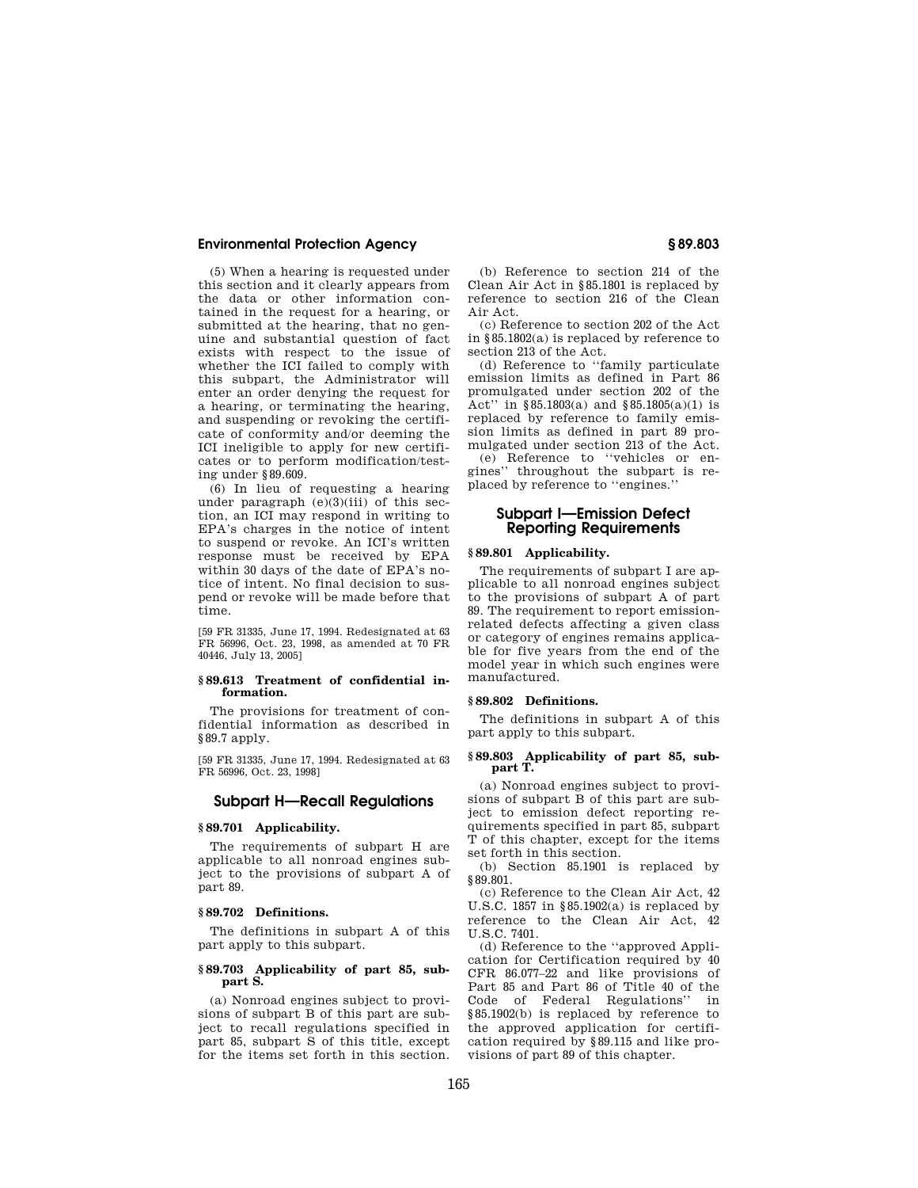(5) When a hearing is requested under this section and it clearly appears from the data or other information contained in the request for a hearing, or submitted at the hearing, that no genuine and substantial question of fact exists with respect to the issue of whether the ICI failed to comply with this subpart, the Administrator will enter an order denying the request for a hearing, or terminating the hearing, and suspending or revoking the certificate of conformity and/or deeming the ICI ineligible to apply for new certificates or to perform modification/testing under §89.609.

(6) In lieu of requesting a hearing under paragraph (e)(3)(iii) of this section, an ICI may respond in writing to EPA's charges in the notice of intent to suspend or revoke. An ICI's written response must be received by EPA within 30 days of the date of EPA's notice of intent. No final decision to suspend or revoke will be made before that time.

[59 FR 31335, June 17, 1994. Redesignated at 63 FR 56996, Oct. 23, 1998, as amended at 70 FR 40446, July 13, 2005]

### §89.613 Treatment of confidential information.

The provisions for treatment of confidential information as described in §89.7 apply.

[59 FR 31335, June 17, 1994. Redesignated at 63 FR 56996, Oct. 23, 1998]

## Subpart H—Recall Regulations

### §89.701 Applicability.

The requirements of subpart H are applicable to all nonroad engines subject to the provisions of subpart A of part 89.

### §89.702 Definitions.

The definitions in subpart A of this part apply to this subpart.

### §89.703 Applicability of part 85, subpart S.

(a) Nonroad engines subject to provisions of subpart B of this part are subject to recall regulations specified in part 85, subpart S of this title, except for the items set forth in this section.

(b) Reference to section 214 of the Clean Air Act in §85.1801 is replaced by reference to section 216 of the Clean Air Act.

(c) Reference to section 202 of the Act in §85.1802(a) is replaced by reference to section 213 of the Act.

(d) Reference to "family particulate emission limits as defined in Part 86 promulgated under section 202 of the Act" in §85.1803(a) and §85.1805(a)(1) is replaced by reference to family emission limits as defined in part 89 promulgated under section 213 of the Act.

(e) Reference to "vehicles or engines" throughout the subpart is replaced by reference to "engines."

## Subpart I—Emission Defect Reporting Requirements

### §89.801 Applicability.

The requirements of subpart I are applicable to all nonroad engines subject to the provisions of subpart A of part 89. The requirement to report emission-related defects affecting a given class or category of engines remains applicable for five years from the end of the model year in which such engines were manufactured.

### §89.802 Definitions.

The definitions in subpart A of this part apply to this subpart.

### §89.803 Applicability of part 85, subpart T.

(a) Nonroad engines subject to provisions of subpart B of this part are subject to emission defect reporting requirements specified in part 85, subpart T of this chapter, except for the items set forth in this section.

(b) Section 85.1901 is replaced by §89.801.

(c) Reference to the Clean Air Act, 42 U.S.C. 1857 in §85.1902(a) is replaced by reference to the Clean Air Act, 42 U.S.C. 7401.

(d) Reference to the "approved Application for Certification required by 40 CFR 86.077–22 and like provisions of Part 85 and Part 86 of Title 40 of the Code of Federal Regulations" in §85.1902(b) is replaced by reference to the approved application for certification required by §89.115 and like provisions of part 89 of this chapter.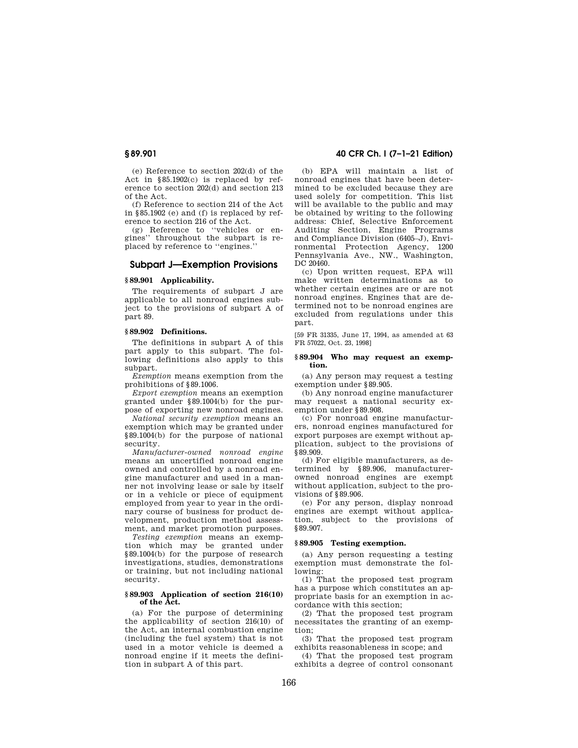(e) Reference to section 202(d) of the Act in §85.1902(c) is replaced by reference to section 202(d) and section 213 of the Act.

(f) Reference to section 214 of the Act in §85.1902 (e) and (f) is replaced by reference to section 216 of the Act.

(g) Reference to ''vehicles or engines'' throughout the subpart is replaced by reference to ''engines.''

## Subpart J—Exemption Provisions

### § 89.901 Applicability.

The requirements of subpart J are applicable to all nonroad engines subject to the provisions of subpart A of part 89.

### § 89.902 Definitions.

The definitions in subpart A of this part apply to this subpart. The following definitions also apply to this subpart.

*Exemption* means exemption from the prohibitions of §89.1006.

*Export exemption* means an exemption granted under §89.1004(b) for the purpose of exporting new nonroad engines.

*National security exemption* means an exemption which may be granted under §89.1004(b) for the purpose of national security.

*Manufacturer-owned nonroad engine* means an uncertified nonroad engine owned and controlled by a nonroad engine manufacturer and used in a manner not involving lease or sale by itself or in a vehicle or piece of equipment employed from year to year in the ordinary course of business for product development, production method assessment, and market promotion purposes.

*Testing exemption* means an exemption which may be granted under §89.1004(b) for the purpose of research investigations, studies, demonstrations or training, but not including national security.

### § 89.903 Application of section 216(10) of the Act.

(a) For the purpose of determining the applicability of section 216(10) of the Act, an internal combustion engine (including the fuel system) that is not used in a motor vehicle is deemed a nonroad engine if it meets the definition in subpart A of this part.

(b) EPA will maintain a list of nonroad engines that have been determined to be excluded because they are used solely for competition. This list will be available to the public and may be obtained by writing to the following address: Chief, Selective Enforcement Auditing Section, Engine Programs and Compliance Division (6405–J), Environmental Protection Agency, 1200 Pennsylvania Ave., NW., Washington, DC 20460.

(c) Upon written request, EPA will make written determinations as to whether certain engines are or are not nonroad engines. Engines that are determined not to be nonroad engines are excluded from regulations under this part.

[59 FR 31335, June 17, 1994, as amended at 63 FR 57022, Oct. 23, 1998]

### § 89.904 Who may request an exemption.

(a) Any person may request a testing exemption under §89.905.

(b) Any nonroad engine manufacturer may request a national security exemption under §89.908.

(c) For nonroad engine manufacturers, nonroad engines manufactured for export purposes are exempt without application, subject to the provisions of §89.909.

(d) For eligible manufacturers, as determined by §89.906, manufacturer-owned nonroad engines are exempt without application, subject to the provisions of §89.906.

(e) For any person, display nonroad engines are exempt without application, subject to the provisions of §89.907.

### § 89.905 Testing exemption.

(a) Any person requesting a testing exemption must demonstrate the following:

(1) That the proposed test program has a purpose which constitutes an appropriate basis for an exemption in accordance with this section;

(2) That the proposed test program necessitates the granting of an exemption;

(3) That the proposed test program exhibits reasonableness in scope; and

(4) That the proposed test program exhibits a degree of control consonant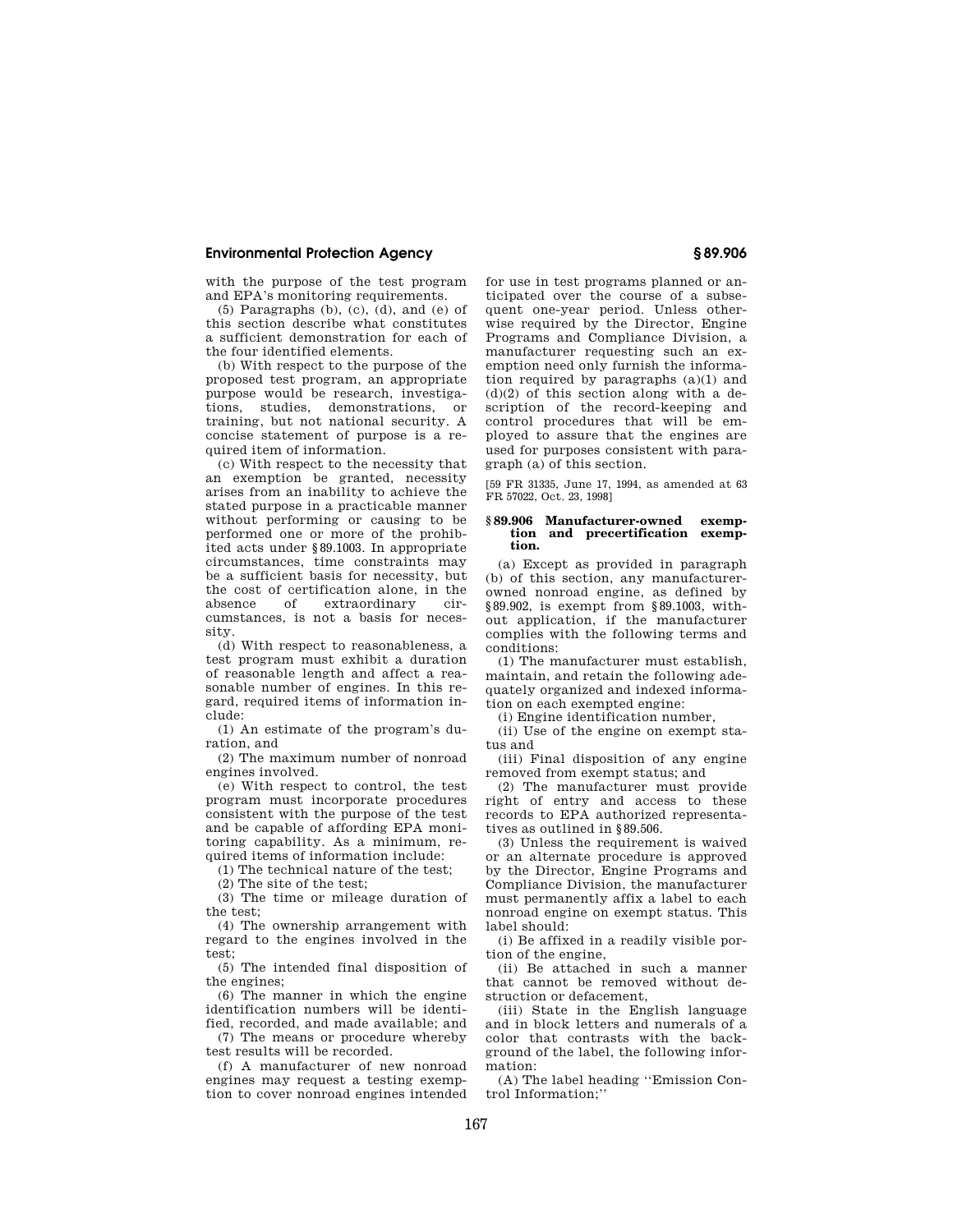with the purpose of the test program and EPA's monitoring requirements.

(5) Paragraphs (b), (c), (d), and (e) of this section describe what constitutes a sufficient demonstration for each of the four identified elements.

(b) With respect to the purpose of the proposed test program, an appropriate purpose would be research, investigations, studies, demonstrations, or training, but not national security. A concise statement of purpose is a required item of information.

(c) With respect to the necessity that an exemption be granted, necessity arises from an inability to achieve the stated purpose in a practicable manner without performing or causing to be performed one or more of the prohibited acts under §89.1003. In appropriate circumstances, time constraints may be a sufficient basis for necessity, but the cost of certification alone, in the absence of extraordinary circumstances, is not a basis for necessity.

(d) With respect to reasonableness, a test program must exhibit a duration of reasonable length and affect a reasonable number of engines. In this regard, required items of information include:

(1) An estimate of the program's duration, and

(2) The maximum number of nonroad engines involved.

(e) With respect to control, the test program must incorporate procedures consistent with the purpose of the test and be capable of affording EPA monitoring capability. As a minimum, required items of information include:

(1) The technical nature of the test;

(2) The site of the test;

(3) The time or mileage duration of the test;

(4) The ownership arrangement with regard to the engines involved in the test;

(5) The intended final disposition of the engines;

(6) The manner in which the engine identification numbers will be identified, recorded, and made available; and

(7) The means or procedure whereby test results will be recorded.

(f) A manufacturer of new nonroad engines may request a testing exemption to cover nonroad engines intended for use in test programs planned or anticipated over the course of a subsequent one-year period. Unless otherwise required by the Director, Engine Programs and Compliance Division, a manufacturer requesting such an exemption need only furnish the information required by paragraphs (a)(1) and (d)(2) of this section along with a description of the record-keeping and control procedures that will be employed to assure that the engines are used for purposes consistent with paragraph (a) of this section.

[59 FR 31335, June 17, 1994, as amended at 63 FR 57022, Oct. 23, 1998]

### § 89.906 Manufacturer-owned exemption and precertification exemption.

(a) Except as provided in paragraph (b) of this section, any manufacturer-owned nonroad engine, as defined by §89.902, is exempt from §89.1003, without application, if the manufacturer complies with the following terms and conditions:

(1) The manufacturer must establish, maintain, and retain the following adequately organized and indexed information on each exempted engine:

(i) Engine identification number,

(ii) Use of the engine on exempt status and

(iii) Final disposition of any engine removed from exempt status; and

(2) The manufacturer must provide right of entry and access to these records to EPA authorized representatives as outlined in §89.506.

(3) Unless the requirement is waived or an alternate procedure is approved by the Director, Engine Programs and Compliance Division, the manufacturer must permanently affix a label to each nonroad engine on exempt status. This label should:

(i) Be affixed in a readily visible portion of the engine,

(ii) Be attached in such a manner that cannot be removed without destruction or defacement,

(iii) State in the English language and in block letters and numerals of a color that contrasts with the background of the label, the following information:

(A) The label heading "Emission Control Information;"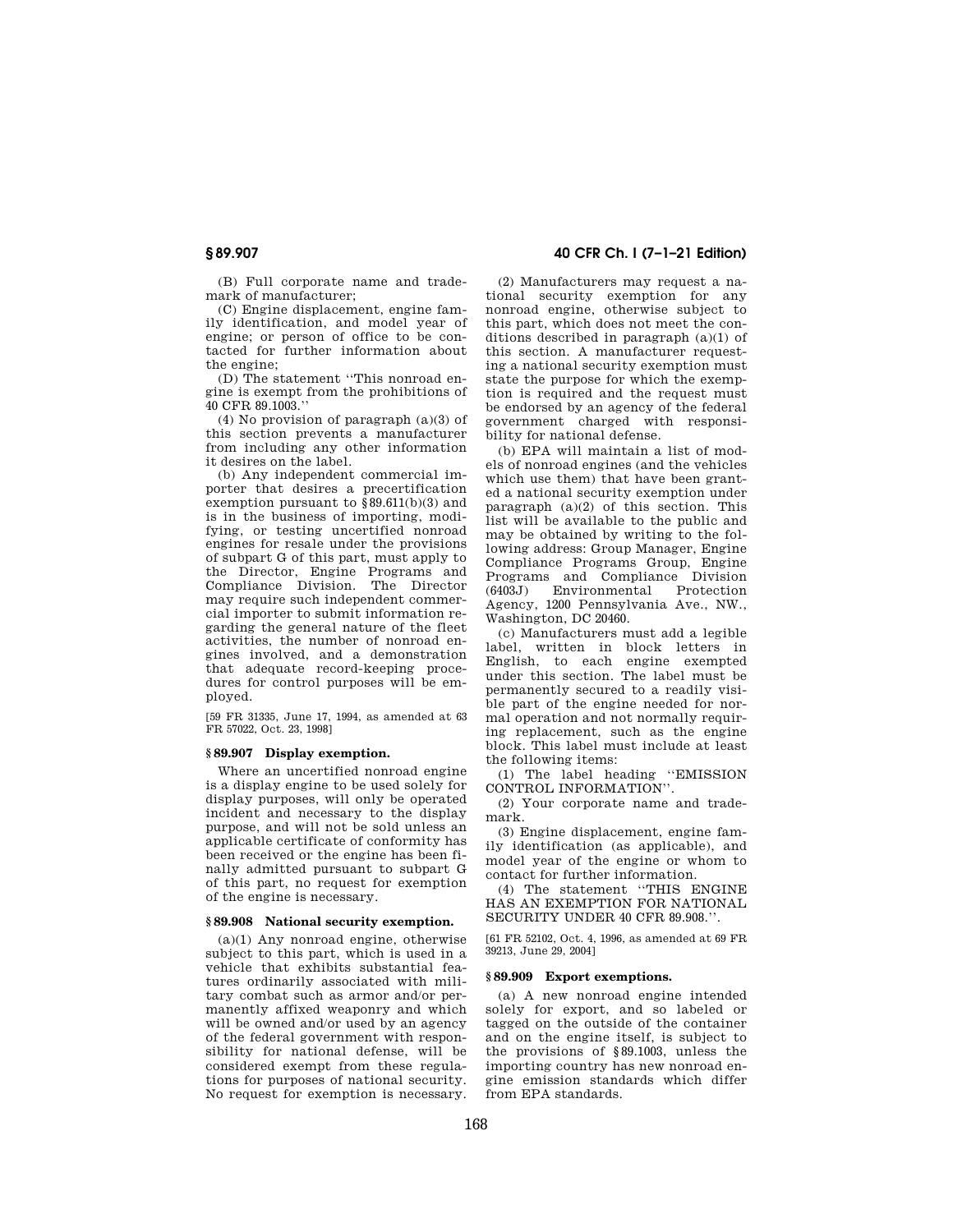(B) Full corporate name and trademark of manufacturer;

(C) Engine displacement, engine family identification, and model year of engine; or person of office to be contacted for further information about the engine;

(D) The statement "This nonroad engine is exempt from the prohibitions of 40 CFR 89.1003."

(4) No provision of paragraph (a)(3) of this section prevents a manufacturer from including any other information it desires on the label.

(b) Any independent commercial importer that desires a precertification exemption pursuant to §89.611(b)(3) and is in the business of importing, modifying, or testing uncertified nonroad engines for resale under the provisions of subpart G of this part, must apply to the Director, Engine Programs and Compliance Division. The Director may require such independent commercial importer to submit information regarding the general nature of the fleet activities, the number of nonroad engines involved, and a demonstration that adequate record-keeping procedures for control purposes will be employed.

[59 FR 31335, June 17, 1994, as amended at 63 FR 57022, Oct. 23, 1998]

### §89.907 Display exemption.

Where an uncertified nonroad engine is a display engine to be used solely for display purposes, will only be operated incident and necessary to the display purpose, and will not be sold unless an applicable certificate of conformity has been received or the engine has been finally admitted pursuant to subpart G of this part, no request for exemption of the engine is necessary.

### §89.908 National security exemption.

(a)(1) Any nonroad engine, otherwise subject to this part, which is used in a vehicle that exhibits substantial features ordinarily associated with military combat such as armor and/or permanently affixed weaponry and which will be owned and/or used by an agency of the federal government with responsibility for national defense, will be considered exempt from these regulations for purposes of national security. No request for exemption is necessary.

(2) Manufacturers may request a national security exemption for any nonroad engine, otherwise subject to this part, which does not meet the conditions described in paragraph (a)(1) of this section. A manufacturer requesting a national security exemption must state the purpose for which the exemption is required and the request must be endorsed by an agency of the federal government charged with responsibility for national defense.

(b) EPA will maintain a list of models of nonroad engines (and the vehicles which use them) that have been granted a national security exemption under paragraph (a)(2) of this section. This list will be available to the public and may be obtained by writing to the following address: Group Manager, Engine Compliance Programs Group, Engine Programs and Compliance Division (6403J) Environmental Protection Agency, 1200 Pennsylvania Ave., NW., Washington, DC 20460.

(c) Manufacturers must add a legible label, written in block letters in English, to each engine exempted under this section. The label must be permanently secured to a readily visible part of the engine needed for normal operation and not normally requiring replacement, such as the engine block. This label must include at least the following items:

(1) The label heading "EMISSION CONTROL INFORMATION".

(2) Your corporate name and trademark.

(3) Engine displacement, engine family identification (as applicable), and model year of the engine or whom to contact for further information.

(4) The statement "THIS ENGINE HAS AN EXEMPTION FOR NATIONAL SECURITY UNDER 40 CFR 89.908.".

[61 FR 52102, Oct. 4, 1996, as amended at 69 FR 39213, June 29, 2004]

### §89.909 Export exemptions.

(a) A new nonroad engine intended solely for export, and so labeled or tagged on the outside of the container and on the engine itself, is subject to the provisions of §89.1003, unless the importing country has new nonroad engine emission standards which differ from EPA standards.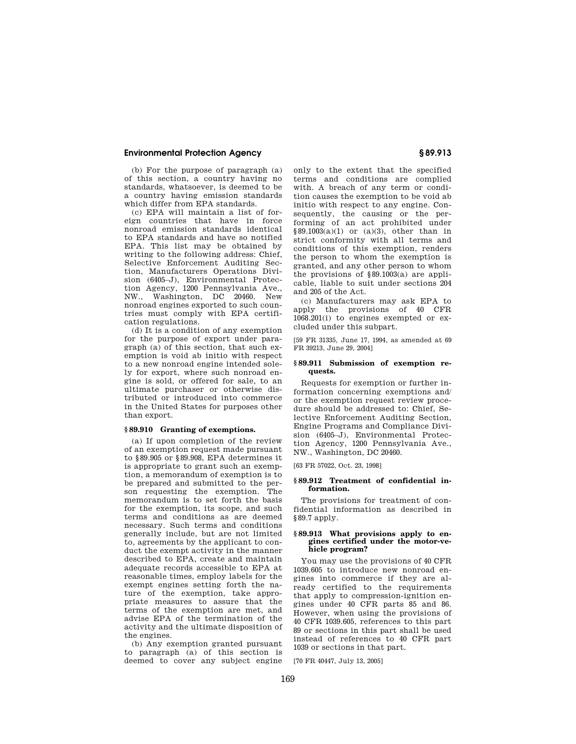(b) For the purpose of paragraph (a) of this section, a country having no standards, whatsoever, is deemed to be a country having emission standards which differ from EPA standards.

(c) EPA will maintain a list of foreign countries that have in force nonroad emission standards identical to EPA standards and have so notified EPA. This list may be obtained by writing to the following address: Chief, Selective Enforcement Auditing Section, Manufacturers Operations Division (6405–J), Environmental Protection Agency, 1200 Pennsylvania Ave., NW., Washington, DC 20460. New nonroad engines exported to such countries must comply with EPA certification regulations.

(d) It is a condition of any exemption for the purpose of export under paragraph (a) of this section, that such exemption is void ab initio with respect to a new nonroad engine intended solely for export, where such nonroad engine is sold, or offered for sale, to an ultimate purchaser or otherwise distributed or introduced into commerce in the United States for purposes other than export.

### § 89.910 Granting of exemptions.

(a) If upon completion of the review of an exemption request made pursuant to § 89.905 or § 89.908, EPA determines it is appropriate to grant such an exemption, a memorandum of exemption is to be prepared and submitted to the person requesting the exemption. The memorandum is to set forth the basis for the exemption, its scope, and such terms and conditions as are deemed necessary. Such terms and conditions generally include, but are not limited to, agreements by the applicant to conduct the exempt activity in the manner described to EPA, create and maintain adequate records accessible to EPA at reasonable times, employ labels for the exempt engines setting forth the nature of the exemption, take appropriate measures to assure that the terms of the exemption are met, and advise EPA of the termination of the activity and the ultimate disposition of the engines.

(b) Any exemption granted pursuant to paragraph (a) of this section is deemed to cover any subject engine only to the extent that the specified terms and conditions are complied with. A breach of any term or condition causes the exemption to be void ab initio with respect to any engine. Consequently, the causing or the performing of an act prohibited under § 89.1003(a)(1) or (a)(3), other than in strict conformity with all terms and conditions of this exemption, renders the person to whom the exemption is granted, and any other person to whom the provisions of § 89.1003(a) are applicable, liable to suit under sections 204 and 205 of the Act.

(c) Manufacturers may ask EPA to apply the provisions of 40 CFR 1068.201(i) to engines exempted or excluded under this subpart.

[59 FR 31335, June 17, 1994, as amended at 69 FR 39213, June 29, 2004]

### § 89.911 Submission of exemption requests.

Requests for exemption or further information concerning exemptions and/or the exemption request review procedure should be addressed to: Chief, Selective Enforcement Auditing Section, Engine Programs and Compliance Division (6405–J), Environmental Protection Agency, 1200 Pennsylvania Ave., NW., Washington, DC 20460.

[63 FR 57022, Oct. 23, 1998]

### § 89.912 Treatment of confidential information.

The provisions for treatment of confidential information as described in § 89.7 apply.

### § 89.913 What provisions apply to engines certified under the motor-vehicle program?

You may use the provisions of 40 CFR 1039.605 to introduce new nonroad engines into commerce if they are already certified to the requirements that apply to compression-ignition engines under 40 CFR parts 85 and 86. However, when using the provisions of 40 CFR 1039.605, references to this part 89 or sections in this part shall be used instead of references to 40 CFR part 1039 or sections in that part.

[70 FR 40447, July 13, 2005]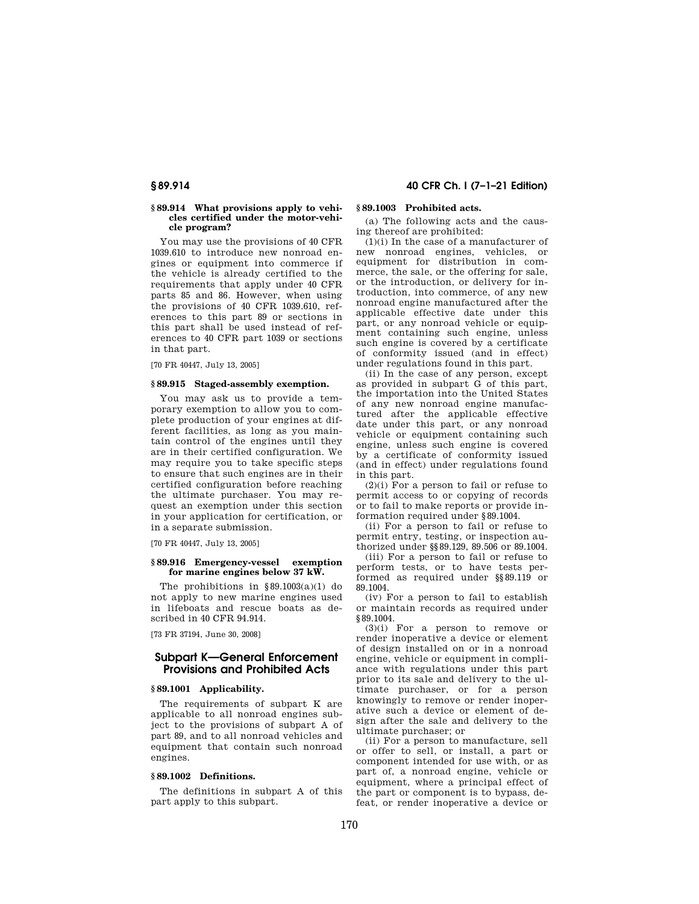### § 89.914 What provisions apply to vehicles certified under the motor-vehicle program?

You may use the provisions of 40 CFR 1039.610 to introduce new nonroad engines or equipment into commerce if the vehicle is already certified to the requirements that apply under 40 CFR parts 85 and 86. However, when using the provisions of 40 CFR 1039.610, references to this part 89 or sections in this part shall be used instead of references to 40 CFR part 1039 or sections in that part.

[70 FR 40447, July 13, 2005]

### § 89.915 Staged-assembly exemption.

You may ask us to provide a temporary exemption to allow you to complete production of your engines at different facilities, as long as you maintain control of the engines until they are in their certified configuration. We may require you to take specific steps to ensure that such engines are in their certified configuration before reaching the ultimate purchaser. You may request an exemption under this section in your application for certification, or in a separate submission.

[70 FR 40447, July 13, 2005]

### § 89.916 Emergency-vessel exemption for marine engines below 37 kW.

The prohibitions in § 89.1003(a)(1) do not apply to new marine engines used in lifeboats and rescue boats as described in 40 CFR 94.914.

[73 FR 37194, June 30, 2008]

## Subpart K—General Enforcement Provisions and Prohibited Acts

### § 89.1001 Applicability.

The requirements of subpart K are applicable to all nonroad engines subject to the provisions of subpart A of part 89, and to all nonroad vehicles and equipment that contain such nonroad engines.

### § 89.1002 Definitions.

The definitions in subpart A of this part apply to this subpart.

### § 89.1003 Prohibited acts.

(a) The following acts and the causing thereof are prohibited:

(1)(i) In the case of a manufacturer of new nonroad engines, vehicles, or equipment for distribution in commerce, the sale, or the offering for sale, or the introduction, or delivery for introduction, into commerce, of any new nonroad engine manufactured after the applicable effective date under this part, or any nonroad vehicle or equipment containing such engine, unless such engine is covered by a certificate of conformity issued (and in effect) under regulations found in this part.

(ii) In the case of any person, except as provided in subpart G of this part, the importation into the United States of any new nonroad engine manufactured after the applicable effective date under this part, or any nonroad vehicle or equipment containing such engine, unless such engine is covered by a certificate of conformity issued (and in effect) under regulations found in this part.

(2)(i) For a person to fail or refuse to permit access to or copying of records or to fail to make reports or provide information required under § 89.1004.

(ii) For a person to fail or refuse to permit entry, testing, or inspection authorized under §§ 89.129, 89.506 or 89.1004.

(iii) For a person to fail or refuse to perform tests, or to have tests performed as required under §§ 89.119 or 89.1004.

(iv) For a person to fail to establish or maintain records as required under § 89.1004.

(3)(i) For a person to remove or render inoperative a device or element of design installed on or in a nonroad engine, vehicle or equipment in compliance with regulations under this part prior to its sale and delivery to the ultimate purchaser, or for a person knowingly to remove or render inoperative such a device or element of design after the sale and delivery to the ultimate purchaser; or

(ii) For a person to manufacture, sell or offer to sell, or install, a part or component intended for use with, or as part of, a nonroad engine, vehicle or equipment, where a principal effect of the part or component is to bypass, defeat, or render inoperative a device or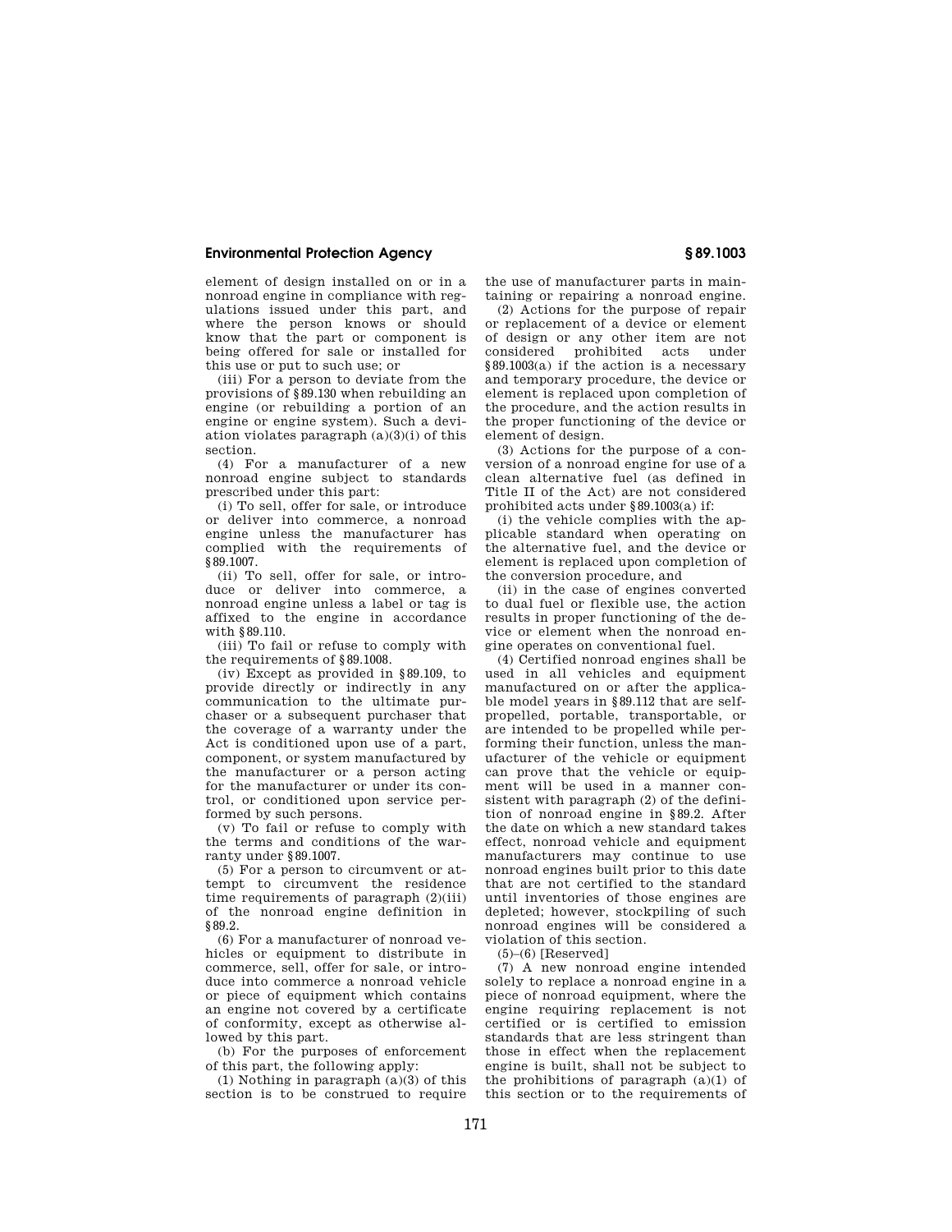element of design installed on or in a nonroad engine in compliance with regulations issued under this part, and where the person knows or should know that the part or component is being offered for sale or installed for this use or put to such use; or

(iii) For a person to deviate from the provisions of §89.130 when rebuilding an engine (or rebuilding a portion of an engine or engine system). Such a deviation violates paragraph (a)(3)(i) of this section.

(4) For a manufacturer of a new nonroad engine subject to standards prescribed under this part:

(i) To sell, offer for sale, or introduce or deliver into commerce, a nonroad engine unless the manufacturer has complied with the requirements of §89.1007.

(ii) To sell, offer for sale, or introduce or deliver into commerce, a nonroad engine unless a label or tag is affixed to the engine in accordance with §89.110.

(iii) To fail or refuse to comply with the requirements of §89.1008.

(iv) Except as provided in §89.109, to provide directly or indirectly in any communication to the ultimate purchaser or a subsequent purchaser that the coverage of a warranty under the Act is conditioned upon use of a part, component, or system manufactured by the manufacturer or a person acting for the manufacturer or under its control, or conditioned upon service performed by such persons.

(v) To fail or refuse to comply with the terms and conditions of the warranty under §89.1007.

(5) For a person to circumvent or attempt to circumvent the residence time requirements of paragraph (2)(iii) of the nonroad engine definition in §89.2.

(6) For a manufacturer of nonroad vehicles or equipment to distribute in commerce, sell, offer for sale, or introduce into commerce a nonroad vehicle or piece of equipment which contains an engine not covered by a certificate of conformity, except as otherwise allowed by this part.

(b) For the purposes of enforcement of this part, the following apply:

(1) Nothing in paragraph (a)(3) of this section is to be construed to require the use of manufacturer parts in maintaining or repairing a nonroad engine.

(2) Actions for the purpose of repair or replacement of a device or element of design or any other item are not considered prohibited acts under §89.1003(a) if the action is a necessary and temporary procedure, the device or element is replaced upon completion of the procedure, and the action results in the proper functioning of the device or element of design.

(3) Actions for the purpose of a conversion of a nonroad engine for use of a clean alternative fuel (as defined in Title II of the Act) are not considered prohibited acts under §89.1003(a) if:

(i) the vehicle complies with the applicable standard when operating on the alternative fuel, and the device or element is replaced upon completion of the conversion procedure, and

(ii) in the case of engines converted to dual fuel or flexible use, the action results in proper functioning of the device or element when the nonroad engine operates on conventional fuel.

(4) Certified nonroad engines shall be used in all vehicles and equipment manufactured on or after the applicable model years in §89.112 that are self-propelled, portable, transportable, or are intended to be propelled while performing their function, unless the manufacturer of the vehicle or equipment can prove that the vehicle or equipment will be used in a manner consistent with paragraph (2) of the definition of nonroad engine in §89.2. After the date on which a new standard takes effect, nonroad vehicle and equipment manufacturers may continue to use nonroad engines built prior to this date that are not certified to the standard until inventories of those engines are depleted; however, stockpiling of such nonroad engines will be considered a violation of this section.

(5)–(6) [Reserved]

(7) A new nonroad engine intended solely to replace a nonroad engine in a piece of nonroad equipment, where the engine requiring replacement is not certified or is certified to emission standards that are less stringent than those in effect when the replacement engine is built, shall not be subject to the prohibitions of paragraph (a)(1) of this section or to the requirements of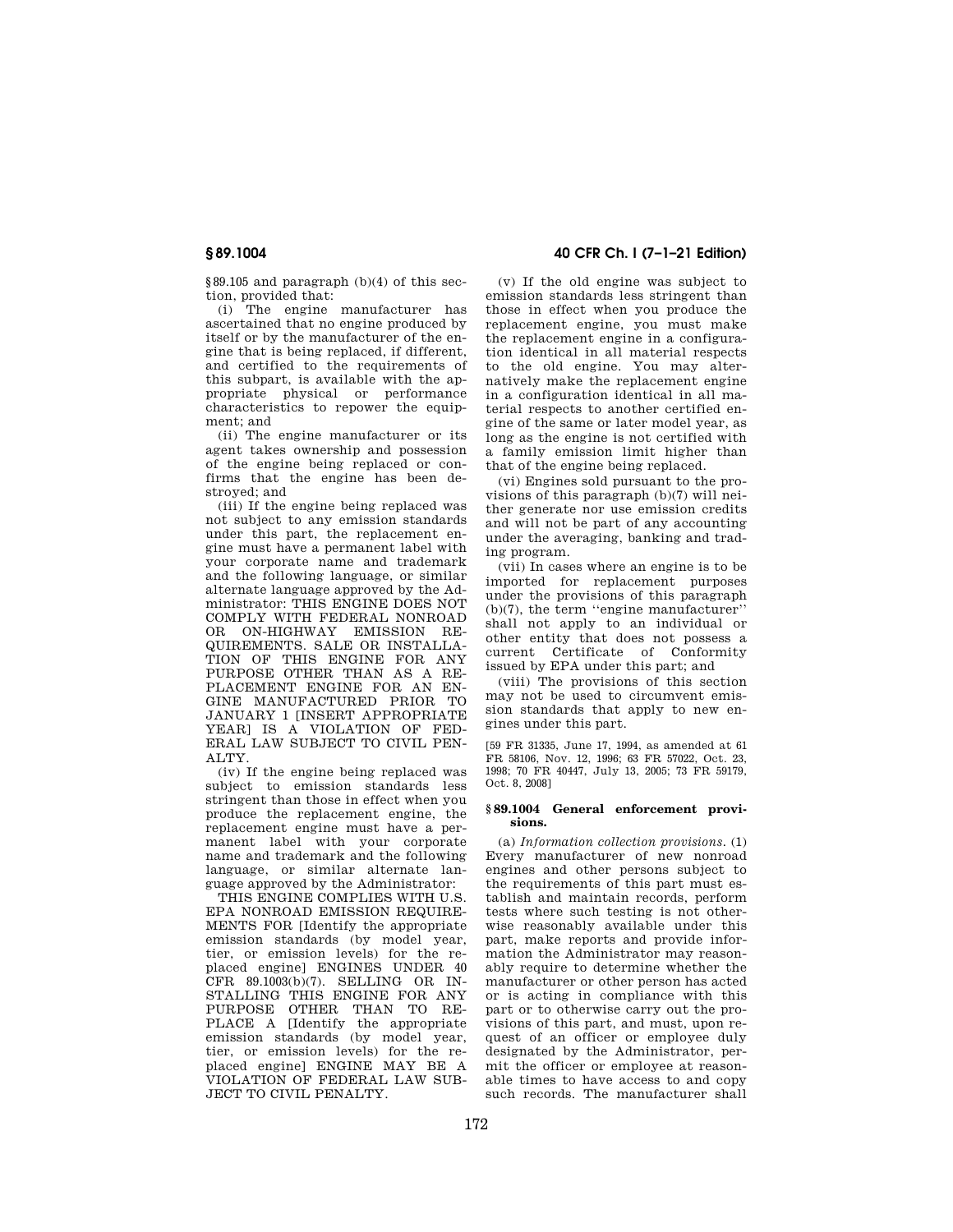§ 89.105 and paragraph (b)(4) of this section, provided that:

(i) The engine manufacturer has ascertained that no engine produced by itself or by the manufacturer of the engine that is being replaced, if different, and certified to the requirements of this subpart, is available with the appropriate physical or performance characteristics to repower the equipment; and

(ii) The engine manufacturer or its agent takes ownership and possession of the engine being replaced or confirms that the engine has been destroyed; and

(iii) If the engine being replaced was not subject to any emission standards under this part, the replacement engine must have a permanent label with your corporate name and trademark and the following language, or similar alternate language approved by the Administrator: THIS ENGINE DOES NOT COMPLY WITH FEDERAL NONROAD OR ON-HIGHWAY EMISSION REQUIREMENTS. SALE OR INSTALLATION OF THIS ENGINE FOR ANY PURPOSE OTHER THAN AS A REPLACEMENT ENGINE FOR AN ENGINE MANUFACTURED PRIOR TO JANUARY 1 [INSERT APPROPRIATE YEAR] IS A VIOLATION OF FEDERAL LAW SUBJECT TO CIVIL PENALTY.

(iv) If the engine being replaced was subject to emission standards less stringent than those in effect when you produce the replacement engine, the replacement engine must have a permanent label with your corporate name and trademark and the following language, or similar alternate language approved by the Administrator:

THIS ENGINE COMPLIES WITH U.S. EPA NONROAD EMISSION REQUIREMENTS FOR [Identify the appropriate emission standards (by model year, tier, or emission levels) for the replaced engine] ENGINES UNDER 40 CFR 89.1003(b)(7). SELLING OR INSTALLING THIS ENGINE FOR ANY PURPOSE OTHER THAN TO REPLACE A [Identify the appropriate emission standards (by model year, tier, or emission levels) for the replaced engine] ENGINE MAY BE A VIOLATION OF FEDERAL LAW SUBJECT TO CIVIL PENALTY.

(v) If the old engine was subject to emission standards less stringent than those in effect when you produce the replacement engine, you must make the replacement engine in a configuration identical in all material respects to the old engine. You may alternatively make the replacement engine in a configuration identical in all material respects to another certified engine of the same or later model year, as long as the engine is not certified with a family emission limit higher than that of the engine being replaced.

(vi) Engines sold pursuant to the provisions of this paragraph (b)(7) will neither generate nor use emission credits and will not be part of any accounting under the averaging, banking and trading program.

(vii) In cases where an engine is to be imported for replacement purposes under the provisions of this paragraph (b)(7), the term "engine manufacturer" shall not apply to an individual or other entity that does not possess a current Certificate of Conformity issued by EPA under this part; and

(viii) The provisions of this section may not be used to circumvent emission standards that apply to new engines under this part.

[59 FR 31335, June 17, 1994, as amended at 61 FR 58106, Nov. 12, 1996; 63 FR 57022, Oct. 23, 1998; 70 FR 40447, July 13, 2005; 73 FR 59179, Oct. 8, 2008]

### § 89.1004 General enforcement provisions.

(a) *Information collection provisions.* (1) Every manufacturer of new nonroad engines and other persons subject to the requirements of this part must establish and maintain records, perform tests where such testing is not otherwise reasonably available under this part, make reports and provide information the Administrator may reasonably require to determine whether the manufacturer or other person has acted or is acting in compliance with this part or to otherwise carry out the provisions of this part, and must, upon request of an officer or employee duly designated by the Administrator, permit the officer or employee at reasonable times to have access to and copy such records. The manufacturer shall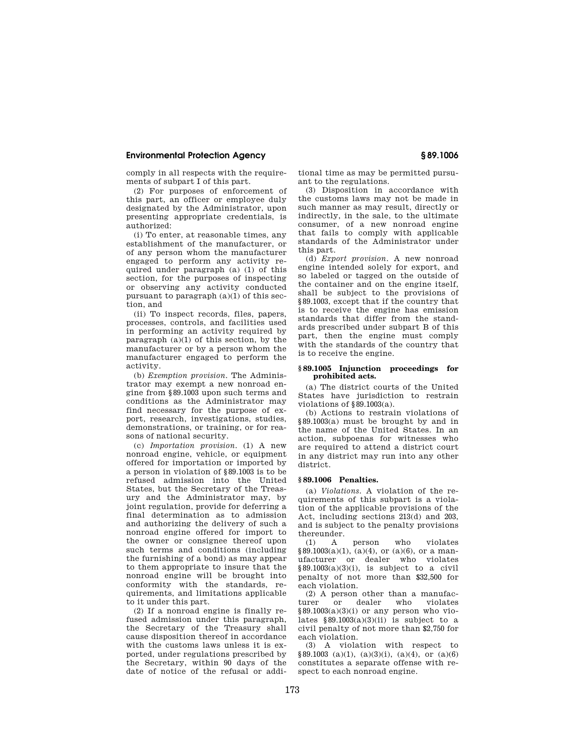comply in all respects with the requirements of subpart I of this part.

(2) For purposes of enforcement of this part, an officer or employee duly designated by the Administrator, upon presenting appropriate credentials, is authorized:

(i) To enter, at reasonable times, any establishment of the manufacturer, or of any person whom the manufacturer engaged to perform any activity required under paragraph (a) (1) of this section, for the purposes of inspecting or observing any activity conducted pursuant to paragraph (a)(1) of this section, and

(ii) To inspect records, files, papers, processes, controls, and facilities used in performing an activity required by paragraph (a)(1) of this section, by the manufacturer or by a person whom the manufacturer engaged to perform the activity.

(b) *Exemption provision.* The Administrator may exempt a new nonroad engine from §89.1003 upon such terms and conditions as the Administrator may find necessary for the purpose of export, research, investigations, studies, demonstrations, or training, or for reasons of national security.

(c) *Importation provision.* (1) A new nonroad engine, vehicle, or equipment offered for importation or imported by a person in violation of §89.1003 is to be refused admission into the United States, but the Secretary of the Treasury and the Administrator may, by joint regulation, provide for deferring a final determination as to admission and authorizing the delivery of such a nonroad engine offered for import to the owner or consignee thereof upon such terms and conditions (including the furnishing of a bond) as may appear to them appropriate to insure that the nonroad engine will be brought into conformity with the standards, requirements, and limitations applicable to it under this part.

(2) If a nonroad engine is finally refused admission under this paragraph, the Secretary of the Treasury shall cause disposition thereof in accordance with the customs laws unless it is exported, under regulations prescribed by the Secretary, within 90 days of the date of notice of the refusal or additional time as may be permitted pursuant to the regulations.

(3) Disposition in accordance with the customs laws may not be made in such manner as may result, directly or indirectly, in the sale, to the ultimate consumer, of a new nonroad engine that fails to comply with applicable standards of the Administrator under this part.

(d) *Export provision.* A new nonroad engine intended solely for export, and so labeled or tagged on the outside of the container and on the engine itself, shall be subject to the provisions of §89.1003, except that if the country that is to receive the engine has emission standards that differ from the standards prescribed under subpart B of this part, then the engine must comply with the standards of the country that is to receive the engine.

### §89.1005 Injunction proceedings for prohibited acts.

(a) The district courts of the United States have jurisdiction to restrain violations of §89.1003(a).

(b) Actions to restrain violations of §89.1003(a) must be brought by and in the name of the United States. In an action, subpoenas for witnesses who are required to attend a district court in any district may run into any other district.

### §89.1006 Penalties.

(a) *Violations.* A violation of the requirements of this subpart is a violation of the applicable provisions of the Act, including sections 213(d) and 203, and is subject to the penalty provisions thereunder.

(1) A person who violates §89.1003(a)(1), (a)(4), or (a)(6), or a manufacturer or dealer who violates §89.1003(a)(3)(i), is subject to a civil penalty of not more than $32,500 for each violation.

(2) A person other than a manufacturer or dealer who violates §89.1003(a)(3)(i) or any person who violates §89.1003(a)(3)(ii) is subject to a civil penalty of not more than $2,750 for each violation.

(3) A violation with respect to §89.1003 (a)(1), (a)(3)(i), (a)(4), or (a)(6) constitutes a separate offense with respect to each nonroad engine.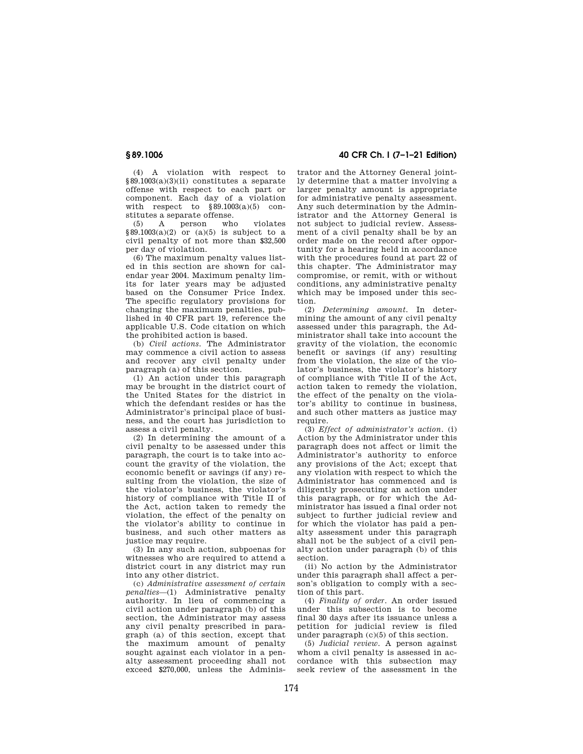(4) A violation with respect to §89.1003(a)(3)(ii) constitutes a separate offense with respect to each part or component. Each day of a violation with respect to §89.1003(a)(5) constitutes a separate offense.

(5) A person who violates §89.1003(a)(2) or (a)(5) is subject to a civil penalty of not more than $32,500 per day of violation.

(6) The maximum penalty values listed in this section are shown for calendar year 2004. Maximum penalty limits for later years may be adjusted based on the Consumer Price Index. The specific regulatory provisions for changing the maximum penalties, published in 40 CFR part 19, reference the applicable U.S. Code citation on which the prohibited action is based.

(b) *Civil actions.* The Administrator may commence a civil action to assess and recover any civil penalty under paragraph (a) of this section.

(1) An action under this paragraph may be brought in the district court of the United States for the district in which the defendant resides or has the Administrator's principal place of business, and the court has jurisdiction to assess a civil penalty.

(2) In determining the amount of a civil penalty to be assessed under this paragraph, the court is to take into account the gravity of the violation, the economic benefit or savings (if any) resulting from the violation, the size of the violator's business, the violator's history of compliance with Title II of the Act, action taken to remedy the violation, the effect of the penalty on the violator's ability to continue in business, and such other matters as justice may require.

(3) In any such action, subpoenas for witnesses who are required to attend a district court in any district may run into any other district.

(c) *Administrative assessment of certain penalties*—(1) Administrative penalty authority. In lieu of commencing a civil action under paragraph (b) of this section, the Administrator may assess any civil penalty prescribed in paragraph (a) of this section, except that the maximum amount of penalty sought against each violator in a penalty assessment proceeding shall not exceed $270,000, unless the Administrator and the Attorney General jointly determine that a matter involving a larger penalty amount is appropriate for administrative penalty assessment. Any such determination by the Administrator and the Attorney General is not subject to judicial review. Assessment of a civil penalty shall be by an order made on the record after opportunity for a hearing held in accordance with the procedures found at part 22 of this chapter. The Administrator may compromise, or remit, with or without conditions, any administrative penalty which may be imposed under this section.

(2) *Determining amount.* In determining the amount of any civil penalty assessed under this paragraph, the Administrator shall take into account the gravity of the violation, the economic benefit or savings (if any) resulting from the violation, the size of the violator's business, the violator's history of compliance with Title II of the Act, action taken to remedy the violation, the effect of the penalty on the violator's ability to continue in business, and such other matters as justice may require.

(3) *Effect of administrator's action.* (i) Action by the Administrator under this paragraph does not affect or limit the Administrator's authority to enforce any provisions of the Act; except that any violation with respect to which the Administrator has commenced and is diligently prosecuting an action under this paragraph, or for which the Administrator has issued a final order not subject to further judicial review and for which the violator has paid a penalty assessment under this paragraph shall not be the subject of a civil penalty action under paragraph (b) of this section.

(ii) No action by the Administrator under this paragraph shall affect a person's obligation to comply with a section of this part.

(4) *Finality of order.* An order issued under this subsection is to become final 30 days after its issuance unless a petition for judicial review is filed under paragraph (c)(5) of this section.

(5) *Judicial review.* A person against whom a civil penalty is assessed in accordance with this subsection may seek review of the assessment in the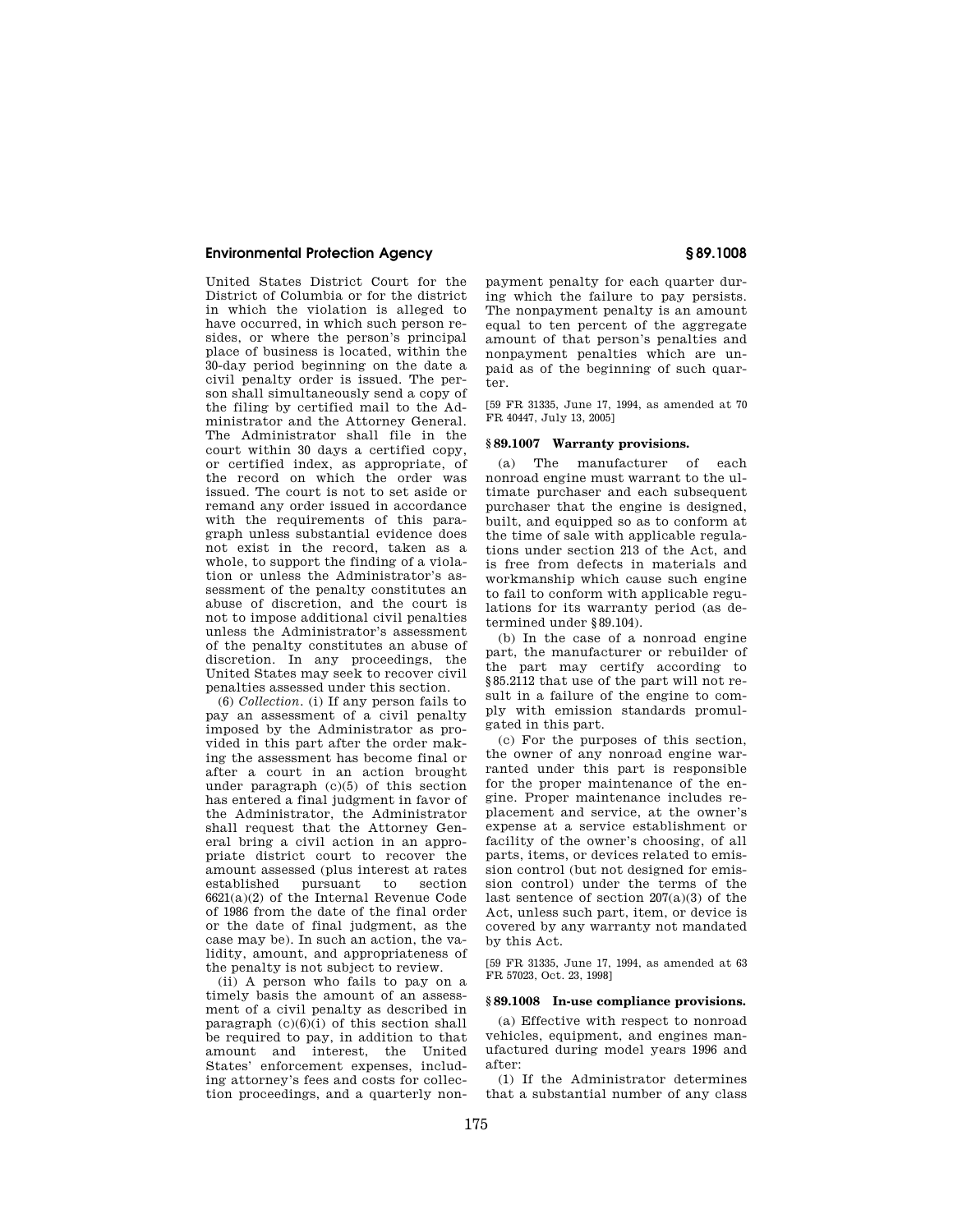United States District Court for the District of Columbia or for the district in which the violation is alleged to have occurred, in which such person resides, or where the person's principal place of business is located, within the 30-day period beginning on the date a civil penalty order is issued. The person shall simultaneously send a copy of the filing by certified mail to the Administrator and the Attorney General. The Administrator shall file in the court within 30 days a certified copy, or certified index, as appropriate, of the record on which the order was issued. The court is not to set aside or remand any order issued in accordance with the requirements of this paragraph unless substantial evidence does not exist in the record, taken as a whole, to support the finding of a violation or unless the Administrator's assessment of the penalty constitutes an abuse of discretion, and the court is not to impose additional civil penalties unless the Administrator's assessment of the penalty constitutes an abuse of discretion. In any proceedings, the United States may seek to recover civil penalties assessed under this section.

(6) *Collection.* (i) If any person fails to pay an assessment of a civil penalty imposed by the Administrator as provided in this part after the order making the assessment has become final or after a court in an action brought under paragraph (c)(5) of this section has entered a final judgment in favor of the Administrator, the Administrator shall request that the Attorney General bring a civil action in an appropriate district court to recover the amount assessed (plus interest at rates established pursuant to section 6621(a)(2) of the Internal Revenue Code of 1986 from the date of the final order or the date of final judgment, as the case may be). In such an action, the validity, amount, and appropriateness of the penalty is not subject to review.

(ii) A person who fails to pay on a timely basis the amount of an assessment of a civil penalty as described in paragraph (c)(6)(i) of this section shall be required to pay, in addition to that amount and interest, the United States' enforcement expenses, including attorney's fees and costs for collection proceedings, and a quarterly nonpayment penalty for each quarter during which the failure to pay persists. The nonpayment penalty is an amount equal to ten percent of the aggregate amount of that person's penalties and nonpayment penalties which are unpaid as of the beginning of such quarter.

[59 FR 31335, June 17, 1994, as amended at 70 FR 40447, July 13, 2005]

### § 89.1007 Warranty provisions.

(a) The manufacturer of each nonroad engine must warrant to the ultimate purchaser and each subsequent purchaser that the engine is designed, built, and equipped so as to conform at the time of sale with applicable regulations under section 213 of the Act, and is free from defects in materials and workmanship which cause such engine to fail to conform with applicable regulations for its warranty period (as determined under § 89.104).

(b) In the case of a nonroad engine part, the manufacturer or rebuilder of the part may certify according to § 85.2112 that use of the part will not result in a failure of the engine to comply with emission standards promulgated in this part.

(c) For the purposes of this section, the owner of any nonroad engine warranted under this part is responsible for the proper maintenance of the engine. Proper maintenance includes replacement and service, at the owner's expense at a service establishment or facility of the owner's choosing, of all parts, items, or devices related to emission control (but not designed for emission control) under the terms of the last sentence of section 207(a)(3) of the Act, unless such part, item, or device is covered by any warranty not mandated by this Act.

[59 FR 31335, June 17, 1994, as amended at 63 FR 57023, Oct. 23, 1998]

### § 89.1008 In-use compliance provisions.

(a) Effective with respect to nonroad vehicles, equipment, and engines manufactured during model years 1996 and after:

(1) If the Administrator determines that a substantial number of any class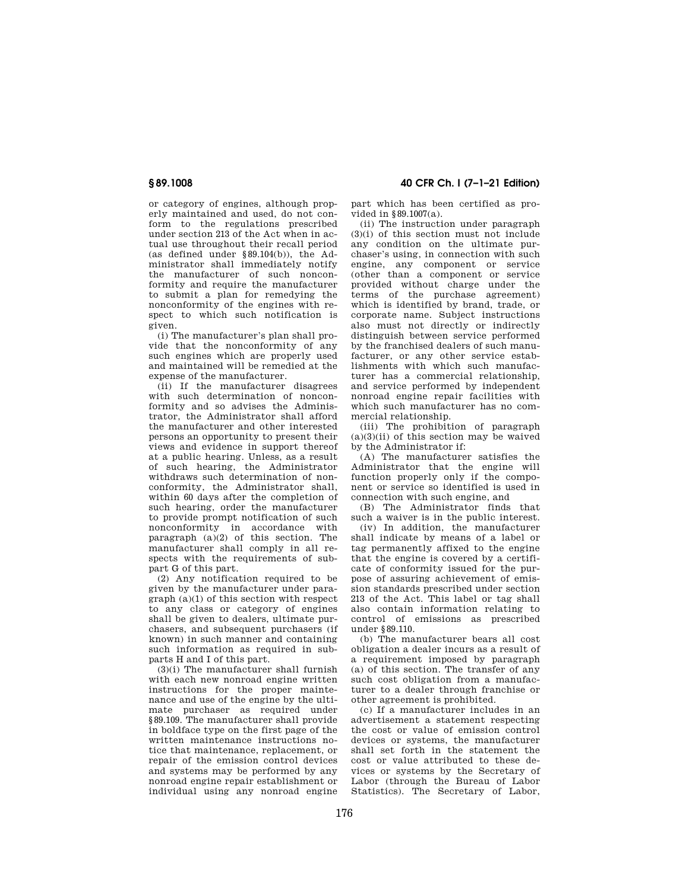or category of engines, although properly maintained and used, do not conform to the regulations prescribed under section 213 of the Act when in actual use throughout their recall period (as defined under §89.104(b)), the Administrator shall immediately notify the manufacturer of such nonconformity and require the manufacturer to submit a plan for remedying the nonconformity of the engines with respect to which such notification is given.

(i) The manufacturer's plan shall provide that the nonconformity of any such engines which are properly used and maintained will be remedied at the expense of the manufacturer.

(ii) If the manufacturer disagrees with such determination of nonconformity and so advises the Administrator, the Administrator shall afford the manufacturer and other interested persons an opportunity to present their views and evidence in support thereof at a public hearing. Unless, as a result of such hearing, the Administrator withdraws such determination of nonconformity, the Administrator shall, within 60 days after the completion of such hearing, order the manufacturer to provide prompt notification of such nonconformity in accordance with paragraph (a)(2) of this section. The manufacturer shall comply in all respects with the requirements of subpart G of this part.

(2) Any notification required to be given by the manufacturer under paragraph (a)(1) of this section with respect to any class or category of engines shall be given to dealers, ultimate purchasers, and subsequent purchasers (if known) in such manner and containing such information as required in subparts H and I of this part.

(3)(i) The manufacturer shall furnish with each new nonroad engine written instructions for the proper maintenance and use of the engine by the ultimate purchaser as required under §89.109. The manufacturer shall provide in boldface type on the first page of the written maintenance instructions notice that maintenance, replacement, or repair of the emission control devices and systems may be performed by any nonroad engine repair establishment or individual using any nonroad engine part which has been certified as provided in §89.1007(a).

(ii) The instruction under paragraph (3)(i) of this section must not include any condition on the ultimate purchaser's using, in connection with such engine, any component or service (other than a component or service provided without charge under the terms of the purchase agreement) which is identified by brand, trade, or corporate name. Subject instructions also must not directly or indirectly distinguish between service performed by the franchised dealers of such manufacturer, or any other service establishments with which such manufacturer has a commercial relationship, and service performed by independent nonroad engine repair facilities with which such manufacturer has no commercial relationship.

(iii) The prohibition of paragraph (a)(3)(ii) of this section may be waived by the Administrator if:

(A) The manufacturer satisfies the Administrator that the engine will function properly only if the component or service so identified is used in connection with such engine, and

(B) The Administrator finds that such a waiver is in the public interest.

(iv) In addition, the manufacturer shall indicate by means of a label or tag permanently affixed to the engine that the engine is covered by a certificate of conformity issued for the purpose of assuring achievement of emission standards prescribed under section 213 of the Act. This label or tag shall also contain information relating to control of emissions as prescribed under §89.110.

(b) The manufacturer bears all cost obligation a dealer incurs as a result of a requirement imposed by paragraph (a) of this section. The transfer of any such cost obligation from a manufacturer to a dealer through franchise or other agreement is prohibited.

(c) If a manufacturer includes in an advertisement a statement respecting the cost or value of emission control devices or systems, the manufacturer shall set forth in the statement the cost or value attributed to these devices or systems by the Secretary of Labor (through the Bureau of Labor Statistics). The Secretary of Labor,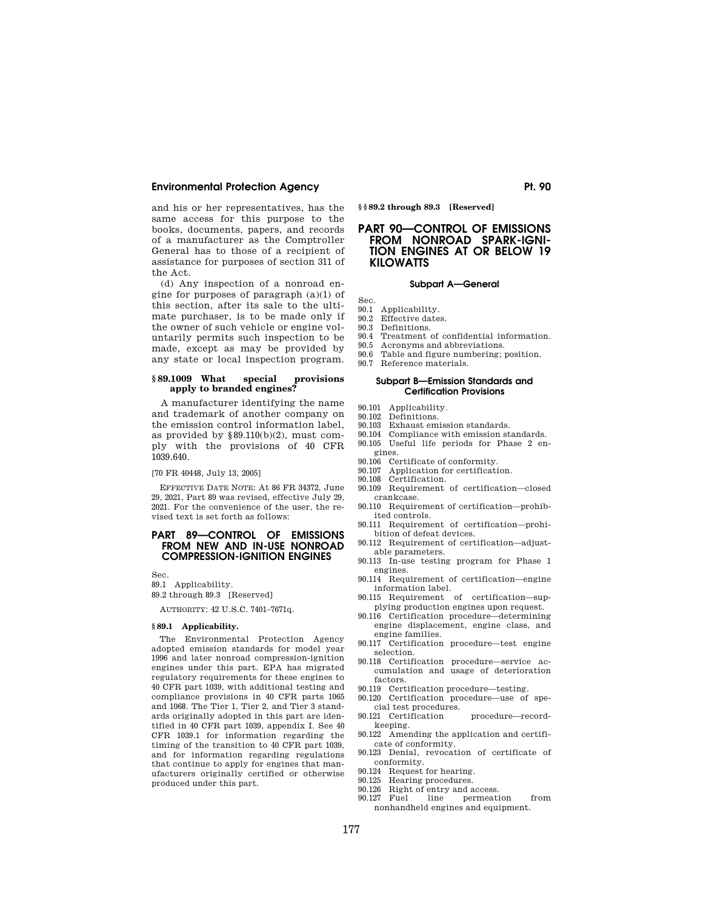and his or her representatives, has the same access for this purpose to the books, documents, papers, and records of a manufacturer as the Comptroller General has to those of a recipient of assistance for purposes of section 311 of the Act.

(d) Any inspection of a nonroad engine for purposes of paragraph (a)(1) of this section, after its sale to the ultimate purchaser, is to be made only if the owner of such vehicle or engine voluntarily permits such inspection to be made, except as may be provided by any state or local inspection program.

**§ 89.1009 What special provisions apply to branded engines?**

A manufacturer identifying the name and trademark of another company on the emission control information label, as provided by §89.110(b)(2), must comply with the provisions of 40 CFR 1039.640.

[70 FR 40448, July 13, 2005]

EFFECTIVE DATE NOTE: At 86 FR 34372, June 29, 2021, Part 89 was revised, effective July 29, 2021. For the convenience of the user, the revised text is set forth as follows:

## PART 89—CONTROL OF EMISSIONS FROM NEW AND IN-USE NONROAD COMPRESSION-IGNITION ENGINES

Sec.
89.1 Applicability.
89.2 through 89.3 [Reserved]

AUTHORITY: 42 U.S.C. 7401–7671q.

**§ 89.1 Applicability.**

The Environmental Protection Agency adopted emission standards for model year 1996 and later nonroad compression-ignition engines under this part. EPA has migrated regulatory requirements for these engines to 40 CFR part 1039, with additional testing and compliance provisions in 40 CFR parts 1065 and 1068. The Tier 1, Tier 2, and Tier 3 standards originally adopted in this part are identified in 40 CFR part 1039, appendix I. See 40 CFR 1039.1 for information regarding the timing of the transition to 40 CFR part 1039, and for information regarding regulations that continue to apply for engines that manufacturers originally certified or otherwise produced under this part.

**§§ 89.2 through 89.3 [Reserved]**

## PART 90—CONTROL OF EMISSIONS FROM NONROAD SPARK-IGNITION ENGINES AT OR BELOW 19 KILOWATTS

### Subpart A—General

Sec.
90.1 Applicability.
90.2 Effective dates.
90.3 Definitions.
90.4 Treatment of confidential information.
90.5 Acronyms and abbreviations.
90.6 Table and figure numbering; position.
90.7 Reference materials.

### Subpart B—Emission Standards and Certification Provisions

90.101 Applicability.
90.102 Definitions.
90.103 Exhaust emission standards.
90.104 Compliance with emission standards.
90.105 Useful life periods for Phase 2 engines.
90.106 Certificate of conformity.
90.107 Application for certification.
90.108 Certification.
90.109 Requirement of certification—closed crankcase.
90.110 Requirement of certification—prohibited controls.
90.111 Requirement of certification—prohibition of defeat devices.
90.112 Requirement of certification—adjustable parameters.
90.113 In-use testing program for Phase 1 engines.
90.114 Requirement of certification—engine information label.
90.115 Requirement of certification—supplying production engines upon request.
90.116 Certification procedure—determining engine displacement, engine class, and engine families.
90.117 Certification procedure—test engine selection.
90.118 Certification procedure—service accumulation and usage of deterioration factors.
90.119 Certification procedure—testing.
90.120 Certification procedure—use of special test procedures.
90.121 Certification procedure—recordkeeping.
90.122 Amending the application and certificate of conformity.
90.123 Denial, revocation of certificate of conformity.
90.124 Request for hearing.
90.125 Hearing procedures.
90.126 Right of entry and access.
90.127 Fuel line permeation from nonhandheld engines and equipment.